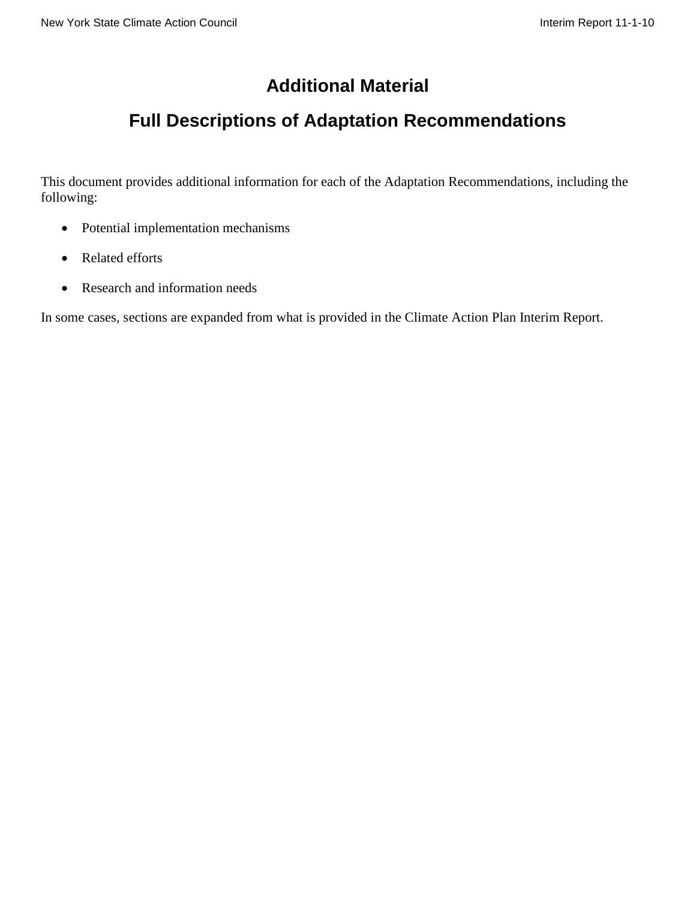# Additional Material

# Full Descriptions of Adaptation Recommendations

This document provides additional information for each of the Adaptation Recommendations, including the following:

- Potential implementation mechanisms
- Related efforts
- Research and information needs

In some cases, sections are expanded from what is provided in the Climate Action Plan Interim Report.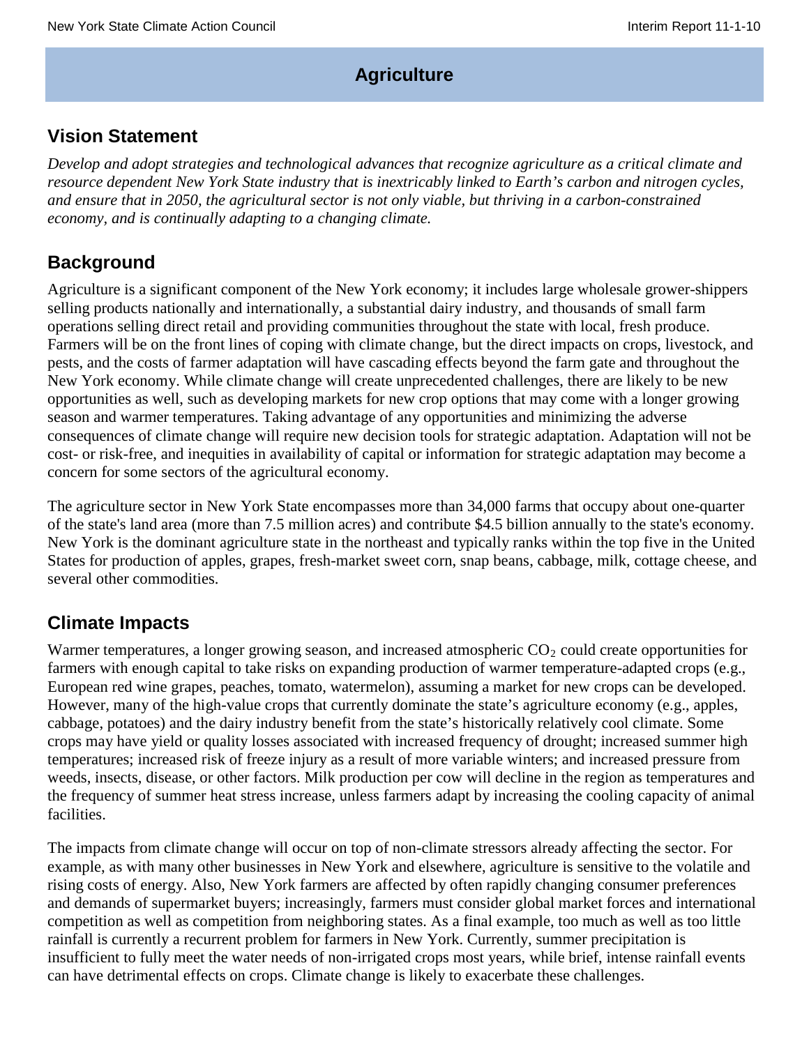# Agriculture

## Vision Statement

*Develop and adopt strategies and technological advances that recognize agriculture as a critical climate and resource dependent New York State industry that is inextricably linked to Earth's carbon and nitrogen cycles, and ensure that in 2050, the agricultural sector is not only viable, but thriving in a carbon-constrained economy, and is continually adapting to a changing climate.*

## Background

Agriculture is a significant component of the New York economy; it includes large wholesale grower-shippers selling products nationally and internationally, a substantial dairy industry, and thousands of small farm operations selling direct retail and providing communities throughout the state with local, fresh produce. Farmers will be on the front lines of coping with climate change, but the direct impacts on crops, livestock, and pests, and the costs of farmer adaptation will have cascading effects beyond the farm gate and throughout the New York economy. While climate change will create unprecedented challenges, there are likely to be new opportunities as well, such as developing markets for new crop options that may come with a longer growing season and warmer temperatures. Taking advantage of any opportunities and minimizing the adverse consequences of climate change will require new decision tools for strategic adaptation. Adaptation will not be cost- or risk-free, and inequities in availability of capital or information for strategic adaptation may become a concern for some sectors of the agricultural economy.

The agriculture sector in New York State encompasses more than 34,000 farms that occupy about one-quarter of the state's land area (more than 7.5 million acres) and contribute $4.5 billion annually to the state's economy. New York is the dominant agriculture state in the northeast and typically ranks within the top five in the United States for production of apples, grapes, fresh-market sweet corn, snap beans, cabbage, milk, cottage cheese, and several other commodities.

## Climate Impacts

Warmer temperatures, a longer growing season, and increased atmospheric $CO_2$ could create opportunities for farmers with enough capital to take risks on expanding production of warmer temperature-adapted crops (e.g., European red wine grapes, peaches, tomato, watermelon), assuming a market for new crops can be developed. However, many of the high-value crops that currently dominate the state's agriculture economy (e.g., apples, cabbage, potatoes) and the dairy industry benefit from the state's historically relatively cool climate. Some crops may have yield or quality losses associated with increased frequency of drought; increased summer high temperatures; increased risk of freeze injury as a result of more variable winters; and increased pressure from weeds, insects, disease, or other factors. Milk production per cow will decline in the region as temperatures and the frequency of summer heat stress increase, unless farmers adapt by increasing the cooling capacity of animal facilities.

The impacts from climate change will occur on top of non-climate stressors already affecting the sector. For example, as with many other businesses in New York and elsewhere, agriculture is sensitive to the volatile and rising costs of energy. Also, New York farmers are affected by often rapidly changing consumer preferences and demands of supermarket buyers; increasingly, farmers must consider global market forces and international competition as well as competition from neighboring states. As a final example, too much as well as too little rainfall is currently a recurrent problem for farmers in New York. Currently, summer precipitation is insufficient to fully meet the water needs of non-irrigated crops most years, while brief, intense rainfall events can have detrimental effects on crops. Climate change is likely to exacerbate these challenges.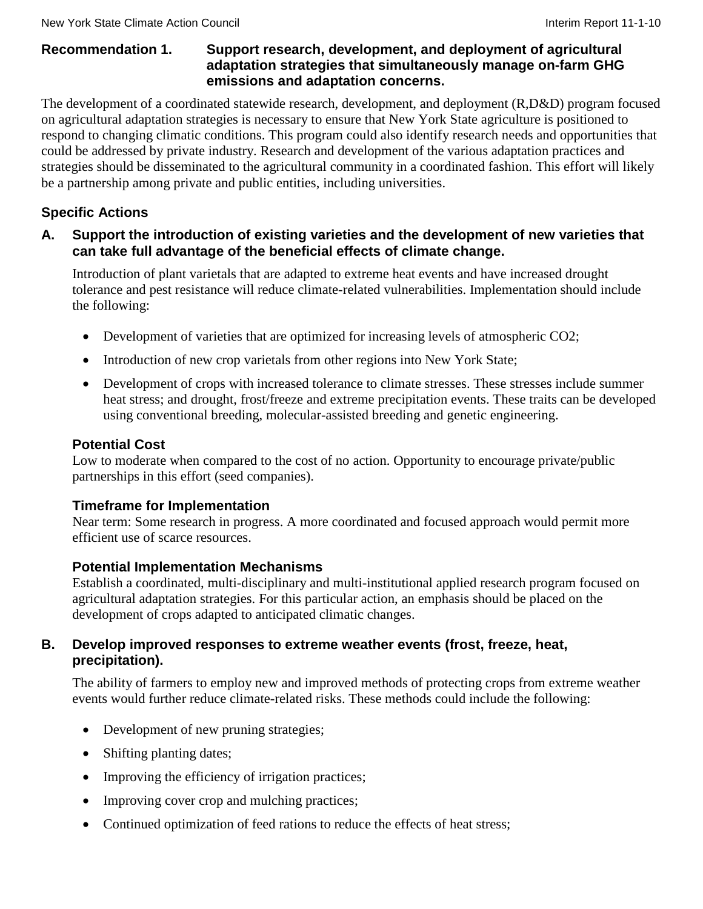## Recommendation 1. Support research, development, and deployment of agricultural adaptation strategies that simultaneously manage on-farm GHG emissions and adaptation concerns.

The development of a coordinated statewide research, development, and deployment (R,D&D) program focused on agricultural adaptation strategies is necessary to ensure that New York State agriculture is positioned to respond to changing climatic conditions. This program could also identify research needs and opportunities that could be addressed by private industry. Research and development of the various adaptation practices and strategies should be disseminated to the agricultural community in a coordinated fashion. This effort will likely be a partnership among private and public entities, including universities.

### Specific Actions

**A. Support the introduction of existing varieties and the development of new varieties that can take full advantage of the beneficial effects of climate change.**

Introduction of plant varietals that are adapted to extreme heat events and have increased drought tolerance and pest resistance will reduce climate-related vulnerabilities. Implementation should include the following:

- Development of varieties that are optimized for increasing levels of atmospheric $CO_2$;
- Introduction of new crop varietals from other regions into New York State;
- Development of crops with increased tolerance to climate stresses. These stresses include summer heat stress; and drought, frost/freeze and extreme precipitation events. These traits can be developed using conventional breeding, molecular-assisted breeding and genetic engineering.

#### Potential Cost

Low to moderate when compared to the cost of no action. Opportunity to encourage private/public partnerships in this effort (seed companies).

#### Timeframe for Implementation

Near term: Some research in progress. A more coordinated and focused approach would permit more efficient use of scarce resources.

#### Potential Implementation Mechanisms

Establish a coordinated, multi-disciplinary and multi-institutional applied research program focused on agricultural adaptation strategies. For this particular action, an emphasis should be placed on the development of crops adapted to anticipated climatic changes.

**B. Develop improved responses to extreme weather events (frost, freeze, heat, precipitation).**

The ability of farmers to employ new and improved methods of protecting crops from extreme weather events would further reduce climate-related risks. These methods could include the following:

- Development of new pruning strategies;
- Shifting planting dates;
- Improving the efficiency of irrigation practices;
- Improving cover crop and mulching practices;
- Continued optimization of feed rations to reduce the effects of heat stress;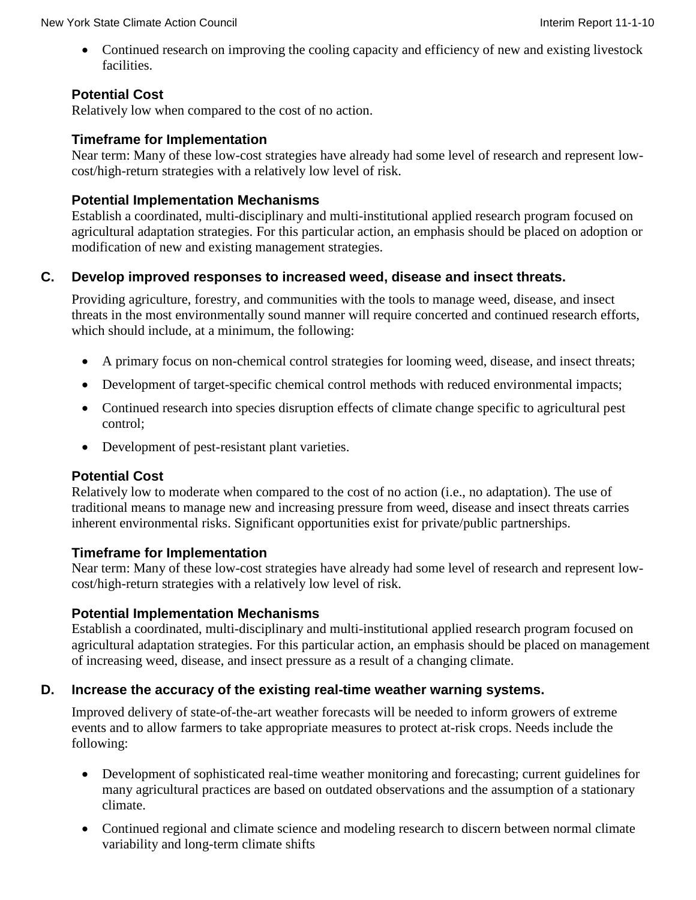- Continued research on improving the cooling capacity and efficiency of new and existing livestock facilities.

**Potential Cost**
Relatively low when compared to the cost of no action.

**Timeframe for Implementation**
Near term: Many of these low-cost strategies have already had some level of research and represent low-cost/high-return strategies with a relatively low level of risk.

**Potential Implementation Mechanisms**
Establish a coordinated, multi-disciplinary and multi-institutional applied research program focused on agricultural adaptation strategies. For this particular action, an emphasis should be placed on adoption or modification of new and existing management strategies.

### C. Develop improved responses to increased weed, disease and insect threats.

Providing agriculture, forestry, and communities with the tools to manage weed, disease, and insect threats in the most environmentally sound manner will require concerted and continued research efforts, which should include, at a minimum, the following:

- A primary focus on non-chemical control strategies for looming weed, disease, and insect threats;
- Development of target-specific chemical control methods with reduced environmental impacts;
- Continued research into species disruption effects of climate change specific to agricultural pest control;
- Development of pest-resistant plant varieties.

**Potential Cost**
Relatively low to moderate when compared to the cost of no action (i.e., no adaptation). The use of traditional means to manage new and increasing pressure from weed, disease and insect threats carries inherent environmental risks. Significant opportunities exist for private/public partnerships.

**Timeframe for Implementation**
Near term: Many of these low-cost strategies have already had some level of research and represent low-cost/high-return strategies with a relatively low level of risk.

**Potential Implementation Mechanisms**
Establish a coordinated, multi-disciplinary and multi-institutional applied research program focused on agricultural adaptation strategies. For this particular action, an emphasis should be placed on management of increasing weed, disease, and insect pressure as a result of a changing climate.

### D. Increase the accuracy of the existing real-time weather warning systems.

Improved delivery of state-of-the-art weather forecasts will be needed to inform growers of extreme events and to allow farmers to take appropriate measures to protect at-risk crops. Needs include the following:

- Development of sophisticated real-time weather monitoring and forecasting; current guidelines for many agricultural practices are based on outdated observations and the assumption of a stationary climate.
- Continued regional and climate science and modeling research to discern between normal climate variability and long-term climate shifts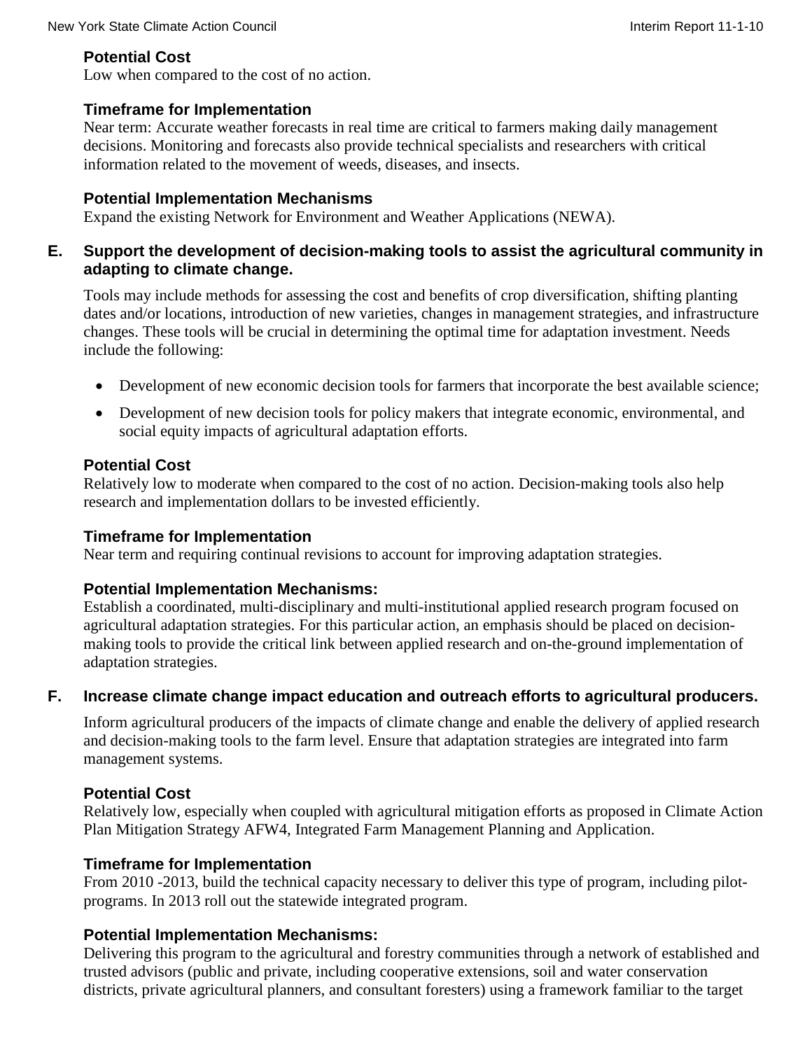#### Potential Cost

Low when compared to the cost of no action.

#### Timeframe for Implementation

Near term: Accurate weather forecasts in real time are critical to farmers making daily management decisions. Monitoring and forecasts also provide technical specialists and researchers with critical information related to the movement of weeds, diseases, and insects.

#### Potential Implementation Mechanisms

Expand the existing Network for Environment and Weather Applications (NEWA).

### E. Support the development of decision-making tools to assist the agricultural community in adapting to climate change.

Tools may include methods for assessing the cost and benefits of crop diversification, shifting planting dates and/or locations, introduction of new varieties, changes in management strategies, and infrastructure changes. These tools will be crucial in determining the optimal time for adaptation investment. Needs include the following:

- Development of new economic decision tools for farmers that incorporate the best available science;
- Development of new decision tools for policy makers that integrate economic, environmental, and social equity impacts of agricultural adaptation efforts.

#### Potential Cost

Relatively low to moderate when compared to the cost of no action. Decision-making tools also help research and implementation dollars to be invested efficiently.

#### Timeframe for Implementation

Near term and requiring continual revisions to account for improving adaptation strategies.

#### Potential Implementation Mechanisms:

Establish a coordinated, multi-disciplinary and multi-institutional applied research program focused on agricultural adaptation strategies. For this particular action, an emphasis should be placed on decision-making tools to provide the critical link between applied research and on-the-ground implementation of adaptation strategies.

### F. Increase climate change impact education and outreach efforts to agricultural producers.

Inform agricultural producers of the impacts of climate change and enable the delivery of applied research and decision-making tools to the farm level. Ensure that adaptation strategies are integrated into farm management systems.

#### Potential Cost

Relatively low, especially when coupled with agricultural mitigation efforts as proposed in Climate Action Plan Mitigation Strategy AFW4, Integrated Farm Management Planning and Application.

#### Timeframe for Implementation

From 2010 -2013, build the technical capacity necessary to deliver this type of program, including pilot-programs. In 2013 roll out the statewide integrated program.

#### Potential Implementation Mechanisms:

Delivering this program to the agricultural and forestry communities through a network of established and trusted advisors (public and private, including cooperative extensions, soil and water conservation districts, private agricultural planners, and consultant foresters) using a framework familiar to the target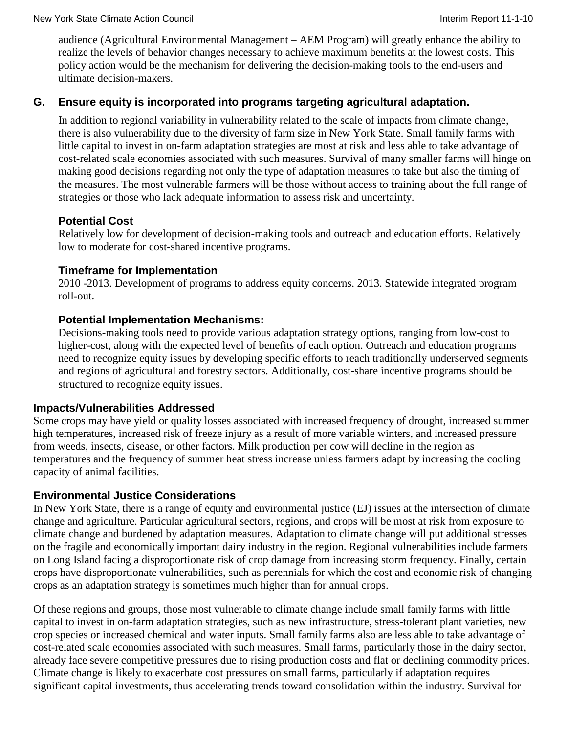audience (Agricultural Environmental Management – AEM Program) will greatly enhance the ability to realize the levels of behavior changes necessary to achieve maximum benefits at the lowest costs. This policy action would be the mechanism for delivering the decision-making tools to the end-users and ultimate decision-makers.

## G. Ensure equity is incorporated into programs targeting agricultural adaptation.

In addition to regional variability in vulnerability related to the scale of impacts from climate change, there is also vulnerability due to the diversity of farm size in New York State. Small family farms with little capital to invest in on-farm adaptation strategies are most at risk and less able to take advantage of cost-related scale economies associated with such measures. Survival of many smaller farms will hinge on making good decisions regarding not only the type of adaptation measures to take but also the timing of the measures. The most vulnerable farmers will be those without access to training about the full range of strategies or those who lack adequate information to assess risk and uncertainty.

### Potential Cost

Relatively low for development of decision-making tools and outreach and education efforts. Relatively low to moderate for cost-shared incentive programs.

### Timeframe for Implementation

2010 -2013. Development of programs to address equity concerns. 2013. Statewide integrated program roll-out.

### Potential Implementation Mechanisms:

Decisions-making tools need to provide various adaptation strategy options, ranging from low-cost to higher-cost, along with the expected level of benefits of each option. Outreach and education programs need to recognize equity issues by developing specific efforts to reach traditionally underserved segments and regions of agricultural and forestry sectors. Additionally, cost-share incentive programs should be structured to recognize equity issues.

## Impacts/Vulnerabilities Addressed

Some crops may have yield or quality losses associated with increased frequency of drought, increased summer high temperatures, increased risk of freeze injury as a result of more variable winters, and increased pressure from weeds, insects, disease, or other factors. Milk production per cow will decline in the region as temperatures and the frequency of summer heat stress increase unless farmers adapt by increasing the cooling capacity of animal facilities.

## Environmental Justice Considerations

In New York State, there is a range of equity and environmental justice (EJ) issues at the intersection of climate change and agriculture. Particular agricultural sectors, regions, and crops will be most at risk from exposure to climate change and burdened by adaptation measures. Adaptation to climate change will put additional stresses on the fragile and economically important dairy industry in the region. Regional vulnerabilities include farmers on Long Island facing a disproportionate risk of crop damage from increasing storm frequency. Finally, certain crops have disproportionate vulnerabilities, such as perennials for which the cost and economic risk of changing crops as an adaptation strategy is sometimes much higher than for annual crops.

Of these regions and groups, those most vulnerable to climate change include small family farms with little capital to invest in on-farm adaptation strategies, such as new infrastructure, stress-tolerant plant varieties, new crop species or increased chemical and water inputs. Small family farms also are less able to take advantage of cost-related scale economies associated with such measures. Small farms, particularly those in the dairy sector, already face severe competitive pressures due to rising production costs and flat or declining commodity prices. Climate change is likely to exacerbate cost pressures on small farms, particularly if adaptation requires significant capital investments, thus accelerating trends toward consolidation within the industry. Survival for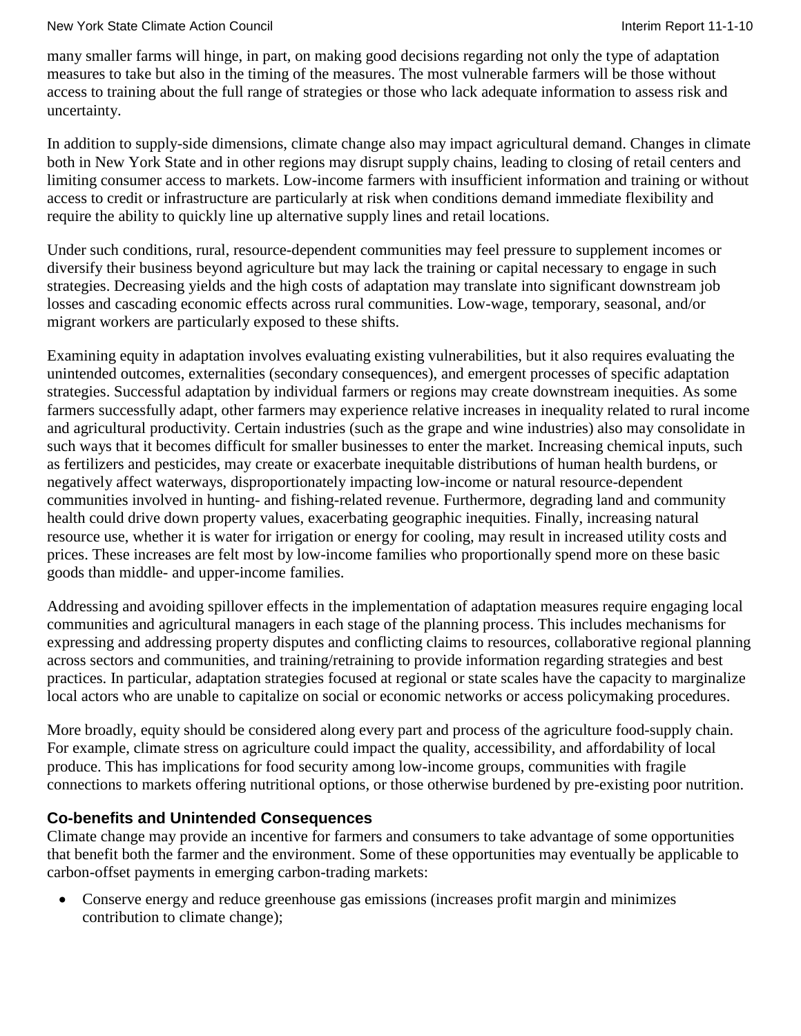many smaller farms will hinge, in part, on making good decisions regarding not only the type of adaptation measures to take but also in the timing of the measures. The most vulnerable farmers will be those without access to training about the full range of strategies or those who lack adequate information to assess risk and uncertainty.

In addition to supply-side dimensions, climate change also may impact agricultural demand. Changes in climate both in New York State and in other regions may disrupt supply chains, leading to closing of retail centers and limiting consumer access to markets. Low-income farmers with insufficient information and training or without access to credit or infrastructure are particularly at risk when conditions demand immediate flexibility and require the ability to quickly line up alternative supply lines and retail locations.

Under such conditions, rural, resource-dependent communities may feel pressure to supplement incomes or diversify their business beyond agriculture but may lack the training or capital necessary to engage in such strategies. Decreasing yields and the high costs of adaptation may translate into significant downstream job losses and cascading economic effects across rural communities. Low-wage, temporary, seasonal, and/or migrant workers are particularly exposed to these shifts.

Examining equity in adaptation involves evaluating existing vulnerabilities, but it also requires evaluating the unintended outcomes, externalities (secondary consequences), and emergent processes of specific adaptation strategies. Successful adaptation by individual farmers or regions may create downstream inequities. As some farmers successfully adapt, other farmers may experience relative increases in inequality related to rural income and agricultural productivity. Certain industries (such as the grape and wine industries) also may consolidate in such ways that it becomes difficult for smaller businesses to enter the market. Increasing chemical inputs, such as fertilizers and pesticides, may create or exacerbate inequitable distributions of human health burdens, or negatively affect waterways, disproportionately impacting low-income or natural resource-dependent communities involved in hunting- and fishing-related revenue. Furthermore, degrading land and community health could drive down property values, exacerbating geographic inequities. Finally, increasing natural resource use, whether it is water for irrigation or energy for cooling, may result in increased utility costs and prices. These increases are felt most by low-income families who proportionally spend more on these basic goods than middle- and upper-income families.

Addressing and avoiding spillover effects in the implementation of adaptation measures require engaging local communities and agricultural managers in each stage of the planning process. This includes mechanisms for expressing and addressing property disputes and conflicting claims to resources, collaborative regional planning across sectors and communities, and training/retraining to provide information regarding strategies and best practices. In particular, adaptation strategies focused at regional or state scales have the capacity to marginalize local actors who are unable to capitalize on social or economic networks or access policymaking procedures.

More broadly, equity should be considered along every part and process of the agriculture food-supply chain. For example, climate stress on agriculture could impact the quality, accessibility, and affordability of local produce. This has implications for food security among low-income groups, communities with fragile connections to markets offering nutritional options, or those otherwise burdened by pre-existing poor nutrition.

### Co-benefits and Unintended Consequences

Climate change may provide an incentive for farmers and consumers to take advantage of some opportunities that benefit both the farmer and the environment. Some of these opportunities may eventually be applicable to carbon-offset payments in emerging carbon-trading markets:

- Conserve energy and reduce greenhouse gas emissions (increases profit margin and minimizes contribution to climate change);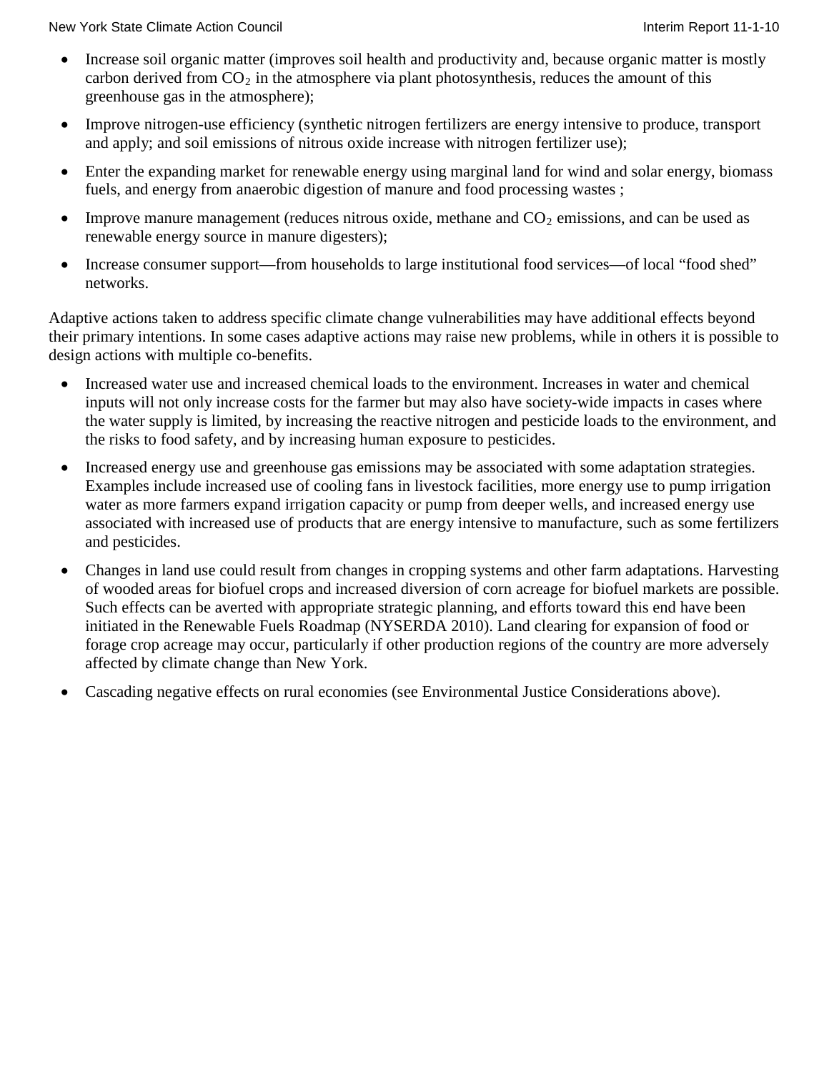- Increase soil organic matter (improves soil health and productivity and, because organic matter is mostly carbon derived from $CO_2$ in the atmosphere via plant photosynthesis, reduces the amount of this greenhouse gas in the atmosphere);
- Improve nitrogen-use efficiency (synthetic nitrogen fertilizers are energy intensive to produce, transport and apply; and soil emissions of nitrous oxide increase with nitrogen fertilizer use);
- Enter the expanding market for renewable energy using marginal land for wind and solar energy, biomass fuels, and energy from anaerobic digestion of manure and food processing wastes ;
- Improve manure management (reduces nitrous oxide, methane and $CO_2$ emissions, and can be used as renewable energy source in manure digesters);
- Increase consumer support—from households to large institutional food services—of local "food shed" networks.

Adaptive actions taken to address specific climate change vulnerabilities may have additional effects beyond their primary intentions. In some cases adaptive actions may raise new problems, while in others it is possible to design actions with multiple co-benefits.

- Increased water use and increased chemical loads to the environment. Increases in water and chemical inputs will not only increase costs for the farmer but may also have society-wide impacts in cases where the water supply is limited, by increasing the reactive nitrogen and pesticide loads to the environment, and the risks to food safety, and by increasing human exposure to pesticides.
- Increased energy use and greenhouse gas emissions may be associated with some adaptation strategies. Examples include increased use of cooling fans in livestock facilities, more energy use to pump irrigation water as more farmers expand irrigation capacity or pump from deeper wells, and increased energy use associated with increased use of products that are energy intensive to manufacture, such as some fertilizers and pesticides.
- Changes in land use could result from changes in cropping systems and other farm adaptations. Harvesting of wooded areas for biofuel crops and increased diversion of corn acreage for biofuel markets are possible. Such effects can be averted with appropriate strategic planning, and efforts toward this end have been initiated in the Renewable Fuels Roadmap (NYSERDA 2010). Land clearing for expansion of food or forage crop acreage may occur, particularly if other production regions of the country are more adversely affected by climate change than New York.
- Cascading negative effects on rural economies (see Environmental Justice Considerations above).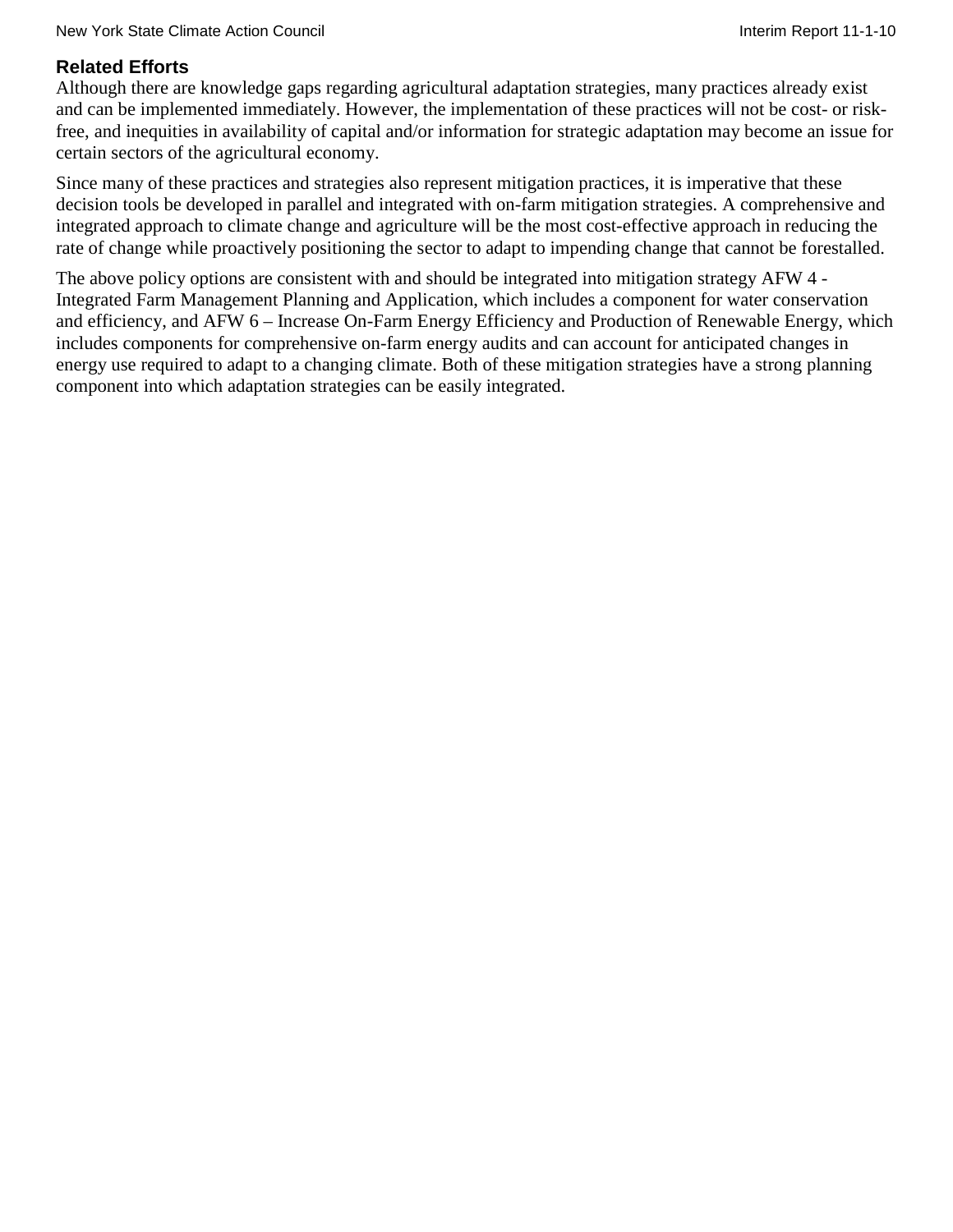### Related Efforts

Although there are knowledge gaps regarding agricultural adaptation strategies, many practices already exist and can be implemented immediately. However, the implementation of these practices will not be cost- or risk-free, and inequities in availability of capital and/or information for strategic adaptation may become an issue for certain sectors of the agricultural economy.

Since many of these practices and strategies also represent mitigation practices, it is imperative that these decision tools be developed in parallel and integrated with on-farm mitigation strategies. A comprehensive and integrated approach to climate change and agriculture will be the most cost-effective approach in reducing the rate of change while proactively positioning the sector to adapt to impending change that cannot be forestalled.

The above policy options are consistent with and should be integrated into mitigation strategy AFW 4 - Integrated Farm Management Planning and Application, which includes a component for water conservation and efficiency, and AFW 6 – Increase On-Farm Energy Efficiency and Production of Renewable Energy, which includes components for comprehensive on-farm energy audits and can account for anticipated changes in energy use required to adapt to a changing climate. Both of these mitigation strategies have a strong planning component into which adaptation strategies can be easily integrated.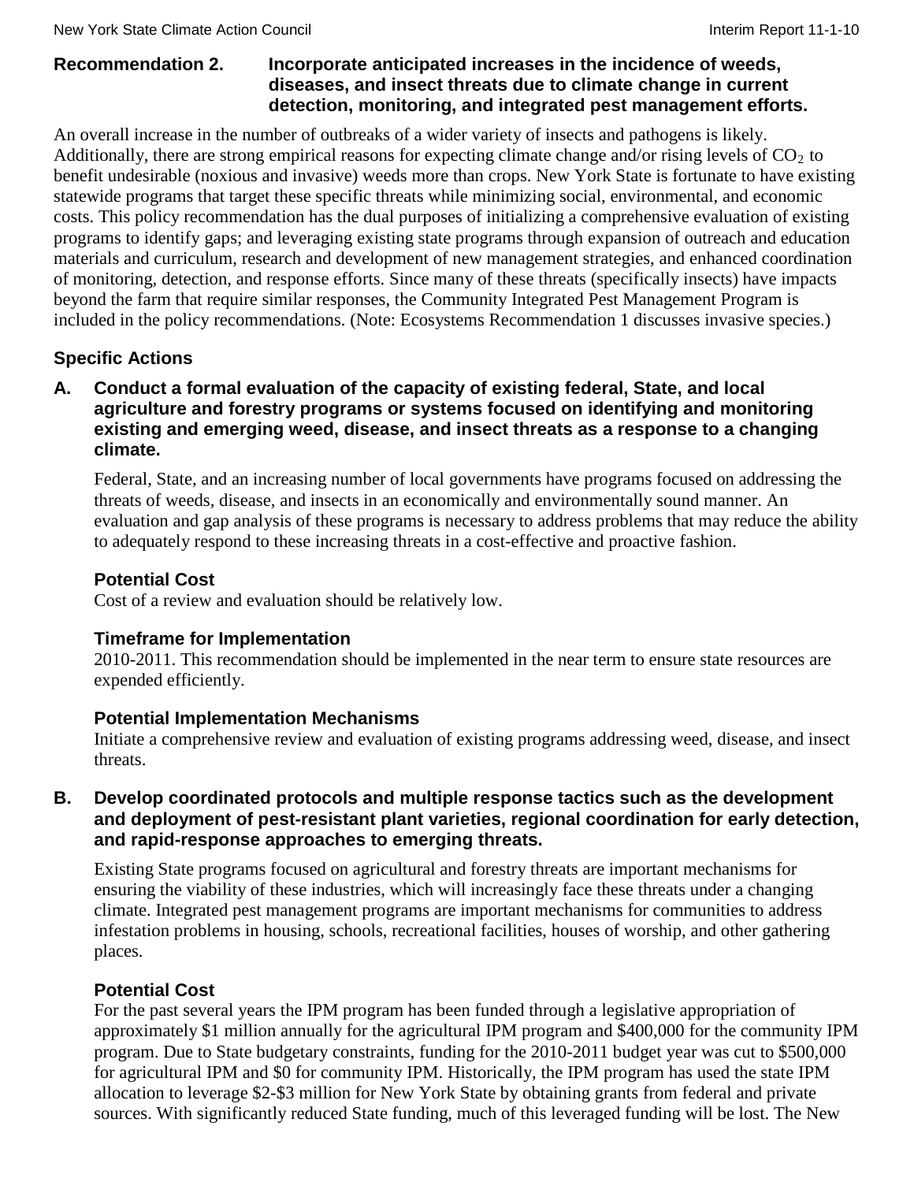**Recommendation 2. Incorporate anticipated increases in the incidence of weeds, diseases, and insect threats due to climate change in current detection, monitoring, and integrated pest management efforts.**

An overall increase in the number of outbreaks of a wider variety of insects and pathogens is likely. Additionally, there are strong empirical reasons for expecting climate change and/or rising levels of $CO_2$ to benefit undesirable (noxious and invasive) weeds more than crops. New York State is fortunate to have existing statewide programs that target these specific threats while minimizing social, environmental, and economic costs. This policy recommendation has the dual purposes of initializing a comprehensive evaluation of existing programs to identify gaps; and leveraging existing state programs through expansion of outreach and education materials and curriculum, research and development of new management strategies, and enhanced coordination of monitoring, detection, and response efforts. Since many of these threats (specifically insects) have impacts beyond the farm that require similar responses, the Community Integrated Pest Management Program is included in the policy recommendations. (Note: Ecosystems Recommendation 1 discusses invasive species.)

### Specific Actions

**A. Conduct a formal evaluation of the capacity of existing federal, State, and local agriculture and forestry programs or systems focused on identifying and monitoring existing and emerging weed, disease, and insect threats as a response to a changing climate.**

Federal, State, and an increasing number of local governments have programs focused on addressing the threats of weeds, disease, and insects in an economically and environmentally sound manner. An evaluation and gap analysis of these programs is necessary to address problems that may reduce the ability to adequately respond to these increasing threats in a cost-effective and proactive fashion.

**Potential Cost**

Cost of a review and evaluation should be relatively low.

**Timeframe for Implementation**

2010-2011. This recommendation should be implemented in the near term to ensure state resources are expended efficiently.

**Potential Implementation Mechanisms**

Initiate a comprehensive review and evaluation of existing programs addressing weed, disease, and insect threats.

**B. Develop coordinated protocols and multiple response tactics such as the development and deployment of pest-resistant plant varieties, regional coordination for early detection, and rapid-response approaches to emerging threats.**

Existing State programs focused on agricultural and forestry threats are important mechanisms for ensuring the viability of these industries, which will increasingly face these threats under a changing climate. Integrated pest management programs are important mechanisms for communities to address infestation problems in housing, schools, recreational facilities, houses of worship, and other gathering places.

**Potential Cost**

For the past several years the IPM program has been funded through a legislative appropriation of approximately $1 million annually for the agricultural IPM program and $400,000 for the community IPM program. Due to State budgetary constraints, funding for the 2010-2011 budget year was cut to $500,000 for agricultural IPM and $0 for community IPM. Historically, the IPM program has used the state IPM allocation to leverage $2-$3 million for New York State by obtaining grants from federal and private sources. With significantly reduced State funding, much of this leveraged funding will be lost. The New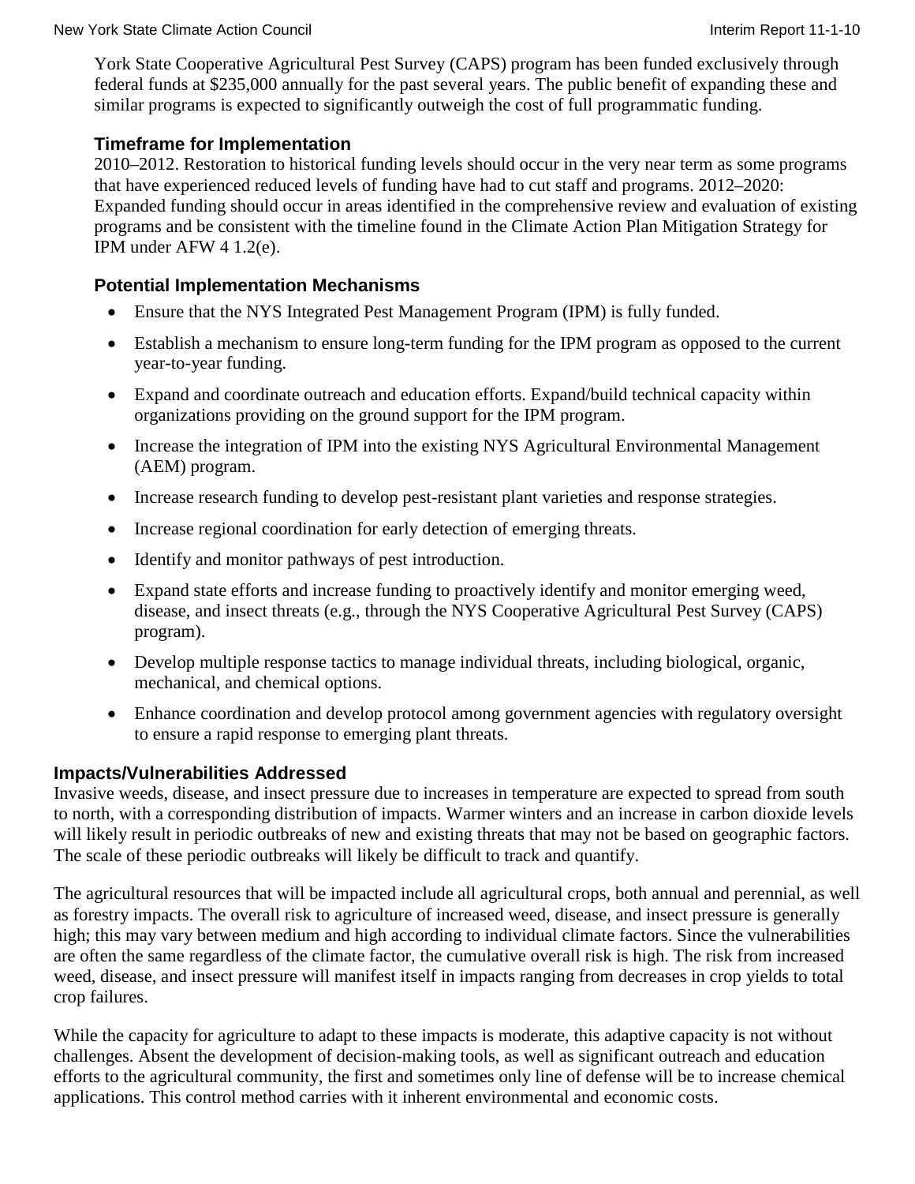York State Cooperative Agricultural Pest Survey (CAPS) program has been funded exclusively through federal funds at $235,000 annually for the past several years. The public benefit of expanding these and similar programs is expected to significantly outweigh the cost of full programmatic funding.

### Timeframe for Implementation

2010–2012. Restoration to historical funding levels should occur in the very near term as some programs that have experienced reduced levels of funding have had to cut staff and programs. 2012–2020: Expanded funding should occur in areas identified in the comprehensive review and evaluation of existing programs and be consistent with the timeline found in the Climate Action Plan Mitigation Strategy for IPM under AFW 4 1.2(e).

### Potential Implementation Mechanisms

- Ensure that the NYS Integrated Pest Management Program (IPM) is fully funded.
- Establish a mechanism to ensure long-term funding for the IPM program as opposed to the current year-to-year funding.
- Expand and coordinate outreach and education efforts. Expand/build technical capacity within organizations providing on the ground support for the IPM program.
- Increase the integration of IPM into the existing NYS Agricultural Environmental Management (AEM) program.
- Increase research funding to develop pest-resistant plant varieties and response strategies.
- Increase regional coordination for early detection of emerging threats.
- Identify and monitor pathways of pest introduction.
- Expand state efforts and increase funding to proactively identify and monitor emerging weed, disease, and insect threats (e.g., through the NYS Cooperative Agricultural Pest Survey (CAPS) program).
- Develop multiple response tactics to manage individual threats, including biological, organic, mechanical, and chemical options.
- Enhance coordination and develop protocol among government agencies with regulatory oversight to ensure a rapid response to emerging plant threats.

## Impacts/Vulnerabilities Addressed

Invasive weeds, disease, and insect pressure due to increases in temperature are expected to spread from south to north, with a corresponding distribution of impacts. Warmer winters and an increase in carbon dioxide levels will likely result in periodic outbreaks of new and existing threats that may not be based on geographic factors. The scale of these periodic outbreaks will likely be difficult to track and quantify.

The agricultural resources that will be impacted include all agricultural crops, both annual and perennial, as well as forestry impacts. The overall risk to agriculture of increased weed, disease, and insect pressure is generally high; this may vary between medium and high according to individual climate factors. Since the vulnerabilities are often the same regardless of the climate factor, the cumulative overall risk is high. The risk from increased weed, disease, and insect pressure will manifest itself in impacts ranging from decreases in crop yields to total crop failures.

While the capacity for agriculture to adapt to these impacts is moderate, this adaptive capacity is not without challenges. Absent the development of decision-making tools, as well as significant outreach and education efforts to the agricultural community, the first and sometimes only line of defense will be to increase chemical applications. This control method carries with it inherent environmental and economic costs.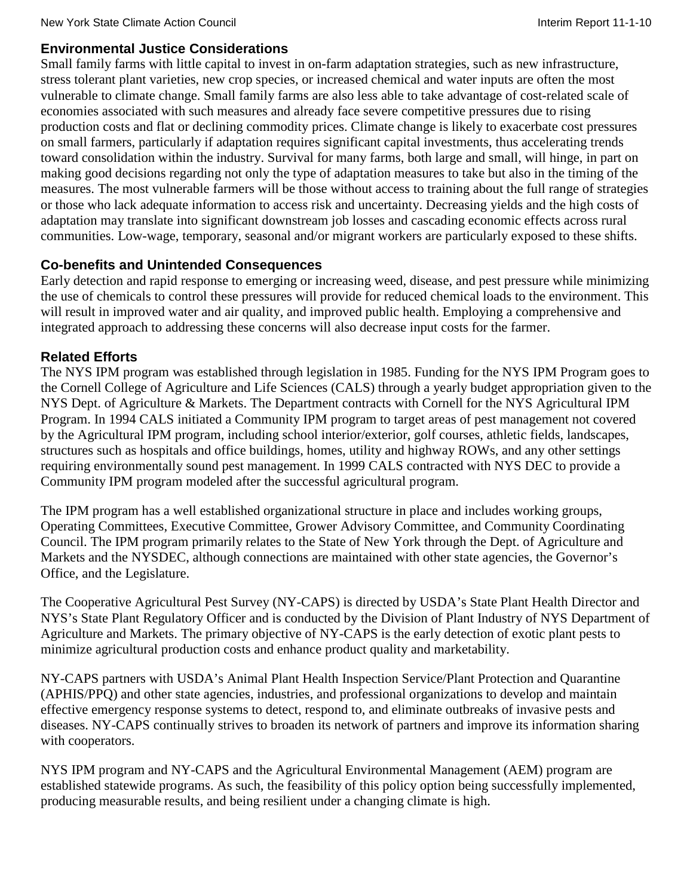### Environmental Justice Considerations

Small family farms with little capital to invest in on-farm adaptation strategies, such as new infrastructure, stress tolerant plant varieties, new crop species, or increased chemical and water inputs are often the most vulnerable to climate change. Small family farms are also less able to take advantage of cost-related scale of economies associated with such measures and already face severe competitive pressures due to rising production costs and flat or declining commodity prices. Climate change is likely to exacerbate cost pressures on small farmers, particularly if adaptation requires significant capital investments, thus accelerating trends toward consolidation within the industry. Survival for many farms, both large and small, will hinge, in part on making good decisions regarding not only the type of adaptation measures to take but also in the timing of the measures. The most vulnerable farmers will be those without access to training about the full range of strategies or those who lack adequate information to access risk and uncertainty. Decreasing yields and the high costs of adaptation may translate into significant downstream job losses and cascading economic effects across rural communities. Low-wage, temporary, seasonal and/or migrant workers are particularly exposed to these shifts.

### Co-benefits and Unintended Consequences

Early detection and rapid response to emerging or increasing weed, disease, and pest pressure while minimizing the use of chemicals to control these pressures will provide for reduced chemical loads to the environment. This will result in improved water and air quality, and improved public health. Employing a comprehensive and integrated approach to addressing these concerns will also decrease input costs for the farmer.

### Related Efforts

The NYS IPM program was established through legislation in 1985. Funding for the NYS IPM Program goes to the Cornell College of Agriculture and Life Sciences (CALS) through a yearly budget appropriation given to the NYS Dept. of Agriculture & Markets. The Department contracts with Cornell for the NYS Agricultural IPM Program. In 1994 CALS initiated a Community IPM program to target areas of pest management not covered by the Agricultural IPM program, including school interior/exterior, golf courses, athletic fields, landscapes, structures such as hospitals and office buildings, homes, utility and highway ROWs, and any other settings requiring environmentally sound pest management. In 1999 CALS contracted with NYS DEC to provide a Community IPM program modeled after the successful agricultural program.

The IPM program has a well established organizational structure in place and includes working groups, Operating Committees, Executive Committee, Grower Advisory Committee, and Community Coordinating Council. The IPM program primarily relates to the State of New York through the Dept. of Agriculture and Markets and the NYSDEC, although connections are maintained with other state agencies, the Governor's Office, and the Legislature.

The Cooperative Agricultural Pest Survey (NY-CAPS) is directed by USDA's State Plant Health Director and NYS's State Plant Regulatory Officer and is conducted by the Division of Plant Industry of NYS Department of Agriculture and Markets. The primary objective of NY-CAPS is the early detection of exotic plant pests to minimize agricultural production costs and enhance product quality and marketability.

NY-CAPS partners with USDA's Animal Plant Health Inspection Service/Plant Protection and Quarantine (APHIS/PPQ) and other state agencies, industries, and professional organizations to develop and maintain effective emergency response systems to detect, respond to, and eliminate outbreaks of invasive pests and diseases. NY-CAPS continually strives to broaden its network of partners and improve its information sharing with cooperators.

NYS IPM program and NY-CAPS and the Agricultural Environmental Management (AEM) program are established statewide programs. As such, the feasibility of this policy option being successfully implemented, producing measurable results, and being resilient under a changing climate is high.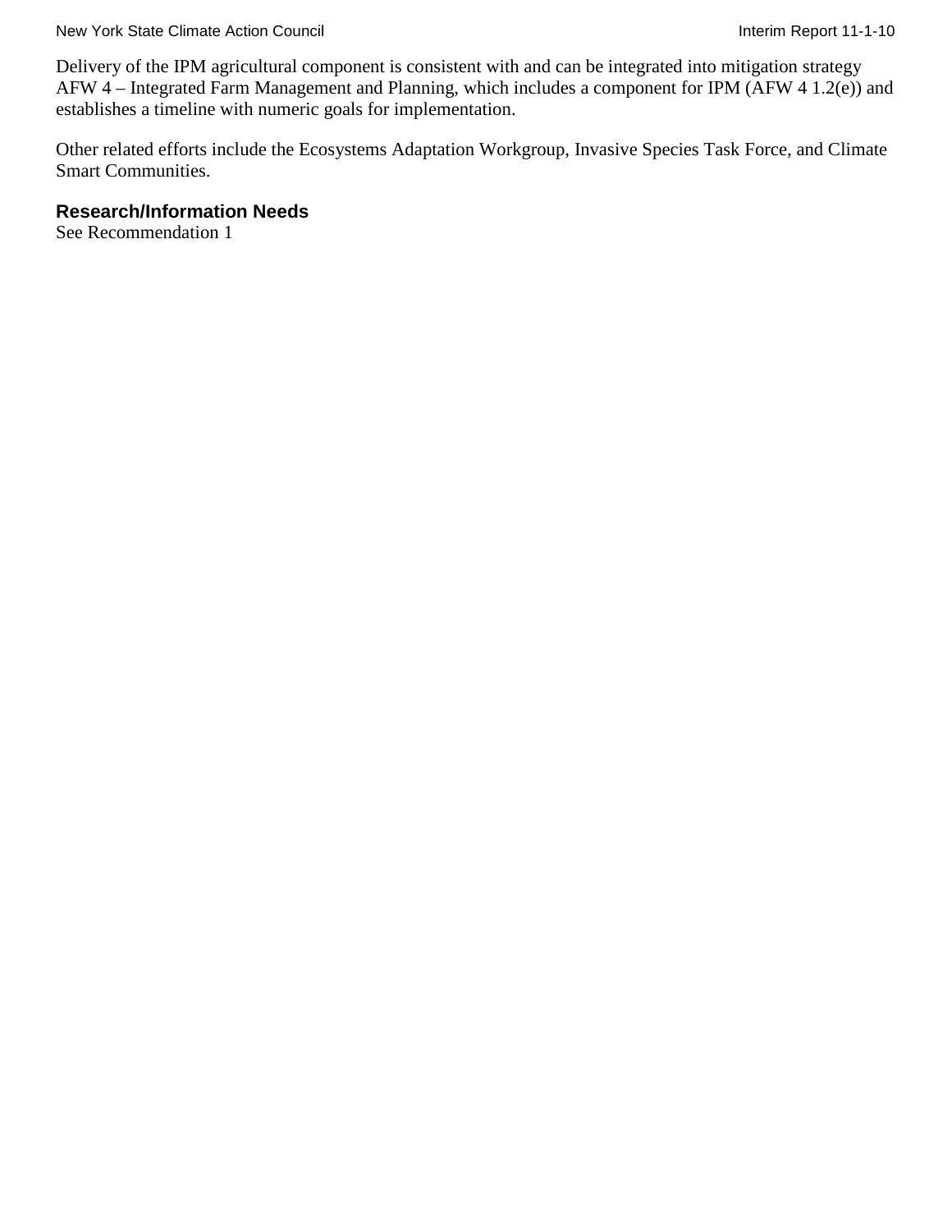Delivery of the IPM agricultural component is consistent with and can be integrated into mitigation strategy AFW 4 – Integrated Farm Management and Planning, which includes a component for IPM (AFW 4 1.2(e)) and establishes a timeline with numeric goals for implementation.

Other related efforts include the Ecosystems Adaptation Workgroup, Invasive Species Task Force, and Climate Smart Communities.

### Research/Information Needs

See Recommendation 1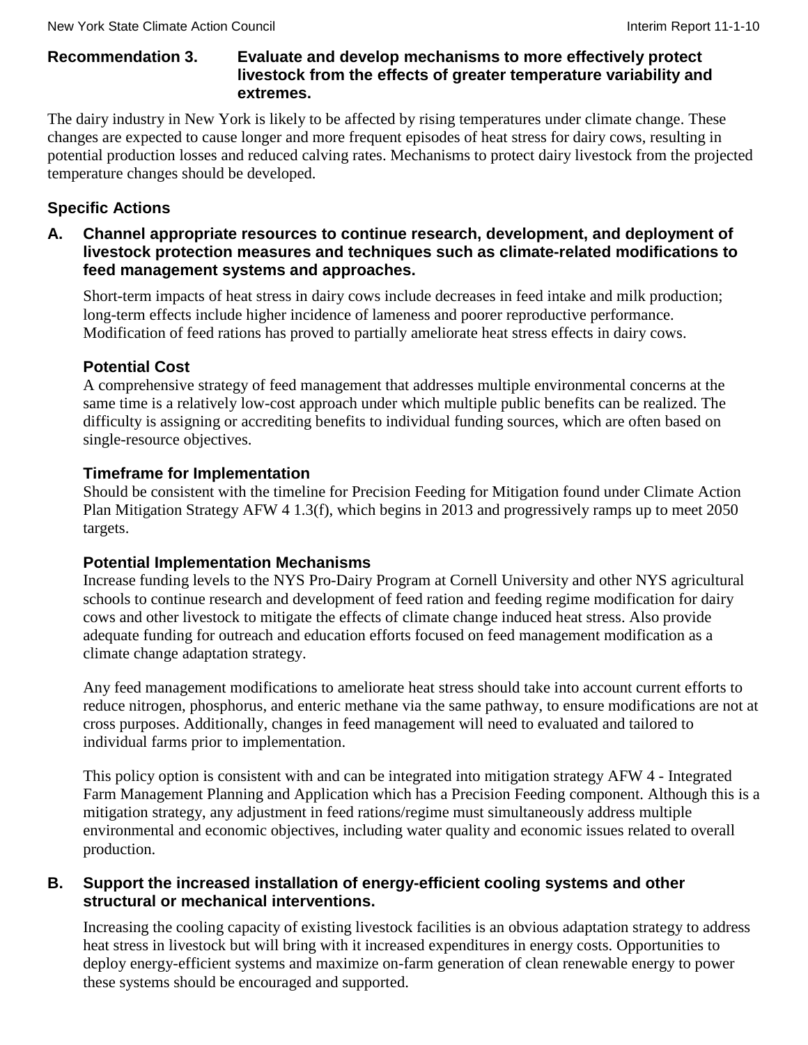## Recommendation 3. Evaluate and develop mechanisms to more effectively protect livestock from the effects of greater temperature variability and extremes.

The dairy industry in New York is likely to be affected by rising temperatures under climate change. These changes are expected to cause longer and more frequent episodes of heat stress for dairy cows, resulting in potential production losses and reduced calving rates. Mechanisms to protect dairy livestock from the projected temperature changes should be developed.

### Specific Actions

**A. Channel appropriate resources to continue research, development, and deployment of livestock protection measures and techniques such as climate-related modifications to feed management systems and approaches.**

Short-term impacts of heat stress in dairy cows include decreases in feed intake and milk production; long-term effects include higher incidence of lameness and poorer reproductive performance. Modification of feed rations has proved to partially ameliorate heat stress effects in dairy cows.

#### Potential Cost

A comprehensive strategy of feed management that addresses multiple environmental concerns at the same time is a relatively low-cost approach under which multiple public benefits can be realized. The difficulty is assigning or accrediting benefits to individual funding sources, which are often based on single-resource objectives.

#### Timeframe for Implementation

Should be consistent with the timeline for Precision Feeding for Mitigation found under Climate Action Plan Mitigation Strategy AFW 4 1.3(f), which begins in 2013 and progressively ramps up to meet 2050 targets.

#### Potential Implementation Mechanisms

Increase funding levels to the NYS Pro-Dairy Program at Cornell University and other NYS agricultural schools to continue research and development of feed ration and feeding regime modification for dairy cows and other livestock to mitigate the effects of climate change induced heat stress. Also provide adequate funding for outreach and education efforts focused on feed management modification as a climate change adaptation strategy.

Any feed management modifications to ameliorate heat stress should take into account current efforts to reduce nitrogen, phosphorus, and enteric methane via the same pathway, to ensure modifications are not at cross purposes. Additionally, changes in feed management will need to evaluated and tailored to individual farms prior to implementation.

This policy option is consistent with and can be integrated into mitigation strategy AFW 4 - Integrated Farm Management Planning and Application which has a Precision Feeding component. Although this is a mitigation strategy, any adjustment in feed rations/regime must simultaneously address multiple environmental and economic objectives, including water quality and economic issues related to overall production.

**B. Support the increased installation of energy-efficient cooling systems and other structural or mechanical interventions.**

Increasing the cooling capacity of existing livestock facilities is an obvious adaptation strategy to address heat stress in livestock but will bring with it increased expenditures in energy costs. Opportunities to deploy energy-efficient systems and maximize on-farm generation of clean renewable energy to power these systems should be encouraged and supported.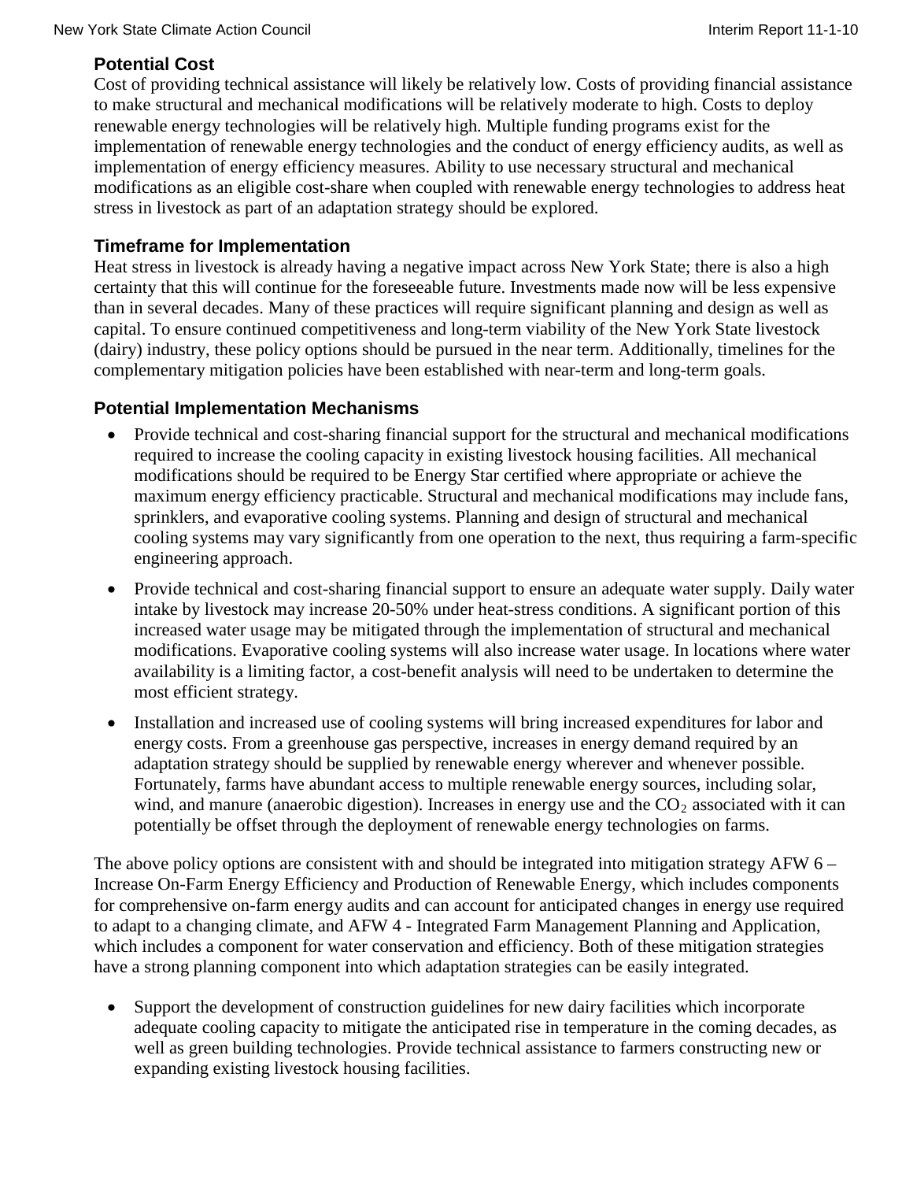### Potential Cost

Cost of providing technical assistance will likely be relatively low. Costs of providing financial assistance to make structural and mechanical modifications will be relatively moderate to high. Costs to deploy renewable energy technologies will be relatively high. Multiple funding programs exist for the implementation of renewable energy technologies and the conduct of energy efficiency audits, as well as implementation of energy efficiency measures. Ability to use necessary structural and mechanical modifications as an eligible cost-share when coupled with renewable energy technologies to address heat stress in livestock as part of an adaptation strategy should be explored.

### Timeframe for Implementation

Heat stress in livestock is already having a negative impact across New York State; there is also a high certainty that this will continue for the foreseeable future. Investments made now will be less expensive than in several decades. Many of these practices will require significant planning and design as well as capital. To ensure continued competitiveness and long-term viability of the New York State livestock (dairy) industry, these policy options should be pursued in the near term. Additionally, timelines for the complementary mitigation policies have been established with near-term and long-term goals.

### Potential Implementation Mechanisms

- Provide technical and cost-sharing financial support for the structural and mechanical modifications required to increase the cooling capacity in existing livestock housing facilities. All mechanical modifications should be required to be Energy Star certified where appropriate or achieve the maximum energy efficiency practicable. Structural and mechanical modifications may include fans, sprinklers, and evaporative cooling systems. Planning and design of structural and mechanical cooling systems may vary significantly from one operation to the next, thus requiring a farm-specific engineering approach.

- Provide technical and cost-sharing financial support to ensure an adequate water supply. Daily water intake by livestock may increase 20-50% under heat-stress conditions. A significant portion of this increased water usage may be mitigated through the implementation of structural and mechanical modifications. Evaporative cooling systems will also increase water usage. In locations where water availability is a limiting factor, a cost-benefit analysis will need to be undertaken to determine the most efficient strategy.

- Installation and increased use of cooling systems will bring increased expenditures for labor and energy costs. From a greenhouse gas perspective, increases in energy demand required by an adaptation strategy should be supplied by renewable energy wherever and whenever possible. Fortunately, farms have abundant access to multiple renewable energy sources, including solar, wind, and manure (anaerobic digestion). Increases in energy use and the $CO_2$ associated with it can potentially be offset through the deployment of renewable energy technologies on farms.

The above policy options are consistent with and should be integrated into mitigation strategy AFW 6 – Increase On-Farm Energy Efficiency and Production of Renewable Energy, which includes components for comprehensive on-farm energy audits and can account for anticipated changes in energy use required to adapt to a changing climate, and AFW 4 - Integrated Farm Management Planning and Application, which includes a component for water conservation and efficiency. Both of these mitigation strategies have a strong planning component into which adaptation strategies can be easily integrated.

- Support the development of construction guidelines for new dairy facilities which incorporate adequate cooling capacity to mitigate the anticipated rise in temperature in the coming decades, as well as green building technologies. Provide technical assistance to farmers constructing new or expanding existing livestock housing facilities.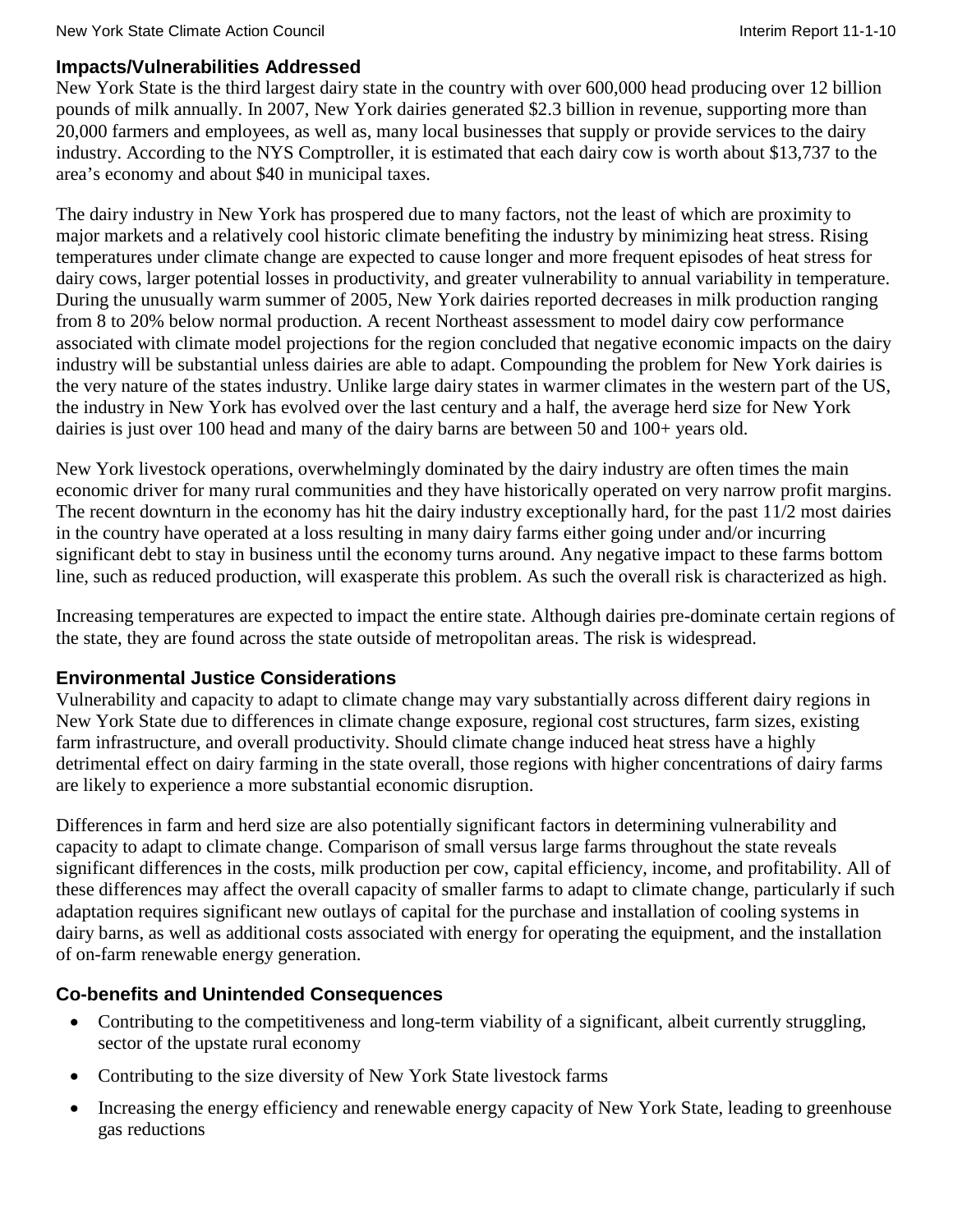### Impacts/Vulnerabilities Addressed

New York State is the third largest dairy state in the country with over 600,000 head producing over 12 billion pounds of milk annually. In 2007, New York dairies generated $2.3 billion in revenue, supporting more than 20,000 farmers and employees, as well as, many local businesses that supply or provide services to the dairy industry. According to the NYS Comptroller, it is estimated that each dairy cow is worth about $13,737 to the area's economy and about $40 in municipal taxes.

The dairy industry in New York has prospered due to many factors, not the least of which are proximity to major markets and a relatively cool historic climate benefiting the industry by minimizing heat stress. Rising temperatures under climate change are expected to cause longer and more frequent episodes of heat stress for dairy cows, larger potential losses in productivity, and greater vulnerability to annual variability in temperature. During the unusually warm summer of 2005, New York dairies reported decreases in milk production ranging from 8 to 20% below normal production. A recent Northeast assessment to model dairy cow performance associated with climate model projections for the region concluded that negative economic impacts on the dairy industry will be substantial unless dairies are able to adapt. Compounding the problem for New York dairies is the very nature of the states industry. Unlike large dairy states in warmer climates in the western part of the US, the industry in New York has evolved over the last century and a half, the average herd size for New York dairies is just over 100 head and many of the dairy barns are between 50 and 100+ years old.

New York livestock operations, overwhelmingly dominated by the dairy industry are often times the main economic driver for many rural communities and they have historically operated on very narrow profit margins. The recent downturn in the economy has hit the dairy industry exceptionally hard, for the past 11/2 most dairies in the country have operated at a loss resulting in many dairy farms either going under and/or incurring significant debt to stay in business until the economy turns around. Any negative impact to these farms bottom line, such as reduced production, will exasperate this problem. As such the overall risk is characterized as high.

Increasing temperatures are expected to impact the entire state. Although dairies pre-dominate certain regions of the state, they are found across the state outside of metropolitan areas. The risk is widespread.

### Environmental Justice Considerations

Vulnerability and capacity to adapt to climate change may vary substantially across different dairy regions in New York State due to differences in climate change exposure, regional cost structures, farm sizes, existing farm infrastructure, and overall productivity. Should climate change induced heat stress have a highly detrimental effect on dairy farming in the state overall, those regions with higher concentrations of dairy farms are likely to experience a more substantial economic disruption.

Differences in farm and herd size are also potentially significant factors in determining vulnerability and capacity to adapt to climate change. Comparison of small versus large farms throughout the state reveals significant differences in the costs, milk production per cow, capital efficiency, income, and profitability. All of these differences may affect the overall capacity of smaller farms to adapt to climate change, particularly if such adaptation requires significant new outlays of capital for the purchase and installation of cooling systems in dairy barns, as well as additional costs associated with energy for operating the equipment, and the installation of on-farm renewable energy generation.

### Co-benefits and Unintended Consequences

- Contributing to the competitiveness and long-term viability of a significant, albeit currently struggling, sector of the upstate rural economy
- Contributing to the size diversity of New York State livestock farms
- Increasing the energy efficiency and renewable energy capacity of New York State, leading to greenhouse gas reductions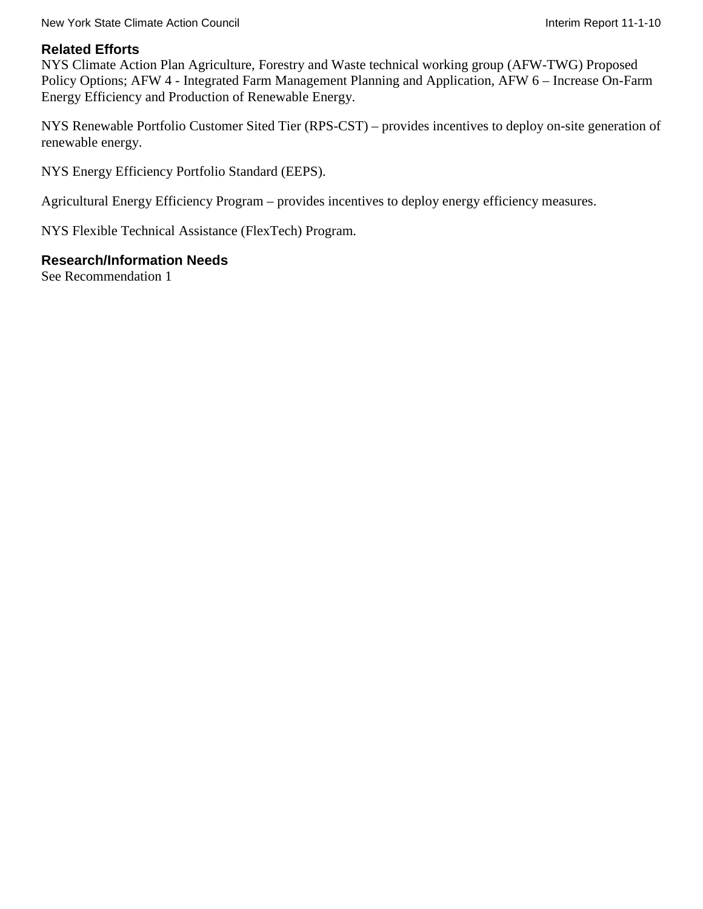### Related Efforts

NYS Climate Action Plan Agriculture, Forestry and Waste technical working group (AFW-TWG) Proposed Policy Options; AFW 4 - Integrated Farm Management Planning and Application, AFW 6 – Increase On-Farm Energy Efficiency and Production of Renewable Energy.

NYS Renewable Portfolio Customer Sited Tier (RPS-CST) – provides incentives to deploy on-site generation of renewable energy.

NYS Energy Efficiency Portfolio Standard (EEPS).

Agricultural Energy Efficiency Program – provides incentives to deploy energy efficiency measures.

NYS Flexible Technical Assistance (FlexTech) Program.

### Research/Information Needs

See Recommendation 1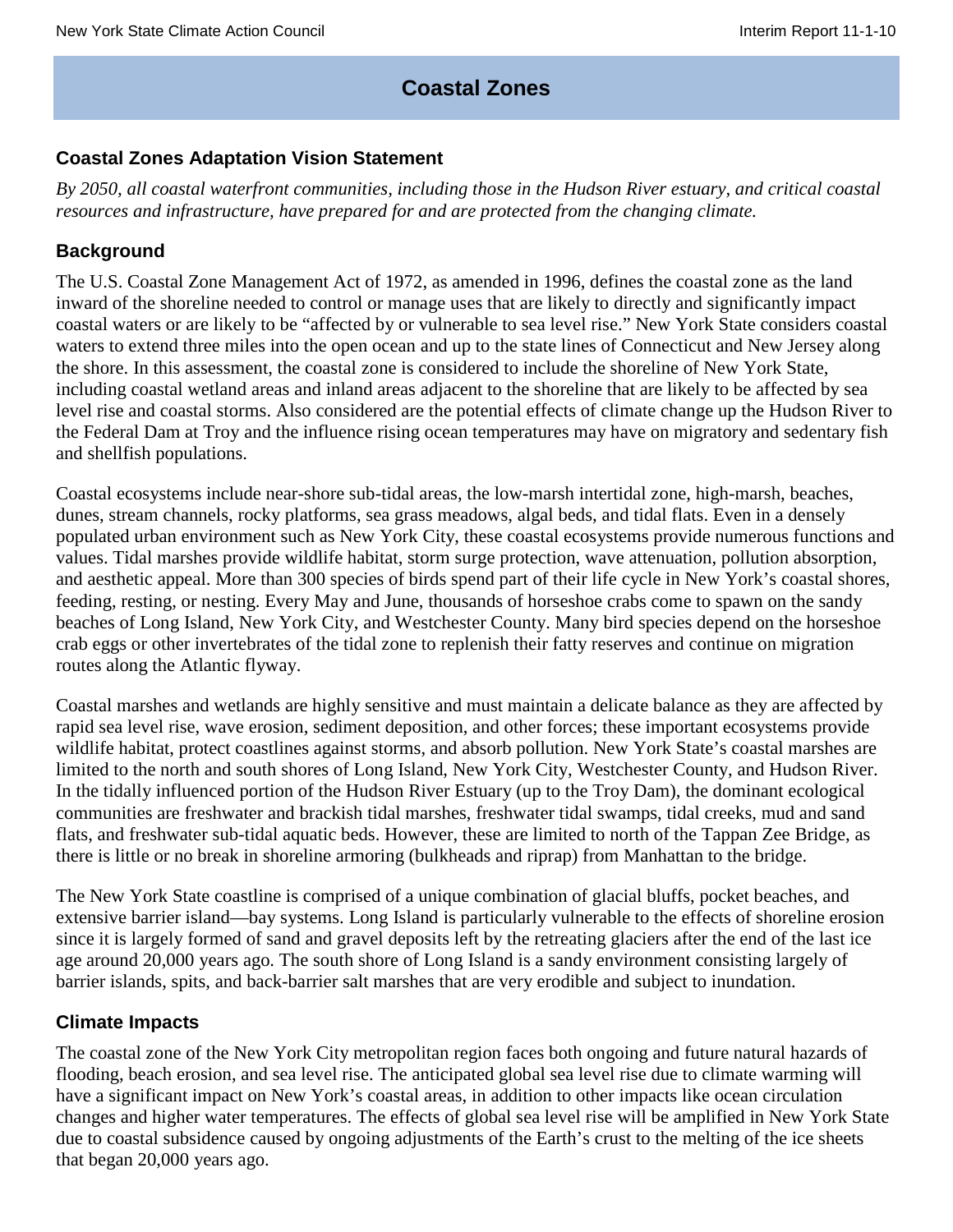# Coastal Zones

## Coastal Zones Adaptation Vision Statement

*By 2050, all coastal waterfront communities, including those in the Hudson River estuary, and critical coastal resources and infrastructure, have prepared for and are protected from the changing climate.*

## Background

The U.S. Coastal Zone Management Act of 1972, as amended in 1996, defines the coastal zone as the land inward of the shoreline needed to control or manage uses that are likely to directly and significantly impact coastal waters or are likely to be "affected by or vulnerable to sea level rise." New York State considers coastal waters to extend three miles into the open ocean and up to the state lines of Connecticut and New Jersey along the shore. In this assessment, the coastal zone is considered to include the shoreline of New York State, including coastal wetland areas and inland areas adjacent to the shoreline that are likely to be affected by sea level rise and coastal storms. Also considered are the potential effects of climate change up the Hudson River to the Federal Dam at Troy and the influence rising ocean temperatures may have on migratory and sedentary fish and shellfish populations.

Coastal ecosystems include near-shore sub-tidal areas, the low-marsh intertidal zone, high-marsh, beaches, dunes, stream channels, rocky platforms, sea grass meadows, algal beds, and tidal flats. Even in a densely populated urban environment such as New York City, these coastal ecosystems provide numerous functions and values. Tidal marshes provide wildlife habitat, storm surge protection, wave attenuation, pollution absorption, and aesthetic appeal. More than 300 species of birds spend part of their life cycle in New York's coastal shores, feeding, resting, or nesting. Every May and June, thousands of horseshoe crabs come to spawn on the sandy beaches of Long Island, New York City, and Westchester County. Many bird species depend on the horseshoe crab eggs or other invertebrates of the tidal zone to replenish their fatty reserves and continue on migration routes along the Atlantic flyway.

Coastal marshes and wetlands are highly sensitive and must maintain a delicate balance as they are affected by rapid sea level rise, wave erosion, sediment deposition, and other forces; these important ecosystems provide wildlife habitat, protect coastlines against storms, and absorb pollution. New York State's coastal marshes are limited to the north and south shores of Long Island, New York City, Westchester County, and Hudson River. In the tidally influenced portion of the Hudson River Estuary (up to the Troy Dam), the dominant ecological communities are freshwater and brackish tidal marshes, freshwater tidal swamps, tidal creeks, mud and sand flats, and freshwater sub-tidal aquatic beds. However, these are limited to north of the Tappan Zee Bridge, as there is little or no break in shoreline armoring (bulkheads and riprap) from Manhattan to the bridge.

The New York State coastline is comprised of a unique combination of glacial bluffs, pocket beaches, and extensive barrier island—bay systems. Long Island is particularly vulnerable to the effects of shoreline erosion since it is largely formed of sand and gravel deposits left by the retreating glaciers after the end of the last ice age around 20,000 years ago. The south shore of Long Island is a sandy environment consisting largely of barrier islands, spits, and back-barrier salt marshes that are very erodible and subject to inundation.

## Climate Impacts

The coastal zone of the New York City metropolitan region faces both ongoing and future natural hazards of flooding, beach erosion, and sea level rise. The anticipated global sea level rise due to climate warming will have a significant impact on New York's coastal areas, in addition to other impacts like ocean circulation changes and higher water temperatures. The effects of global sea level rise will be amplified in New York State due to coastal subsidence caused by ongoing adjustments of the Earth's crust to the melting of the ice sheets that began 20,000 years ago.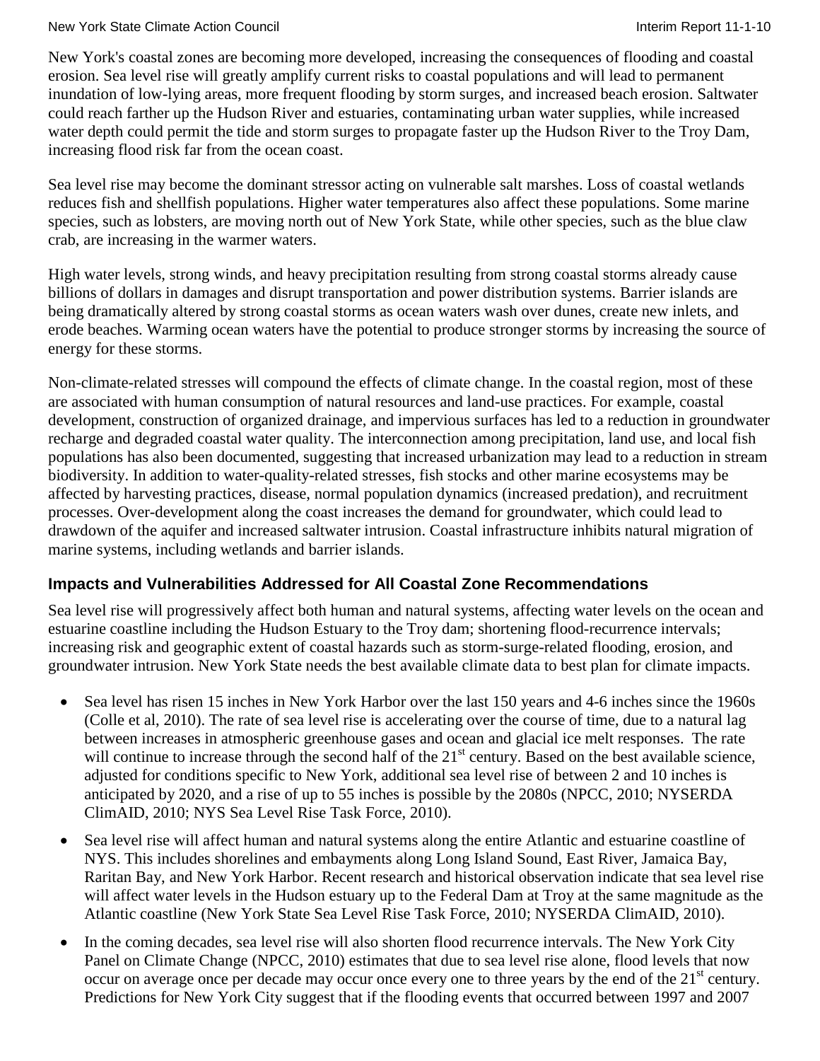New York's coastal zones are becoming more developed, increasing the consequences of flooding and coastal erosion. Sea level rise will greatly amplify current risks to coastal populations and will lead to permanent inundation of low-lying areas, more frequent flooding by storm surges, and increased beach erosion. Saltwater could reach farther up the Hudson River and estuaries, contaminating urban water supplies, while increased water depth could permit the tide and storm surges to propagate faster up the Hudson River to the Troy Dam, increasing flood risk far from the ocean coast.

Sea level rise may become the dominant stressor acting on vulnerable salt marshes. Loss of coastal wetlands reduces fish and shellfish populations. Higher water temperatures also affect these populations. Some marine species, such as lobsters, are moving north out of New York State, while other species, such as the blue claw crab, are increasing in the warmer waters.

High water levels, strong winds, and heavy precipitation resulting from strong coastal storms already cause billions of dollars in damages and disrupt transportation and power distribution systems. Barrier islands are being dramatically altered by strong coastal storms as ocean waters wash over dunes, create new inlets, and erode beaches. Warming ocean waters have the potential to produce stronger storms by increasing the source of energy for these storms.

Non-climate-related stresses will compound the effects of climate change. In the coastal region, most of these are associated with human consumption of natural resources and land-use practices. For example, coastal development, construction of organized drainage, and impervious surfaces has led to a reduction in groundwater recharge and degraded coastal water quality. The interconnection among precipitation, land use, and local fish populations has also been documented, suggesting that increased urbanization may lead to a reduction in stream biodiversity. In addition to water-quality-related stresses, fish stocks and other marine ecosystems may be affected by harvesting practices, disease, normal population dynamics (increased predation), and recruitment processes. Over-development along the coast increases the demand for groundwater, which could lead to drawdown of the aquifer and increased saltwater intrusion. Coastal infrastructure inhibits natural migration of marine systems, including wetlands and barrier islands.

## Impacts and Vulnerabilities Addressed for All Coastal Zone Recommendations

Sea level rise will progressively affect both human and natural systems, affecting water levels on the ocean and estuarine coastline including the Hudson Estuary to the Troy dam; shortening flood-recurrence intervals; increasing risk and geographic extent of coastal hazards such as storm-surge-related flooding, erosion, and groundwater intrusion. New York State needs the best available climate data to best plan for climate impacts.

- Sea level has risen 15 inches in New York Harbor over the last 150 years and 4-6 inches since the 1960s (Colle et al, 2010). The rate of sea level rise is accelerating over the course of time, due to a natural lag between increases in atmospheric greenhouse gases and ocean and glacial ice melt responses. The rate will continue to increase through the second half of the 21st century. Based on the best available science, adjusted for conditions specific to New York, additional sea level rise of between 2 and 10 inches is anticipated by 2020, and a rise of up to 55 inches is possible by the 2080s (NPCC, 2010; NYSERDA ClimAID, 2010; NYS Sea Level Rise Task Force, 2010).
- Sea level rise will affect human and natural systems along the entire Atlantic and estuarine coastline of NYS. This includes shorelines and embayments along Long Island Sound, East River, Jamaica Bay, Raritan Bay, and New York Harbor. Recent research and historical observation indicate that sea level rise will affect water levels in the Hudson estuary up to the Federal Dam at Troy at the same magnitude as the Atlantic coastline (New York State Sea Level Rise Task Force, 2010; NYSERDA ClimAID, 2010).
- In the coming decades, sea level rise will also shorten flood recurrence intervals. The New York City Panel on Climate Change (NPCC, 2010) estimates that due to sea level rise alone, flood levels that now occur on average once per decade may occur once every one to three years by the end of the 21st century. Predictions for New York City suggest that if the flooding events that occurred between 1997 and 2007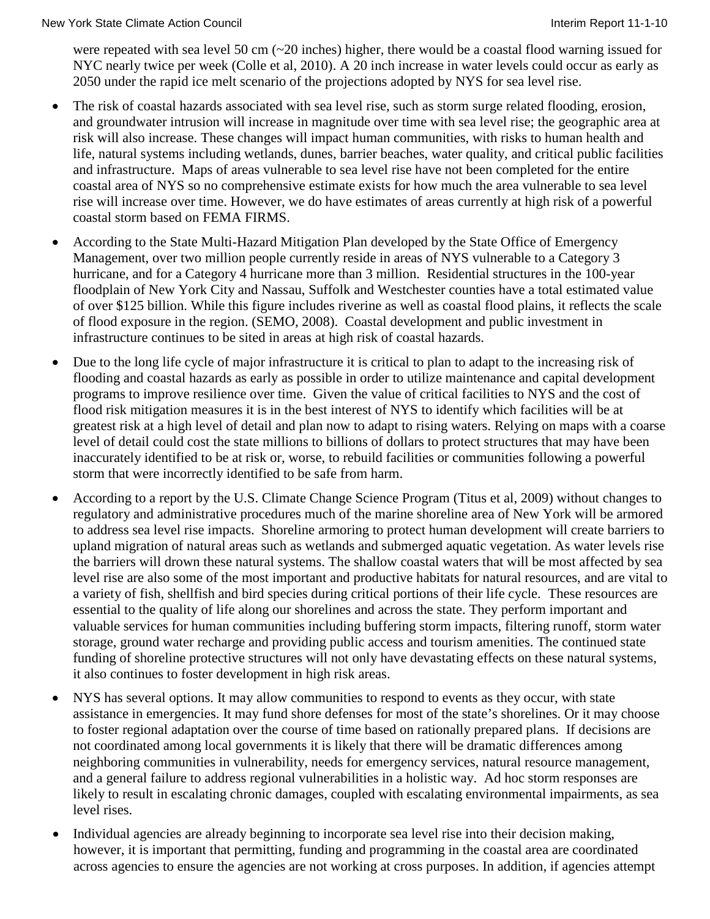were repeated with sea level 50 cm (~20 inches) higher, there would be a coastal flood warning issued for NYC nearly twice per week (Colle et al, 2010). A 20 inch increase in water levels could occur as early as 2050 under the rapid ice melt scenario of the projections adopted by NYS for sea level rise.

- The risk of coastal hazards associated with sea level rise, such as storm surge related flooding, erosion, and groundwater intrusion will increase in magnitude over time with sea level rise; the geographic area at risk will also increase. These changes will impact human communities, with risks to human health and life, natural systems including wetlands, dunes, barrier beaches, water quality, and critical public facilities and infrastructure. Maps of areas vulnerable to sea level rise have not been completed for the entire coastal area of NYS so no comprehensive estimate exists for how much the area vulnerable to sea level rise will increase over time. However, we do have estimates of areas currently at high risk of a powerful coastal storm based on FEMA FIRMS.
- According to the State Multi-Hazard Mitigation Plan developed by the State Office of Emergency Management, over two million people currently reside in areas of NYS vulnerable to a Category 3 hurricane, and for a Category 4 hurricane more than 3 million. Residential structures in the 100-year floodplain of New York City and Nassau, Suffolk and Westchester counties have a total estimated value of over $125 billion. While this figure includes riverine as well as coastal flood plains, it reflects the scale of flood exposure in the region. (SEMO, 2008). Coastal development and public investment in infrastructure continues to be sited in areas at high risk of coastal hazards.
- Due to the long life cycle of major infrastructure it is critical to plan to adapt to the increasing risk of flooding and coastal hazards as early as possible in order to utilize maintenance and capital development programs to improve resilience over time. Given the value of critical facilities to NYS and the cost of flood risk mitigation measures it is in the best interest of NYS to identify which facilities will be at greatest risk at a high level of detail and plan now to adapt to rising waters. Relying on maps with a coarse level of detail could cost the state millions to billions of dollars to protect structures that may have been inaccurately identified to be at risk or, worse, to rebuild facilities or communities following a powerful storm that were incorrectly identified to be safe from harm.
- According to a report by the U.S. Climate Change Science Program (Titus et al, 2009) without changes to regulatory and administrative procedures much of the marine shoreline area of New York will be armored to address sea level rise impacts. Shoreline armoring to protect human development will create barriers to upland migration of natural areas such as wetlands and submerged aquatic vegetation. As water levels rise the barriers will drown these natural systems. The shallow coastal waters that will be most affected by sea level rise are also some of the most important and productive habitats for natural resources, and are vital to a variety of fish, shellfish and bird species during critical portions of their life cycle. These resources are essential to the quality of life along our shorelines and across the state. They perform important and valuable services for human communities including buffering storm impacts, filtering runoff, storm water storage, ground water recharge and providing public access and tourism amenities. The continued state funding of shoreline protective structures will not only have devastating effects on these natural systems, it also continues to foster development in high risk areas.
- NYS has several options. It may allow communities to respond to events as they occur, with state assistance in emergencies. It may fund shore defenses for most of the state's shorelines. Or it may choose to foster regional adaptation over the course of time based on rationally prepared plans. If decisions are not coordinated among local governments it is likely that there will be dramatic differences among neighboring communities in vulnerability, needs for emergency services, natural resource management, and a general failure to address regional vulnerabilities in a holistic way. Ad hoc storm responses are likely to result in escalating chronic damages, coupled with escalating environmental impairments, as sea level rises.
- Individual agencies are already beginning to incorporate sea level rise into their decision making, however, it is important that permitting, funding and programming in the coastal area are coordinated across agencies to ensure the agencies are not working at cross purposes. In addition, if agencies attempt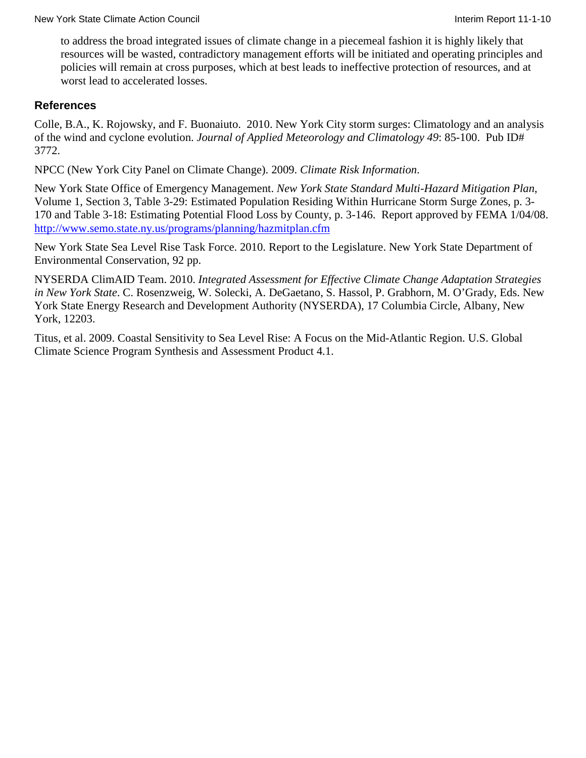to address the broad integrated issues of climate change in a piecemeal fashion it is highly likely that resources will be wasted, contradictory management efforts will be initiated and operating principles and policies will remain at cross purposes, which at best leads to ineffective protection of resources, and at worst lead to accelerated losses.

## References

Colle, B.A., K. Rojowsky, and F. Buonaiuto. 2010. New York City storm surges: Climatology and an analysis of the wind and cyclone evolution. *Journal of Applied Meteorology and Climatology 49*: 85-100. Pub ID# 3772.

NPCC (New York City Panel on Climate Change). 2009. *Climate Risk Information*.

New York State Office of Emergency Management. *New York State Standard Multi-Hazard Mitigation Plan*, Volume 1, Section 3, Table 3-29: Estimated Population Residing Within Hurricane Storm Surge Zones, p. 3-170 and Table 3-18: Estimating Potential Flood Loss by County, p. 3-146. Report approved by FEMA 1/04/08. http://www.semo.state.ny.us/programs/planning/hazmitplan.cfm

New York State Sea Level Rise Task Force. 2010. Report to the Legislature. New York State Department of Environmental Conservation, 92 pp.

NYSERDA ClimAID Team. 2010. *Integrated Assessment for Effective Climate Change Adaptation Strategies in New York State*. C. Rosenzweig, W. Solecki, A. DeGaetano, S. Hassol, P. Grabhorn, M. O'Grady, Eds. New York State Energy Research and Development Authority (NYSERDA), 17 Columbia Circle, Albany, New York, 12203.

Titus, et al. 2009. Coastal Sensitivity to Sea Level Rise: A Focus on the Mid-Atlantic Region. U.S. Global Climate Science Program Synthesis and Assessment Product 4.1.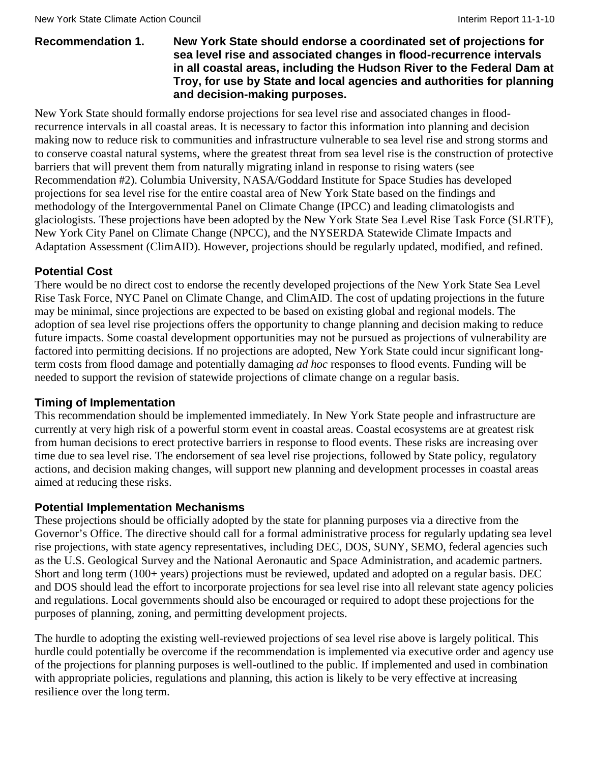**Recommendation 1. New York State should endorse a coordinated set of projections for sea level rise and associated changes in flood-recurrence intervals in all coastal areas, including the Hudson River to the Federal Dam at Troy, for use by State and local agencies and authorities for planning and decision-making purposes.**

New York State should formally endorse projections for sea level rise and associated changes in flood-recurrence intervals in all coastal areas. It is necessary to factor this information into planning and decision making now to reduce risk to communities and infrastructure vulnerable to sea level rise and strong storms and to conserve coastal natural systems, where the greatest threat from sea level rise is the construction of protective barriers that will prevent them from naturally migrating inland in response to rising waters (see Recommendation #2). Columbia University, NASA/Goddard Institute for Space Studies has developed projections for sea level rise for the entire coastal area of New York State based on the findings and methodology of the Intergovernmental Panel on Climate Change (IPCC) and leading climatologists and glaciologists. These projections have been adopted by the New York State Sea Level Rise Task Force (SLRTF), New York City Panel on Climate Change (NPCC), and the NYSERDA Statewide Climate Impacts and Adaptation Assessment (ClimAID). However, projections should be regularly updated, modified, and refined.

### Potential Cost

There would be no direct cost to endorse the recently developed projections of the New York State Sea Level Rise Task Force, NYC Panel on Climate Change, and ClimAID. The cost of updating projections in the future may be minimal, since projections are expected to be based on existing global and regional models. The adoption of sea level rise projections offers the opportunity to change planning and decision making to reduce future impacts. Some coastal development opportunities may not be pursued as projections of vulnerability are factored into permitting decisions. If no projections are adopted, New York State could incur significant long-term costs from flood damage and potentially damaging *ad hoc* responses to flood events. Funding will be needed to support the revision of statewide projections of climate change on a regular basis.

### Timing of Implementation

This recommendation should be implemented immediately. In New York State people and infrastructure are currently at very high risk of a powerful storm event in coastal areas. Coastal ecosystems are at greatest risk from human decisions to erect protective barriers in response to flood events. These risks are increasing over time due to sea level rise. The endorsement of sea level rise projections, followed by State policy, regulatory actions, and decision making changes, will support new planning and development processes in coastal areas aimed at reducing these risks.

### Potential Implementation Mechanisms

These projections should be officially adopted by the state for planning purposes via a directive from the Governor's Office. The directive should call for a formal administrative process for regularly updating sea level rise projections, with state agency representatives, including DEC, DOS, SUNY, SEMO, federal agencies such as the U.S. Geological Survey and the National Aeronautic and Space Administration, and academic partners. Short and long term (100+ years) projections must be reviewed, updated and adopted on a regular basis. DEC and DOS should lead the effort to incorporate projections for sea level rise into all relevant state agency policies and regulations. Local governments should also be encouraged or required to adopt these projections for the purposes of planning, zoning, and permitting development projects.

The hurdle to adopting the existing well-reviewed projections of sea level rise above is largely political. This hurdle could potentially be overcome if the recommendation is implemented via executive order and agency use of the projections for planning purposes is well-outlined to the public. If implemented and used in combination with appropriate policies, regulations and planning, this action is likely to be very effective at increasing resilience over the long term.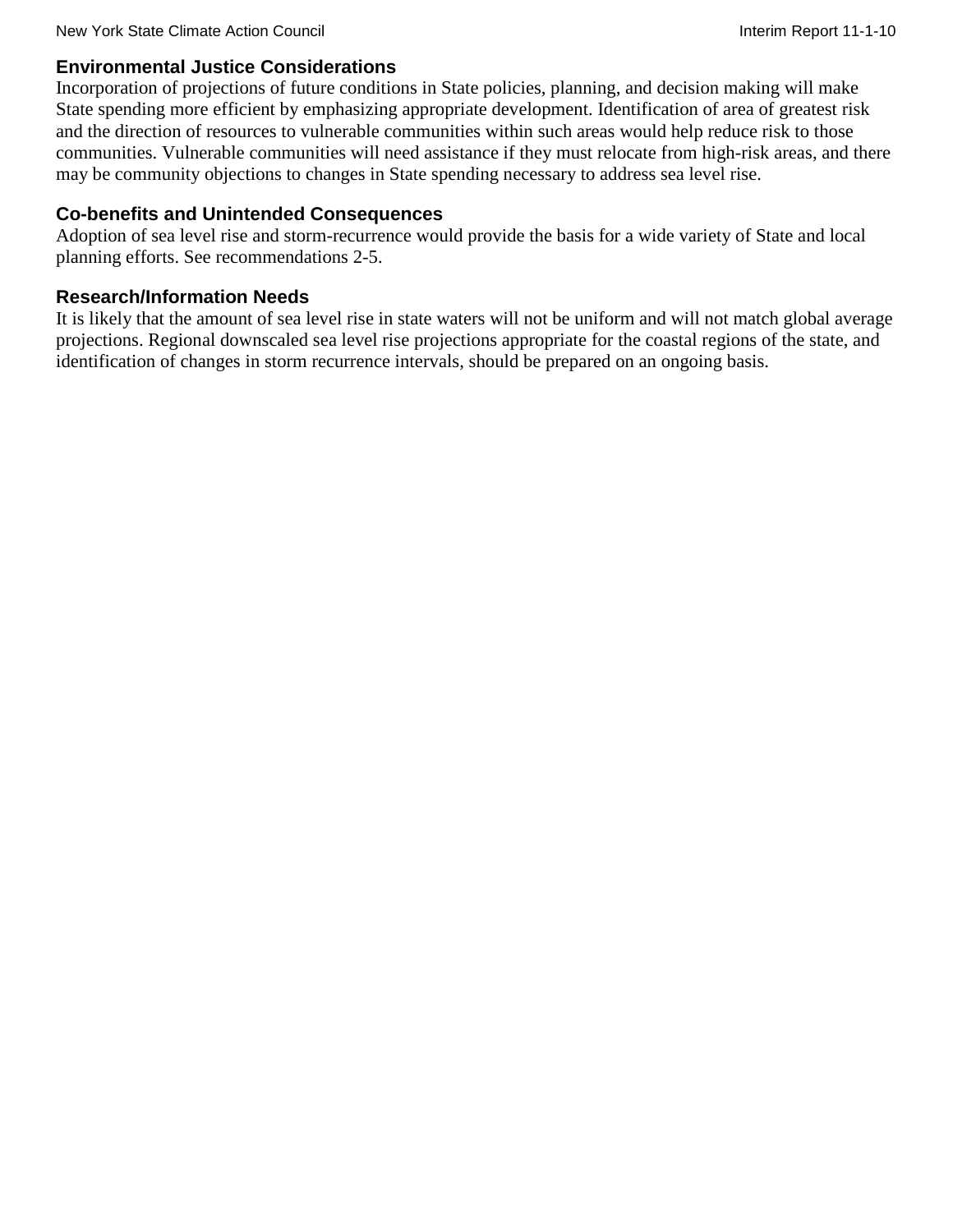### Environmental Justice Considerations

Incorporation of projections of future conditions in State policies, planning, and decision making will make State spending more efficient by emphasizing appropriate development. Identification of area of greatest risk and the direction of resources to vulnerable communities within such areas would help reduce risk to those communities. Vulnerable communities will need assistance if they must relocate from high-risk areas, and there may be community objections to changes in State spending necessary to address sea level rise.

### Co-benefits and Unintended Consequences

Adoption of sea level rise and storm-recurrence would provide the basis for a wide variety of State and local planning efforts. See recommendations 2-5.

### Research/Information Needs

It is likely that the amount of sea level rise in state waters will not be uniform and will not match global average projections. Regional downscaled sea level rise projections appropriate for the coastal regions of the state, and identification of changes in storm recurrence intervals, should be prepared on an ongoing basis.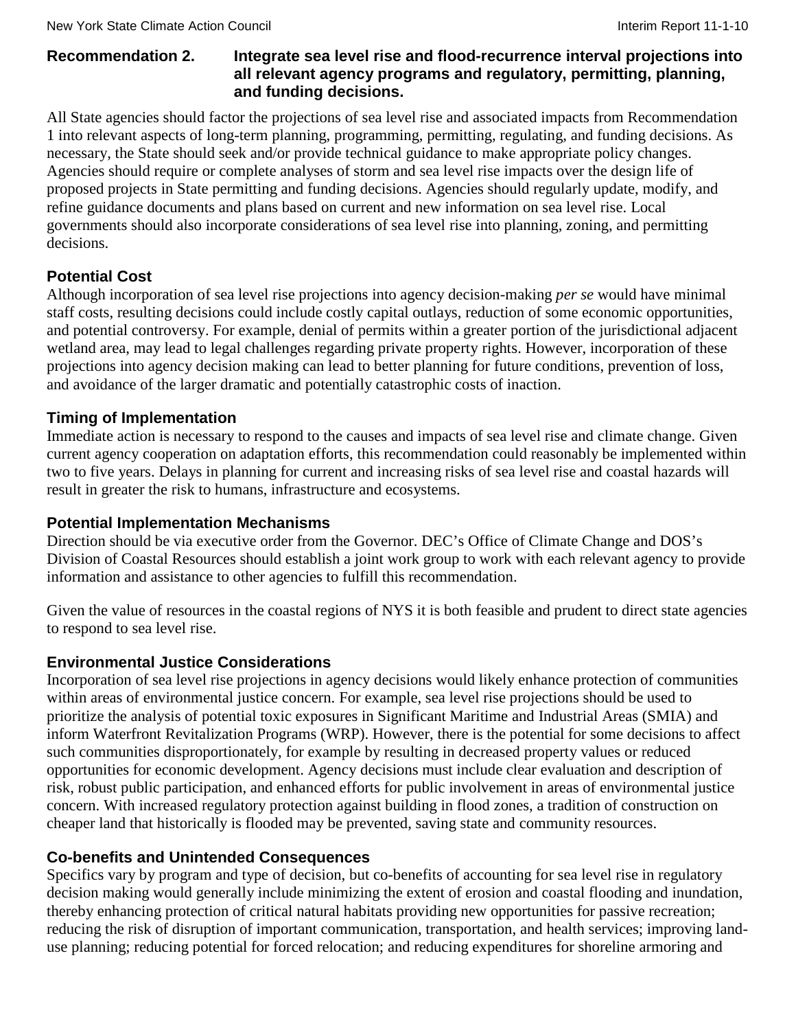**Recommendation 2. Integrate sea level rise and flood-recurrence interval projections into all relevant agency programs and regulatory, permitting, planning, and funding decisions.**

All State agencies should factor the projections of sea level rise and associated impacts from Recommendation 1 into relevant aspects of long-term planning, programming, permitting, regulating, and funding decisions. As necessary, the State should seek and/or provide technical guidance to make appropriate policy changes. Agencies should require or complete analyses of storm and sea level rise impacts over the design life of proposed projects in State permitting and funding decisions. Agencies should regularly update, modify, and refine guidance documents and plans based on current and new information on sea level rise. Local governments should also incorporate considerations of sea level rise into planning, zoning, and permitting decisions.

### Potential Cost

Although incorporation of sea level rise projections into agency decision-making *per se* would have minimal staff costs, resulting decisions could include costly capital outlays, reduction of some economic opportunities, and potential controversy. For example, denial of permits within a greater portion of the jurisdictional adjacent wetland area, may lead to legal challenges regarding private property rights. However, incorporation of these projections into agency decision making can lead to better planning for future conditions, prevention of loss, and avoidance of the larger dramatic and potentially catastrophic costs of inaction.

### Timing of Implementation

Immediate action is necessary to respond to the causes and impacts of sea level rise and climate change. Given current agency cooperation on adaptation efforts, this recommendation could reasonably be implemented within two to five years. Delays in planning for current and increasing risks of sea level rise and coastal hazards will result in greater the risk to humans, infrastructure and ecosystems.

### Potential Implementation Mechanisms

Direction should be via executive order from the Governor. DEC's Office of Climate Change and DOS's Division of Coastal Resources should establish a joint work group to work with each relevant agency to provide information and assistance to other agencies to fulfill this recommendation.

Given the value of resources in the coastal regions of NYS it is both feasible and prudent to direct state agencies to respond to sea level rise.

### Environmental Justice Considerations

Incorporation of sea level rise projections in agency decisions would likely enhance protection of communities within areas of environmental justice concern. For example, sea level rise projections should be used to prioritize the analysis of potential toxic exposures in Significant Maritime and Industrial Areas (SMIA) and inform Waterfront Revitalization Programs (WRP). However, there is the potential for some decisions to affect such communities disproportionately, for example by resulting in decreased property values or reduced opportunities for economic development. Agency decisions must include clear evaluation and description of risk, robust public participation, and enhanced efforts for public involvement in areas of environmental justice concern. With increased regulatory protection against building in flood zones, a tradition of construction on cheaper land that historically is flooded may be prevented, saving state and community resources.

### Co-benefits and Unintended Consequences

Specifics vary by program and type of decision, but co-benefits of accounting for sea level rise in regulatory decision making would generally include minimizing the extent of erosion and coastal flooding and inundation, thereby enhancing protection of critical natural habitats providing new opportunities for passive recreation; reducing the risk of disruption of important communication, transportation, and health services; improving land-use planning; reducing potential for forced relocation; and reducing expenditures for shoreline armoring and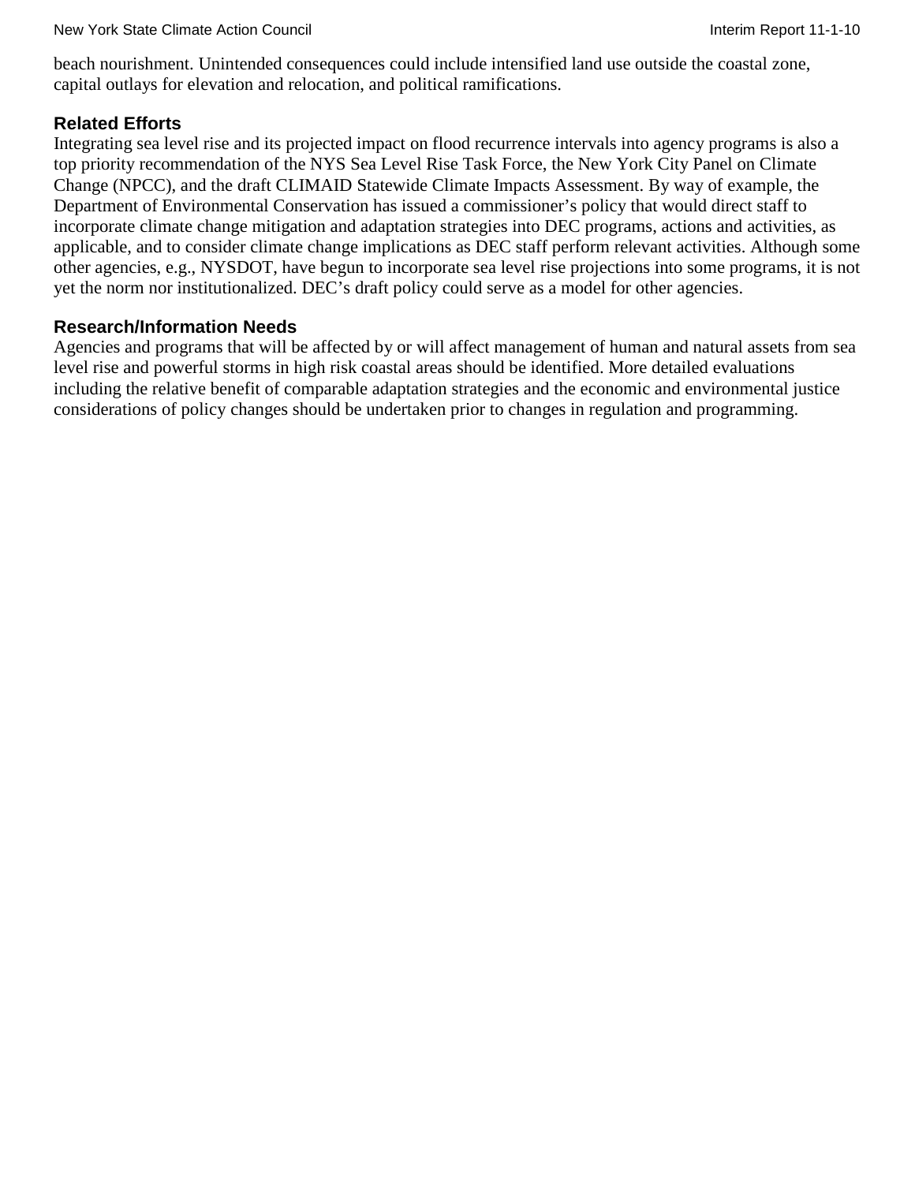beach nourishment. Unintended consequences could include intensified land use outside the coastal zone, capital outlays for elevation and relocation, and political ramifications.

### Related Efforts

Integrating sea level rise and its projected impact on flood recurrence intervals into agency programs is also a top priority recommendation of the NYS Sea Level Rise Task Force, the New York City Panel on Climate Change (NPCC), and the draft CLIMAID Statewide Climate Impacts Assessment. By way of example, the Department of Environmental Conservation has issued a commissioner's policy that would direct staff to incorporate climate change mitigation and adaptation strategies into DEC programs, actions and activities, as applicable, and to consider climate change implications as DEC staff perform relevant activities. Although some other agencies, e.g., NYSDOT, have begun to incorporate sea level rise projections into some programs, it is not yet the norm nor institutionalized. DEC's draft policy could serve as a model for other agencies.

### Research/Information Needs

Agencies and programs that will be affected by or will affect management of human and natural assets from sea level rise and powerful storms in high risk coastal areas should be identified. More detailed evaluations including the relative benefit of comparable adaptation strategies and the economic and environmental justice considerations of policy changes should be undertaken prior to changes in regulation and programming.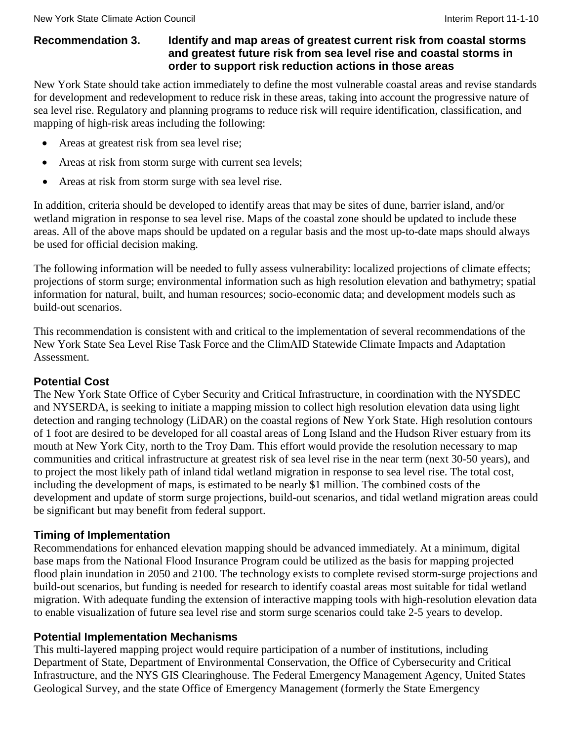### Recommendation 3. Identify and map areas of greatest current risk from coastal storms and greatest future risk from sea level rise and coastal storms in order to support risk reduction actions in those areas

New York State should take action immediately to define the most vulnerable coastal areas and revise standards for development and redevelopment to reduce risk in these areas, taking into account the progressive nature of sea level rise. Regulatory and planning programs to reduce risk will require identification, classification, and mapping of high-risk areas including the following:

- Areas at greatest risk from sea level rise;
- Areas at risk from storm surge with current sea levels;
- Areas at risk from storm surge with sea level rise.

In addition, criteria should be developed to identify areas that may be sites of dune, barrier island, and/or wetland migration in response to sea level rise. Maps of the coastal zone should be updated to include these areas. All of the above maps should be updated on a regular basis and the most up-to-date maps should always be used for official decision making.

The following information will be needed to fully assess vulnerability: localized projections of climate effects; projections of storm surge; environmental information such as high resolution elevation and bathymetry; spatial information for natural, built, and human resources; socio-economic data; and development models such as build-out scenarios.

This recommendation is consistent with and critical to the implementation of several recommendations of the New York State Sea Level Rise Task Force and the ClimAID Statewide Climate Impacts and Adaptation Assessment.

#### Potential Cost

The New York State Office of Cyber Security and Critical Infrastructure, in coordination with the NYSDEC and NYSERDA, is seeking to initiate a mapping mission to collect high resolution elevation data using light detection and ranging technology (LiDAR) on the coastal regions of New York State. High resolution contours of 1 foot are desired to be developed for all coastal areas of Long Island and the Hudson River estuary from its mouth at New York City, north to the Troy Dam. This effort would provide the resolution necessary to map communities and critical infrastructure at greatest risk of sea level rise in the near term (next 30-50 years), and to project the most likely path of inland tidal wetland migration in response to sea level rise. The total cost, including the development of maps, is estimated to be nearly $1 million. The combined costs of the development and update of storm surge projections, build-out scenarios, and tidal wetland migration areas could be significant but may benefit from federal support.

#### Timing of Implementation

Recommendations for enhanced elevation mapping should be advanced immediately. At a minimum, digital base maps from the National Flood Insurance Program could be utilized as the basis for mapping projected flood plain inundation in 2050 and 2100. The technology exists to complete revised storm-surge projections and build-out scenarios, but funding is needed for research to identify coastal areas most suitable for tidal wetland migration. With adequate funding the extension of interactive mapping tools with high-resolution elevation data to enable visualization of future sea level rise and storm surge scenarios could take 2-5 years to develop.

#### Potential Implementation Mechanisms

This multi-layered mapping project would require participation of a number of institutions, including Department of State, Department of Environmental Conservation, the Office of Cybersecurity and Critical Infrastructure, and the NYS GIS Clearinghouse. The Federal Emergency Management Agency, United States Geological Survey, and the state Office of Emergency Management (formerly the State Emergency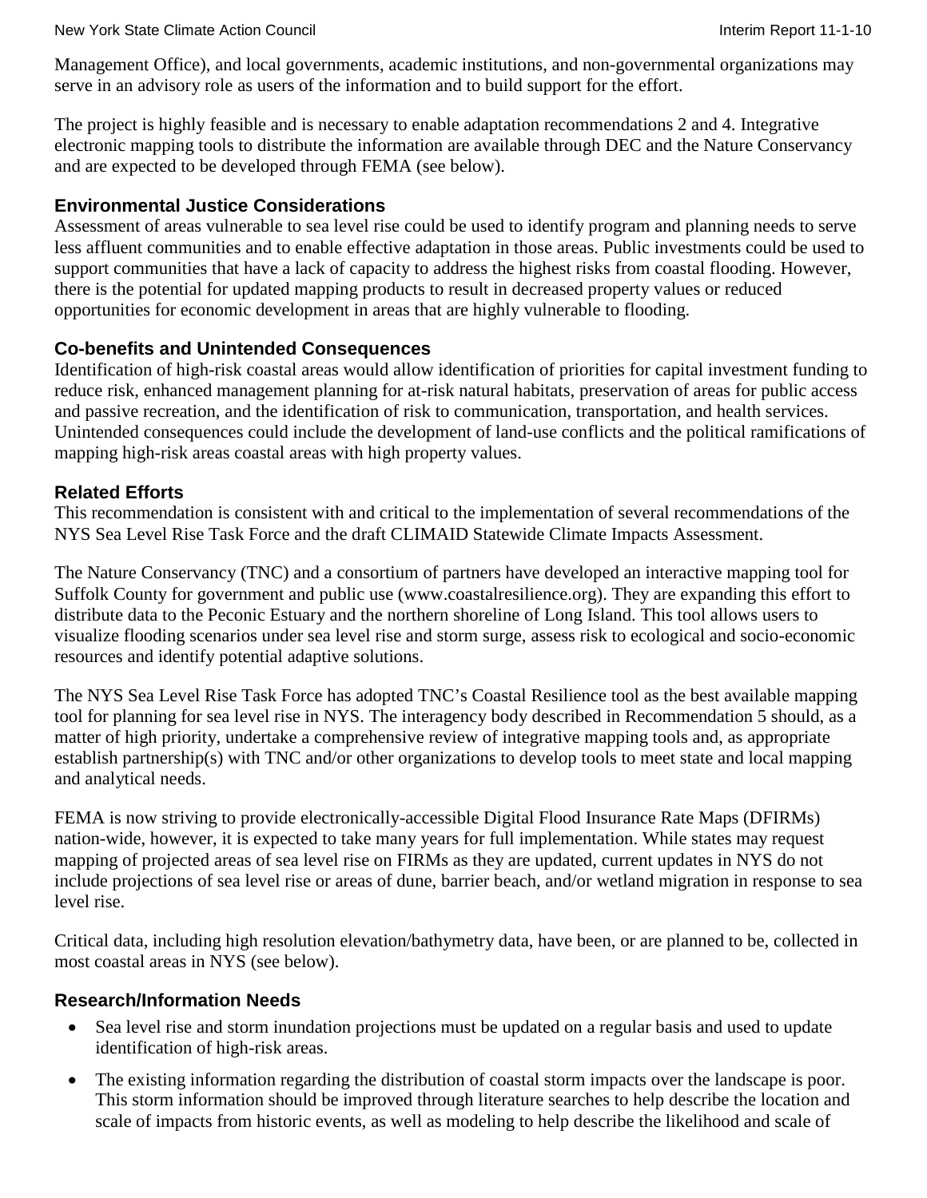Management Office), and local governments, academic institutions, and non-governmental organizations may serve in an advisory role as users of the information and to build support for the effort.

The project is highly feasible and is necessary to enable adaptation recommendations 2 and 4. Integrative electronic mapping tools to distribute the information are available through DEC and the Nature Conservancy and are expected to be developed through FEMA (see below).

### Environmental Justice Considerations

Assessment of areas vulnerable to sea level rise could be used to identify program and planning needs to serve less affluent communities and to enable effective adaptation in those areas. Public investments could be used to support communities that have a lack of capacity to address the highest risks from coastal flooding. However, there is the potential for updated mapping products to result in decreased property values or reduced opportunities for economic development in areas that are highly vulnerable to flooding.

### Co-benefits and Unintended Consequences

Identification of high-risk coastal areas would allow identification of priorities for capital investment funding to reduce risk, enhanced management planning for at-risk natural habitats, preservation of areas for public access and passive recreation, and the identification of risk to communication, transportation, and health services. Unintended consequences could include the development of land-use conflicts and the political ramifications of mapping high-risk areas coastal areas with high property values.

### Related Efforts

This recommendation is consistent with and critical to the implementation of several recommendations of the NYS Sea Level Rise Task Force and the draft CLIMAID Statewide Climate Impacts Assessment.

The Nature Conservancy (TNC) and a consortium of partners have developed an interactive mapping tool for Suffolk County for government and public use (www.coastalresilience.org). They are expanding this effort to distribute data to the Peconic Estuary and the northern shoreline of Long Island. This tool allows users to visualize flooding scenarios under sea level rise and storm surge, assess risk to ecological and socio-economic resources and identify potential adaptive solutions.

The NYS Sea Level Rise Task Force has adopted TNC's Coastal Resilience tool as the best available mapping tool for planning for sea level rise in NYS. The interagency body described in Recommendation 5 should, as a matter of high priority, undertake a comprehensive review of integrative mapping tools and, as appropriate establish partnership(s) with TNC and/or other organizations to develop tools to meet state and local mapping and analytical needs.

FEMA is now striving to provide electronically-accessible Digital Flood Insurance Rate Maps (DFIRMs) nation-wide, however, it is expected to take many years for full implementation. While states may request mapping of projected areas of sea level rise on FIRMs as they are updated, current updates in NYS do not include projections of sea level rise or areas of dune, barrier beach, and/or wetland migration in response to sea level rise.

Critical data, including high resolution elevation/bathymetry data, have been, or are planned to be, collected in most coastal areas in NYS (see below).

### Research/Information Needs

- Sea level rise and storm inundation projections must be updated on a regular basis and used to update identification of high-risk areas.
- The existing information regarding the distribution of coastal storm impacts over the landscape is poor. This storm information should be improved through literature searches to help describe the location and scale of impacts from historic events, as well as modeling to help describe the likelihood and scale of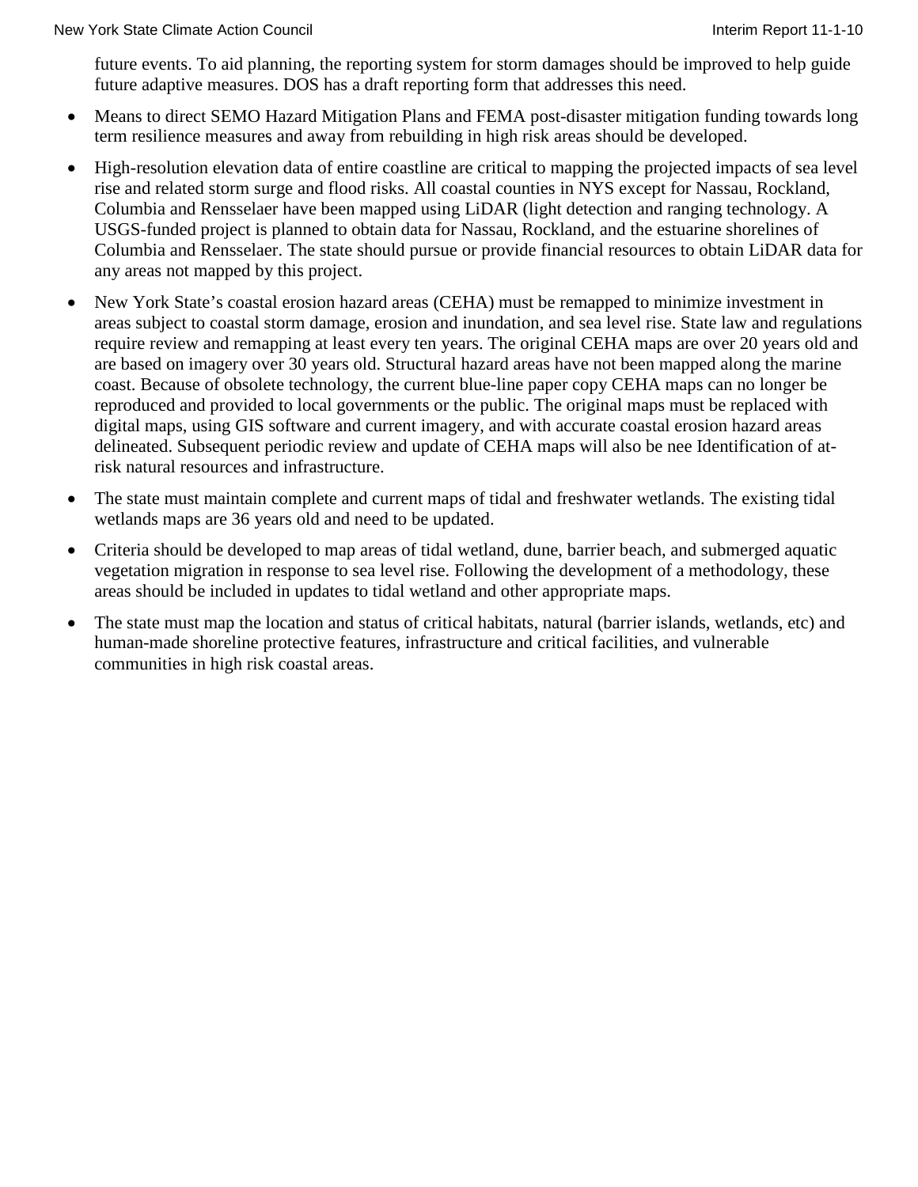future events. To aid planning, the reporting system for storm damages should be improved to help guide future adaptive measures. DOS has a draft reporting form that addresses this need.

- Means to direct SEMO Hazard Mitigation Plans and FEMA post-disaster mitigation funding towards long term resilience measures and away from rebuilding in high risk areas should be developed.
- High-resolution elevation data of entire coastline are critical to mapping the projected impacts of sea level rise and related storm surge and flood risks. All coastal counties in NYS except for Nassau, Rockland, Columbia and Rensselaer have been mapped using LiDAR (light detection and ranging technology. A USGS-funded project is planned to obtain data for Nassau, Rockland, and the estuarine shorelines of Columbia and Rensselaer. The state should pursue or provide financial resources to obtain LiDAR data for any areas not mapped by this project.
- New York State's coastal erosion hazard areas (CEHA) must be remapped to minimize investment in areas subject to coastal storm damage, erosion and inundation, and sea level rise. State law and regulations require review and remapping at least every ten years. The original CEHA maps are over 20 years old and are based on imagery over 30 years old. Structural hazard areas have not been mapped along the marine coast. Because of obsolete technology, the current blue-line paper copy CEHA maps can no longer be reproduced and provided to local governments or the public. The original maps must be replaced with digital maps, using GIS software and current imagery, and with accurate coastal erosion hazard areas delineated. Subsequent periodic review and update of CEHA maps will also be nee Identification of at-risk natural resources and infrastructure.
- The state must maintain complete and current maps of tidal and freshwater wetlands. The existing tidal wetlands maps are 36 years old and need to be updated.
- Criteria should be developed to map areas of tidal wetland, dune, barrier beach, and submerged aquatic vegetation migration in response to sea level rise. Following the development of a methodology, these areas should be included in updates to tidal wetland and other appropriate maps.
- The state must map the location and status of critical habitats, natural (barrier islands, wetlands, etc) and human-made shoreline protective features, infrastructure and critical facilities, and vulnerable communities in high risk coastal areas.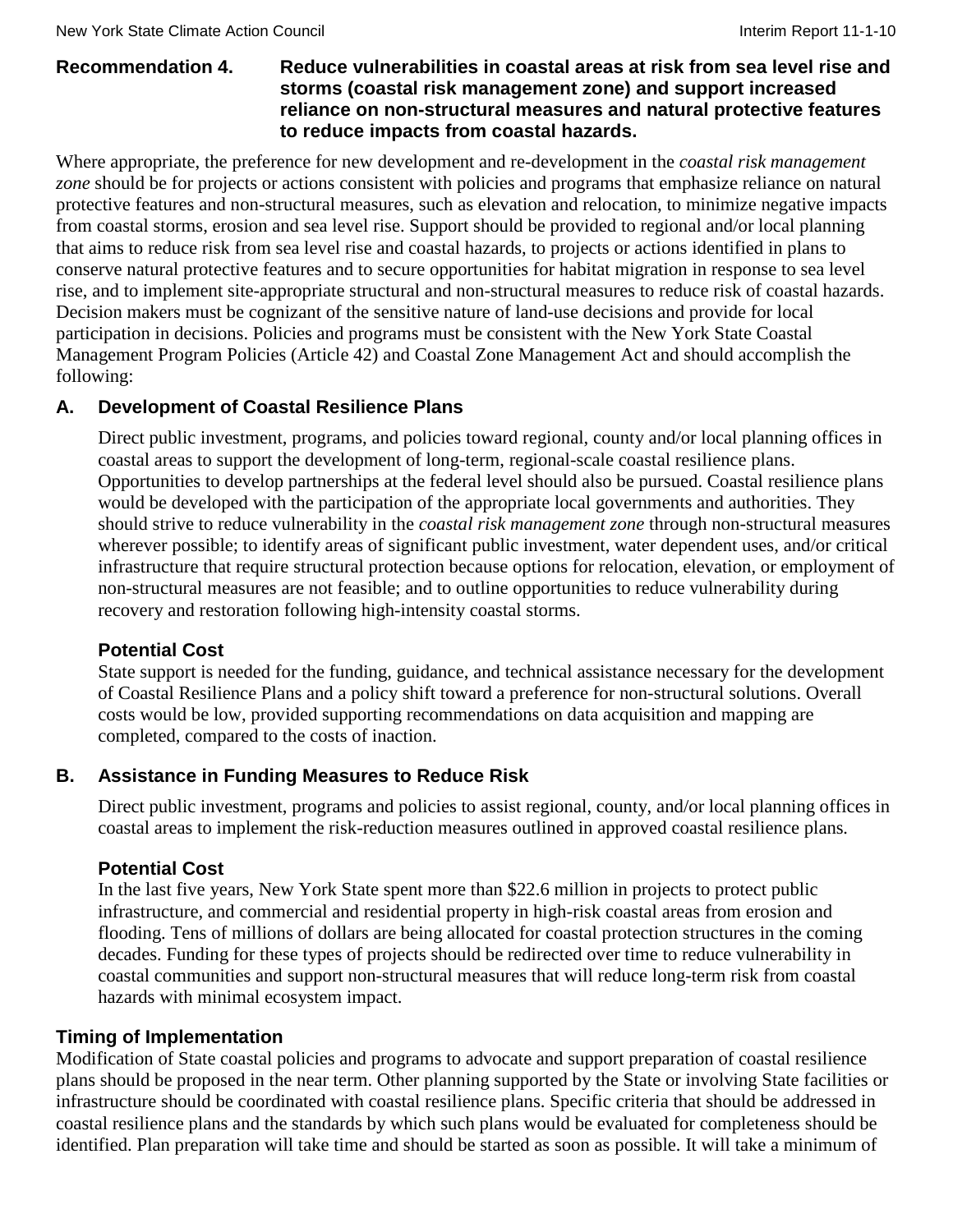**Recommendation 4. Reduce vulnerabilities in coastal areas at risk from sea level rise and storms (coastal risk management zone) and support increased reliance on non-structural measures and natural protective features to reduce impacts from coastal hazards.**

Where appropriate, the preference for new development and re-development in the *coastal risk management zone* should be for projects or actions consistent with policies and programs that emphasize reliance on natural protective features and non-structural measures, such as elevation and relocation, to minimize negative impacts from coastal storms, erosion and sea level rise. Support should be provided to regional and/or local planning that aims to reduce risk from sea level rise and coastal hazards, to projects or actions identified in plans to conserve natural protective features and to secure opportunities for habitat migration in response to sea level rise, and to implement site-appropriate structural and non-structural measures to reduce risk of coastal hazards. Decision makers must be cognizant of the sensitive nature of land-use decisions and provide for local participation in decisions. Policies and programs must be consistent with the New York State Coastal Management Program Policies (Article 42) and Coastal Zone Management Act and should accomplish the following:

### A. Development of Coastal Resilience Plans

Direct public investment, programs, and policies toward regional, county and/or local planning offices in coastal areas to support the development of long-term, regional-scale coastal resilience plans. Opportunities to develop partnerships at the federal level should also be pursued. Coastal resilience plans would be developed with the participation of the appropriate local governments and authorities. They should strive to reduce vulnerability in the *coastal risk management zone* through non-structural measures wherever possible; to identify areas of significant public investment, water dependent uses, and/or critical infrastructure that require structural protection because options for relocation, elevation, or employment of non-structural measures are not feasible; and to outline opportunities to reduce vulnerability during recovery and restoration following high-intensity coastal storms.

#### Potential Cost

State support is needed for the funding, guidance, and technical assistance necessary for the development of Coastal Resilience Plans and a policy shift toward a preference for non-structural solutions. Overall costs would be low, provided supporting recommendations on data acquisition and mapping are completed, compared to the costs of inaction.

### B. Assistance in Funding Measures to Reduce Risk

Direct public investment, programs and policies to assist regional, county, and/or local planning offices in coastal areas to implement the risk-reduction measures outlined in approved coastal resilience plans.

#### Potential Cost

In the last five years, New York State spent more than $22.6 million in projects to protect public infrastructure, and commercial and residential property in high-risk coastal areas from erosion and flooding. Tens of millions of dollars are being allocated for coastal protection structures in the coming decades. Funding for these types of projects should be redirected over time to reduce vulnerability in coastal communities and support non-structural measures that will reduce long-term risk from coastal hazards with minimal ecosystem impact.

### Timing of Implementation

Modification of State coastal policies and programs to advocate and support preparation of coastal resilience plans should be proposed in the near term. Other planning supported by the State or involving State facilities or infrastructure should be coordinated with coastal resilience plans. Specific criteria that should be addressed in coastal resilience plans and the standards by which such plans would be evaluated for completeness should be identified. Plan preparation will take time and should be started as soon as possible. It will take a minimum of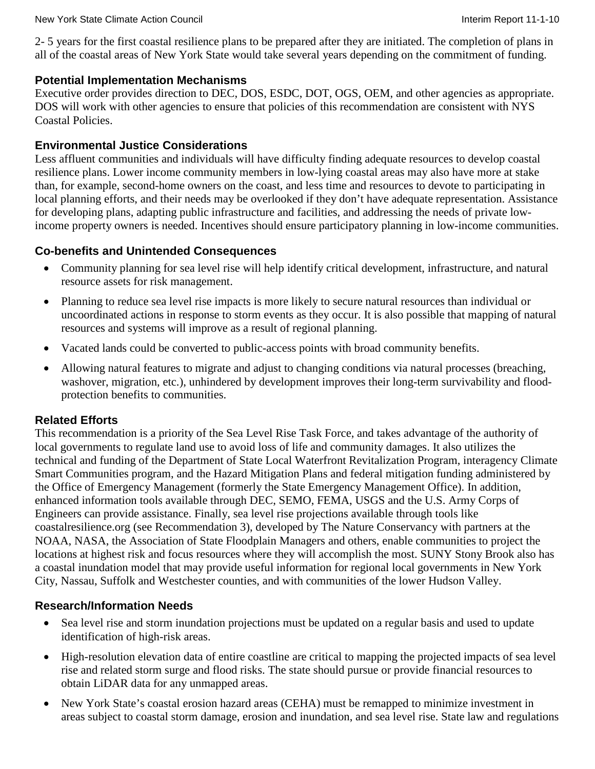2- 5 years for the first coastal resilience plans to be prepared after they are initiated. The completion of plans in all of the coastal areas of New York State would take several years depending on the commitment of funding.

### Potential Implementation Mechanisms

Executive order provides direction to DEC, DOS, ESDC, DOT, OGS, OEM, and other agencies as appropriate. DOS will work with other agencies to ensure that policies of this recommendation are consistent with NYS Coastal Policies.

### Environmental Justice Considerations

Less affluent communities and individuals will have difficulty finding adequate resources to develop coastal resilience plans. Lower income community members in low-lying coastal areas may also have more at stake than, for example, second-home owners on the coast, and less time and resources to devote to participating in local planning efforts, and their needs may be overlooked if they don't have adequate representation. Assistance for developing plans, adapting public infrastructure and facilities, and addressing the needs of private low-income property owners is needed. Incentives should ensure participatory planning in low-income communities.

### Co-benefits and Unintended Consequences

- Community planning for sea level rise will help identify critical development, infrastructure, and natural resource assets for risk management.
- Planning to reduce sea level rise impacts is more likely to secure natural resources than individual or uncoordinated actions in response to storm events as they occur. It is also possible that mapping of natural resources and systems will improve as a result of regional planning.
- Vacated lands could be converted to public-access points with broad community benefits.
- Allowing natural features to migrate and adjust to changing conditions via natural processes (breaching, washover, migration, etc.), unhindered by development improves their long-term survivability and flood-protection benefits to communities.

### Related Efforts

This recommendation is a priority of the Sea Level Rise Task Force, and takes advantage of the authority of local governments to regulate land use to avoid loss of life and community damages. It also utilizes the technical and funding of the Department of State Local Waterfront Revitalization Program, interagency Climate Smart Communities program, and the Hazard Mitigation Plans and federal mitigation funding administered by the Office of Emergency Management (formerly the State Emergency Management Office). In addition, enhanced information tools available through DEC, SEMO, FEMA, USGS and the U.S. Army Corps of Engineers can provide assistance. Finally, sea level rise projections available through tools like coastalresilience.org (see Recommendation 3), developed by The Nature Conservancy with partners at the NOAA, NASA, the Association of State Floodplain Managers and others, enable communities to project the locations at highest risk and focus resources where they will accomplish the most. SUNY Stony Brook also has a coastal inundation model that may provide useful information for regional local governments in New York City, Nassau, Suffolk and Westchester counties, and with communities of the lower Hudson Valley.

### Research/Information Needs

- Sea level rise and storm inundation projections must be updated on a regular basis and used to update identification of high-risk areas.
- High-resolution elevation data of entire coastline are critical to mapping the projected impacts of sea level rise and related storm surge and flood risks. The state should pursue or provide financial resources to obtain LiDAR data for any unmapped areas.
- New York State's coastal erosion hazard areas (CEHA) must be remapped to minimize investment in areas subject to coastal storm damage, erosion and inundation, and sea level rise. State law and regulations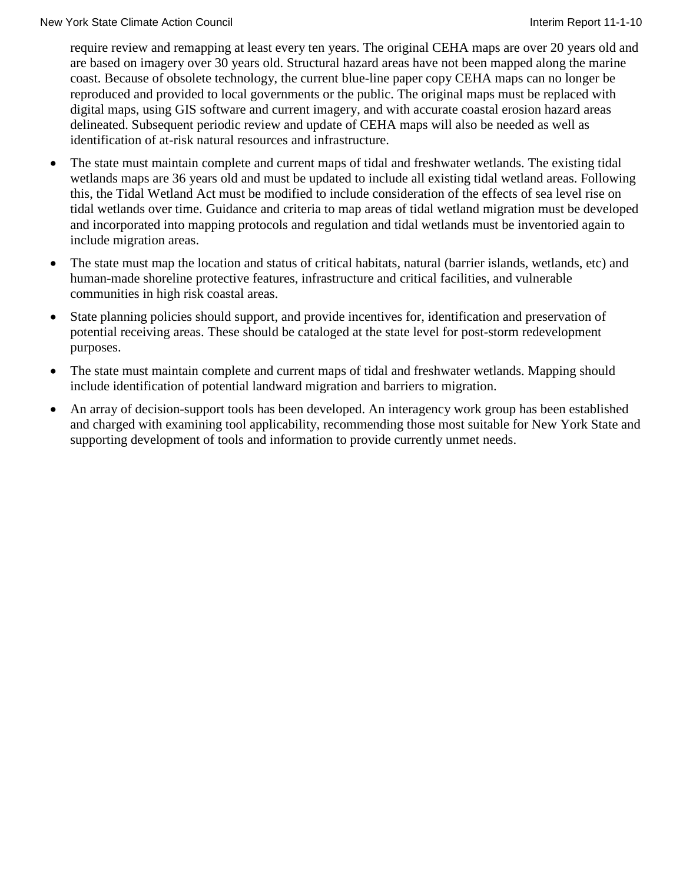require review and remapping at least every ten years. The original CEHA maps are over 20 years old and are based on imagery over 30 years old. Structural hazard areas have not been mapped along the marine coast. Because of obsolete technology, the current blue-line paper copy CEHA maps can no longer be reproduced and provided to local governments or the public. The original maps must be replaced with digital maps, using GIS software and current imagery, and with accurate coastal erosion hazard areas delineated. Subsequent periodic review and update of CEHA maps will also be needed as well as identification of at-risk natural resources and infrastructure.

- The state must maintain complete and current maps of tidal and freshwater wetlands. The existing tidal wetlands maps are 36 years old and must be updated to include all existing tidal wetland areas. Following this, the Tidal Wetland Act must be modified to include consideration of the effects of sea level rise on tidal wetlands over time. Guidance and criteria to map areas of tidal wetland migration must be developed and incorporated into mapping protocols and regulation and tidal wetlands must be inventoried again to include migration areas.
- The state must map the location and status of critical habitats, natural (barrier islands, wetlands, etc) and human-made shoreline protective features, infrastructure and critical facilities, and vulnerable communities in high risk coastal areas.
- State planning policies should support, and provide incentives for, identification and preservation of potential receiving areas. These should be cataloged at the state level for post-storm redevelopment purposes.
- The state must maintain complete and current maps of tidal and freshwater wetlands. Mapping should include identification of potential landward migration and barriers to migration.
- An array of decision-support tools has been developed. An interagency work group has been established and charged with examining tool applicability, recommending those most suitable for New York State and supporting development of tools and information to provide currently unmet needs.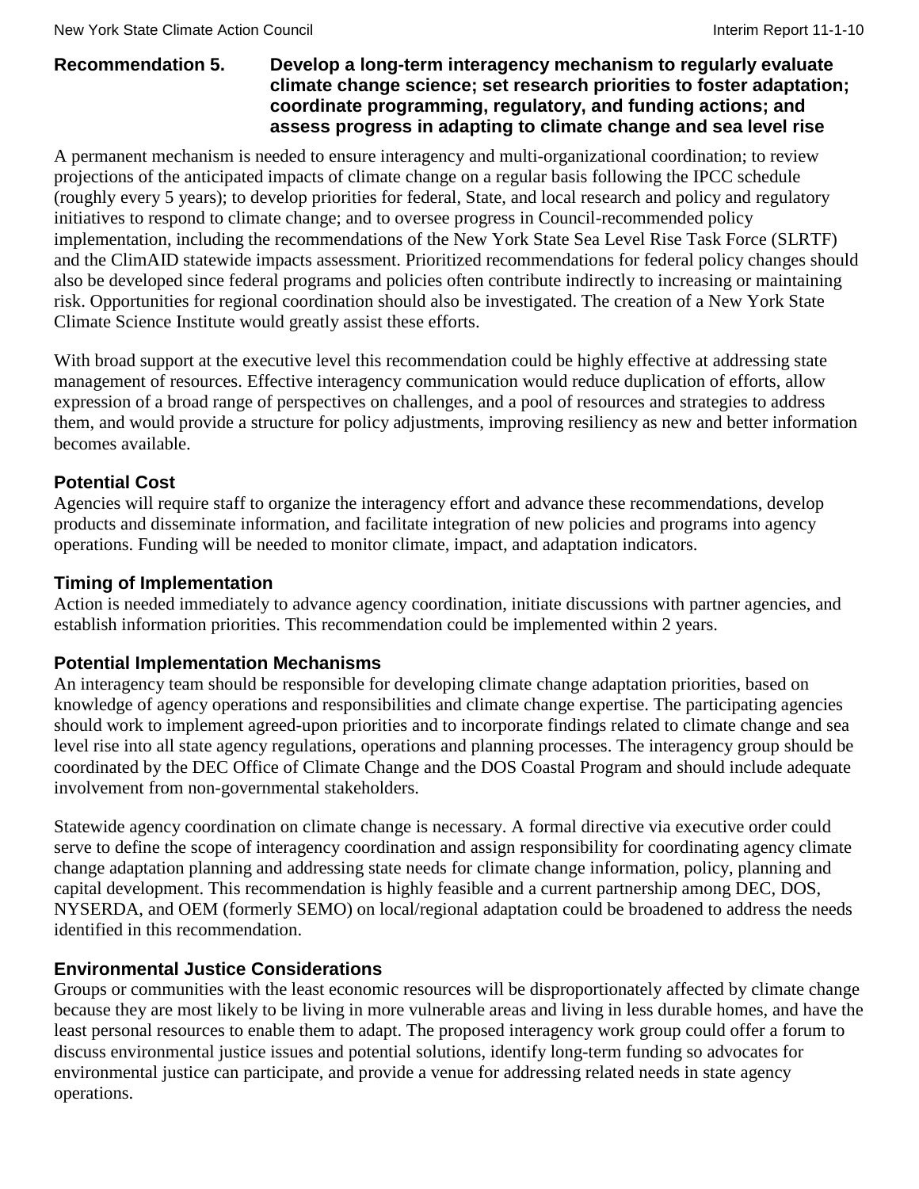### Recommendation 5. Develop a long-term interagency mechanism to regularly evaluate climate change science; set research priorities to foster adaptation; coordinate programming, regulatory, and funding actions; and assess progress in adapting to climate change and sea level rise

A permanent mechanism is needed to ensure interagency and multi-organizational coordination; to review projections of the anticipated impacts of climate change on a regular basis following the IPCC schedule (roughly every 5 years); to develop priorities for federal, State, and local research and policy and regulatory initiatives to respond to climate change; and to oversee progress in Council-recommended policy implementation, including the recommendations of the New York State Sea Level Rise Task Force (SLRTF) and the ClimAID statewide impacts assessment. Prioritized recommendations for federal policy changes should also be developed since federal programs and policies often contribute indirectly to increasing or maintaining risk. Opportunities for regional coordination should also be investigated. The creation of a New York State Climate Science Institute would greatly assist these efforts.

With broad support at the executive level this recommendation could be highly effective at addressing state management of resources. Effective interagency communication would reduce duplication of efforts, allow expression of a broad range of perspectives on challenges, and a pool of resources and strategies to address them, and would provide a structure for policy adjustments, improving resiliency as new and better information becomes available.

#### Potential Cost

Agencies will require staff to organize the interagency effort and advance these recommendations, develop products and disseminate information, and facilitate integration of new policies and programs into agency operations. Funding will be needed to monitor climate, impact, and adaptation indicators.

#### Timing of Implementation

Action is needed immediately to advance agency coordination, initiate discussions with partner agencies, and establish information priorities. This recommendation could be implemented within 2 years.

#### Potential Implementation Mechanisms

An interagency team should be responsible for developing climate change adaptation priorities, based on knowledge of agency operations and responsibilities and climate change expertise. The participating agencies should work to implement agreed-upon priorities and to incorporate findings related to climate change and sea level rise into all state agency regulations, operations and planning processes. The interagency group should be coordinated by the DEC Office of Climate Change and the DOS Coastal Program and should include adequate involvement from non-governmental stakeholders.

Statewide agency coordination on climate change is necessary. A formal directive via executive order could serve to define the scope of interagency coordination and assign responsibility for coordinating agency climate change adaptation planning and addressing state needs for climate change information, policy, planning and capital development. This recommendation is highly feasible and a current partnership among DEC, DOS, NYSERDA, and OEM (formerly SEMO) on local/regional adaptation could be broadened to address the needs identified in this recommendation.

#### Environmental Justice Considerations

Groups or communities with the least economic resources will be disproportionately affected by climate change because they are most likely to be living in more vulnerable areas and living in less durable homes, and have the least personal resources to enable them to adapt. The proposed interagency work group could offer a forum to discuss environmental justice issues and potential solutions, identify long-term funding so advocates for environmental justice can participate, and provide a venue for addressing related needs in state agency operations.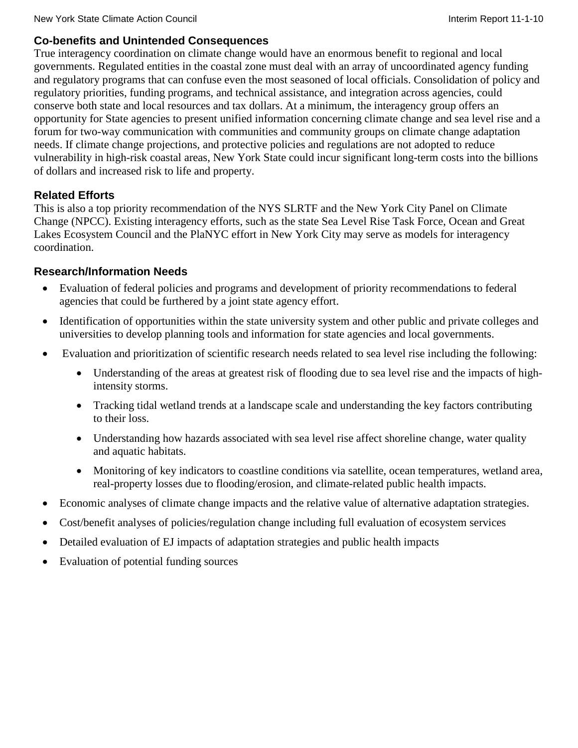### Co-benefits and Unintended Consequences

True interagency coordination on climate change would have an enormous benefit to regional and local governments. Regulated entities in the coastal zone must deal with an array of uncoordinated agency funding and regulatory programs that can confuse even the most seasoned of local officials. Consolidation of policy and regulatory priorities, funding programs, and technical assistance, and integration across agencies, could conserve both state and local resources and tax dollars. At a minimum, the interagency group offers an opportunity for State agencies to present unified information concerning climate change and sea level rise and a forum for two-way communication with communities and community groups on climate change adaptation needs. If climate change projections, and protective policies and regulations are not adopted to reduce vulnerability in high-risk coastal areas, New York State could incur significant long-term costs into the billions of dollars and increased risk to life and property.

### Related Efforts

This is also a top priority recommendation of the NYS SLRTF and the New York City Panel on Climate Change (NPCC). Existing interagency efforts, such as the state Sea Level Rise Task Force, Ocean and Great Lakes Ecosystem Council and the PlaNYC effort in New York City may serve as models for interagency coordination.

### Research/Information Needs

- Evaluation of federal policies and programs and development of priority recommendations to federal agencies that could be furthered by a joint state agency effort.
- Identification of opportunities within the state university system and other public and private colleges and universities to develop planning tools and information for state agencies and local governments.
- Evaluation and prioritization of scientific research needs related to sea level rise including the following:
  - Understanding of the areas at greatest risk of flooding due to sea level rise and the impacts of high-intensity storms.
  - Tracking tidal wetland trends at a landscape scale and understanding the key factors contributing to their loss.
  - Understanding how hazards associated with sea level rise affect shoreline change, water quality and aquatic habitats.
  - Monitoring of key indicators to coastline conditions via satellite, ocean temperatures, wetland area, real-property losses due to flooding/erosion, and climate-related public health impacts.
- Economic analyses of climate change impacts and the relative value of alternative adaptation strategies.
- Cost/benefit analyses of policies/regulation change including full evaluation of ecosystem services
- Detailed evaluation of EJ impacts of adaptation strategies and public health impacts
- Evaluation of potential funding sources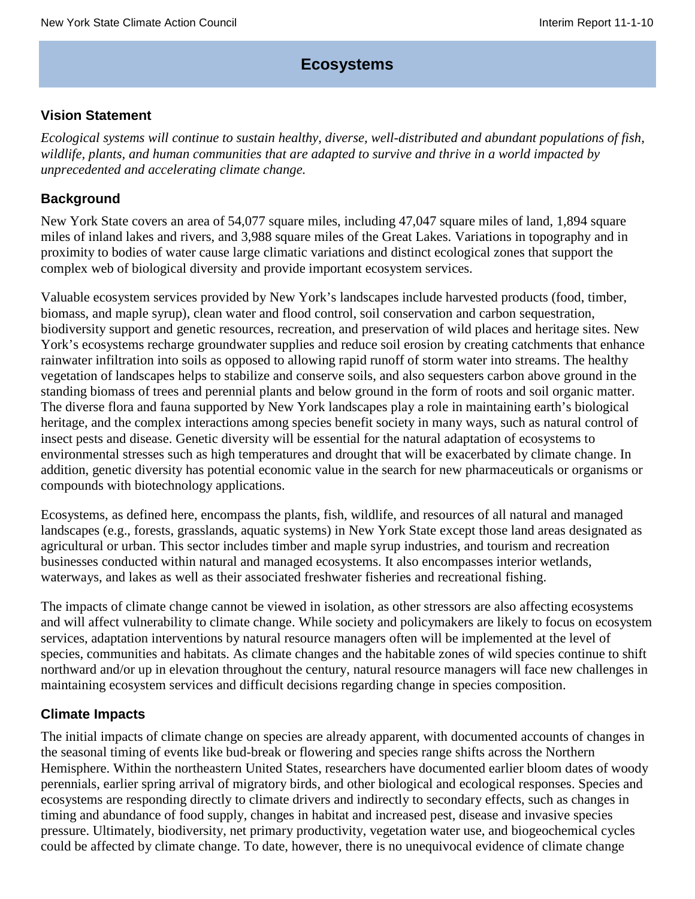# Ecosystems

## Vision Statement

*Ecological systems will continue to sustain healthy, diverse, well-distributed and abundant populations of fish, wildlife, plants, and human communities that are adapted to survive and thrive in a world impacted by unprecedented and accelerating climate change.*

## Background

New York State covers an area of 54,077 square miles, including 47,047 square miles of land, 1,894 square miles of inland lakes and rivers, and 3,988 square miles of the Great Lakes. Variations in topography and in proximity to bodies of water cause large climatic variations and distinct ecological zones that support the complex web of biological diversity and provide important ecosystem services.

Valuable ecosystem services provided by New York's landscapes include harvested products (food, timber, biomass, and maple syrup), clean water and flood control, soil conservation and carbon sequestration, biodiversity support and genetic resources, recreation, and preservation of wild places and heritage sites. New York's ecosystems recharge groundwater supplies and reduce soil erosion by creating catchments that enhance rainwater infiltration into soils as opposed to allowing rapid runoff of storm water into streams. The healthy vegetation of landscapes helps to stabilize and conserve soils, and also sequesters carbon above ground in the standing biomass of trees and perennial plants and below ground in the form of roots and soil organic matter. The diverse flora and fauna supported by New York landscapes play a role in maintaining earth's biological heritage, and the complex interactions among species benefit society in many ways, such as natural control of insect pests and disease. Genetic diversity will be essential for the natural adaptation of ecosystems to environmental stresses such as high temperatures and drought that will be exacerbated by climate change. In addition, genetic diversity has potential economic value in the search for new pharmaceuticals or organisms or compounds with biotechnology applications.

Ecosystems, as defined here, encompass the plants, fish, wildlife, and resources of all natural and managed landscapes (e.g., forests, grasslands, aquatic systems) in New York State except those land areas designated as agricultural or urban. This sector includes timber and maple syrup industries, and tourism and recreation businesses conducted within natural and managed ecosystems. It also encompasses interior wetlands, waterways, and lakes as well as their associated freshwater fisheries and recreational fishing.

The impacts of climate change cannot be viewed in isolation, as other stressors are also affecting ecosystems and will affect vulnerability to climate change. While society and policymakers are likely to focus on ecosystem services, adaptation interventions by natural resource managers often will be implemented at the level of species, communities and habitats. As climate changes and the habitable zones of wild species continue to shift northward and/or up in elevation throughout the century, natural resource managers will face new challenges in maintaining ecosystem services and difficult decisions regarding change in species composition.

## Climate Impacts

The initial impacts of climate change on species are already apparent, with documented accounts of changes in the seasonal timing of events like bud-break or flowering and species range shifts across the Northern Hemisphere. Within the northeastern United States, researchers have documented earlier bloom dates of woody perennials, earlier spring arrival of migratory birds, and other biological and ecological responses. Species and ecosystems are responding directly to climate drivers and indirectly to secondary effects, such as changes in timing and abundance of food supply, changes in habitat and increased pest, disease and invasive species pressure. Ultimately, biodiversity, net primary productivity, vegetation water use, and biogeochemical cycles could be affected by climate change. To date, however, there is no unequivocal evidence of climate change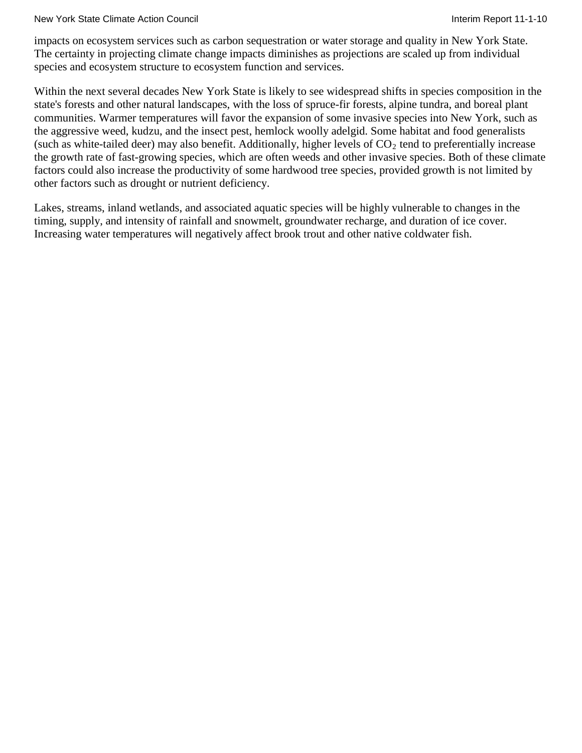impacts on ecosystem services such as carbon sequestration or water storage and quality in New York State. The certainty in projecting climate change impacts diminishes as projections are scaled up from individual species and ecosystem structure to ecosystem function and services.

Within the next several decades New York State is likely to see widespread shifts in species composition in the state's forests and other natural landscapes, with the loss of spruce-fir forests, alpine tundra, and boreal plant communities. Warmer temperatures will favor the expansion of some invasive species into New York, such as the aggressive weed, kudzu, and the insect pest, hemlock woolly adelgid. Some habitat and food generalists (such as white-tailed deer) may also benefit. Additionally, higher levels of $CO_2$ tend to preferentially increase the growth rate of fast-growing species, which are often weeds and other invasive species. Both of these climate factors could also increase the productivity of some hardwood tree species, provided growth is not limited by other factors such as drought or nutrient deficiency.

Lakes, streams, inland wetlands, and associated aquatic species will be highly vulnerable to changes in the timing, supply, and intensity of rainfall and snowmelt, groundwater recharge, and duration of ice cover. Increasing water temperatures will negatively affect brook trout and other native coldwater fish.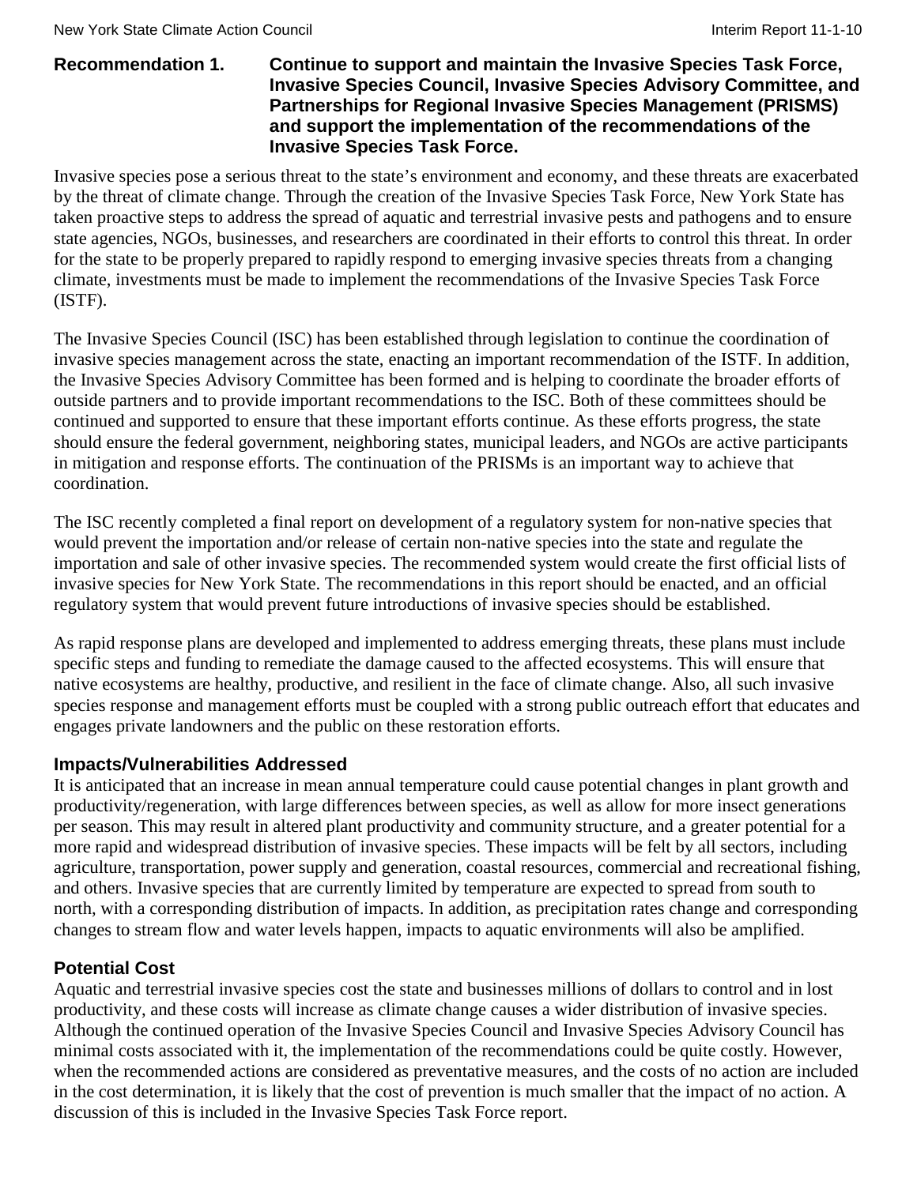### Recommendation 1. Continue to support and maintain the Invasive Species Task Force, Invasive Species Council, Invasive Species Advisory Committee, and Partnerships for Regional Invasive Species Management (PRISMS) and support the implementation of the recommendations of the Invasive Species Task Force.

Invasive species pose a serious threat to the state's environment and economy, and these threats are exacerbated by the threat of climate change. Through the creation of the Invasive Species Task Force, New York State has taken proactive steps to address the spread of aquatic and terrestrial invasive pests and pathogens and to ensure state agencies, NGOs, businesses, and researchers are coordinated in their efforts to control this threat. In order for the state to be properly prepared to rapidly respond to emerging invasive species threats from a changing climate, investments must be made to implement the recommendations of the Invasive Species Task Force (ISTF).

The Invasive Species Council (ISC) has been established through legislation to continue the coordination of invasive species management across the state, enacting an important recommendation of the ISTF. In addition, the Invasive Species Advisory Committee has been formed and is helping to coordinate the broader efforts of outside partners and to provide important recommendations to the ISC. Both of these committees should be continued and supported to ensure that these important efforts continue. As these efforts progress, the state should ensure the federal government, neighboring states, municipal leaders, and NGOs are active participants in mitigation and response efforts. The continuation of the PRISMs is an important way to achieve that coordination.

The ISC recently completed a final report on development of a regulatory system for non-native species that would prevent the importation and/or release of certain non-native species into the state and regulate the importation and sale of other invasive species. The recommended system would create the first official lists of invasive species for New York State. The recommendations in this report should be enacted, and an official regulatory system that would prevent future introductions of invasive species should be established.

As rapid response plans are developed and implemented to address emerging threats, these plans must include specific steps and funding to remediate the damage caused to the affected ecosystems. This will ensure that native ecosystems are healthy, productive, and resilient in the face of climate change. Also, all such invasive species response and management efforts must be coupled with a strong public outreach effort that educates and engages private landowners and the public on these restoration efforts.

#### Impacts/Vulnerabilities Addressed

It is anticipated that an increase in mean annual temperature could cause potential changes in plant growth and productivity/regeneration, with large differences between species, as well as allow for more insect generations per season. This may result in altered plant productivity and community structure, and a greater potential for a more rapid and widespread distribution of invasive species. These impacts will be felt by all sectors, including agriculture, transportation, power supply and generation, coastal resources, commercial and recreational fishing, and others. Invasive species that are currently limited by temperature are expected to spread from south to north, with a corresponding distribution of impacts. In addition, as precipitation rates change and corresponding changes to stream flow and water levels happen, impacts to aquatic environments will also be amplified.

#### Potential Cost

Aquatic and terrestrial invasive species cost the state and businesses millions of dollars to control and in lost productivity, and these costs will increase as climate change causes a wider distribution of invasive species. Although the continued operation of the Invasive Species Council and Invasive Species Advisory Council has minimal costs associated with it, the implementation of the recommendations could be quite costly. However, when the recommended actions are considered as preventative measures, and the costs of no action are included in the cost determination, it is likely that the cost of prevention is much smaller that the impact of no action. A discussion of this is included in the Invasive Species Task Force report.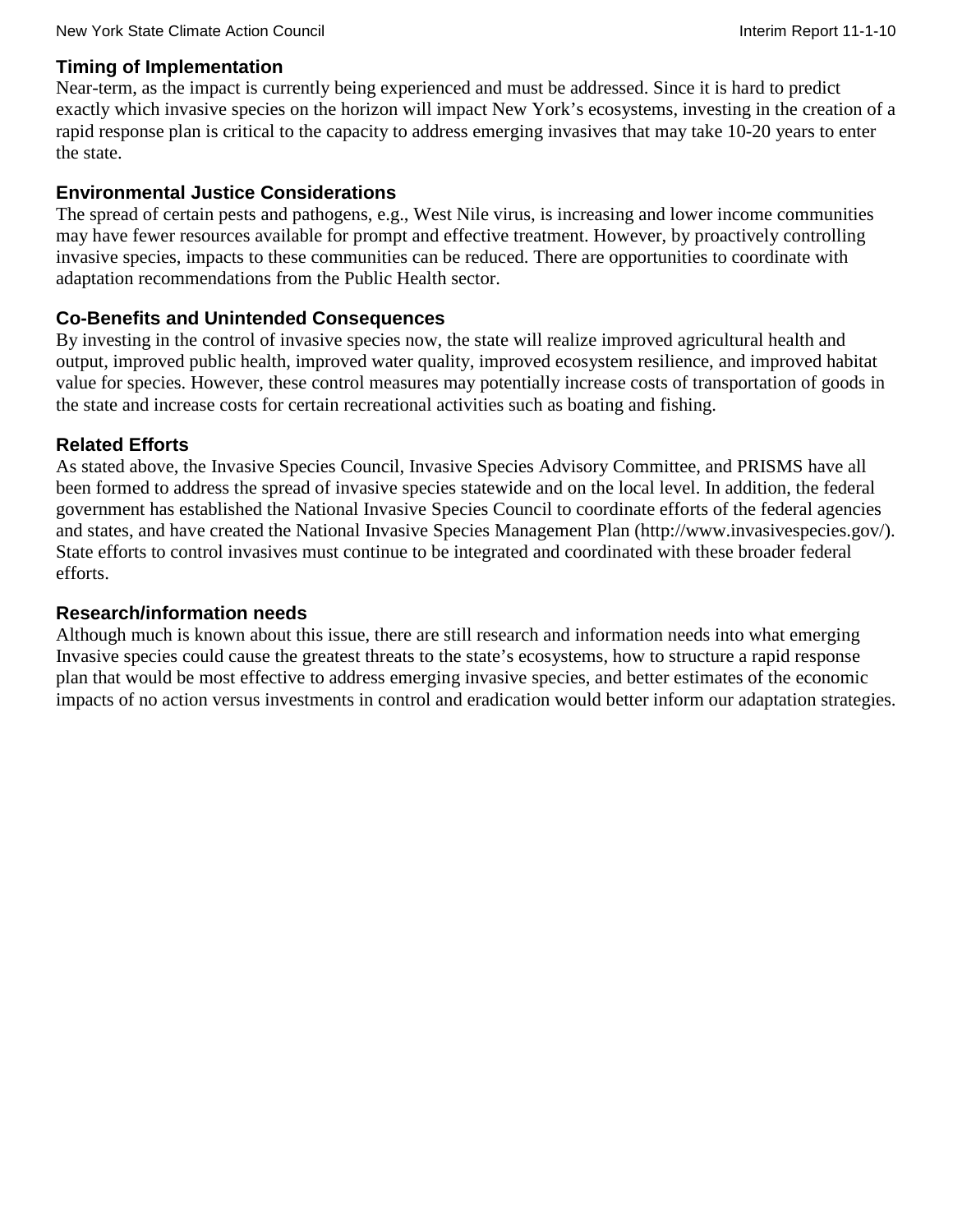### Timing of Implementation

Near-term, as the impact is currently being experienced and must be addressed. Since it is hard to predict exactly which invasive species on the horizon will impact New York's ecosystems, investing in the creation of a rapid response plan is critical to the capacity to address emerging invasives that may take 10-20 years to enter the state.

### Environmental Justice Considerations

The spread of certain pests and pathogens, e.g., West Nile virus, is increasing and lower income communities may have fewer resources available for prompt and effective treatment. However, by proactively controlling invasive species, impacts to these communities can be reduced. There are opportunities to coordinate with adaptation recommendations from the Public Health sector.

### Co-Benefits and Unintended Consequences

By investing in the control of invasive species now, the state will realize improved agricultural health and output, improved public health, improved water quality, improved ecosystem resilience, and improved habitat value for species. However, these control measures may potentially increase costs of transportation of goods in the state and increase costs for certain recreational activities such as boating and fishing.

### Related Efforts

As stated above, the Invasive Species Council, Invasive Species Advisory Committee, and PRISMS have all been formed to address the spread of invasive species statewide and on the local level. In addition, the federal government has established the National Invasive Species Council to coordinate efforts of the federal agencies and states, and have created the National Invasive Species Management Plan (http://www.invasivespecies.gov/). State efforts to control invasives must continue to be integrated and coordinated with these broader federal efforts.

### Research/information needs

Although much is known about this issue, there are still research and information needs into what emerging Invasive species could cause the greatest threats to the state's ecosystems, how to structure a rapid response plan that would be most effective to address emerging invasive species, and better estimates of the economic impacts of no action versus investments in control and eradication would better inform our adaptation strategies.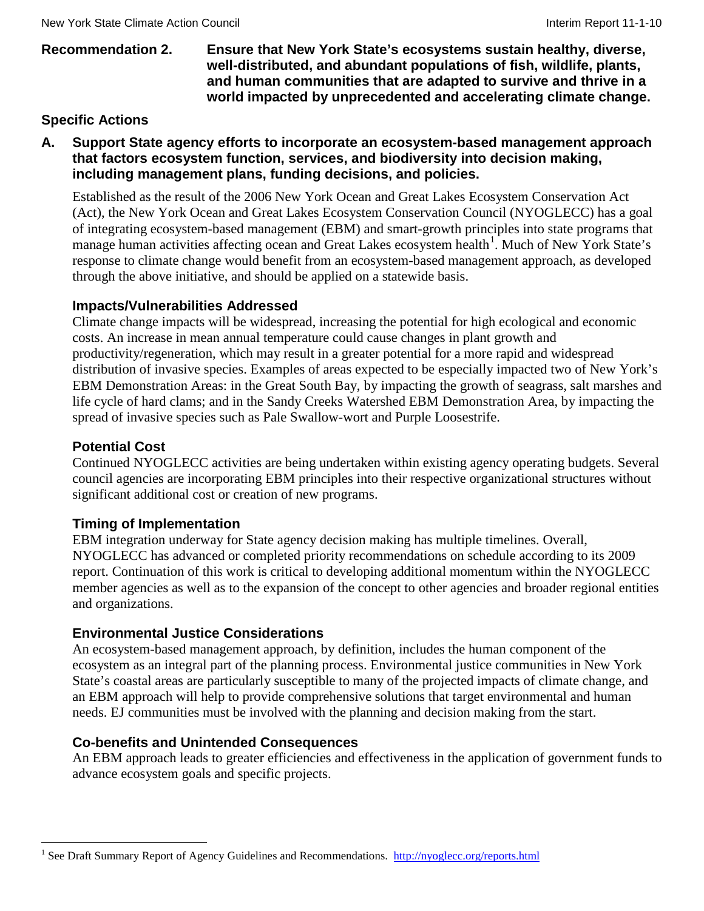**Recommendation 2. Ensure that New York State's ecosystems sustain healthy, diverse, well-distributed, and abundant populations of fish, wildlife, plants, and human communities that are adapted to survive and thrive in a world impacted by unprecedented and accelerating climate change.**

## Specific Actions

### A. Support State agency efforts to incorporate an ecosystem-based management approach that factors ecosystem function, services, and biodiversity into decision making, including management plans, funding decisions, and policies.

Established as the result of the 2006 New York Ocean and Great Lakes Ecosystem Conservation Act (Act), the New York Ocean and Great Lakes Ecosystem Conservation Council (NYOGLECC) has a goal of integrating ecosystem-based management (EBM) and smart-growth principles into state programs that manage human activities affecting ocean and Great Lakes ecosystem health[1]. Much of New York State's response to climate change would benefit from an ecosystem-based management approach, as developed through the above initiative, and should be applied on a statewide basis.

#### Impacts/Vulnerabilities Addressed

Climate change impacts will be widespread, increasing the potential for high ecological and economic costs. An increase in mean annual temperature could cause changes in plant growth and productivity/regeneration, which may result in a greater potential for a more rapid and widespread distribution of invasive species. Examples of areas expected to be especially impacted two of New York's EBM Demonstration Areas: in the Great South Bay, by impacting the growth of seagrass, salt marshes and life cycle of hard clams; and in the Sandy Creeks Watershed EBM Demonstration Area, by impacting the spread of invasive species such as Pale Swallow-wort and Purple Loosestrife.

#### Potential Cost

Continued NYOGLECC activities are being undertaken within existing agency operating budgets. Several council agencies are incorporating EBM principles into their respective organizational structures without significant additional cost or creation of new programs.

#### Timing of Implementation

EBM integration underway for State agency decision making has multiple timelines. Overall, NYOGLECC has advanced or completed priority recommendations on schedule according to its 2009 report. Continuation of this work is critical to developing additional momentum within the NYOGLECC member agencies as well as to the expansion of the concept to other agencies and broader regional entities and organizations.

#### Environmental Justice Considerations

An ecosystem-based management approach, by definition, includes the human component of the ecosystem as an integral part of the planning process. Environmental justice communities in New York State's coastal areas are particularly susceptible to many of the projected impacts of climate change, and an EBM approach will help to provide comprehensive solutions that target environmental and human needs. EJ communities must be involved with the planning and decision making from the start.

#### Co-benefits and Unintended Consequences

An EBM approach leads to greater efficiencies and effectiveness in the application of government funds to advance ecosystem goals and specific projects.

---

[1] See Draft Summary Report of Agency Guidelines and Recommendations. http://nyoglecc.org/reports.html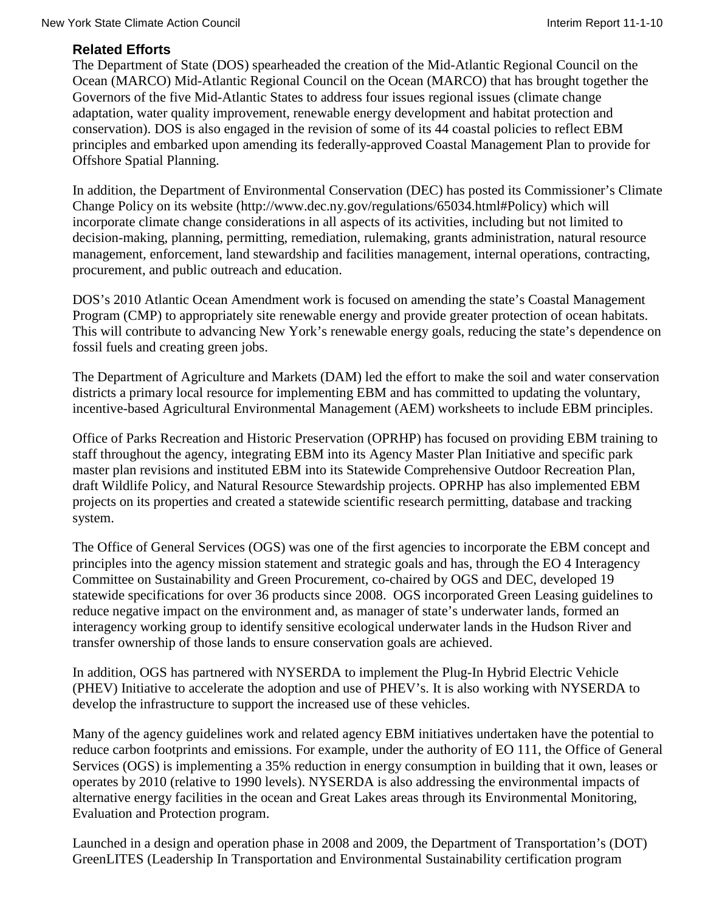### Related Efforts

The Department of State (DOS) spearheaded the creation of the Mid-Atlantic Regional Council on the Ocean (MARCO) Mid-Atlantic Regional Council on the Ocean (MARCO) that has brought together the Governors of the five Mid-Atlantic States to address four issues regional issues (climate change adaptation, water quality improvement, renewable energy development and habitat protection and conservation). DOS is also engaged in the revision of some of its 44 coastal policies to reflect EBM principles and embarked upon amending its federally-approved Coastal Management Plan to provide for Offshore Spatial Planning.

In addition, the Department of Environmental Conservation (DEC) has posted its Commissioner's Climate Change Policy on its website (http://www.dec.ny.gov/regulations/65034.html#Policy) which will incorporate climate change considerations in all aspects of its activities, including but not limited to decision-making, planning, permitting, remediation, rulemaking, grants administration, natural resource management, enforcement, land stewardship and facilities management, internal operations, contracting, procurement, and public outreach and education.

DOS's 2010 Atlantic Ocean Amendment work is focused on amending the state's Coastal Management Program (CMP) to appropriately site renewable energy and provide greater protection of ocean habitats. This will contribute to advancing New York's renewable energy goals, reducing the state's dependence on fossil fuels and creating green jobs.

The Department of Agriculture and Markets (DAM) led the effort to make the soil and water conservation districts a primary local resource for implementing EBM and has committed to updating the voluntary, incentive-based Agricultural Environmental Management (AEM) worksheets to include EBM principles.

Office of Parks Recreation and Historic Preservation (OPRHP) has focused on providing EBM training to staff throughout the agency, integrating EBM into its Agency Master Plan Initiative and specific park master plan revisions and instituted EBM into its Statewide Comprehensive Outdoor Recreation Plan, draft Wildlife Policy, and Natural Resource Stewardship projects. OPRHP has also implemented EBM projects on its properties and created a statewide scientific research permitting, database and tracking system.

The Office of General Services (OGS) was one of the first agencies to incorporate the EBM concept and principles into the agency mission statement and strategic goals and has, through the EO 4 Interagency Committee on Sustainability and Green Procurement, co-chaired by OGS and DEC, developed 19 statewide specifications for over 36 products since 2008. OGS incorporated Green Leasing guidelines to reduce negative impact on the environment and, as manager of state's underwater lands, formed an interagency working group to identify sensitive ecological underwater lands in the Hudson River and transfer ownership of those lands to ensure conservation goals are achieved.

In addition, OGS has partnered with NYSERDA to implement the Plug-In Hybrid Electric Vehicle (PHEV) Initiative to accelerate the adoption and use of PHEV's. It is also working with NYSERDA to develop the infrastructure to support the increased use of these vehicles.

Many of the agency guidelines work and related agency EBM initiatives undertaken have the potential to reduce carbon footprints and emissions. For example, under the authority of EO 111, the Office of General Services (OGS) is implementing a 35% reduction in energy consumption in building that it own, leases or operates by 2010 (relative to 1990 levels). NYSERDA is also addressing the environmental impacts of alternative energy facilities in the ocean and Great Lakes areas through its Environmental Monitoring, Evaluation and Protection program.

Launched in a design and operation phase in 2008 and 2009, the Department of Transportation's (DOT) GreenLITES (Leadership In Transportation and Environmental Sustainability certification program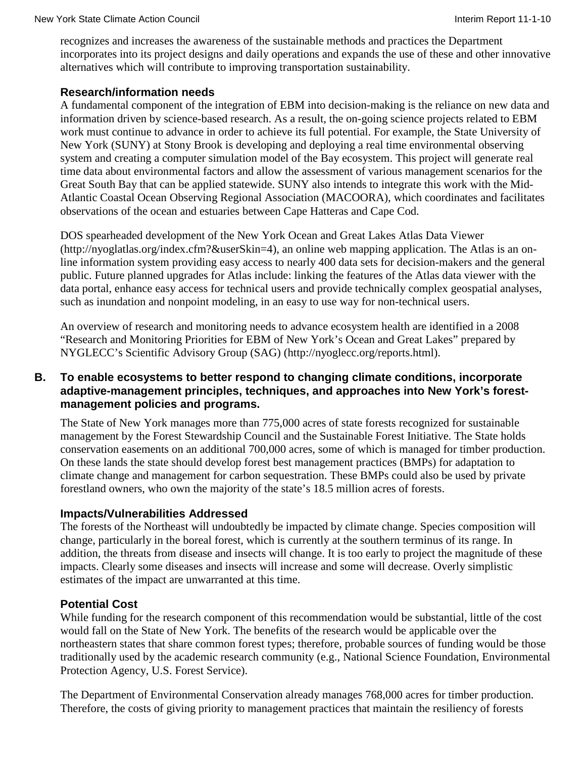recognizes and increases the awareness of the sustainable methods and practices the Department incorporates into its project designs and daily operations and expands the use of these and other innovative alternatives which will contribute to improving transportation sustainability.

### Research/information needs

A fundamental component of the integration of EBM into decision-making is the reliance on new data and information driven by science-based research. As a result, the on-going science projects related to EBM work must continue to advance in order to achieve its full potential. For example, the State University of New York (SUNY) at Stony Brook is developing and deploying a real time environmental observing system and creating a computer simulation model of the Bay ecosystem. This project will generate real time data about environmental factors and allow the assessment of various management scenarios for the Great South Bay that can be applied statewide. SUNY also intends to integrate this work with the Mid-Atlantic Coastal Ocean Observing Regional Association (MACOORA), which coordinates and facilitates observations of the ocean and estuaries between Cape Hatteras and Cape Cod.

DOS spearheaded development of the New York Ocean and Great Lakes Atlas Data Viewer (http://nyoglatlas.org/index.cfm?&userSkin=4), an online web mapping application. The Atlas is an on-line information system providing easy access to nearly 400 data sets for decision-makers and the general public. Future planned upgrades for Atlas include: linking the features of the Atlas data viewer with the data portal, enhance easy access for technical users and provide technically complex geospatial analyses, such as inundation and nonpoint modeling, in an easy to use way for non-technical users.

An overview of research and monitoring needs to advance ecosystem health are identified in a 2008 "Research and Monitoring Priorities for EBM of New York's Ocean and Great Lakes" prepared by NYGLECC's Scientific Advisory Group (SAG) (http://nyoglecc.org/reports.html).

## B. To enable ecosystems to better respond to changing climate conditions, incorporate adaptive-management principles, techniques, and approaches into New York's forest-management policies and programs.

The State of New York manages more than 775,000 acres of state forests recognized for sustainable management by the Forest Stewardship Council and the Sustainable Forest Initiative. The State holds conservation easements on an additional 700,000 acres, some of which is managed for timber production. On these lands the state should develop forest best management practices (BMPs) for adaptation to climate change and management for carbon sequestration. These BMPs could also be used by private forestland owners, who own the majority of the state's 18.5 million acres of forests.

### Impacts/Vulnerabilities Addressed

The forests of the Northeast will undoubtedly be impacted by climate change. Species composition will change, particularly in the boreal forest, which is currently at the southern terminus of its range. In addition, the threats from disease and insects will change. It is too early to project the magnitude of these impacts. Clearly some diseases and insects will increase and some will decrease. Overly simplistic estimates of the impact are unwarranted at this time.

### Potential Cost

While funding for the research component of this recommendation would be substantial, little of the cost would fall on the State of New York. The benefits of the research would be applicable over the northeastern states that share common forest types; therefore, probable sources of funding would be those traditionally used by the academic research community (e.g., National Science Foundation, Environmental Protection Agency, U.S. Forest Service).

The Department of Environmental Conservation already manages 768,000 acres for timber production. Therefore, the costs of giving priority to management practices that maintain the resiliency of forests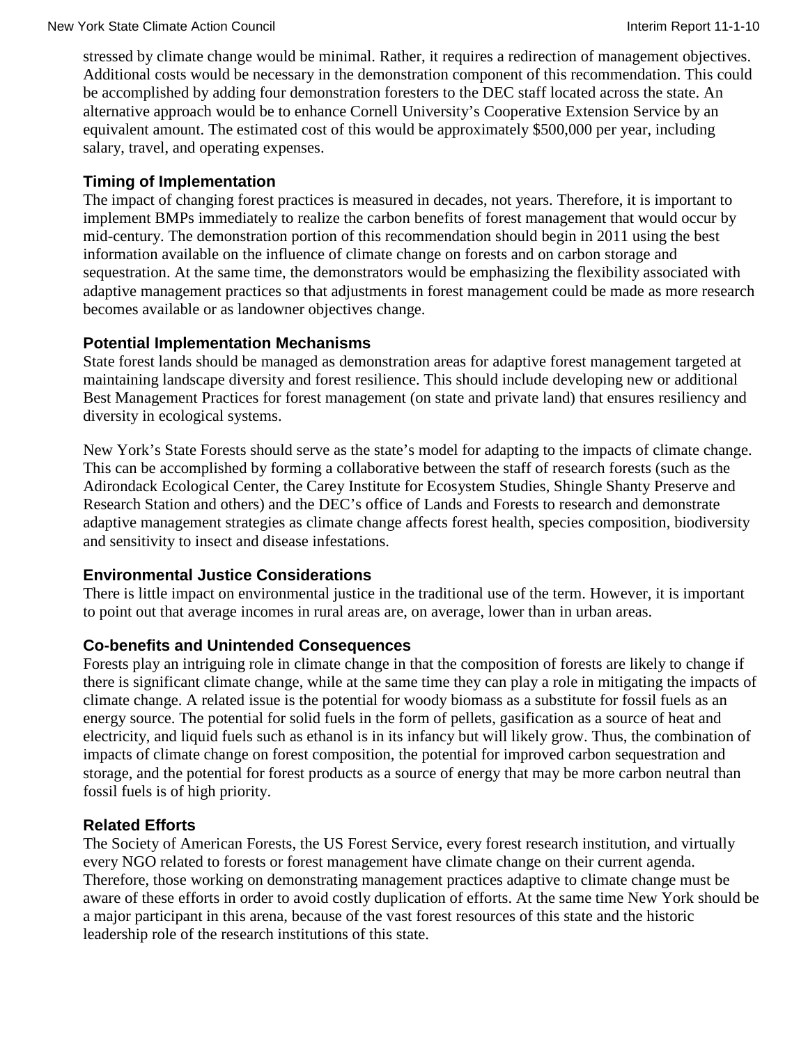stressed by climate change would be minimal. Rather, it requires a redirection of management objectives. Additional costs would be necessary in the demonstration component of this recommendation. This could be accomplished by adding four demonstration foresters to the DEC staff located across the state. An alternative approach would be to enhance Cornell University's Cooperative Extension Service by an equivalent amount. The estimated cost of this would be approximately $500,000 per year, including salary, travel, and operating expenses.

### Timing of Implementation

The impact of changing forest practices is measured in decades, not years. Therefore, it is important to implement BMPs immediately to realize the carbon benefits of forest management that would occur by mid-century. The demonstration portion of this recommendation should begin in 2011 using the best information available on the influence of climate change on forests and on carbon storage and sequestration. At the same time, the demonstrators would be emphasizing the flexibility associated with adaptive management practices so that adjustments in forest management could be made as more research becomes available or as landowner objectives change.

### Potential Implementation Mechanisms

State forest lands should be managed as demonstration areas for adaptive forest management targeted at maintaining landscape diversity and forest resilience. This should include developing new or additional Best Management Practices for forest management (on state and private land) that ensures resiliency and diversity in ecological systems.

New York's State Forests should serve as the state's model for adapting to the impacts of climate change. This can be accomplished by forming a collaborative between the staff of research forests (such as the Adirondack Ecological Center, the Carey Institute for Ecosystem Studies, Shingle Shanty Preserve and Research Station and others) and the DEC's office of Lands and Forests to research and demonstrate adaptive management strategies as climate change affects forest health, species composition, biodiversity and sensitivity to insect and disease infestations.

### Environmental Justice Considerations

There is little impact on environmental justice in the traditional use of the term. However, it is important to point out that average incomes in rural areas are, on average, lower than in urban areas.

### Co-benefits and Unintended Consequences

Forests play an intriguing role in climate change in that the composition of forests are likely to change if there is significant climate change, while at the same time they can play a role in mitigating the impacts of climate change. A related issue is the potential for woody biomass as a substitute for fossil fuels as an energy source. The potential for solid fuels in the form of pellets, gasification as a source of heat and electricity, and liquid fuels such as ethanol is in its infancy but will likely grow. Thus, the combination of impacts of climate change on forest composition, the potential for improved carbon sequestration and storage, and the potential for forest products as a source of energy that may be more carbon neutral than fossil fuels is of high priority.

### Related Efforts

The Society of American Forests, the US Forest Service, every forest research institution, and virtually every NGO related to forests or forest management have climate change on their current agenda. Therefore, those working on demonstrating management practices adaptive to climate change must be aware of these efforts in order to avoid costly duplication of efforts. At the same time New York should be a major participant in this arena, because of the vast forest resources of this state and the historic leadership role of the research institutions of this state.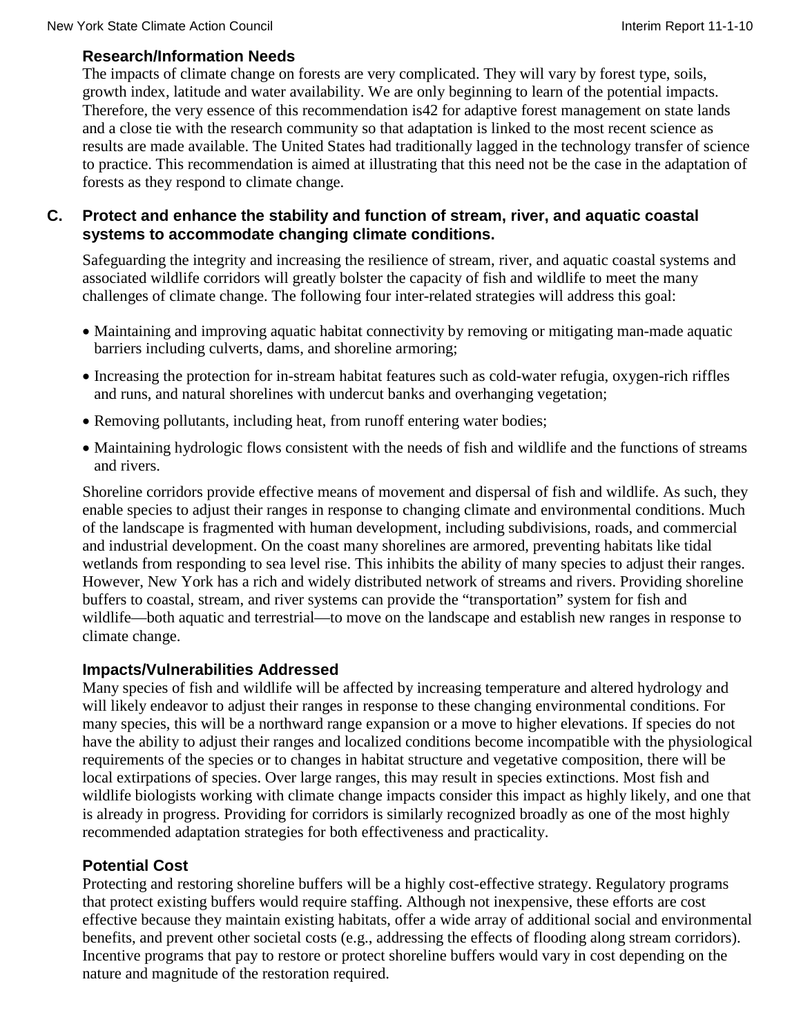### Research/Information Needs

The impacts of climate change on forests are very complicated. They will vary by forest type, soils, growth index, latitude and water availability. We are only beginning to learn of the potential impacts. Therefore, the very essence of this recommendation is42 for adaptive forest management on state lands and a close tie with the research community so that adaptation is linked to the most recent science as results are made available. The United States had traditionally lagged in the technology transfer of science to practice. This recommendation is aimed at illustrating that this need not be the case in the adaptation of forests as they respond to climate change.

## C. Protect and enhance the stability and function of stream, river, and aquatic coastal systems to accommodate changing climate conditions.

Safeguarding the integrity and increasing the resilience of stream, river, and aquatic coastal systems and associated wildlife corridors will greatly bolster the capacity of fish and wildlife to meet the many challenges of climate change. The following four inter-related strategies will address this goal:

- Maintaining and improving aquatic habitat connectivity by removing or mitigating man-made aquatic barriers including culverts, dams, and shoreline armoring;
- Increasing the protection for in-stream habitat features such as cold-water refugia, oxygen-rich riffles and runs, and natural shorelines with undercut banks and overhanging vegetation;
- Removing pollutants, including heat, from runoff entering water bodies;
- Maintaining hydrologic flows consistent with the needs of fish and wildlife and the functions of streams and rivers.

Shoreline corridors provide effective means of movement and dispersal of fish and wildlife. As such, they enable species to adjust their ranges in response to changing climate and environmental conditions. Much of the landscape is fragmented with human development, including subdivisions, roads, and commercial and industrial development. On the coast many shorelines are armored, preventing habitats like tidal wetlands from responding to sea level rise. This inhibits the ability of many species to adjust their ranges. However, New York has a rich and widely distributed network of streams and rivers. Providing shoreline buffers to coastal, stream, and river systems can provide the "transportation" system for fish and wildlife—both aquatic and terrestrial—to move on the landscape and establish new ranges in response to climate change.

### Impacts/Vulnerabilities Addressed

Many species of fish and wildlife will be affected by increasing temperature and altered hydrology and will likely endeavor to adjust their ranges in response to these changing environmental conditions. For many species, this will be a northward range expansion or a move to higher elevations. If species do not have the ability to adjust their ranges and localized conditions become incompatible with the physiological requirements of the species or to changes in habitat structure and vegetative composition, there will be local extirpations of species. Over large ranges, this may result in species extinctions. Most fish and wildlife biologists working with climate change impacts consider this impact as highly likely, and one that is already in progress. Providing for corridors is similarly recognized broadly as one of the most highly recommended adaptation strategies for both effectiveness and practicality.

### Potential Cost

Protecting and restoring shoreline buffers will be a highly cost-effective strategy. Regulatory programs that protect existing buffers would require staffing. Although not inexpensive, these efforts are cost effective because they maintain existing habitats, offer a wide array of additional social and environmental benefits, and prevent other societal costs (e.g., addressing the effects of flooding along stream corridors). Incentive programs that pay to restore or protect shoreline buffers would vary in cost depending on the nature and magnitude of the restoration required.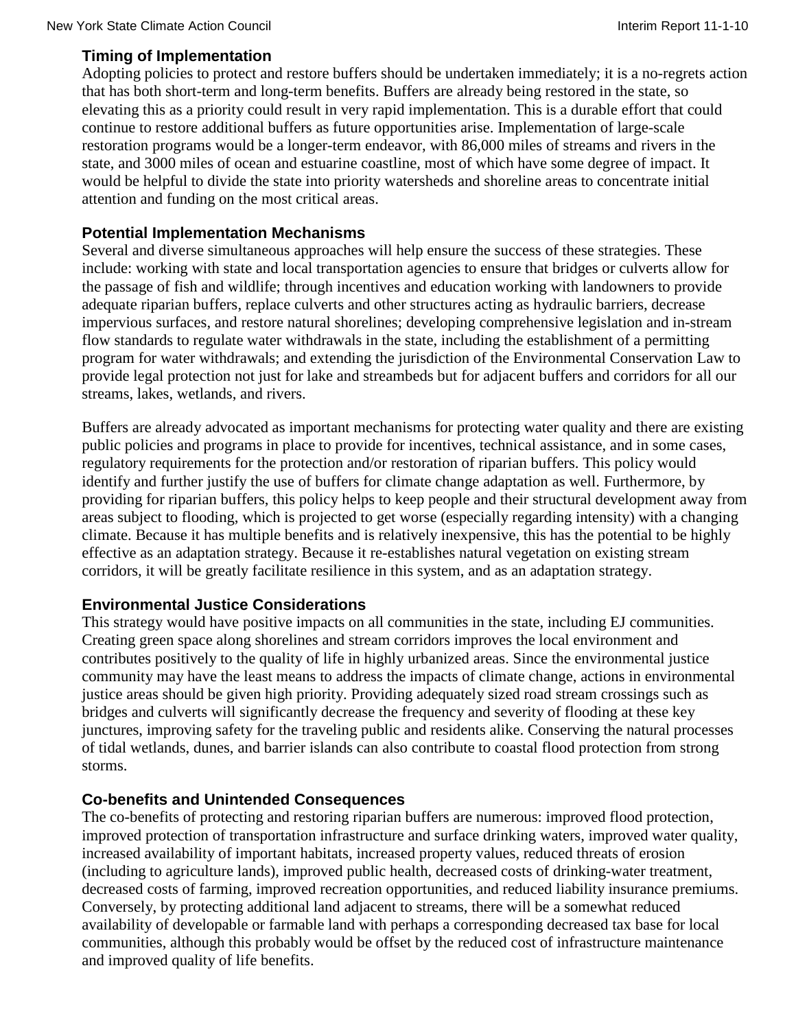### Timing of Implementation

Adopting policies to protect and restore buffers should be undertaken immediately; it is a no-regrets action that has both short-term and long-term benefits. Buffers are already being restored in the state, so elevating this as a priority could result in very rapid implementation. This is a durable effort that could continue to restore additional buffers as future opportunities arise. Implementation of large-scale restoration programs would be a longer-term endeavor, with 86,000 miles of streams and rivers in the state, and 3000 miles of ocean and estuarine coastline, most of which have some degree of impact. It would be helpful to divide the state into priority watersheds and shoreline areas to concentrate initial attention and funding on the most critical areas.

### Potential Implementation Mechanisms

Several and diverse simultaneous approaches will help ensure the success of these strategies. These include: working with state and local transportation agencies to ensure that bridges or culverts allow for the passage of fish and wildlife; through incentives and education working with landowners to provide adequate riparian buffers, replace culverts and other structures acting as hydraulic barriers, decrease impervious surfaces, and restore natural shorelines; developing comprehensive legislation and in-stream flow standards to regulate water withdrawals in the state, including the establishment of a permitting program for water withdrawals; and extending the jurisdiction of the Environmental Conservation Law to provide legal protection not just for lake and streambeds but for adjacent buffers and corridors for all our streams, lakes, wetlands, and rivers.

Buffers are already advocated as important mechanisms for protecting water quality and there are existing public policies and programs in place to provide for incentives, technical assistance, and in some cases, regulatory requirements for the protection and/or restoration of riparian buffers. This policy would identify and further justify the use of buffers for climate change adaptation as well. Furthermore, by providing for riparian buffers, this policy helps to keep people and their structural development away from areas subject to flooding, which is projected to get worse (especially regarding intensity) with a changing climate. Because it has multiple benefits and is relatively inexpensive, this has the potential to be highly effective as an adaptation strategy. Because it re-establishes natural vegetation on existing stream corridors, it will be greatly facilitate resilience in this system, and as an adaptation strategy.

### Environmental Justice Considerations

This strategy would have positive impacts on all communities in the state, including EJ communities. Creating green space along shorelines and stream corridors improves the local environment and contributes positively to the quality of life in highly urbanized areas. Since the environmental justice community may have the least means to address the impacts of climate change, actions in environmental justice areas should be given high priority. Providing adequately sized road stream crossings such as bridges and culverts will significantly decrease the frequency and severity of flooding at these key junctures, improving safety for the traveling public and residents alike. Conserving the natural processes of tidal wetlands, dunes, and barrier islands can also contribute to coastal flood protection from strong storms.

### Co-benefits and Unintended Consequences

The co-benefits of protecting and restoring riparian buffers are numerous: improved flood protection, improved protection of transportation infrastructure and surface drinking waters, improved water quality, increased availability of important habitats, increased property values, reduced threats of erosion (including to agriculture lands), improved public health, decreased costs of drinking-water treatment, decreased costs of farming, improved recreation opportunities, and reduced liability insurance premiums. Conversely, by protecting additional land adjacent to streams, there will be a somewhat reduced availability of developable or farmable land with perhaps a corresponding decreased tax base for local communities, although this probably would be offset by the reduced cost of infrastructure maintenance and improved quality of life benefits.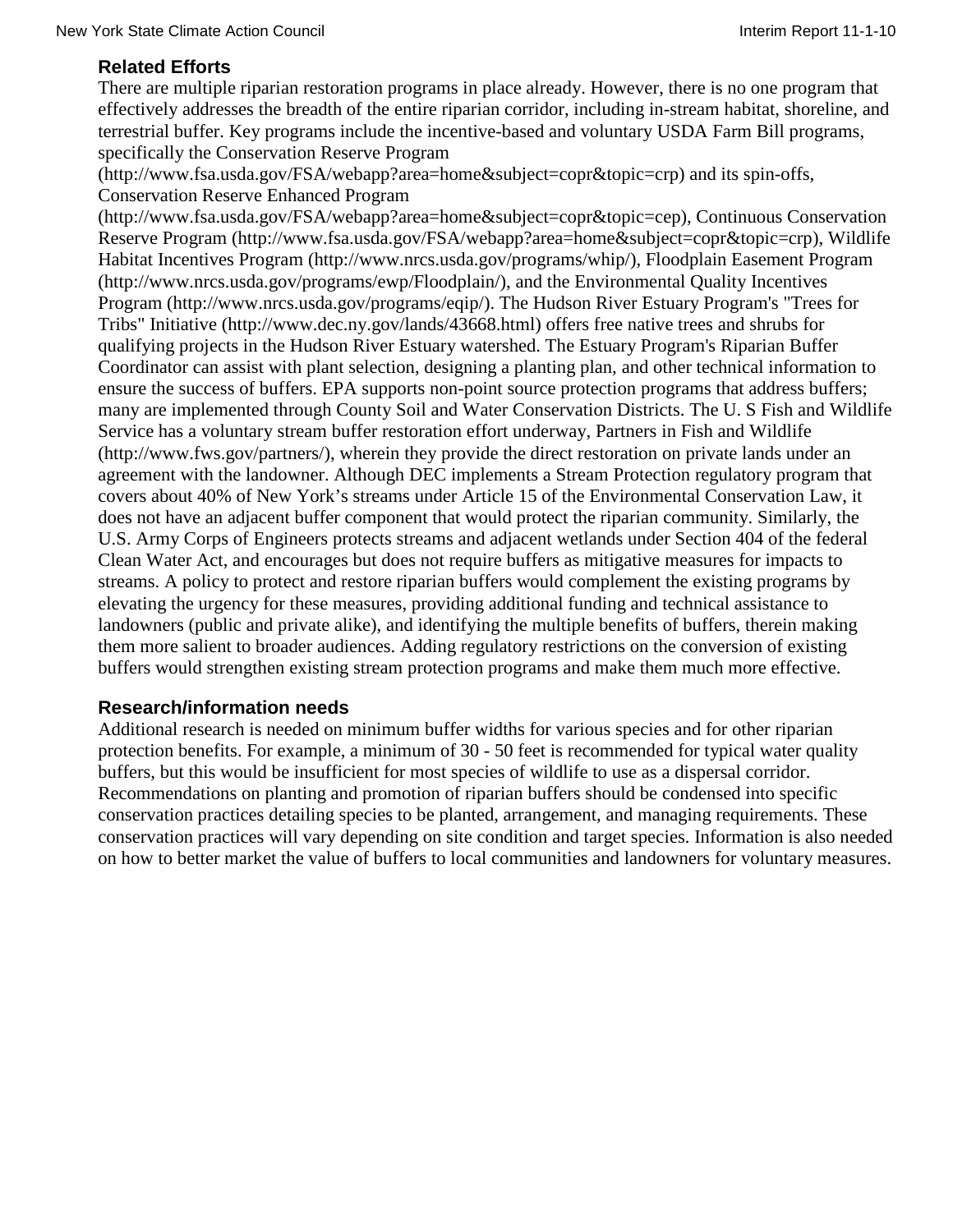### Related Efforts

There are multiple riparian restoration programs in place already. However, there is no one program that effectively addresses the breadth of the entire riparian corridor, including in-stream habitat, shoreline, and terrestrial buffer. Key programs include the incentive-based and voluntary USDA Farm Bill programs, specifically the Conservation Reserve Program (http://www.fsa.usda.gov/FSA/webapp?area=home&subject=copr&topic=crp) and its spin-offs, Conservation Reserve Enhanced Program (http://www.fsa.usda.gov/FSA/webapp?area=home&subject=copr&topic=cep), Continuous Conservation Reserve Program (http://www.fsa.usda.gov/FSA/webapp?area=home&subject=copr&topic=crp), Wildlife Habitat Incentives Program (http://www.nrcs.usda.gov/programs/whip/), Floodplain Easement Program (http://www.nrcs.usda.gov/programs/ewp/Floodplain/), and the Environmental Quality Incentives Program (http://www.nrcs.usda.gov/programs/eqip/). The Hudson River Estuary Program's "Trees for Tribs" Initiative (http://www.dec.ny.gov/lands/43668.html) offers free native trees and shrubs for qualifying projects in the Hudson River Estuary watershed. The Estuary Program's Riparian Buffer Coordinator can assist with plant selection, designing a planting plan, and other technical information to ensure the success of buffers. EPA supports non-point source protection programs that address buffers; many are implemented through County Soil and Water Conservation Districts. The U. S Fish and Wildlife Service has a voluntary stream buffer restoration effort underway, Partners in Fish and Wildlife (http://www.fws.gov/partners/), wherein they provide the direct restoration on private lands under an agreement with the landowner. Although DEC implements a Stream Protection regulatory program that covers about 40% of New York's streams under Article 15 of the Environmental Conservation Law, it does not have an adjacent buffer component that would protect the riparian community. Similarly, the U.S. Army Corps of Engineers protects streams and adjacent wetlands under Section 404 of the federal Clean Water Act, and encourages but does not require buffers as mitigative measures for impacts to streams. A policy to protect and restore riparian buffers would complement the existing programs by elevating the urgency for these measures, providing additional funding and technical assistance to landowners (public and private alike), and identifying the multiple benefits of buffers, therein making them more salient to broader audiences. Adding regulatory restrictions on the conversion of existing buffers would strengthen existing stream protection programs and make them much more effective.

### Research/information needs

Additional research is needed on minimum buffer widths for various species and for other riparian protection benefits. For example, a minimum of 30 - 50 feet is recommended for typical water quality buffers, but this would be insufficient for most species of wildlife to use as a dispersal corridor. Recommendations on planting and promotion of riparian buffers should be condensed into specific conservation practices detailing species to be planted, arrangement, and managing requirements. These conservation practices will vary depending on site condition and target species. Information is also needed on how to better market the value of buffers to local communities and landowners for voluntary measures.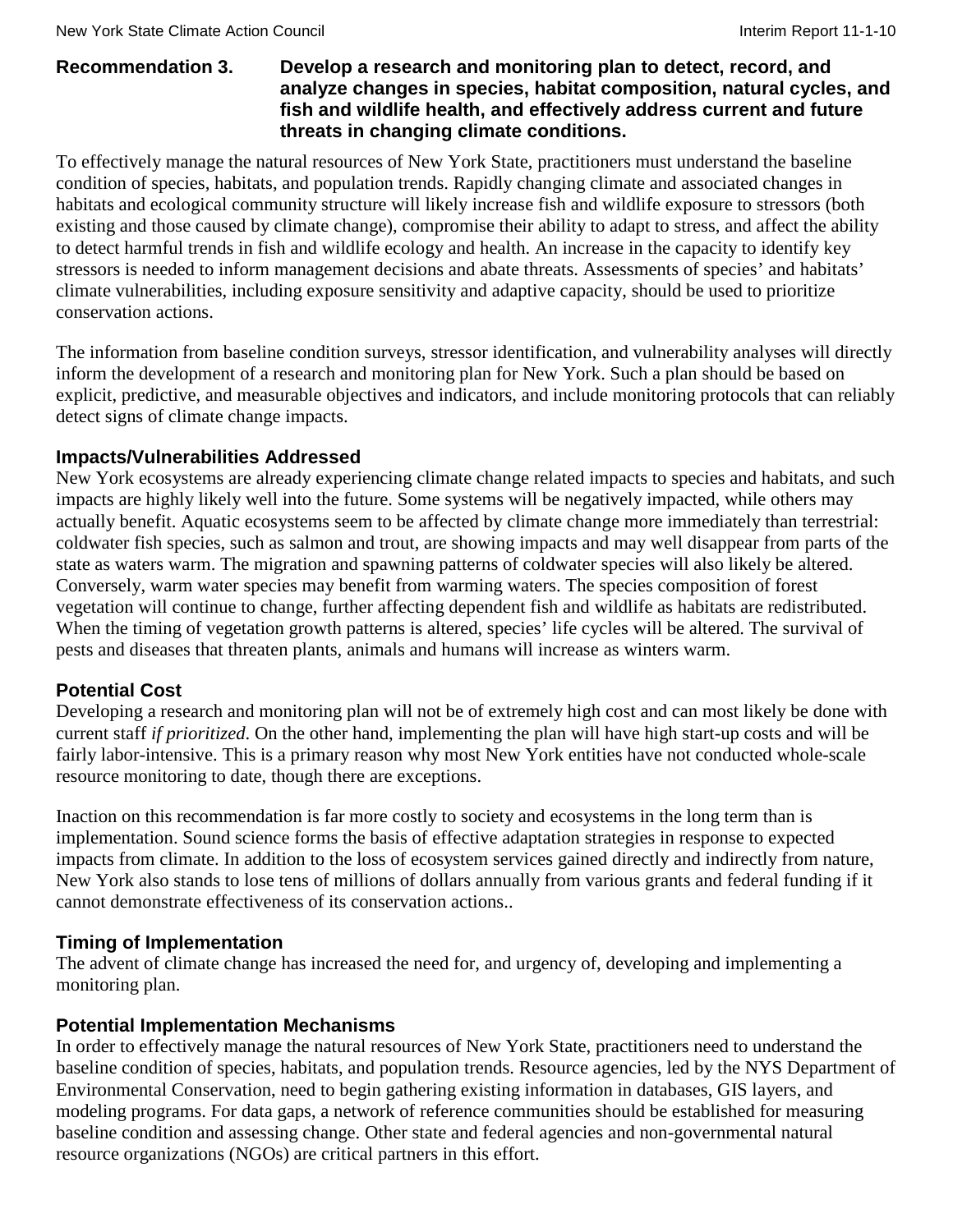**Recommendation 3. Develop a research and monitoring plan to detect, record, and analyze changes in species, habitat composition, natural cycles, and fish and wildlife health, and effectively address current and future threats in changing climate conditions.**

To effectively manage the natural resources of New York State, practitioners must understand the baseline condition of species, habitats, and population trends. Rapidly changing climate and associated changes in habitats and ecological community structure will likely increase fish and wildlife exposure to stressors (both existing and those caused by climate change), compromise their ability to adapt to stress, and affect the ability to detect harmful trends in fish and wildlife ecology and health. An increase in the capacity to identify key stressors is needed to inform management decisions and abate threats. Assessments of species' and habitats' climate vulnerabilities, including exposure sensitivity and adaptive capacity, should be used to prioritize conservation actions.

The information from baseline condition surveys, stressor identification, and vulnerability analyses will directly inform the development of a research and monitoring plan for New York. Such a plan should be based on explicit, predictive, and measurable objectives and indicators, and include monitoring protocols that can reliably detect signs of climate change impacts.

### Impacts/Vulnerabilities Addressed

New York ecosystems are already experiencing climate change related impacts to species and habitats, and such impacts are highly likely well into the future. Some systems will be negatively impacted, while others may actually benefit. Aquatic ecosystems seem to be affected by climate change more immediately than terrestrial: coldwater fish species, such as salmon and trout, are showing impacts and may well disappear from parts of the state as waters warm. The migration and spawning patterns of coldwater species will also likely be altered. Conversely, warm water species may benefit from warming waters. The species composition of forest vegetation will continue to change, further affecting dependent fish and wildlife as habitats are redistributed. When the timing of vegetation growth patterns is altered, species' life cycles will be altered. The survival of pests and diseases that threaten plants, animals and humans will increase as winters warm.

### Potential Cost

Developing a research and monitoring plan will not be of extremely high cost and can most likely be done with current staff *if prioritized*. On the other hand, implementing the plan will have high start-up costs and will be fairly labor-intensive. This is a primary reason why most New York entities have not conducted whole-scale resource monitoring to date, though there are exceptions.

Inaction on this recommendation is far more costly to society and ecosystems in the long term than is implementation. Sound science forms the basis of effective adaptation strategies in response to expected impacts from climate. In addition to the loss of ecosystem services gained directly and indirectly from nature, New York also stands to lose tens of millions of dollars annually from various grants and federal funding if it cannot demonstrate effectiveness of its conservation actions..

### Timing of Implementation

The advent of climate change has increased the need for, and urgency of, developing and implementing a monitoring plan.

### Potential Implementation Mechanisms

In order to effectively manage the natural resources of New York State, practitioners need to understand the baseline condition of species, habitats, and population trends. Resource agencies, led by the NYS Department of Environmental Conservation, need to begin gathering existing information in databases, GIS layers, and modeling programs. For data gaps, a network of reference communities should be established for measuring baseline condition and assessing change. Other state and federal agencies and non-governmental natural resource organizations (NGOs) are critical partners in this effort.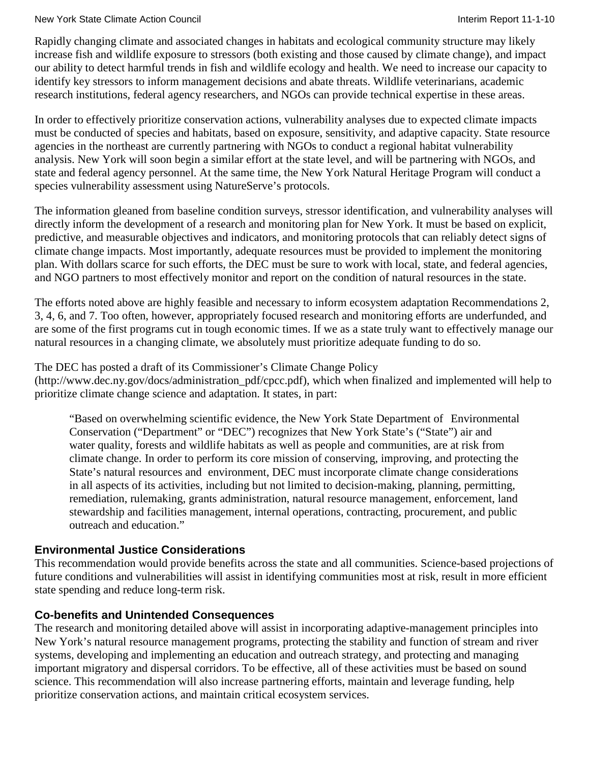Rapidly changing climate and associated changes in habitats and ecological community structure may likely increase fish and wildlife exposure to stressors (both existing and those caused by climate change), and impact our ability to detect harmful trends in fish and wildlife ecology and health. We need to increase our capacity to identify key stressors to inform management decisions and abate threats. Wildlife veterinarians, academic research institutions, federal agency researchers, and NGOs can provide technical expertise in these areas.

In order to effectively prioritize conservation actions, vulnerability analyses due to expected climate impacts must be conducted of species and habitats, based on exposure, sensitivity, and adaptive capacity. State resource agencies in the northeast are currently partnering with NGOs to conduct a regional habitat vulnerability analysis. New York will soon begin a similar effort at the state level, and will be partnering with NGOs, and state and federal agency personnel. At the same time, the New York Natural Heritage Program will conduct a species vulnerability assessment using NatureServe's protocols.

The information gleaned from baseline condition surveys, stressor identification, and vulnerability analyses will directly inform the development of a research and monitoring plan for New York. It must be based on explicit, predictive, and measurable objectives and indicators, and monitoring protocols that can reliably detect signs of climate change impacts. Most importantly, adequate resources must be provided to implement the monitoring plan. With dollars scarce for such efforts, the DEC must be sure to work with local, state, and federal agencies, and NGO partners to most effectively monitor and report on the condition of natural resources in the state.

The efforts noted above are highly feasible and necessary to inform ecosystem adaptation Recommendations 2, 3, 4, 6, and 7. Too often, however, appropriately focused research and monitoring efforts are underfunded, and are some of the first programs cut in tough economic times. If we as a state truly want to effectively manage our natural resources in a changing climate, we absolutely must prioritize adequate funding to do so.

The DEC has posted a draft of its Commissioner's Climate Change Policy (http://www.dec.ny.gov/docs/administration_pdf/cpcc.pdf), which when finalized and implemented will help to prioritize climate change science and adaptation. It states, in part:

> "Based on overwhelming scientific evidence, the New York State Department of Environmental Conservation ("Department" or "DEC") recognizes that New York State's ("State") air and water quality, forests and wildlife habitats as well as people and communities, are at risk from climate change. In order to perform its core mission of conserving, improving, and protecting the State's natural resources and environment, DEC must incorporate climate change considerations in all aspects of its activities, including but not limited to decision-making, planning, permitting, remediation, rulemaking, grants administration, natural resource management, enforcement, land stewardship and facilities management, internal operations, contracting, procurement, and public outreach and education."

### Environmental Justice Considerations

This recommendation would provide benefits across the state and all communities. Science-based projections of future conditions and vulnerabilities will assist in identifying communities most at risk, result in more efficient state spending and reduce long-term risk.

### Co-benefits and Unintended Consequences

The research and monitoring detailed above will assist in incorporating adaptive-management principles into New York's natural resource management programs, protecting the stability and function of stream and river systems, developing and implementing an education and outreach strategy, and protecting and managing important migratory and dispersal corridors. To be effective, all of these activities must be based on sound science. This recommendation will also increase partnering efforts, maintain and leverage funding, help prioritize conservation actions, and maintain critical ecosystem services.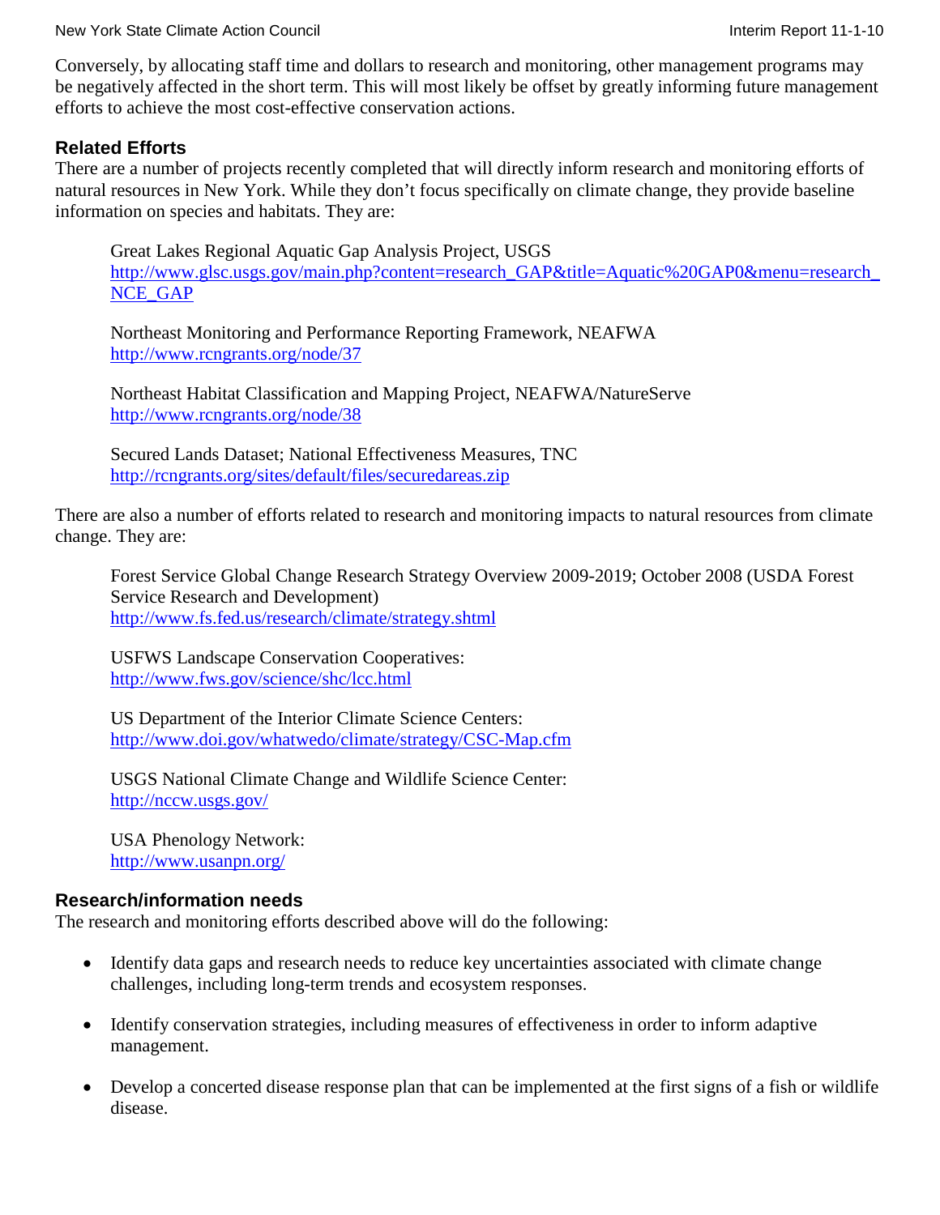Conversely, by allocating staff time and dollars to research and monitoring, other management programs may be negatively affected in the short term. This will most likely be offset by greatly informing future management efforts to achieve the most cost-effective conservation actions.

### Related Efforts

There are a number of projects recently completed that will directly inform research and monitoring efforts of natural resources in New York. While they don't focus specifically on climate change, they provide baseline information on species and habitats. They are:

> Great Lakes Regional Aquatic Gap Analysis Project, USGS
> http://www.glsc.usgs.gov/main.php?content=research_GAP&title=Aquatic%20GAP0&menu=research_NCE_GAP
>
> Northeast Monitoring and Performance Reporting Framework, NEAFWA
> http://www.rcngrants.org/node/37
>
> Northeast Habitat Classification and Mapping Project, NEAFWA/NatureServe
> http://www.rcngrants.org/node/38
>
> Secured Lands Dataset; National Effectiveness Measures, TNC
> http://rcngrants.org/sites/default/files/securedareas.zip

There are also a number of efforts related to research and monitoring impacts to natural resources from climate change. They are:

> Forest Service Global Change Research Strategy Overview 2009-2019; October 2008 (USDA Forest Service Research and Development)
> http://www.fs.fed.us/research/climate/strategy.shtml
>
> USFWS Landscape Conservation Cooperatives:
> http://www.fws.gov/science/shc/lcc.html
>
> US Department of the Interior Climate Science Centers:
> http://www.doi.gov/whatwedo/climate/strategy/CSC-Map.cfm
>
> USGS National Climate Change and Wildlife Science Center:
> http://nccw.usgs.gov/
>
> USA Phenology Network:
> http://www.usanpn.org/

### Research/information needs

The research and monitoring efforts described above will do the following:

- Identify data gaps and research needs to reduce key uncertainties associated with climate change challenges, including long-term trends and ecosystem responses.
- Identify conservation strategies, including measures of effectiveness in order to inform adaptive management.
- Develop a concerted disease response plan that can be implemented at the first signs of a fish or wildlife disease.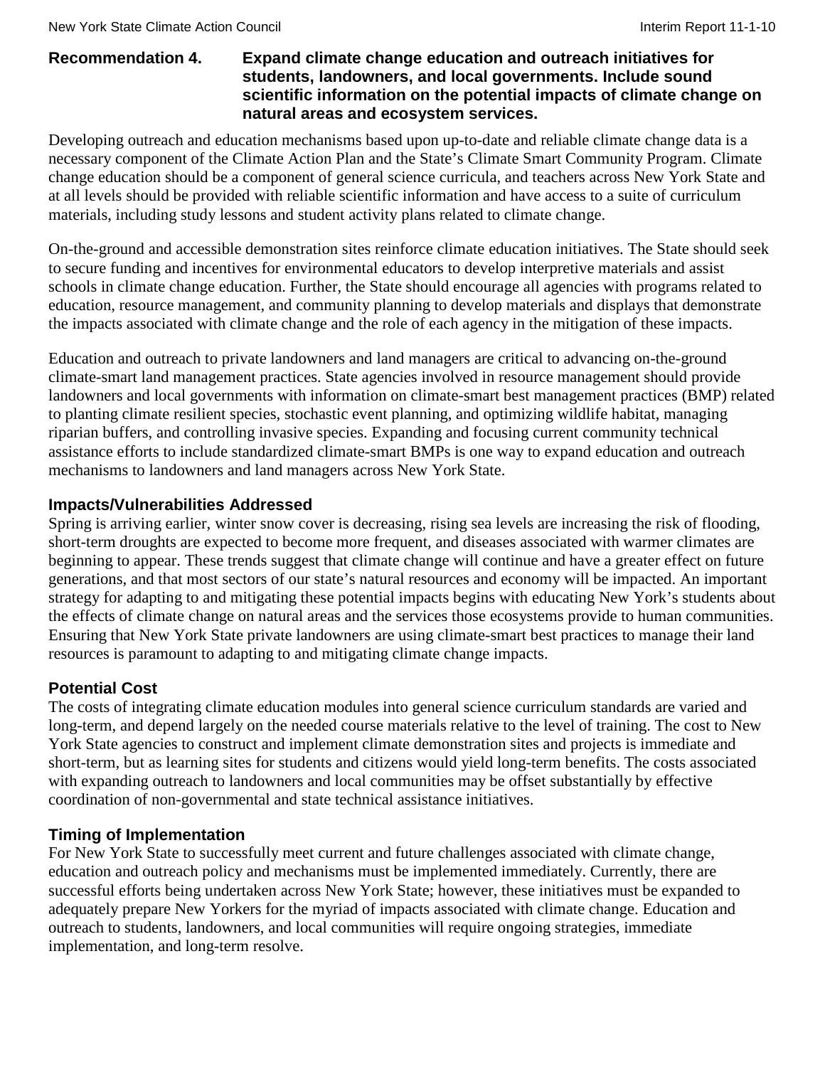**Recommendation 4. Expand climate change education and outreach initiatives for students, landowners, and local governments. Include sound scientific information on the potential impacts of climate change on natural areas and ecosystem services.**

Developing outreach and education mechanisms based upon up-to-date and reliable climate change data is a necessary component of the Climate Action Plan and the State's Climate Smart Community Program. Climate change education should be a component of general science curricula, and teachers across New York State and at all levels should be provided with reliable scientific information and have access to a suite of curriculum materials, including study lessons and student activity plans related to climate change.

On-the-ground and accessible demonstration sites reinforce climate education initiatives. The State should seek to secure funding and incentives for environmental educators to develop interpretive materials and assist schools in climate change education. Further, the State should encourage all agencies with programs related to education, resource management, and community planning to develop materials and displays that demonstrate the impacts associated with climate change and the role of each agency in the mitigation of these impacts.

Education and outreach to private landowners and land managers are critical to advancing on-the-ground climate-smart land management practices. State agencies involved in resource management should provide landowners and local governments with information on climate-smart best management practices (BMP) related to planting climate resilient species, stochastic event planning, and optimizing wildlife habitat, managing riparian buffers, and controlling invasive species. Expanding and focusing current community technical assistance efforts to include standardized climate-smart BMPs is one way to expand education and outreach mechanisms to landowners and land managers across New York State.

### Impacts/Vulnerabilities Addressed

Spring is arriving earlier, winter snow cover is decreasing, rising sea levels are increasing the risk of flooding, short-term droughts are expected to become more frequent, and diseases associated with warmer climates are beginning to appear. These trends suggest that climate change will continue and have a greater effect on future generations, and that most sectors of our state's natural resources and economy will be impacted. An important strategy for adapting to and mitigating these potential impacts begins with educating New York's students about the effects of climate change on natural areas and the services those ecosystems provide to human communities. Ensuring that New York State private landowners are using climate-smart best practices to manage their land resources is paramount to adapting to and mitigating climate change impacts.

### Potential Cost

The costs of integrating climate education modules into general science curriculum standards are varied and long-term, and depend largely on the needed course materials relative to the level of training. The cost to New York State agencies to construct and implement climate demonstration sites and projects is immediate and short-term, but as learning sites for students and citizens would yield long-term benefits. The costs associated with expanding outreach to landowners and local communities may be offset substantially by effective coordination of non-governmental and state technical assistance initiatives.

### Timing of Implementation

For New York State to successfully meet current and future challenges associated with climate change, education and outreach policy and mechanisms must be implemented immediately. Currently, there are successful efforts being undertaken across New York State; however, these initiatives must be expanded to adequately prepare New Yorkers for the myriad of impacts associated with climate change. Education and outreach to students, landowners, and local communities will require ongoing strategies, immediate implementation, and long-term resolve.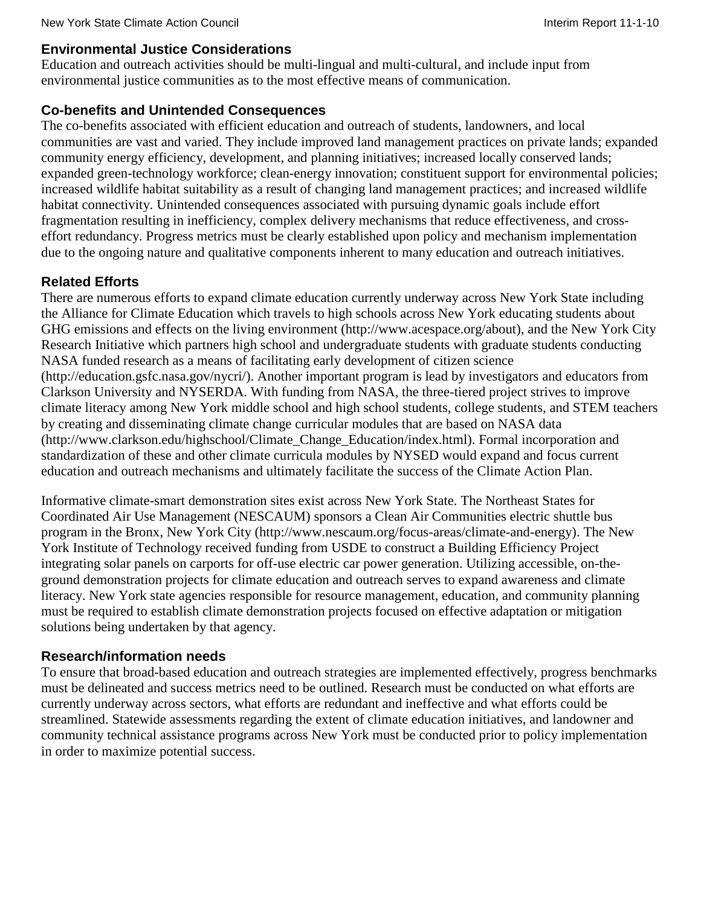### Environmental Justice Considerations

Education and outreach activities should be multi-lingual and multi-cultural, and include input from environmental justice communities as to the most effective means of communication.

### Co-benefits and Unintended Consequences

The co-benefits associated with efficient education and outreach of students, landowners, and local communities are vast and varied. They include improved land management practices on private lands; expanded community energy efficiency, development, and planning initiatives; increased locally conserved lands; expanded green-technology workforce; clean-energy innovation; constituent support for environmental policies; increased wildlife habitat suitability as a result of changing land management practices; and increased wildlife habitat connectivity. Unintended consequences associated with pursuing dynamic goals include effort fragmentation resulting in inefficiency, complex delivery mechanisms that reduce effectiveness, and cross-effort redundancy. Progress metrics must be clearly established upon policy and mechanism implementation due to the ongoing nature and qualitative components inherent to many education and outreach initiatives.

### Related Efforts

There are numerous efforts to expand climate education currently underway across New York State including the Alliance for Climate Education which travels to high schools across New York educating students about GHG emissions and effects on the living environment (http://www.acespace.org/about), and the New York City Research Initiative which partners high school and undergraduate students with graduate students conducting NASA funded research as a means of facilitating early development of citizen science (http://education.gsfc.nasa.gov/nycri/). Another important program is lead by investigators and educators from Clarkson University and NYSERDA. With funding from NASA, the three-tiered project strives to improve climate literacy among New York middle school and high school students, college students, and STEM teachers by creating and disseminating climate change curricular modules that are based on NASA data (http://www.clarkson.edu/highschool/Climate_Change_Education/index.html). Formal incorporation and standardization of these and other climate curricula modules by NYSED would expand and focus current education and outreach mechanisms and ultimately facilitate the success of the Climate Action Plan.

Informative climate-smart demonstration sites exist across New York State. The Northeast States for Coordinated Air Use Management (NESCAUM) sponsors a Clean Air Communities electric shuttle bus program in the Bronx, New York City (http://www.nescaum.org/focus-areas/climate-and-energy). The New York Institute of Technology received funding from USDE to construct a Building Efficiency Project integrating solar panels on carports for off-use electric car power generation. Utilizing accessible, on-the-ground demonstration projects for climate education and outreach serves to expand awareness and climate literacy. New York state agencies responsible for resource management, education, and community planning must be required to establish climate demonstration projects focused on effective adaptation or mitigation solutions being undertaken by that agency.

### Research/information needs

To ensure that broad-based education and outreach strategies are implemented effectively, progress benchmarks must be delineated and success metrics need to be outlined. Research must be conducted on what efforts are currently underway across sectors, what efforts are redundant and ineffective and what efforts could be streamlined. Statewide assessments regarding the extent of climate education initiatives, and landowner and community technical assistance programs across New York must be conducted prior to policy implementation in order to maximize potential success.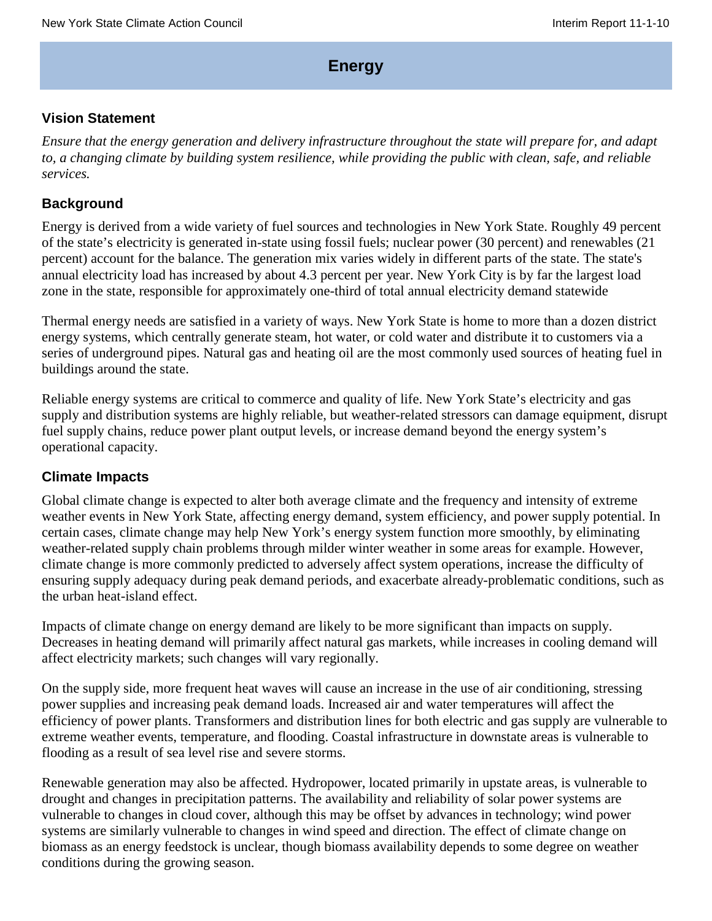# Energy

## Vision Statement

*Ensure that the energy generation and delivery infrastructure throughout the state will prepare for, and adapt to, a changing climate by building system resilience, while providing the public with clean, safe, and reliable services.*

## Background

Energy is derived from a wide variety of fuel sources and technologies in New York State. Roughly 49 percent of the state's electricity is generated in-state using fossil fuels; nuclear power (30 percent) and renewables (21 percent) account for the balance. The generation mix varies widely in different parts of the state. The state's annual electricity load has increased by about 4.3 percent per year. New York City is by far the largest load zone in the state, responsible for approximately one-third of total annual electricity demand statewide

Thermal energy needs are satisfied in a variety of ways. New York State is home to more than a dozen district energy systems, which centrally generate steam, hot water, or cold water and distribute it to customers via a series of underground pipes. Natural gas and heating oil are the most commonly used sources of heating fuel in buildings around the state.

Reliable energy systems are critical to commerce and quality of life. New York State's electricity and gas supply and distribution systems are highly reliable, but weather-related stressors can damage equipment, disrupt fuel supply chains, reduce power plant output levels, or increase demand beyond the energy system's operational capacity.

## Climate Impacts

Global climate change is expected to alter both average climate and the frequency and intensity of extreme weather events in New York State, affecting energy demand, system efficiency, and power supply potential. In certain cases, climate change may help New York's energy system function more smoothly, by eliminating weather-related supply chain problems through milder winter weather in some areas for example. However, climate change is more commonly predicted to adversely affect system operations, increase the difficulty of ensuring supply adequacy during peak demand periods, and exacerbate already-problematic conditions, such as the urban heat-island effect.

Impacts of climate change on energy demand are likely to be more significant than impacts on supply. Decreases in heating demand will primarily affect natural gas markets, while increases in cooling demand will affect electricity markets; such changes will vary regionally.

On the supply side, more frequent heat waves will cause an increase in the use of air conditioning, stressing power supplies and increasing peak demand loads. Increased air and water temperatures will affect the efficiency of power plants. Transformers and distribution lines for both electric and gas supply are vulnerable to extreme weather events, temperature, and flooding. Coastal infrastructure in downstate areas is vulnerable to flooding as a result of sea level rise and severe storms.

Renewable generation may also be affected. Hydropower, located primarily in upstate areas, is vulnerable to drought and changes in precipitation patterns. The availability and reliability of solar power systems are vulnerable to changes in cloud cover, although this may be offset by advances in technology; wind power systems are similarly vulnerable to changes in wind speed and direction. The effect of climate change on biomass as an energy feedstock is unclear, though biomass availability depends to some degree on weather conditions during the growing season.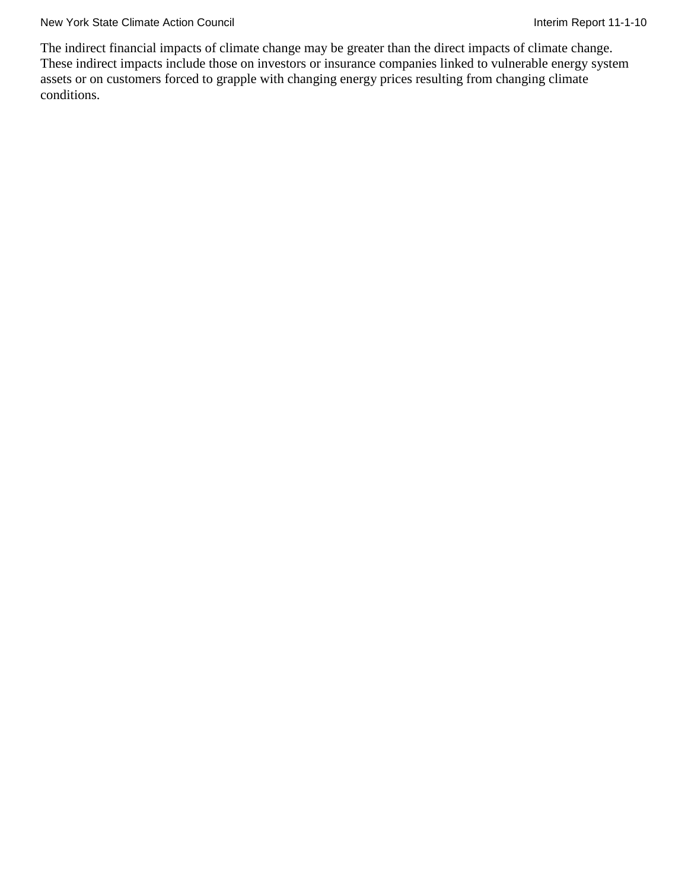The indirect financial impacts of climate change may be greater than the direct impacts of climate change. These indirect impacts include those on investors or insurance companies linked to vulnerable energy system assets or on customers forced to grapple with changing energy prices resulting from changing climate conditions.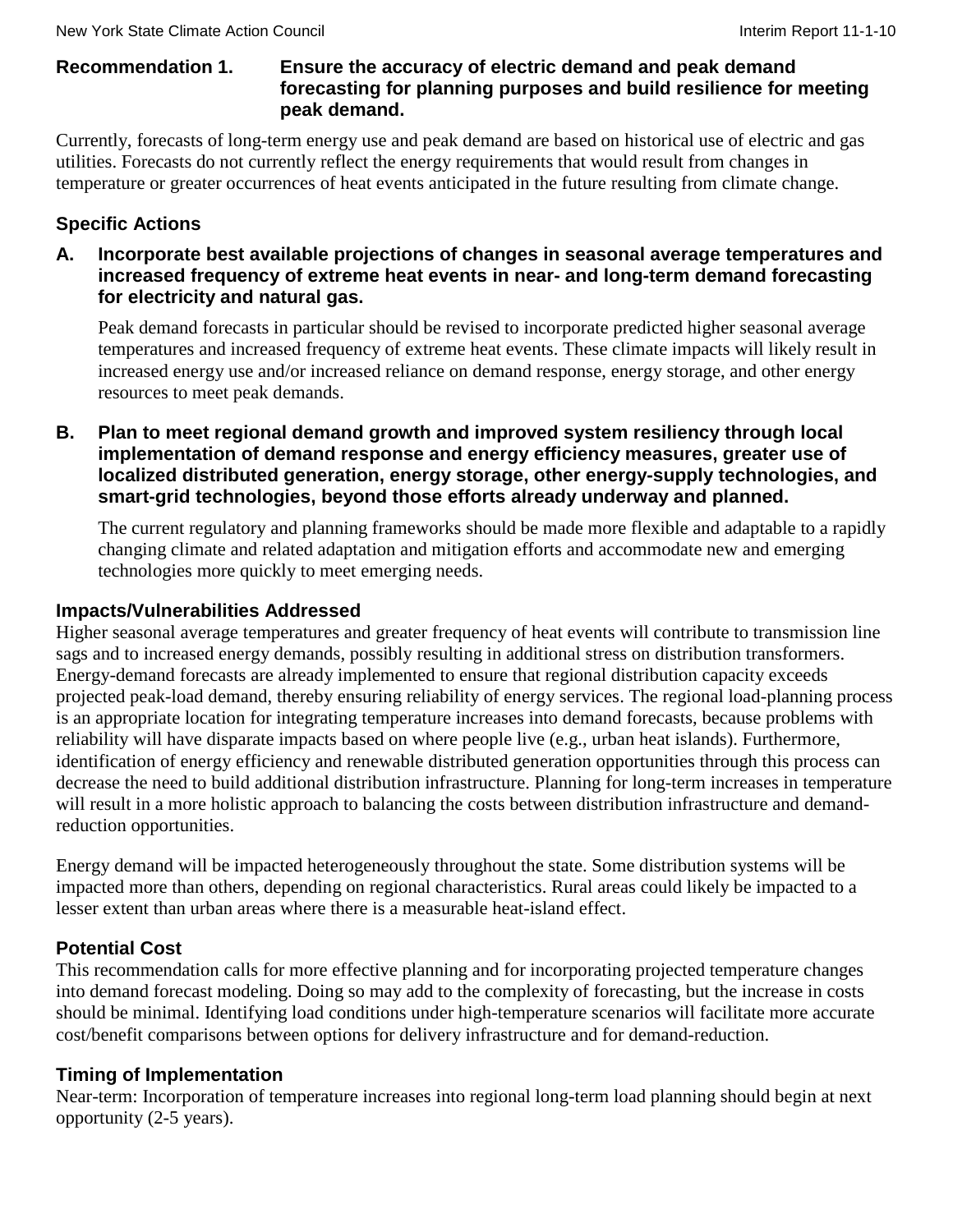**Recommendation 1. Ensure the accuracy of electric demand and peak demand forecasting for planning purposes and build resilience for meeting peak demand.**

Currently, forecasts of long-term energy use and peak demand are based on historical use of electric and gas utilities. Forecasts do not currently reflect the energy requirements that would result from changes in temperature or greater occurrences of heat events anticipated in the future resulting from climate change.

### Specific Actions

**A. Incorporate best available projections of changes in seasonal average temperatures and increased frequency of extreme heat events in near- and long-term demand forecasting for electricity and natural gas.**

Peak demand forecasts in particular should be revised to incorporate predicted higher seasonal average temperatures and increased frequency of extreme heat events. These climate impacts will likely result in increased energy use and/or increased reliance on demand response, energy storage, and other energy resources to meet peak demands.

**B. Plan to meet regional demand growth and improved system resiliency through local implementation of demand response and energy efficiency measures, greater use of localized distributed generation, energy storage, other energy-supply technologies, and smart-grid technologies, beyond those efforts already underway and planned.**

The current regulatory and planning frameworks should be made more flexible and adaptable to a rapidly changing climate and related adaptation and mitigation efforts and accommodate new and emerging technologies more quickly to meet emerging needs.

### Impacts/Vulnerabilities Addressed

Higher seasonal average temperatures and greater frequency of heat events will contribute to transmission line sags and to increased energy demands, possibly resulting in additional stress on distribution transformers. Energy-demand forecasts are already implemented to ensure that regional distribution capacity exceeds projected peak-load demand, thereby ensuring reliability of energy services. The regional load-planning process is an appropriate location for integrating temperature increases into demand forecasts, because problems with reliability will have disparate impacts based on where people live (e.g., urban heat islands). Furthermore, identification of energy efficiency and renewable distributed generation opportunities through this process can decrease the need to build additional distribution infrastructure. Planning for long-term increases in temperature will result in a more holistic approach to balancing the costs between distribution infrastructure and demand-reduction opportunities.

Energy demand will be impacted heterogeneously throughout the state. Some distribution systems will be impacted more than others, depending on regional characteristics. Rural areas could likely be impacted to a lesser extent than urban areas where there is a measurable heat-island effect.

### Potential Cost

This recommendation calls for more effective planning and for incorporating projected temperature changes into demand forecast modeling. Doing so may add to the complexity of forecasting, but the increase in costs should be minimal. Identifying load conditions under high-temperature scenarios will facilitate more accurate cost/benefit comparisons between options for delivery infrastructure and for demand-reduction.

### Timing of Implementation

Near-term: Incorporation of temperature increases into regional long-term load planning should begin at next opportunity (2-5 years).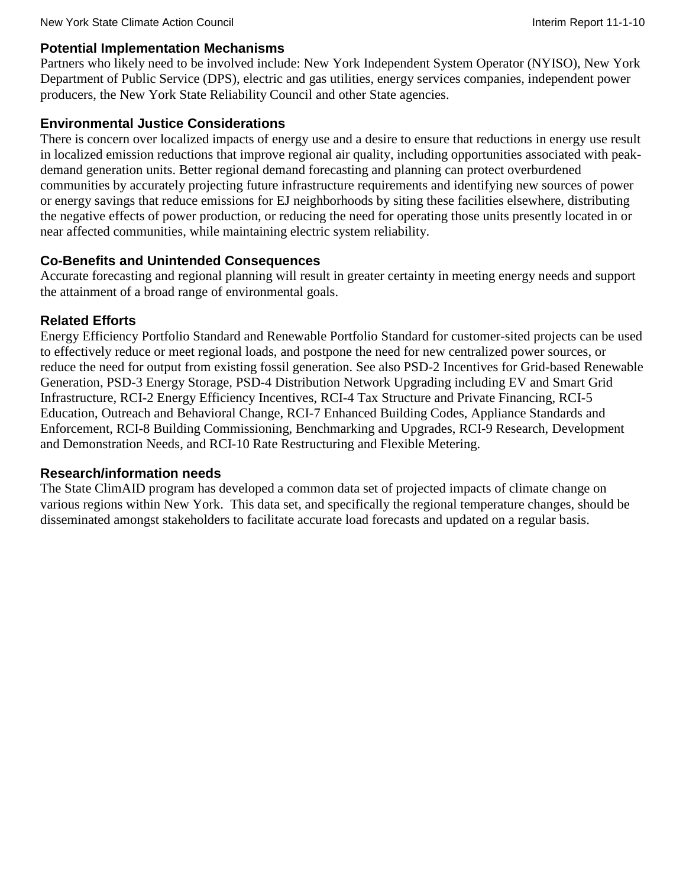### Potential Implementation Mechanisms

Partners who likely need to be involved include: New York Independent System Operator (NYISO), New York Department of Public Service (DPS), electric and gas utilities, energy services companies, independent power producers, the New York State Reliability Council and other State agencies.

### Environmental Justice Considerations

There is concern over localized impacts of energy use and a desire to ensure that reductions in energy use result in localized emission reductions that improve regional air quality, including opportunities associated with peak-demand generation units. Better regional demand forecasting and planning can protect overburdened communities by accurately projecting future infrastructure requirements and identifying new sources of power or energy savings that reduce emissions for EJ neighborhoods by siting these facilities elsewhere, distributing the negative effects of power production, or reducing the need for operating those units presently located in or near affected communities, while maintaining electric system reliability.

### Co-Benefits and Unintended Consequences

Accurate forecasting and regional planning will result in greater certainty in meeting energy needs and support the attainment of a broad range of environmental goals.

### Related Efforts

Energy Efficiency Portfolio Standard and Renewable Portfolio Standard for customer-sited projects can be used to effectively reduce or meet regional loads, and postpone the need for new centralized power sources, or reduce the need for output from existing fossil generation. See also PSD-2 Incentives for Grid-based Renewable Generation, PSD-3 Energy Storage, PSD-4 Distribution Network Upgrading including EV and Smart Grid Infrastructure, RCI-2 Energy Efficiency Incentives, RCI-4 Tax Structure and Private Financing, RCI-5 Education, Outreach and Behavioral Change, RCI-7 Enhanced Building Codes, Appliance Standards and Enforcement, RCI-8 Building Commissioning, Benchmarking and Upgrades, RCI-9 Research, Development and Demonstration Needs, and RCI-10 Rate Restructuring and Flexible Metering.

### Research/information needs

The State ClimAID program has developed a common data set of projected impacts of climate change on various regions within New York. This data set, and specifically the regional temperature changes, should be disseminated amongst stakeholders to facilitate accurate load forecasts and updated on a regular basis.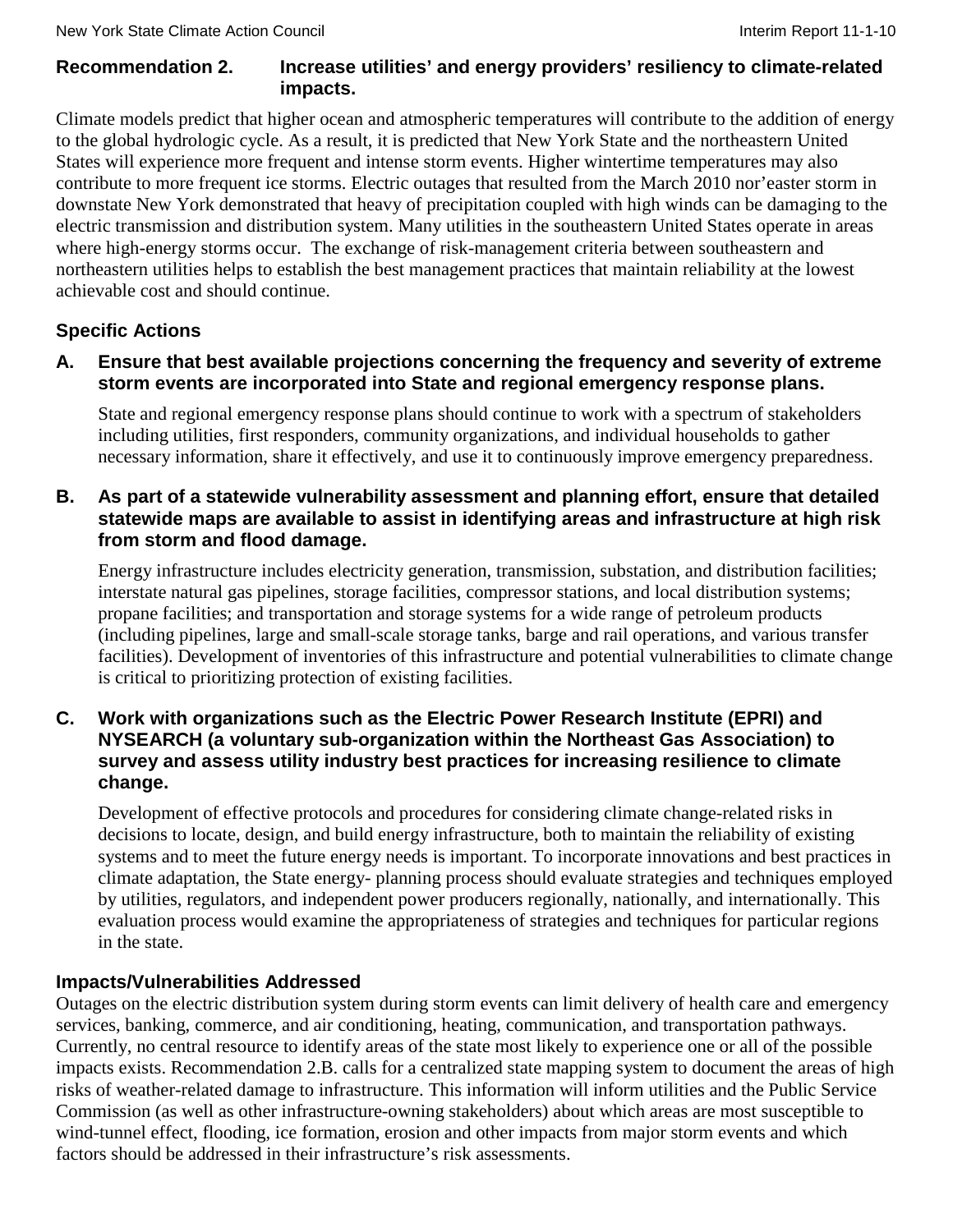**Recommendation 2. Increase utilities' and energy providers' resiliency to climate-related impacts.**

Climate models predict that higher ocean and atmospheric temperatures will contribute to the addition of energy to the global hydrologic cycle. As a result, it is predicted that New York State and the northeastern United States will experience more frequent and intense storm events. Higher wintertime temperatures may also contribute to more frequent ice storms. Electric outages that resulted from the March 2010 nor'easter storm in downstate New York demonstrated that heavy of precipitation coupled with high winds can be damaging to the electric transmission and distribution system. Many utilities in the southeastern United States operate in areas where high-energy storms occur. The exchange of risk-management criteria between southeastern and northeastern utilities helps to establish the best management practices that maintain reliability at the lowest achievable cost and should continue.

### Specific Actions

**A. Ensure that best available projections concerning the frequency and severity of extreme storm events are incorporated into State and regional emergency response plans.**

State and regional emergency response plans should continue to work with a spectrum of stakeholders including utilities, first responders, community organizations, and individual households to gather necessary information, share it effectively, and use it to continuously improve emergency preparedness.

**B. As part of a statewide vulnerability assessment and planning effort, ensure that detailed statewide maps are available to assist in identifying areas and infrastructure at high risk from storm and flood damage.**

Energy infrastructure includes electricity generation, transmission, substation, and distribution facilities; interstate natural gas pipelines, storage facilities, compressor stations, and local distribution systems; propane facilities; and transportation and storage systems for a wide range of petroleum products (including pipelines, large and small-scale storage tanks, barge and rail operations, and various transfer facilities). Development of inventories of this infrastructure and potential vulnerabilities to climate change is critical to prioritizing protection of existing facilities.

**C. Work with organizations such as the Electric Power Research Institute (EPRI) and NYSEARCH (a voluntary sub-organization within the Northeast Gas Association) to survey and assess utility industry best practices for increasing resilience to climate change.**

Development of effective protocols and procedures for considering climate change-related risks in decisions to locate, design, and build energy infrastructure, both to maintain the reliability of existing systems and to meet the future energy needs is important. To incorporate innovations and best practices in climate adaptation, the State energy- planning process should evaluate strategies and techniques employed by utilities, regulators, and independent power producers regionally, nationally, and internationally. This evaluation process would examine the appropriateness of strategies and techniques for particular regions in the state.

### Impacts/Vulnerabilities Addressed

Outages on the electric distribution system during storm events can limit delivery of health care and emergency services, banking, commerce, and air conditioning, heating, communication, and transportation pathways. Currently, no central resource to identify areas of the state most likely to experience one or all of the possible impacts exists. Recommendation 2.B. calls for a centralized state mapping system to document the areas of high risks of weather-related damage to infrastructure. This information will inform utilities and the Public Service Commission (as well as other infrastructure-owning stakeholders) about which areas are most susceptible to wind-tunnel effect, flooding, ice formation, erosion and other impacts from major storm events and which factors should be addressed in their infrastructure's risk assessments.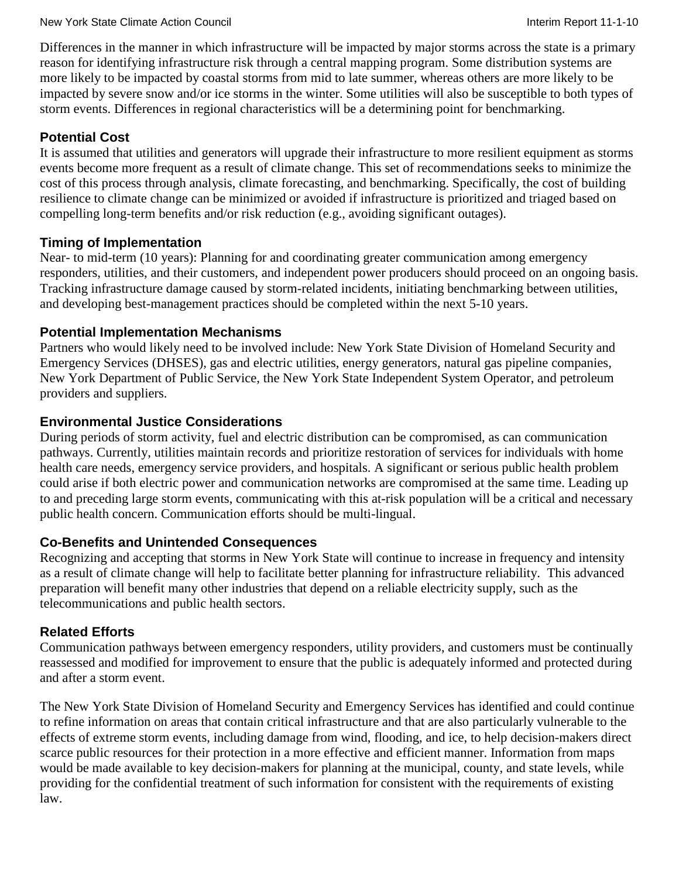Differences in the manner in which infrastructure will be impacted by major storms across the state is a primary reason for identifying infrastructure risk through a central mapping program. Some distribution systems are more likely to be impacted by coastal storms from mid to late summer, whereas others are more likely to be impacted by severe snow and/or ice storms in the winter. Some utilities will also be susceptible to both types of storm events. Differences in regional characteristics will be a determining point for benchmarking.

### Potential Cost

It is assumed that utilities and generators will upgrade their infrastructure to more resilient equipment as storms events become more frequent as a result of climate change. This set of recommendations seeks to minimize the cost of this process through analysis, climate forecasting, and benchmarking. Specifically, the cost of building resilience to climate change can be minimized or avoided if infrastructure is prioritized and triaged based on compelling long-term benefits and/or risk reduction (e.g., avoiding significant outages).

### Timing of Implementation

Near- to mid-term (10 years): Planning for and coordinating greater communication among emergency responders, utilities, and their customers, and independent power producers should proceed on an ongoing basis. Tracking infrastructure damage caused by storm-related incidents, initiating benchmarking between utilities, and developing best-management practices should be completed within the next 5-10 years.

### Potential Implementation Mechanisms

Partners who would likely need to be involved include: New York State Division of Homeland Security and Emergency Services (DHSES), gas and electric utilities, energy generators, natural gas pipeline companies, New York Department of Public Service, the New York State Independent System Operator, and petroleum providers and suppliers.

### Environmental Justice Considerations

During periods of storm activity, fuel and electric distribution can be compromised, as can communication pathways. Currently, utilities maintain records and prioritize restoration of services for individuals with home health care needs, emergency service providers, and hospitals. A significant or serious public health problem could arise if both electric power and communication networks are compromised at the same time. Leading up to and preceding large storm events, communicating with this at-risk population will be a critical and necessary public health concern. Communication efforts should be multi-lingual.

### Co-Benefits and Unintended Consequences

Recognizing and accepting that storms in New York State will continue to increase in frequency and intensity as a result of climate change will help to facilitate better planning for infrastructure reliability. This advanced preparation will benefit many other industries that depend on a reliable electricity supply, such as the telecommunications and public health sectors.

### Related Efforts

Communication pathways between emergency responders, utility providers, and customers must be continually reassessed and modified for improvement to ensure that the public is adequately informed and protected during and after a storm event.

The New York State Division of Homeland Security and Emergency Services has identified and could continue to refine information on areas that contain critical infrastructure and that are also particularly vulnerable to the effects of extreme storm events, including damage from wind, flooding, and ice, to help decision-makers direct scarce public resources for their protection in a more effective and efficient manner. Information from maps would be made available to key decision-makers for planning at the municipal, county, and state levels, while providing for the confidential treatment of such information for consistent with the requirements of existing law.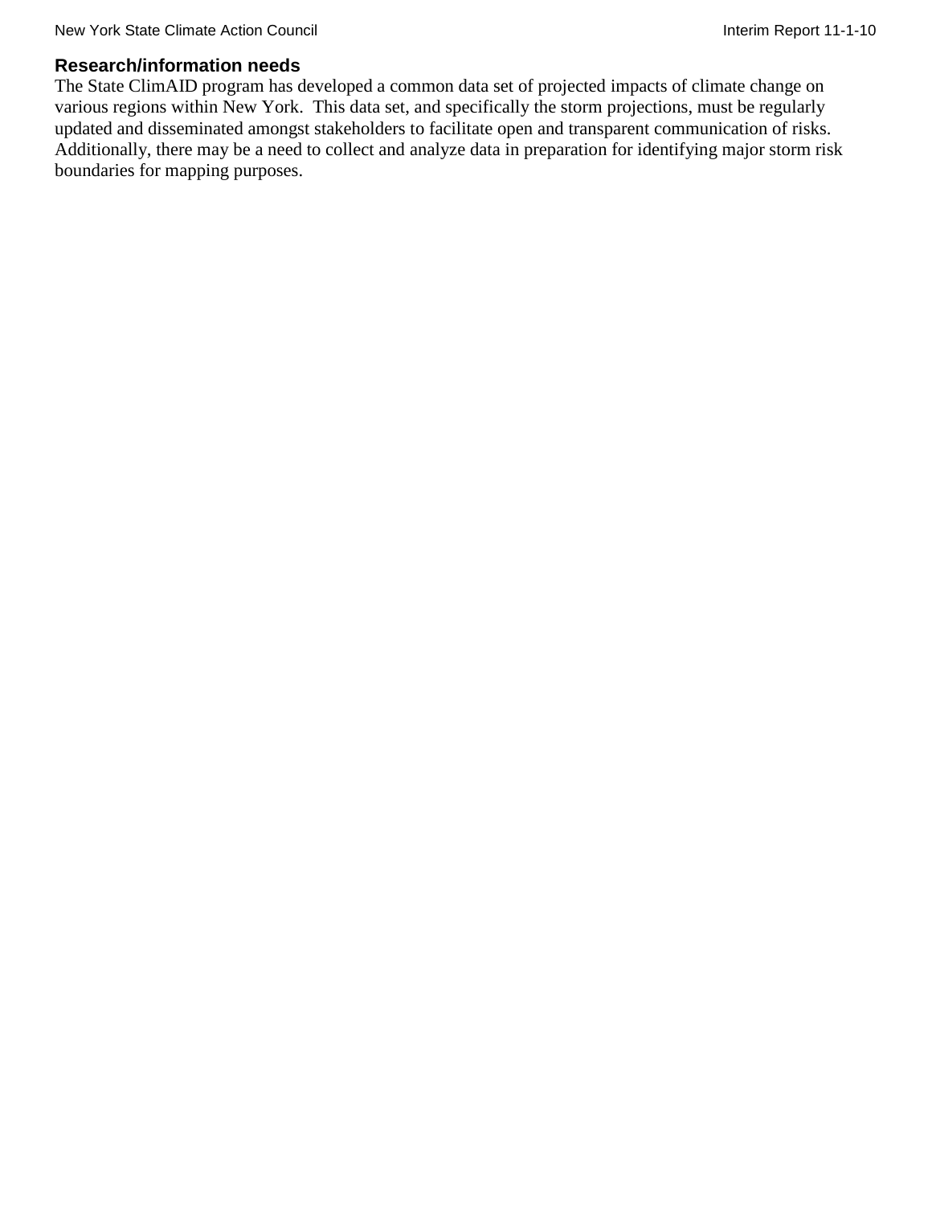### Research/information needs

The State ClimAID program has developed a common data set of projected impacts of climate change on various regions within New York. This data set, and specifically the storm projections, must be regularly updated and disseminated amongst stakeholders to facilitate open and transparent communication of risks. Additionally, there may be a need to collect and analyze data in preparation for identifying major storm risk boundaries for mapping purposes.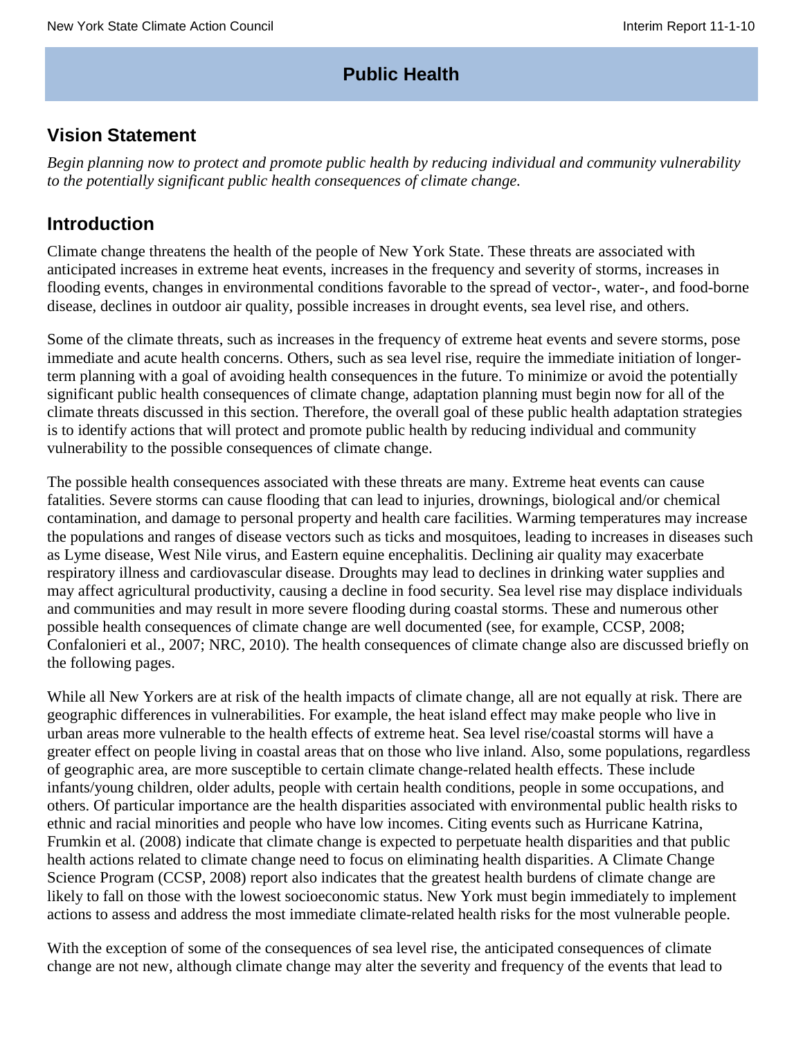# Public Health

## Vision Statement

*Begin planning now to protect and promote public health by reducing individual and community vulnerability to the potentially significant public health consequences of climate change.*

## Introduction

Climate change threatens the health of the people of New York State. These threats are associated with anticipated increases in extreme heat events, increases in the frequency and severity of storms, increases in flooding events, changes in environmental conditions favorable to the spread of vector-, water-, and food-borne disease, declines in outdoor air quality, possible increases in drought events, sea level rise, and others.

Some of the climate threats, such as increases in the frequency of extreme heat events and severe storms, pose immediate and acute health concerns. Others, such as sea level rise, require the immediate initiation of longer-term planning with a goal of avoiding health consequences in the future. To minimize or avoid the potentially significant public health consequences of climate change, adaptation planning must begin now for all of the climate threats discussed in this section. Therefore, the overall goal of these public health adaptation strategies is to identify actions that will protect and promote public health by reducing individual and community vulnerability to the possible consequences of climate change.

The possible health consequences associated with these threats are many. Extreme heat events can cause fatalities. Severe storms can cause flooding that can lead to injuries, drownings, biological and/or chemical contamination, and damage to personal property and health care facilities. Warming temperatures may increase the populations and ranges of disease vectors such as ticks and mosquitoes, leading to increases in diseases such as Lyme disease, West Nile virus, and Eastern equine encephalitis. Declining air quality may exacerbate respiratory illness and cardiovascular disease. Droughts may lead to declines in drinking water supplies and may affect agricultural productivity, causing a decline in food security. Sea level rise may displace individuals and communities and may result in more severe flooding during coastal storms. These and numerous other possible health consequences of climate change are well documented (see, for example, CCSP, 2008; Confalonieri et al., 2007; NRC, 2010). The health consequences of climate change also are discussed briefly on the following pages.

While all New Yorkers are at risk of the health impacts of climate change, all are not equally at risk. There are geographic differences in vulnerabilities. For example, the heat island effect may make people who live in urban areas more vulnerable to the health effects of extreme heat. Sea level rise/coastal storms will have a greater effect on people living in coastal areas that on those who live inland. Also, some populations, regardless of geographic area, are more susceptible to certain climate change-related health effects. These include infants/young children, older adults, people with certain health conditions, people in some occupations, and others. Of particular importance are the health disparities associated with environmental public health risks to ethnic and racial minorities and people who have low incomes. Citing events such as Hurricane Katrina, Frumkin et al. (2008) indicate that climate change is expected to perpetuate health disparities and that public health actions related to climate change need to focus on eliminating health disparities. A Climate Change Science Program (CCSP, 2008) report also indicates that the greatest health burdens of climate change are likely to fall on those with the lowest socioeconomic status. New York must begin immediately to implement actions to assess and address the most immediate climate-related health risks for the most vulnerable people.

With the exception of some of the consequences of sea level rise, the anticipated consequences of climate change are not new, although climate change may alter the severity and frequency of the events that lead to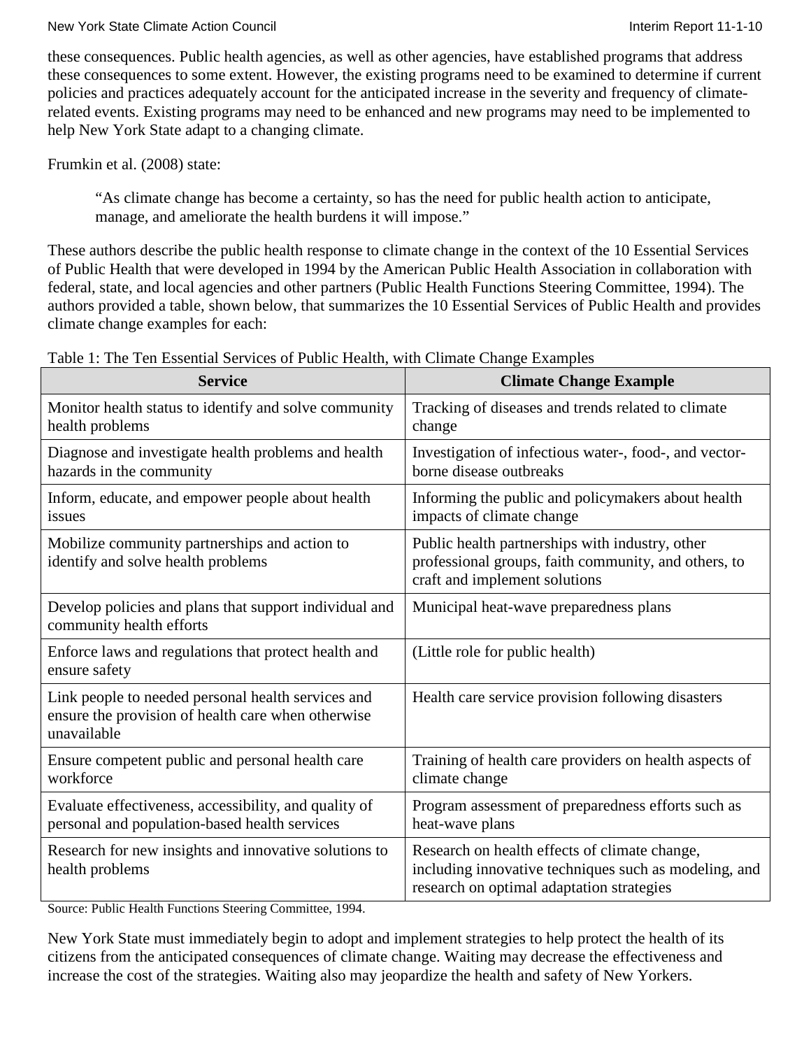these consequences. Public health agencies, as well as other agencies, have established programs that address these consequences to some extent. However, the existing programs need to be examined to determine if current policies and practices adequately account for the anticipated increase in the severity and frequency of climate-related events. Existing programs may need to be enhanced and new programs may need to be implemented to help New York State adapt to a changing climate.

Frumkin et al. (2008) state:

> "As climate change has become a certainty, so has the need for public health action to anticipate, manage, and ameliorate the health burdens it will impose."

These authors describe the public health response to climate change in the context of the 10 Essential Services of Public Health that were developed in 1994 by the American Public Health Association in collaboration with federal, state, and local agencies and other partners (Public Health Functions Steering Committee, 1994). The authors provided a table, shown below, that summarizes the 10 Essential Services of Public Health and provides climate change examples for each:

Table 1: The Ten Essential Services of Public Health, with Climate Change Examples

| Service | Climate Change Example |
| --- | --- |
| Monitor health status to identify and solve community health problems | Tracking of diseases and trends related to climate change |
| Diagnose and investigate health problems and health hazards in the community | Investigation of infectious water-, food-, and vector-borne disease outbreaks |
| Inform, educate, and empower people about health issues | Informing the public and policymakers about health impacts of climate change |
| Mobilize community partnerships and action to identify and solve health problems | Public health partnerships with industry, other professional groups, faith community, and others, to craft and implement solutions |
| Develop policies and plans that support individual and community health efforts | Municipal heat-wave preparedness plans |
| Enforce laws and regulations that protect health and ensure safety | (Little role for public health) |
| Link people to needed personal health services and ensure the provision of health care when otherwise unavailable | Health care service provision following disasters |
| Ensure competent public and personal health care workforce | Training of health care providers on health aspects of climate change |
| Evaluate effectiveness, accessibility, and quality of personal and population-based health services | Program assessment of preparedness efforts such as heat-wave plans |
| Research for new insights and innovative solutions to health problems | Research on health effects of climate change, including innovative techniques such as modeling, and research on optimal adaptation strategies |

Source: Public Health Functions Steering Committee, 1994.

New York State must immediately begin to adopt and implement strategies to help protect the health of its citizens from the anticipated consequences of climate change. Waiting may decrease the effectiveness and increase the cost of the strategies. Waiting also may jeopardize the health and safety of New Yorkers.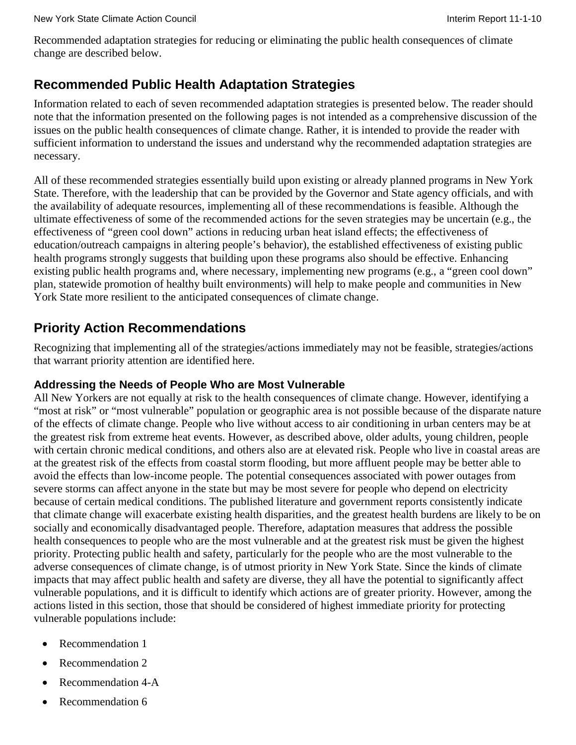Recommended adaptation strategies for reducing or eliminating the public health consequences of climate change are described below.

## Recommended Public Health Adaptation Strategies

Information related to each of seven recommended adaptation strategies is presented below. The reader should note that the information presented on the following pages is not intended as a comprehensive discussion of the issues on the public health consequences of climate change. Rather, it is intended to provide the reader with sufficient information to understand the issues and understand why the recommended adaptation strategies are necessary.

All of these recommended strategies essentially build upon existing or already planned programs in New York State. Therefore, with the leadership that can be provided by the Governor and State agency officials, and with the availability of adequate resources, implementing all of these recommendations is feasible. Although the ultimate effectiveness of some of the recommended actions for the seven strategies may be uncertain (e.g., the effectiveness of "green cool down" actions in reducing urban heat island effects; the effectiveness of education/outreach campaigns in altering people's behavior), the established effectiveness of existing public health programs strongly suggests that building upon these programs also should be effective. Enhancing existing public health programs and, where necessary, implementing new programs (e.g., a "green cool down" plan, statewide promotion of healthy built environments) will help to make people and communities in New York State more resilient to the anticipated consequences of climate change.

## Priority Action Recommendations

Recognizing that implementing all of the strategies/actions immediately may not be feasible, strategies/actions that warrant priority attention are identified here.

### Addressing the Needs of People Who are Most Vulnerable

All New Yorkers are not equally at risk to the health consequences of climate change. However, identifying a "most at risk" or "most vulnerable" population or geographic area is not possible because of the disparate nature of the effects of climate change. People who live without access to air conditioning in urban centers may be at the greatest risk from extreme heat events. However, as described above, older adults, young children, people with certain chronic medical conditions, and others also are at elevated risk. People who live in coastal areas are at the greatest risk of the effects from coastal storm flooding, but more affluent people may be better able to avoid the effects than low-income people. The potential consequences associated with power outages from severe storms can affect anyone in the state but may be most severe for people who depend on electricity because of certain medical conditions. The published literature and government reports consistently indicate that climate change will exacerbate existing health disparities, and the greatest health burdens are likely to be on socially and economically disadvantaged people. Therefore, adaptation measures that address the possible health consequences to people who are the most vulnerable and at the greatest risk must be given the highest priority. Protecting public health and safety, particularly for the people who are the most vulnerable to the adverse consequences of climate change, is of utmost priority in New York State. Since the kinds of climate impacts that may affect public health and safety are diverse, they all have the potential to significantly affect vulnerable populations, and it is difficult to identify which actions are of greater priority. However, among the actions listed in this section, those that should be considered of highest immediate priority for protecting vulnerable populations include:

- Recommendation 1
- Recommendation 2
- Recommendation 4-A
- Recommendation 6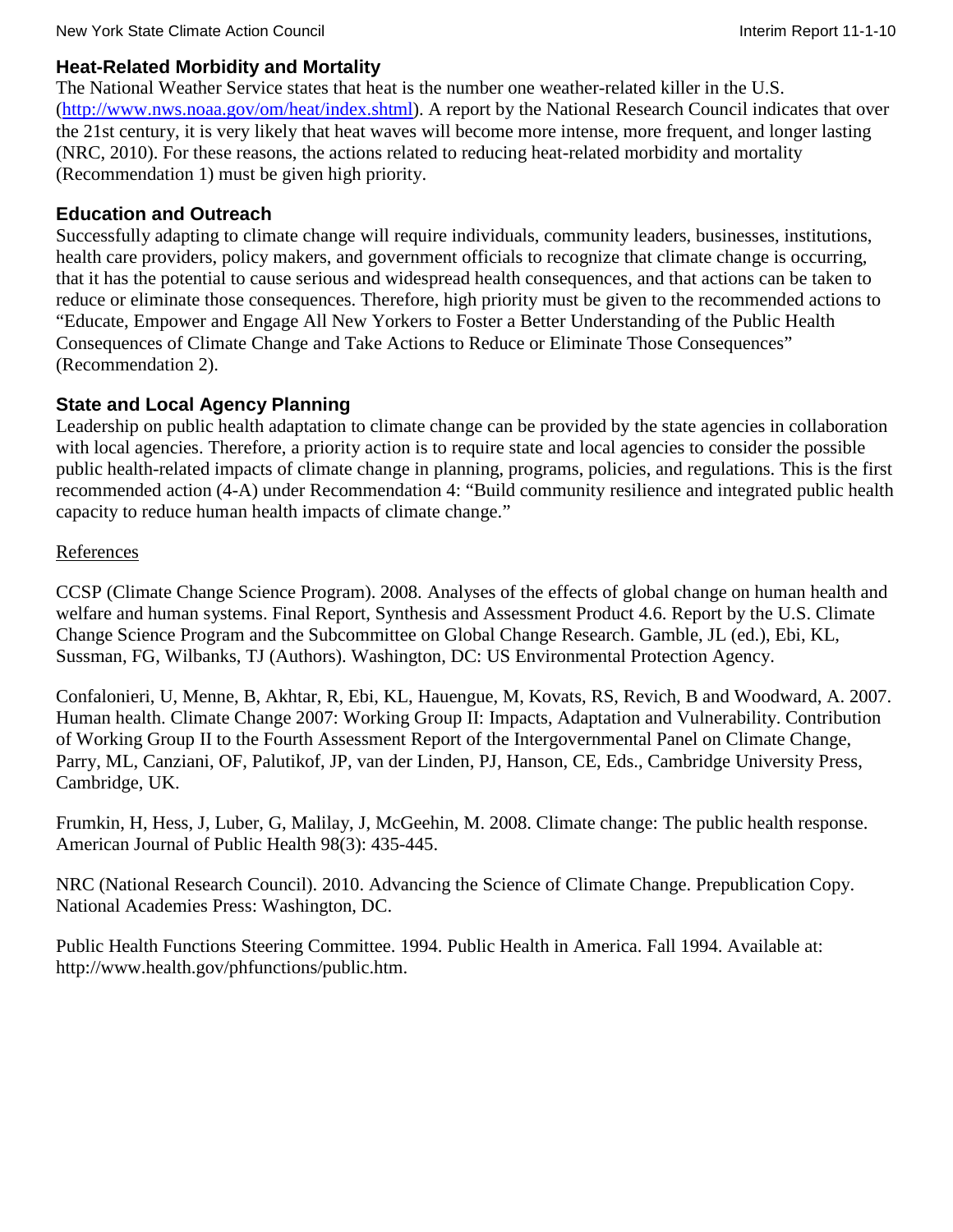### Heat-Related Morbidity and Mortality

The National Weather Service states that heat is the number one weather-related killer in the U.S. (http://www.nws.noaa.gov/om/heat/index.shtml). A report by the National Research Council indicates that over the 21st century, it is very likely that heat waves will become more intense, more frequent, and longer lasting (NRC, 2010). For these reasons, the actions related to reducing heat-related morbidity and mortality (Recommendation 1) must be given high priority.

### Education and Outreach

Successfully adapting to climate change will require individuals, community leaders, businesses, institutions, health care providers, policy makers, and government officials to recognize that climate change is occurring, that it has the potential to cause serious and widespread health consequences, and that actions can be taken to reduce or eliminate those consequences. Therefore, high priority must be given to the recommended actions to "Educate, Empower and Engage All New Yorkers to Foster a Better Understanding of the Public Health Consequences of Climate Change and Take Actions to Reduce or Eliminate Those Consequences" (Recommendation 2).

### State and Local Agency Planning

Leadership on public health adaptation to climate change can be provided by the state agencies in collaboration with local agencies. Therefore, a priority action is to require state and local agencies to consider the possible public health-related impacts of climate change in planning, programs, policies, and regulations. This is the first recommended action (4-A) under Recommendation 4: "Build community resilience and integrated public health capacity to reduce human health impacts of climate change."

References

CCSP (Climate Change Science Program). 2008. Analyses of the effects of global change on human health and welfare and human systems. Final Report, Synthesis and Assessment Product 4.6. Report by the U.S. Climate Change Science Program and the Subcommittee on Global Change Research. Gamble, JL (ed.), Ebi, KL, Sussman, FG, Wilbanks, TJ (Authors). Washington, DC: US Environmental Protection Agency.

Confalonieri, U, Menne, B, Akhtar, R, Ebi, KL, Hauengue, M, Kovats, RS, Revich, B and Woodward, A. 2007. Human health. Climate Change 2007: Working Group II: Impacts, Adaptation and Vulnerability. Contribution of Working Group II to the Fourth Assessment Report of the Intergovernmental Panel on Climate Change, Parry, ML, Canziani, OF, Palutikof, JP, van der Linden, PJ, Hanson, CE, Eds., Cambridge University Press, Cambridge, UK.

Frumkin, H, Hess, J, Luber, G, Malilay, J, McGeehin, M. 2008. Climate change: The public health response. American Journal of Public Health 98(3): 435-445.

NRC (National Research Council). 2010. Advancing the Science of Climate Change. Prepublication Copy. National Academies Press: Washington, DC.

Public Health Functions Steering Committee. 1994. Public Health in America. Fall 1994. Available at: http://www.health.gov/phfunctions/public.htm.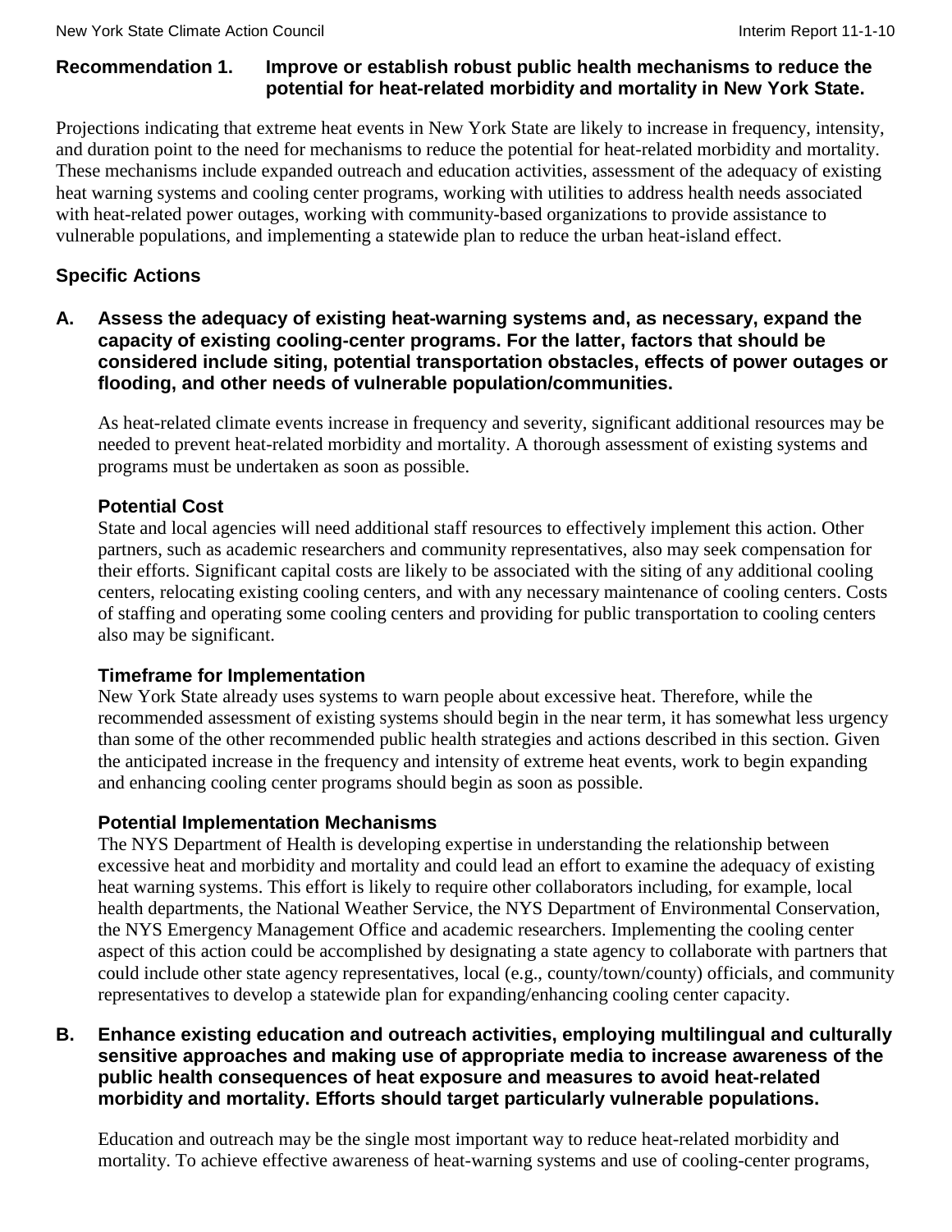## Recommendation 1. Improve or establish robust public health mechanisms to reduce the potential for heat-related morbidity and mortality in New York State.

Projections indicating that extreme heat events in New York State are likely to increase in frequency, intensity, and duration point to the need for mechanisms to reduce the potential for heat-related morbidity and mortality. These mechanisms include expanded outreach and education activities, assessment of the adequacy of existing heat warning systems and cooling center programs, working with utilities to address health needs associated with heat-related power outages, working with community-based organizations to provide assistance to vulnerable populations, and implementing a statewide plan to reduce the urban heat-island effect.

### Specific Actions

**A. Assess the adequacy of existing heat-warning systems and, as necessary, expand the capacity of existing cooling-center programs. For the latter, factors that should be considered include siting, potential transportation obstacles, effects of power outages or flooding, and other needs of vulnerable population/communities.**

As heat-related climate events increase in frequency and severity, significant additional resources may be needed to prevent heat-related morbidity and mortality. A thorough assessment of existing systems and programs must be undertaken as soon as possible.

#### Potential Cost

State and local agencies will need additional staff resources to effectively implement this action. Other partners, such as academic researchers and community representatives, also may seek compensation for their efforts. Significant capital costs are likely to be associated with the siting of any additional cooling centers, relocating existing cooling centers, and with any necessary maintenance of cooling centers. Costs of staffing and operating some cooling centers and providing for public transportation to cooling centers also may be significant.

#### Timeframe for Implementation

New York State already uses systems to warn people about excessive heat. Therefore, while the recommended assessment of existing systems should begin in the near term, it has somewhat less urgency than some of the other recommended public health strategies and actions described in this section. Given the anticipated increase in the frequency and intensity of extreme heat events, work to begin expanding and enhancing cooling center programs should begin as soon as possible.

#### Potential Implementation Mechanisms

The NYS Department of Health is developing expertise in understanding the relationship between excessive heat and morbidity and mortality and could lead an effort to examine the adequacy of existing heat warning systems. This effort is likely to require other collaborators including, for example, local health departments, the National Weather Service, the NYS Department of Environmental Conservation, the NYS Emergency Management Office and academic researchers. Implementing the cooling center aspect of this action could be accomplished by designating a state agency to collaborate with partners that could include other state agency representatives, local (e.g., county/town/county) officials, and community representatives to develop a statewide plan for expanding/enhancing cooling center capacity.

**B. Enhance existing education and outreach activities, employing multilingual and culturally sensitive approaches and making use of appropriate media to increase awareness of the public health consequences of heat exposure and measures to avoid heat-related morbidity and mortality. Efforts should target particularly vulnerable populations.**

Education and outreach may be the single most important way to reduce heat-related morbidity and mortality. To achieve effective awareness of heat-warning systems and use of cooling-center programs,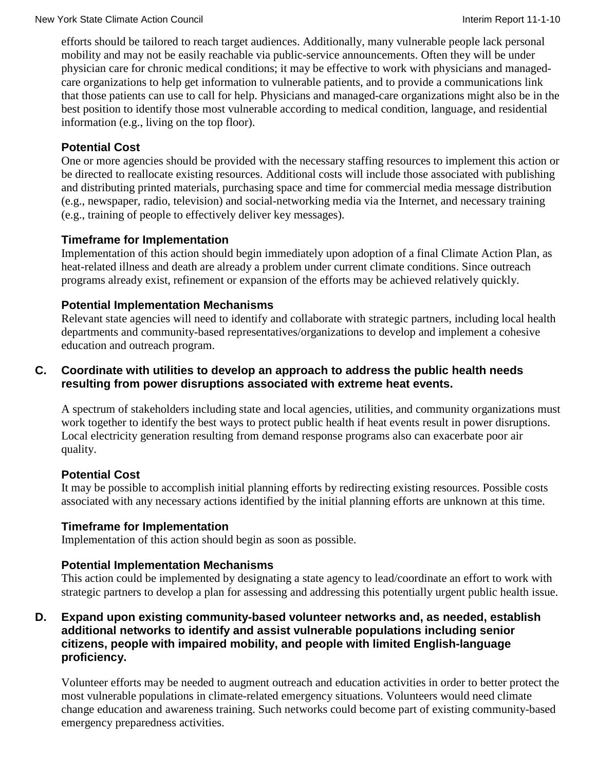efforts should be tailored to reach target audiences. Additionally, many vulnerable people lack personal mobility and may not be easily reachable via public-service announcements. Often they will be under physician care for chronic medical conditions; it may be effective to work with physicians and managed-care organizations to help get information to vulnerable patients, and to provide a communications link that those patients can use to call for help. Physicians and managed-care organizations might also be in the best position to identify those most vulnerable according to medical condition, language, and residential information (e.g., living on the top floor).

#### Potential Cost

One or more agencies should be provided with the necessary staffing resources to implement this action or be directed to reallocate existing resources. Additional costs will include those associated with publishing and distributing printed materials, purchasing space and time for commercial media message distribution (e.g., newspaper, radio, television) and social-networking media via the Internet, and necessary training (e.g., training of people to effectively deliver key messages).

#### Timeframe for Implementation

Implementation of this action should begin immediately upon adoption of a final Climate Action Plan, as heat-related illness and death are already a problem under current climate conditions. Since outreach programs already exist, refinement or expansion of the efforts may be achieved relatively quickly.

#### Potential Implementation Mechanisms

Relevant state agencies will need to identify and collaborate with strategic partners, including local health departments and community-based representatives/organizations to develop and implement a cohesive education and outreach program.

### C. Coordinate with utilities to develop an approach to address the public health needs resulting from power disruptions associated with extreme heat events.

A spectrum of stakeholders including state and local agencies, utilities, and community organizations must work together to identify the best ways to protect public health if heat events result in power disruptions. Local electricity generation resulting from demand response programs also can exacerbate poor air quality.

#### Potential Cost

It may be possible to accomplish initial planning efforts by redirecting existing resources. Possible costs associated with any necessary actions identified by the initial planning efforts are unknown at this time.

#### Timeframe for Implementation

Implementation of this action should begin as soon as possible.

#### Potential Implementation Mechanisms

This action could be implemented by designating a state agency to lead/coordinate an effort to work with strategic partners to develop a plan for assessing and addressing this potentially urgent public health issue.

### D. Expand upon existing community-based volunteer networks and, as needed, establish additional networks to identify and assist vulnerable populations including senior citizens, people with impaired mobility, and people with limited English-language proficiency.

Volunteer efforts may be needed to augment outreach and education activities in order to better protect the most vulnerable populations in climate-related emergency situations. Volunteers would need climate change education and awareness training. Such networks could become part of existing community-based emergency preparedness activities.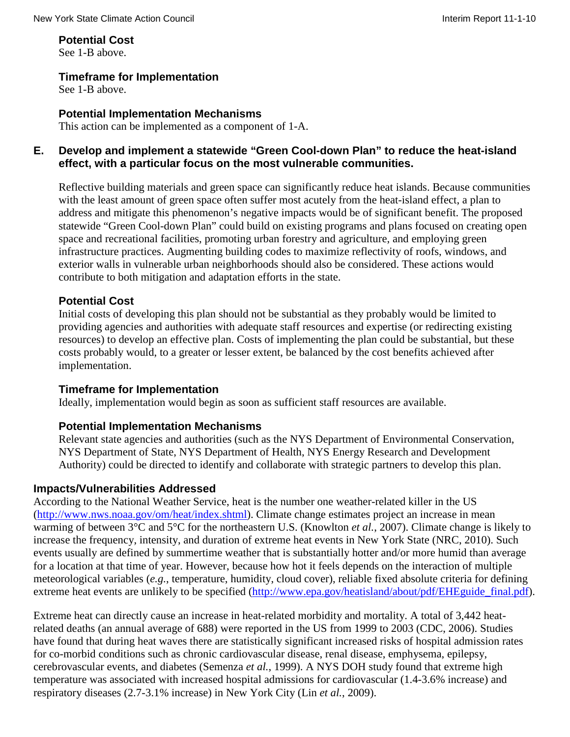**Potential Cost**
See 1-B above.

**Timeframe for Implementation**
See 1-B above.

**Potential Implementation Mechanisms**
This action can be implemented as a component of 1-A.

### E. Develop and implement a statewide "Green Cool-down Plan" to reduce the heat-island effect, with a particular focus on the most vulnerable communities.

Reflective building materials and green space can significantly reduce heat islands. Because communities with the least amount of green space often suffer most acutely from the heat-island effect, a plan to address and mitigate this phenomenon's negative impacts would be of significant benefit. The proposed statewide "Green Cool-down Plan" could build on existing programs and plans focused on creating open space and recreational facilities, promoting urban forestry and agriculture, and employing green infrastructure practices. Augmenting building codes to maximize reflectivity of roofs, windows, and exterior walls in vulnerable urban neighborhoods should also be considered. These actions would contribute to both mitigation and adaptation efforts in the state.

**Potential Cost**
Initial costs of developing this plan should not be substantial as they probably would be limited to providing agencies and authorities with adequate staff resources and expertise (or redirecting existing resources) to develop an effective plan. Costs of implementing the plan could be substantial, but these costs probably would, to a greater or lesser extent, be balanced by the cost benefits achieved after implementation.

**Timeframe for Implementation**
Ideally, implementation would begin as soon as sufficient staff resources are available.

**Potential Implementation Mechanisms**
Relevant state agencies and authorities (such as the NYS Department of Environmental Conservation, NYS Department of State, NYS Department of Health, NYS Energy Research and Development Authority) could be directed to identify and collaborate with strategic partners to develop this plan.

## Impacts/Vulnerabilities Addressed

According to the National Weather Service, heat is the number one weather-related killer in the US (http://www.nws.noaa.gov/om/heat/index.shtml). Climate change estimates project an increase in mean warming of between 3°C and 5°C for the northeastern U.S. (Knowlton *et al.*, 2007). Climate change is likely to increase the frequency, intensity, and duration of extreme heat events in New York State (NRC, 2010). Such events usually are defined by summertime weather that is substantially hotter and/or more humid than average for a location at that time of year. However, because how hot it feels depends on the interaction of multiple meteorological variables (*e.g.*, temperature, humidity, cloud cover), reliable fixed absolute criteria for defining extreme heat events are unlikely to be specified (http://www.epa.gov/heatisland/about/pdf/EHEguide_final.pdf).

Extreme heat can directly cause an increase in heat-related morbidity and mortality. A total of 3,442 heat-related deaths (an annual average of 688) were reported in the US from 1999 to 2003 (CDC, 2006). Studies have found that during heat waves there are statistically significant increased risks of hospital admission rates for co-morbid conditions such as chronic cardiovascular disease, renal disease, emphysema, epilepsy, cerebrovascular events, and diabetes (Semenza *et al.*, 1999). A NYS DOH study found that extreme high temperature was associated with increased hospital admissions for cardiovascular (1.4-3.6% increase) and respiratory diseases (2.7-3.1% increase) in New York City (Lin *et al.*, 2009).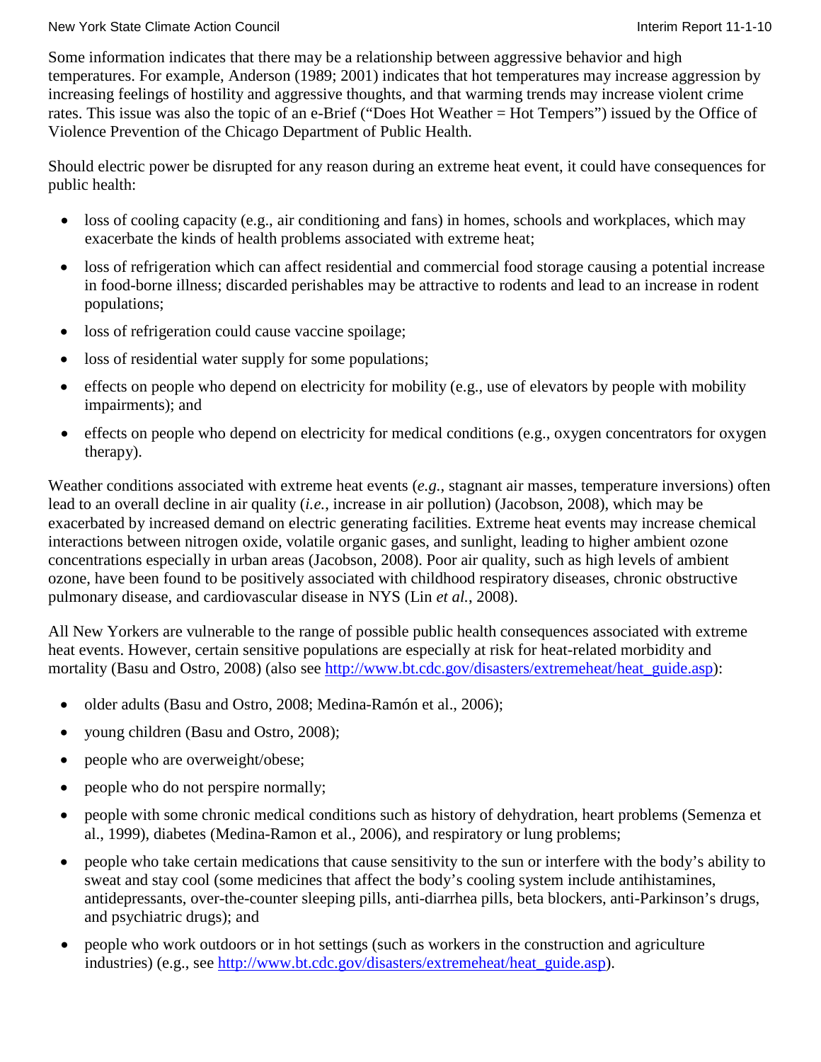Some information indicates that there may be a relationship between aggressive behavior and high temperatures. For example, Anderson (1989; 2001) indicates that hot temperatures may increase aggression by increasing feelings of hostility and aggressive thoughts, and that warming trends may increase violent crime rates. This issue was also the topic of an e-Brief ("Does Hot Weather = Hot Tempers") issued by the Office of Violence Prevention of the Chicago Department of Public Health.

Should electric power be disrupted for any reason during an extreme heat event, it could have consequences for public health:

- loss of cooling capacity (e.g., air conditioning and fans) in homes, schools and workplaces, which may exacerbate the kinds of health problems associated with extreme heat;
- loss of refrigeration which can affect residential and commercial food storage causing a potential increase in food-borne illness; discarded perishables may be attractive to rodents and lead to an increase in rodent populations;
- loss of refrigeration could cause vaccine spoilage;
- loss of residential water supply for some populations;
- effects on people who depend on electricity for mobility (e.g., use of elevators by people with mobility impairments); and
- effects on people who depend on electricity for medical conditions (e.g., oxygen concentrators for oxygen therapy).

Weather conditions associated with extreme heat events (*e.g.*, stagnant air masses, temperature inversions) often lead to an overall decline in air quality (*i.e.*, increase in air pollution) (Jacobson, 2008), which may be exacerbated by increased demand on electric generating facilities. Extreme heat events may increase chemical interactions between nitrogen oxide, volatile organic gases, and sunlight, leading to higher ambient ozone concentrations especially in urban areas (Jacobson, 2008). Poor air quality, such as high levels of ambient ozone, have been found to be positively associated with childhood respiratory diseases, chronic obstructive pulmonary disease, and cardiovascular disease in NYS (Lin *et al.*, 2008).

All New Yorkers are vulnerable to the range of possible public health consequences associated with extreme heat events. However, certain sensitive populations are especially at risk for heat-related morbidity and mortality (Basu and Ostro, 2008) (also see http://www.bt.cdc.gov/disasters/extremeheat/heat_guide.asp):

- older adults (Basu and Ostro, 2008; Medina-Ramón et al., 2006);
- young children (Basu and Ostro, 2008);
- people who are overweight/obese;
- people who do not perspire normally;
- people with some chronic medical conditions such as history of dehydration, heart problems (Semenza et al., 1999), diabetes (Medina-Ramon et al., 2006), and respiratory or lung problems;
- people who take certain medications that cause sensitivity to the sun or interfere with the body's ability to sweat and stay cool (some medicines that affect the body's cooling system include antihistamines, antidepressants, over-the-counter sleeping pills, anti-diarrhea pills, beta blockers, anti-Parkinson's drugs, and psychiatric drugs); and
- people who work outdoors or in hot settings (such as workers in the construction and agriculture industries) (e.g., see http://www.bt.cdc.gov/disasters/extremeheat/heat_guide.asp).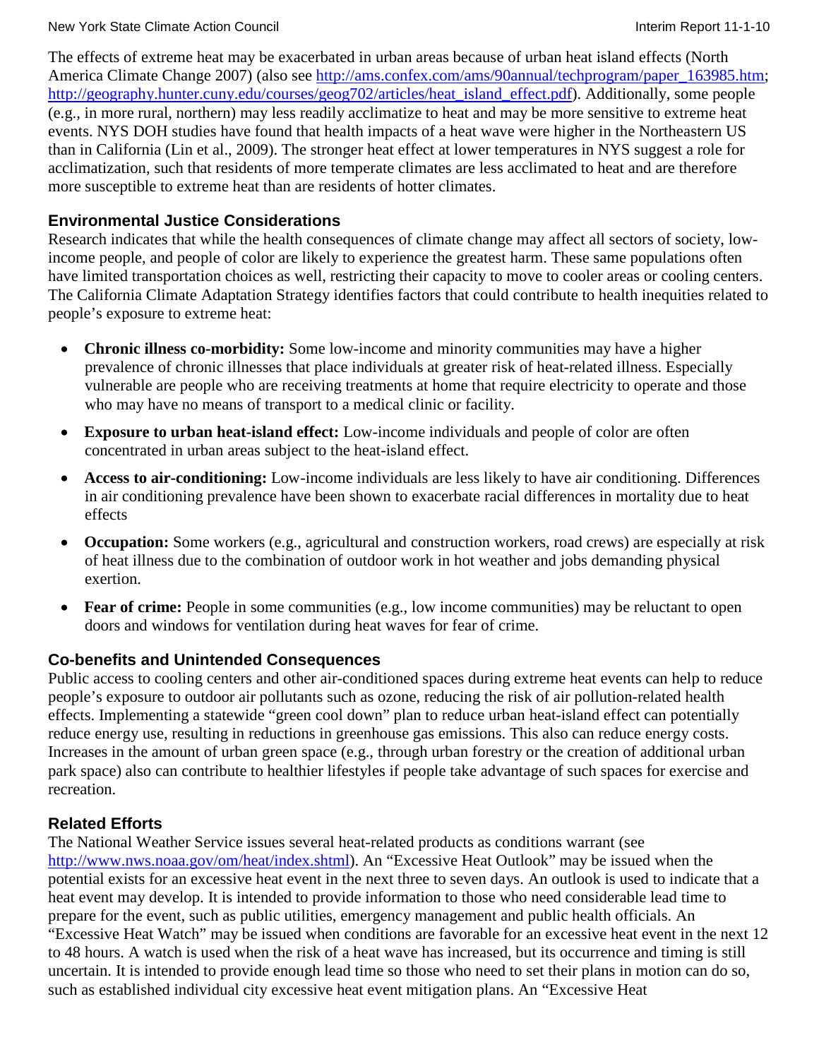The effects of extreme heat may be exacerbated in urban areas because of urban heat island effects (North America Climate Change 2007) (also see http://ams.confex.com/ams/90annual/techprogram/paper_163985.htm; http://geography.hunter.cuny.edu/courses/geog702/articles/heat_island_effect.pdf). Additionally, some people (e.g., in more rural, northern) may less readily acclimatize to heat and may be more sensitive to extreme heat events. NYS DOH studies have found that health impacts of a heat wave were higher in the Northeastern US than in California (Lin et al., 2009). The stronger heat effect at lower temperatures in NYS suggest a role for acclimatization, such that residents of more temperate climates are less acclimated to heat and are therefore more susceptible to extreme heat than are residents of hotter climates.

### Environmental Justice Considerations

Research indicates that while the health consequences of climate change may affect all sectors of society, low-income people, and people of color are likely to experience the greatest harm. These same populations often have limited transportation choices as well, restricting their capacity to move to cooler areas or cooling centers. The California Climate Adaptation Strategy identifies factors that could contribute to health inequities related to people's exposure to extreme heat:

- **Chronic illness co-morbidity:** Some low-income and minority communities may have a higher prevalence of chronic illnesses that place individuals at greater risk of heat-related illness. Especially vulnerable are people who are receiving treatments at home that require electricity to operate and those who may have no means of transport to a medical clinic or facility.
- **Exposure to urban heat-island effect:** Low-income individuals and people of color are often concentrated in urban areas subject to the heat-island effect.
- **Access to air-conditioning:** Low-income individuals are less likely to have air conditioning. Differences in air conditioning prevalence have been shown to exacerbate racial differences in mortality due to heat effects
- **Occupation:** Some workers (e.g., agricultural and construction workers, road crews) are especially at risk of heat illness due to the combination of outdoor work in hot weather and jobs demanding physical exertion.
- **Fear of crime:** People in some communities (e.g., low income communities) may be reluctant to open doors and windows for ventilation during heat waves for fear of crime.

### Co-benefits and Unintended Consequences

Public access to cooling centers and other air-conditioned spaces during extreme heat events can help to reduce people's exposure to outdoor air pollutants such as ozone, reducing the risk of air pollution-related health effects. Implementing a statewide "green cool down" plan to reduce urban heat-island effect can potentially reduce energy use, resulting in reductions in greenhouse gas emissions. This also can reduce energy costs. Increases in the amount of urban green space (e.g., through urban forestry or the creation of additional urban park space) also can contribute to healthier lifestyles if people take advantage of such spaces for exercise and recreation.

### Related Efforts

The National Weather Service issues several heat-related products as conditions warrant (see http://www.nws.noaa.gov/om/heat/index.shtml). An "Excessive Heat Outlook" may be issued when the potential exists for an excessive heat event in the next three to seven days. An outlook is used to indicate that a heat event may develop. It is intended to provide information to those who need considerable lead time to prepare for the event, such as public utilities, emergency management and public health officials. An "Excessive Heat Watch" may be issued when conditions are favorable for an excessive heat event in the next 12 to 48 hours. A watch is used when the risk of a heat wave has increased, but its occurrence and timing is still uncertain. It is intended to provide enough lead time so those who need to set their plans in motion can do so, such as established individual city excessive heat event mitigation plans. An "Excessive Heat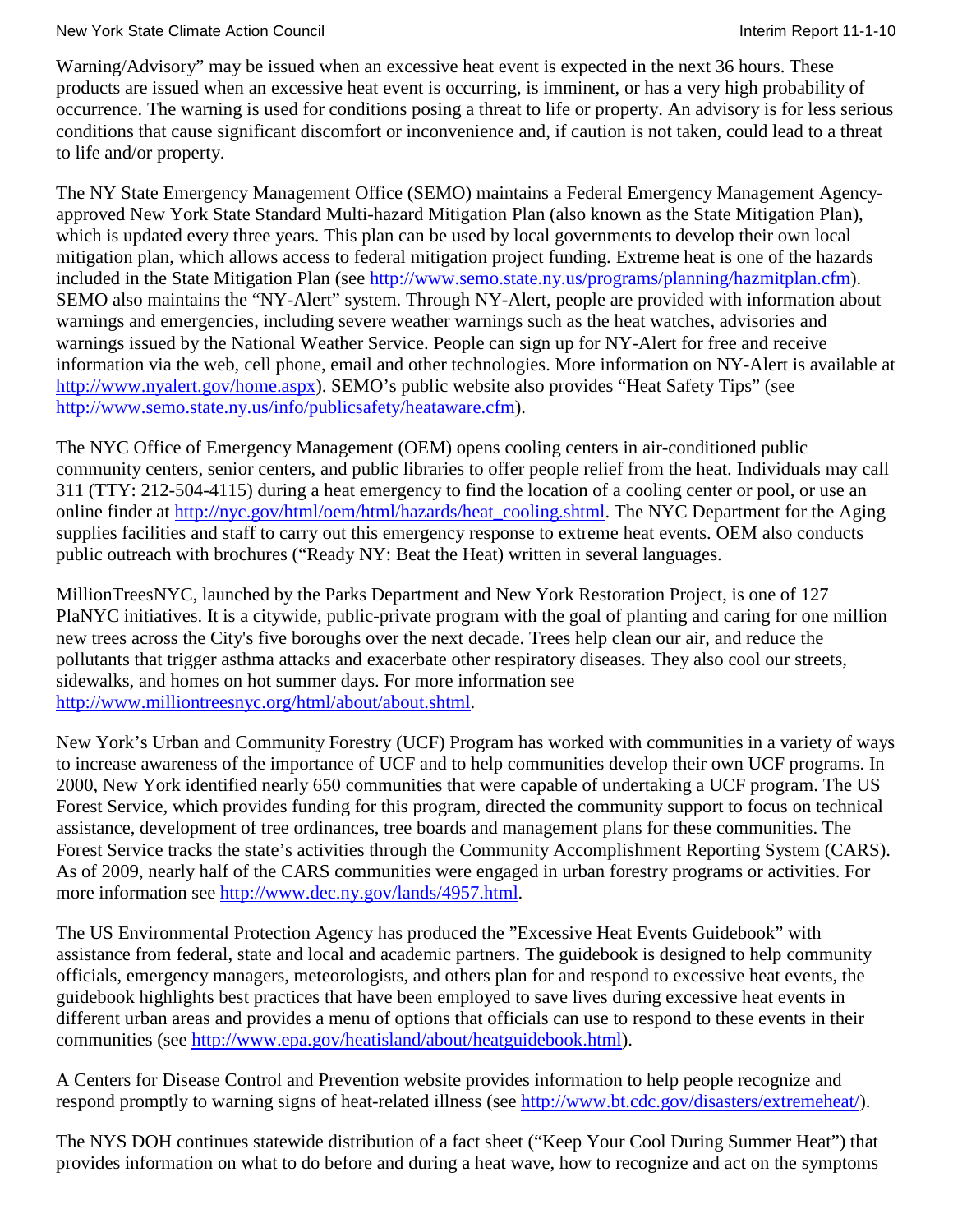Warning/Advisory" may be issued when an excessive heat event is expected in the next 36 hours. These products are issued when an excessive heat event is occurring, is imminent, or has a very high probability of occurrence. The warning is used for conditions posing a threat to life or property. An advisory is for less serious conditions that cause significant discomfort or inconvenience and, if caution is not taken, could lead to a threat to life and/or property.

The NY State Emergency Management Office (SEMO) maintains a Federal Emergency Management Agency-approved New York State Standard Multi-hazard Mitigation Plan (also known as the State Mitigation Plan), which is updated every three years. This plan can be used by local governments to develop their own local mitigation plan, which allows access to federal mitigation project funding. Extreme heat is one of the hazards included in the State Mitigation Plan (see http://www.semo.state.ny.us/programs/planning/hazmitplan.cfm). SEMO also maintains the "NY-Alert" system. Through NY-Alert, people are provided with information about warnings and emergencies, including severe weather warnings such as the heat watches, advisories and warnings issued by the National Weather Service. People can sign up for NY-Alert for free and receive information via the web, cell phone, email and other technologies. More information on NY-Alert is available at http://www.nyalert.gov/home.aspx). SEMO's public website also provides "Heat Safety Tips" (see http://www.semo.state.ny.us/info/publicsafety/heataware.cfm).

The NYC Office of Emergency Management (OEM) opens cooling centers in air-conditioned public community centers, senior centers, and public libraries to offer people relief from the heat. Individuals may call 311 (TTY: 212-504-4115) during a heat emergency to find the location of a cooling center or pool, or use an online finder at http://nyc.gov/html/oem/html/hazards/heat_cooling.shtml. The NYC Department for the Aging supplies facilities and staff to carry out this emergency response to extreme heat events. OEM also conducts public outreach with brochures ("Ready NY: Beat the Heat) written in several languages.

MillionTreesNYC, launched by the Parks Department and New York Restoration Project, is one of 127 PlaNYC initiatives. It is a citywide, public-private program with the goal of planting and caring for one million new trees across the City's five boroughs over the next decade. Trees help clean our air, and reduce the pollutants that trigger asthma attacks and exacerbate other respiratory diseases. They also cool our streets, sidewalks, and homes on hot summer days. For more information see http://www.milliontreesnyc.org/html/about/about.shtml.

New York's Urban and Community Forestry (UCF) Program has worked with communities in a variety of ways to increase awareness of the importance of UCF and to help communities develop their own UCF programs. In 2000, New York identified nearly 650 communities that were capable of undertaking a UCF program. The US Forest Service, which provides funding for this program, directed the community support to focus on technical assistance, development of tree ordinances, tree boards and management plans for these communities. The Forest Service tracks the state's activities through the Community Accomplishment Reporting System (CARS). As of 2009, nearly half of the CARS communities were engaged in urban forestry programs or activities. For more information see http://www.dec.ny.gov/lands/4957.html.

The US Environmental Protection Agency has produced the "Excessive Heat Events Guidebook" with assistance from federal, state and local and academic partners. The guidebook is designed to help community officials, emergency managers, meteorologists, and others plan for and respond to excessive heat events, the guidebook highlights best practices that have been employed to save lives during excessive heat events in different urban areas and provides a menu of options that officials can use to respond to these events in their communities (see http://www.epa.gov/heatisland/about/heatguidebook.html).

A Centers for Disease Control and Prevention website provides information to help people recognize and respond promptly to warning signs of heat-related illness (see http://www.bt.cdc.gov/disasters/extremeheat/).

The NYS DOH continues statewide distribution of a fact sheet ("Keep Your Cool During Summer Heat") that provides information on what to do before and during a heat wave, how to recognize and act on the symptoms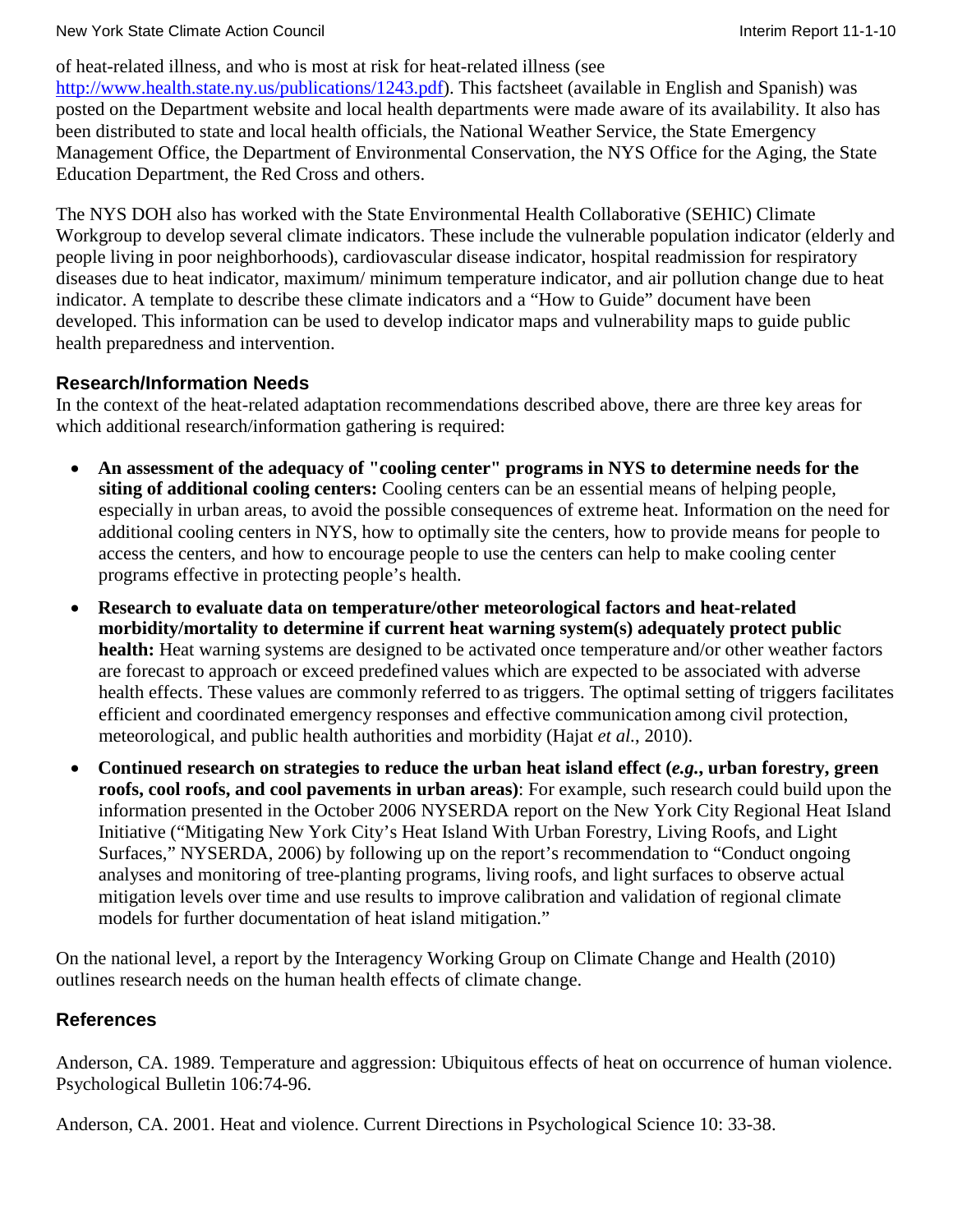of heat-related illness, and who is most at risk for heat-related illness (see http://www.health.state.ny.us/publications/1243.pdf). This factsheet (available in English and Spanish) was posted on the Department website and local health departments were made aware of its availability. It also has been distributed to state and local health officials, the National Weather Service, the State Emergency Management Office, the Department of Environmental Conservation, the NYS Office for the Aging, the State Education Department, the Red Cross and others.

The NYS DOH also has worked with the State Environmental Health Collaborative (SEHIC) Climate Workgroup to develop several climate indicators. These include the vulnerable population indicator (elderly and people living in poor neighborhoods), cardiovascular disease indicator, hospital readmission for respiratory diseases due to heat indicator, maximum/ minimum temperature indicator, and air pollution change due to heat indicator. A template to describe these climate indicators and a "How to Guide" document have been developed. This information can be used to develop indicator maps and vulnerability maps to guide public health preparedness and intervention.

### Research/Information Needs

In the context of the heat-related adaptation recommendations described above, there are three key areas for which additional research/information gathering is required:

- **An assessment of the adequacy of "cooling center" programs in NYS to determine needs for the siting of additional cooling centers:** Cooling centers can be an essential means of helping people, especially in urban areas, to avoid the possible consequences of extreme heat. Information on the need for additional cooling centers in NYS, how to optimally site the centers, how to provide means for people to access the centers, and how to encourage people to use the centers can help to make cooling center programs effective in protecting people's health.
- **Research to evaluate data on temperature/other meteorological factors and heat-related morbidity/mortality to determine if current heat warning system(s) adequately protect public health:** Heat warning systems are designed to be activated once temperature and/or other weather factors are forecast to approach or exceed predefined values which are expected to be associated with adverse health effects. These values are commonly referred to as triggers. The optimal setting of triggers facilitates efficient and coordinated emergency responses and effective communication among civil protection, meteorological, and public health authorities and morbidity (Hajat *et al.*, 2010).
- **Continued research on strategies to reduce the urban heat island effect (*e.g.*, urban forestry, green roofs, cool roofs, and cool pavements in urban areas)**: For example, such research could build upon the information presented in the October 2006 NYSERDA report on the New York City Regional Heat Island Initiative ("Mitigating New York City's Heat Island With Urban Forestry, Living Roofs, and Light Surfaces," NYSERDA, 2006) by following up on the report's recommendation to "Conduct ongoing analyses and monitoring of tree-planting programs, living roofs, and light surfaces to observe actual mitigation levels over time and use results to improve calibration and validation of regional climate models for further documentation of heat island mitigation."

On the national level, a report by the Interagency Working Group on Climate Change and Health (2010) outlines research needs on the human health effects of climate change.

### References

Anderson, CA. 1989. Temperature and aggression: Ubiquitous effects of heat on occurrence of human violence. Psychological Bulletin 106:74-96.

Anderson, CA. 2001. Heat and violence. Current Directions in Psychological Science 10: 33-38.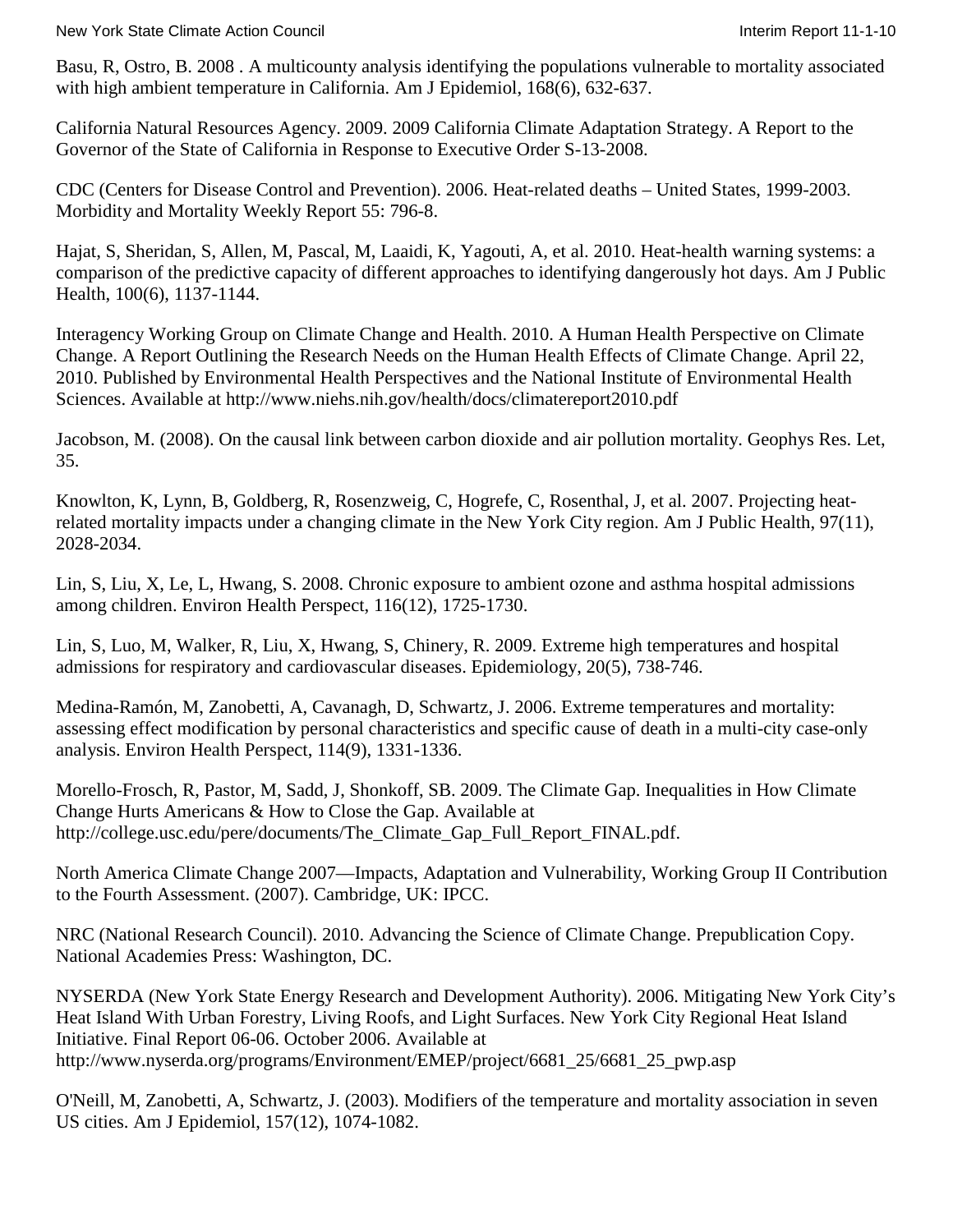Basu, R, Ostro, B. 2008 . A multicounty analysis identifying the populations vulnerable to mortality associated with high ambient temperature in California. Am J Epidemiol, 168(6), 632-637.

California Natural Resources Agency. 2009. 2009 California Climate Adaptation Strategy. A Report to the Governor of the State of California in Response to Executive Order S-13-2008.

CDC (Centers for Disease Control and Prevention). 2006. Heat-related deaths – United States, 1999-2003. Morbidity and Mortality Weekly Report 55: 796-8.

Hajat, S, Sheridan, S, Allen, M, Pascal, M, Laaidi, K, Yagouti, A, et al. 2010. Heat-health warning systems: a comparison of the predictive capacity of different approaches to identifying dangerously hot days. Am J Public Health, 100(6), 1137-1144.

Interagency Working Group on Climate Change and Health. 2010. A Human Health Perspective on Climate Change. A Report Outlining the Research Needs on the Human Health Effects of Climate Change. April 22, 2010. Published by Environmental Health Perspectives and the National Institute of Environmental Health Sciences. Available at http://www.niehs.nih.gov/health/docs/climatereport2010.pdf

Jacobson, M. (2008). On the causal link between carbon dioxide and air pollution mortality. Geophys Res. Let, 35.

Knowlton, K, Lynn, B, Goldberg, R, Rosenzweig, C, Hogrefe, C, Rosenthal, J, et al. 2007. Projecting heat-related mortality impacts under a changing climate in the New York City region. Am J Public Health, 97(11), 2028-2034.

Lin, S, Liu, X, Le, L, Hwang, S. 2008. Chronic exposure to ambient ozone and asthma hospital admissions among children. Environ Health Perspect, 116(12), 1725-1730.

Lin, S, Luo, M, Walker, R, Liu, X, Hwang, S, Chinery, R. 2009. Extreme high temperatures and hospital admissions for respiratory and cardiovascular diseases. Epidemiology, 20(5), 738-746.

Medina-Ramón, M, Zanobetti, A, Cavanagh, D, Schwartz, J. 2006. Extreme temperatures and mortality: assessing effect modification by personal characteristics and specific cause of death in a multi-city case-only analysis. Environ Health Perspect, 114(9), 1331-1336.

Morello-Frosch, R, Pastor, M, Sadd, J, Shonkoff, SB. 2009. The Climate Gap. Inequalities in How Climate Change Hurts Americans & How to Close the Gap. Available at http://college.usc.edu/pere/documents/The_Climate_Gap_Full_Report_FINAL.pdf.

North America Climate Change 2007—Impacts, Adaptation and Vulnerability, Working Group II Contribution to the Fourth Assessment. (2007). Cambridge, UK: IPCC.

NRC (National Research Council). 2010. Advancing the Science of Climate Change. Prepublication Copy. National Academies Press: Washington, DC.

NYSERDA (New York State Energy Research and Development Authority). 2006. Mitigating New York City's Heat Island With Urban Forestry, Living Roofs, and Light Surfaces. New York City Regional Heat Island Initiative. Final Report 06-06. October 2006. Available at http://www.nyserda.org/programs/Environment/EMEP/project/6681_25/6681_25_pwp.asp

O'Neill, M, Zanobetti, A, Schwartz, J. (2003). Modifiers of the temperature and mortality association in seven US cities. Am J Epidemiol, 157(12), 1074-1082.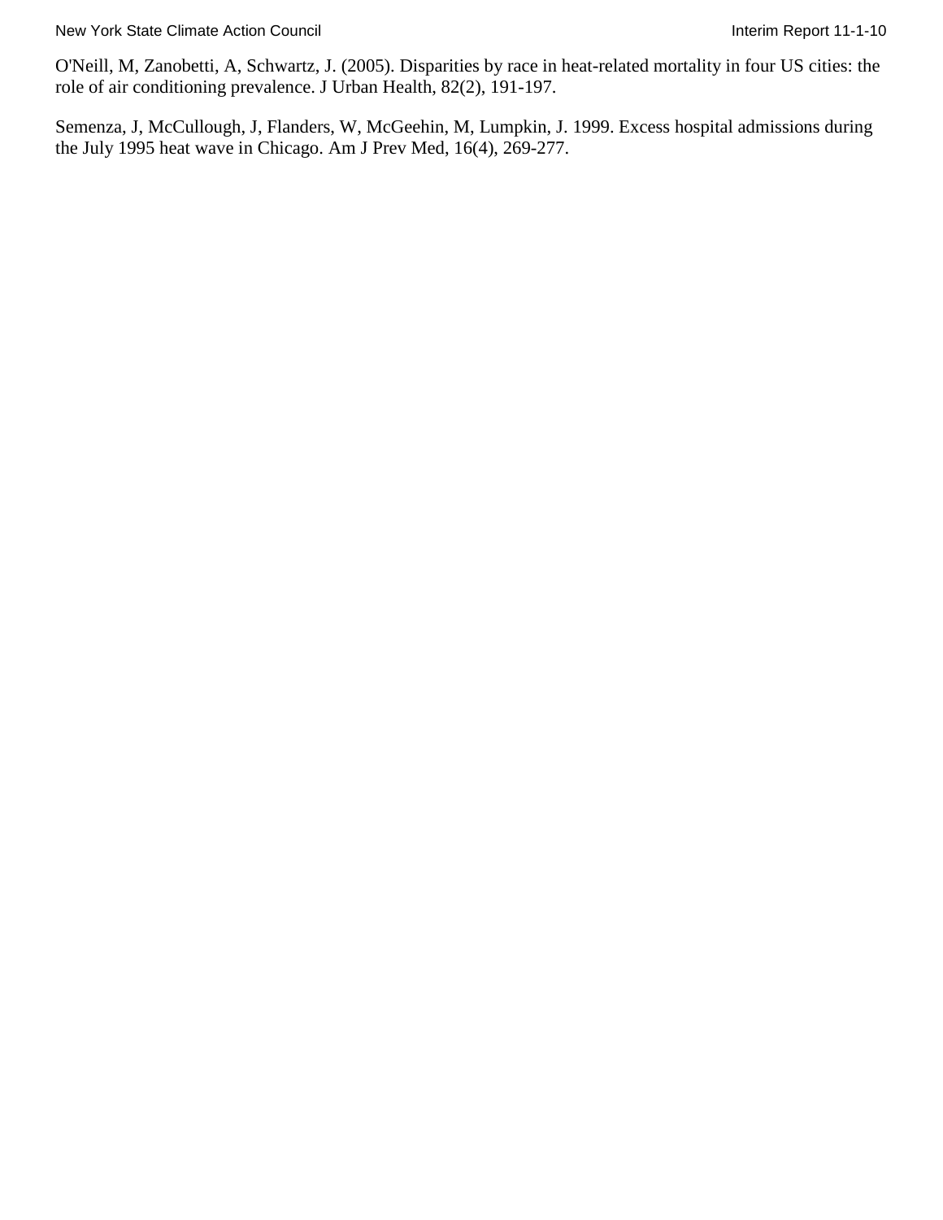O'Neill, M, Zanobetti, A, Schwartz, J. (2005). Disparities by race in heat-related mortality in four US cities: the role of air conditioning prevalence. J Urban Health, 82(2), 191-197.

Semenza, J, McCullough, J, Flanders, W, McGeehin, M, Lumpkin, J. 1999. Excess hospital admissions during the July 1995 heat wave in Chicago. Am J Prev Med, 16(4), 269-277.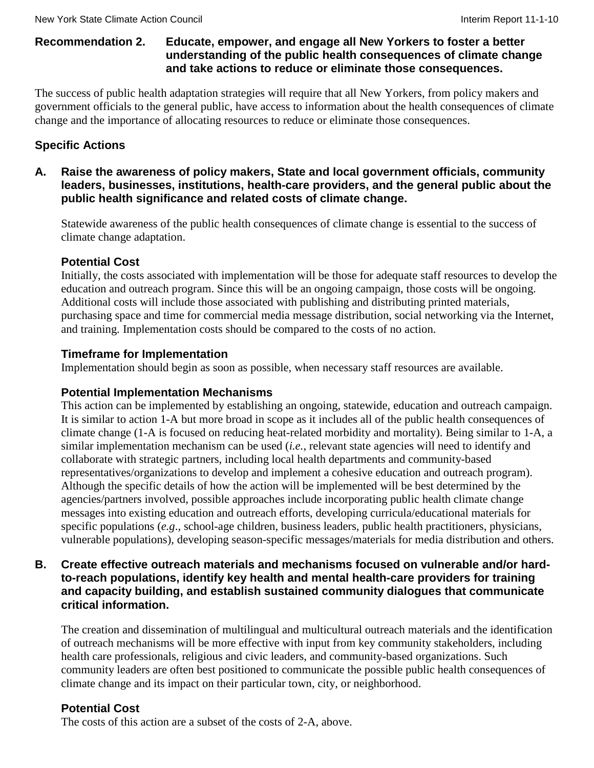## Recommendation 2. Educate, empower, and engage all New Yorkers to foster a better understanding of the public health consequences of climate change and take actions to reduce or eliminate those consequences.

The success of public health adaptation strategies will require that all New Yorkers, from policy makers and government officials to the general public, have access to information about the health consequences of climate change and the importance of allocating resources to reduce or eliminate those consequences.

### Specific Actions

#### A. Raise the awareness of policy makers, State and local government officials, community leaders, businesses, institutions, health-care providers, and the general public about the public health significance and related costs of climate change.

Statewide awareness of the public health consequences of climate change is essential to the success of climate change adaptation.

**Potential Cost**

Initially, the costs associated with implementation will be those for adequate staff resources to develop the education and outreach program. Since this will be an ongoing campaign, those costs will be ongoing. Additional costs will include those associated with publishing and distributing printed materials, purchasing space and time for commercial media message distribution, social networking via the Internet, and training. Implementation costs should be compared to the costs of no action.

**Timeframe for Implementation**

Implementation should begin as soon as possible, when necessary staff resources are available.

**Potential Implementation Mechanisms**

This action can be implemented by establishing an ongoing, statewide, education and outreach campaign. It is similar to action 1-A but more broad in scope as it includes all of the public health consequences of climate change (1-A is focused on reducing heat-related morbidity and mortality). Being similar to 1-A, a similar implementation mechanism can be used (*i.e.*, relevant state agencies will need to identify and collaborate with strategic partners, including local health departments and community-based representatives/organizations to develop and implement a cohesive education and outreach program). Although the specific details of how the action will be implemented will be best determined by the agencies/partners involved, possible approaches include incorporating public health climate change messages into existing education and outreach efforts, developing curricula/educational materials for specific populations (*e.g*., school-age children, business leaders, public health practitioners, physicians, vulnerable populations), developing season-specific messages/materials for media distribution and others.

#### B. Create effective outreach materials and mechanisms focused on vulnerable and/or hard-to-reach populations, identify key health and mental health-care providers for training and capacity building, and establish sustained community dialogues that communicate critical information.

The creation and dissemination of multilingual and multicultural outreach materials and the identification of outreach mechanisms will be more effective with input from key community stakeholders, including health care professionals, religious and civic leaders, and community-based organizations. Such community leaders are often best positioned to communicate the possible public health consequences of climate change and its impact on their particular town, city, or neighborhood.

**Potential Cost**

The costs of this action are a subset of the costs of 2-A, above.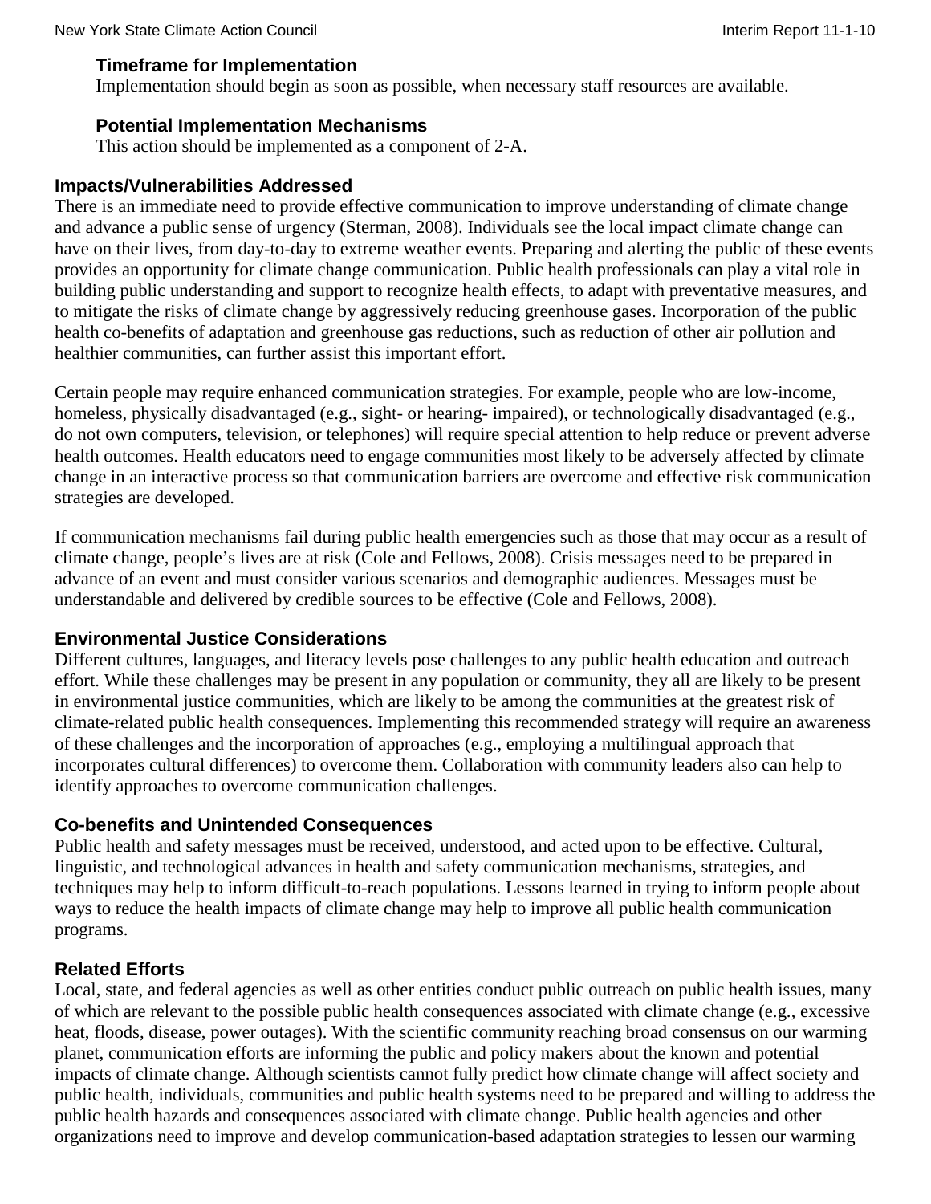### Timeframe for Implementation

Implementation should begin as soon as possible, when necessary staff resources are available.

### Potential Implementation Mechanisms

This action should be implemented as a component of 2-A.

## Impacts/Vulnerabilities Addressed

There is an immediate need to provide effective communication to improve understanding of climate change and advance a public sense of urgency (Sterman, 2008). Individuals see the local impact climate change can have on their lives, from day-to-day to extreme weather events. Preparing and alerting the public of these events provides an opportunity for climate change communication. Public health professionals can play a vital role in building public understanding and support to recognize health effects, to adapt with preventative measures, and to mitigate the risks of climate change by aggressively reducing greenhouse gases. Incorporation of the public health co-benefits of adaptation and greenhouse gas reductions, such as reduction of other air pollution and healthier communities, can further assist this important effort.

Certain people may require enhanced communication strategies. For example, people who are low-income, homeless, physically disadvantaged (e.g., sight- or hearing- impaired), or technologically disadvantaged (e.g., do not own computers, television, or telephones) will require special attention to help reduce or prevent adverse health outcomes. Health educators need to engage communities most likely to be adversely affected by climate change in an interactive process so that communication barriers are overcome and effective risk communication strategies are developed.

If communication mechanisms fail during public health emergencies such as those that may occur as a result of climate change, people's lives are at risk (Cole and Fellows, 2008). Crisis messages need to be prepared in advance of an event and must consider various scenarios and demographic audiences. Messages must be understandable and delivered by credible sources to be effective (Cole and Fellows, 2008).

## Environmental Justice Considerations

Different cultures, languages, and literacy levels pose challenges to any public health education and outreach effort. While these challenges may be present in any population or community, they all are likely to be present in environmental justice communities, which are likely to be among the communities at the greatest risk of climate-related public health consequences. Implementing this recommended strategy will require an awareness of these challenges and the incorporation of approaches (e.g., employing a multilingual approach that incorporates cultural differences) to overcome them. Collaboration with community leaders also can help to identify approaches to overcome communication challenges.

## Co-benefits and Unintended Consequences

Public health and safety messages must be received, understood, and acted upon to be effective. Cultural, linguistic, and technological advances in health and safety communication mechanisms, strategies, and techniques may help to inform difficult-to-reach populations. Lessons learned in trying to inform people about ways to reduce the health impacts of climate change may help to improve all public health communication programs.

## Related Efforts

Local, state, and federal agencies as well as other entities conduct public outreach on public health issues, many of which are relevant to the possible public health consequences associated with climate change (e.g., excessive heat, floods, disease, power outages). With the scientific community reaching broad consensus on our warming planet, communication efforts are informing the public and policy makers about the known and potential impacts of climate change. Although scientists cannot fully predict how climate change will affect society and public health, individuals, communities and public health systems need to be prepared and willing to address the public health hazards and consequences associated with climate change. Public health agencies and other organizations need to improve and develop communication-based adaptation strategies to lessen our warming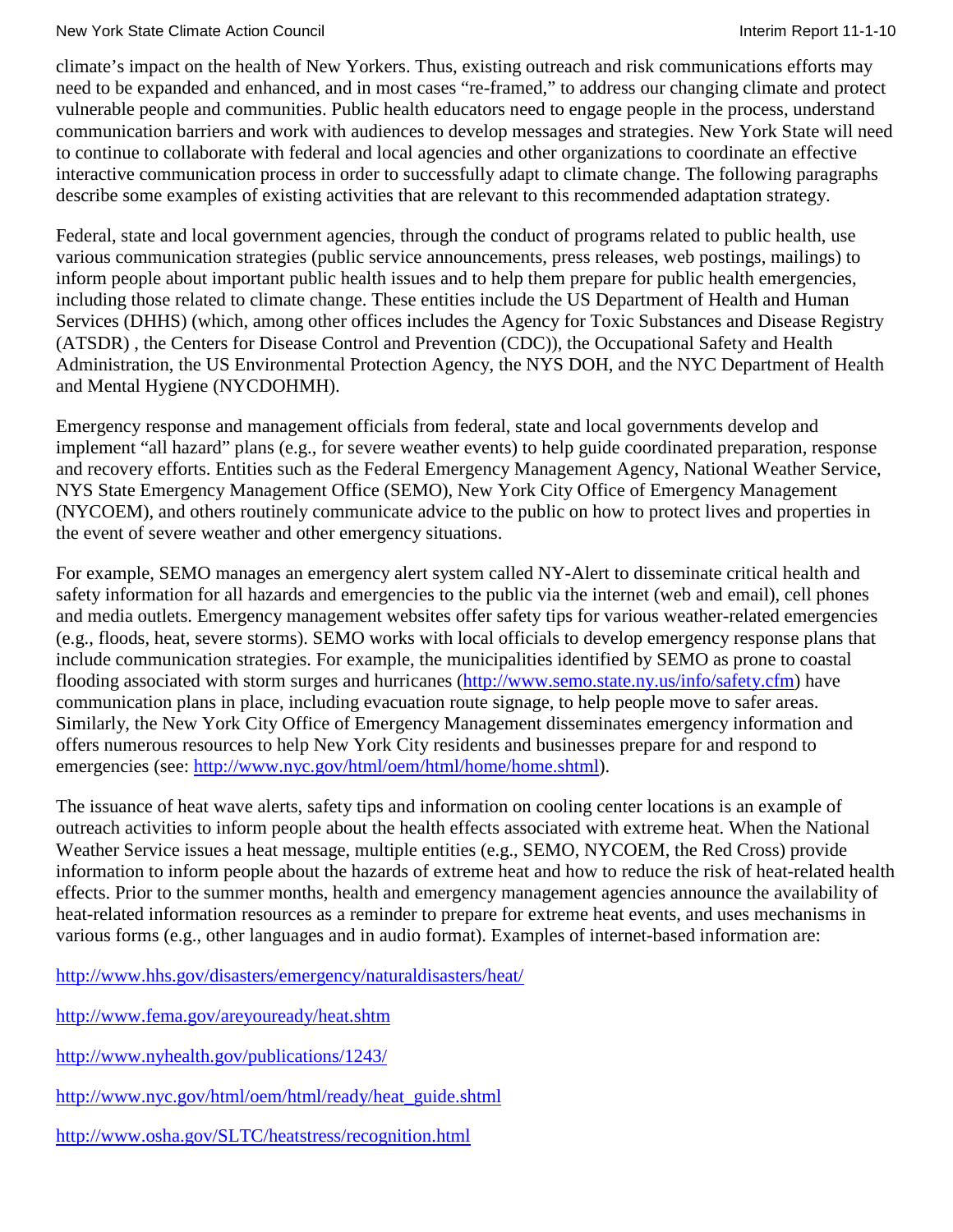climate's impact on the health of New Yorkers. Thus, existing outreach and risk communications efforts may need to be expanded and enhanced, and in most cases "re-framed," to address our changing climate and protect vulnerable people and communities. Public health educators need to engage people in the process, understand communication barriers and work with audiences to develop messages and strategies. New York State will need to continue to collaborate with federal and local agencies and other organizations to coordinate an effective interactive communication process in order to successfully adapt to climate change. The following paragraphs describe some examples of existing activities that are relevant to this recommended adaptation strategy.

Federal, state and local government agencies, through the conduct of programs related to public health, use various communication strategies (public service announcements, press releases, web postings, mailings) to inform people about important public health issues and to help them prepare for public health emergencies, including those related to climate change. These entities include the US Department of Health and Human Services (DHHS) (which, among other offices includes the Agency for Toxic Substances and Disease Registry (ATSDR) , the Centers for Disease Control and Prevention (CDC)), the Occupational Safety and Health Administration, the US Environmental Protection Agency, the NYS DOH, and the NYC Department of Health and Mental Hygiene (NYCDOHMH).

Emergency response and management officials from federal, state and local governments develop and implement "all hazard" plans (e.g., for severe weather events) to help guide coordinated preparation, response and recovery efforts. Entities such as the Federal Emergency Management Agency, National Weather Service, NYS State Emergency Management Office (SEMO), New York City Office of Emergency Management (NYCOEM), and others routinely communicate advice to the public on how to protect lives and properties in the event of severe weather and other emergency situations.

For example, SEMO manages an emergency alert system called NY-Alert to disseminate critical health and safety information for all hazards and emergencies to the public via the internet (web and email), cell phones and media outlets. Emergency management websites offer safety tips for various weather-related emergencies (e.g., floods, heat, severe storms). SEMO works with local officials to develop emergency response plans that include communication strategies. For example, the municipalities identified by SEMO as prone to coastal flooding associated with storm surges and hurricanes (http://www.semo.state.ny.us/info/safety.cfm) have communication plans in place, including evacuation route signage, to help people move to safer areas. Similarly, the New York City Office of Emergency Management disseminates emergency information and offers numerous resources to help New York City residents and businesses prepare for and respond to emergencies (see: http://www.nyc.gov/html/oem/html/home/home.shtml).

The issuance of heat wave alerts, safety tips and information on cooling center locations is an example of outreach activities to inform people about the health effects associated with extreme heat. When the National Weather Service issues a heat message, multiple entities (e.g., SEMO, NYCOEM, the Red Cross) provide information to inform people about the hazards of extreme heat and how to reduce the risk of heat-related health effects. Prior to the summer months, health and emergency management agencies announce the availability of heat-related information resources as a reminder to prepare for extreme heat events, and uses mechanisms in various forms (e.g., other languages and in audio format). Examples of internet-based information are:

http://www.hhs.gov/disasters/emergency/naturaldisasters/heat/

http://www.fema.gov/areyouready/heat.shtm

http://www.nyhealth.gov/publications/1243/

http://www.nyc.gov/html/oem/html/ready/heat_guide.shtml

http://www.osha.gov/SLTC/heatstress/recognition.html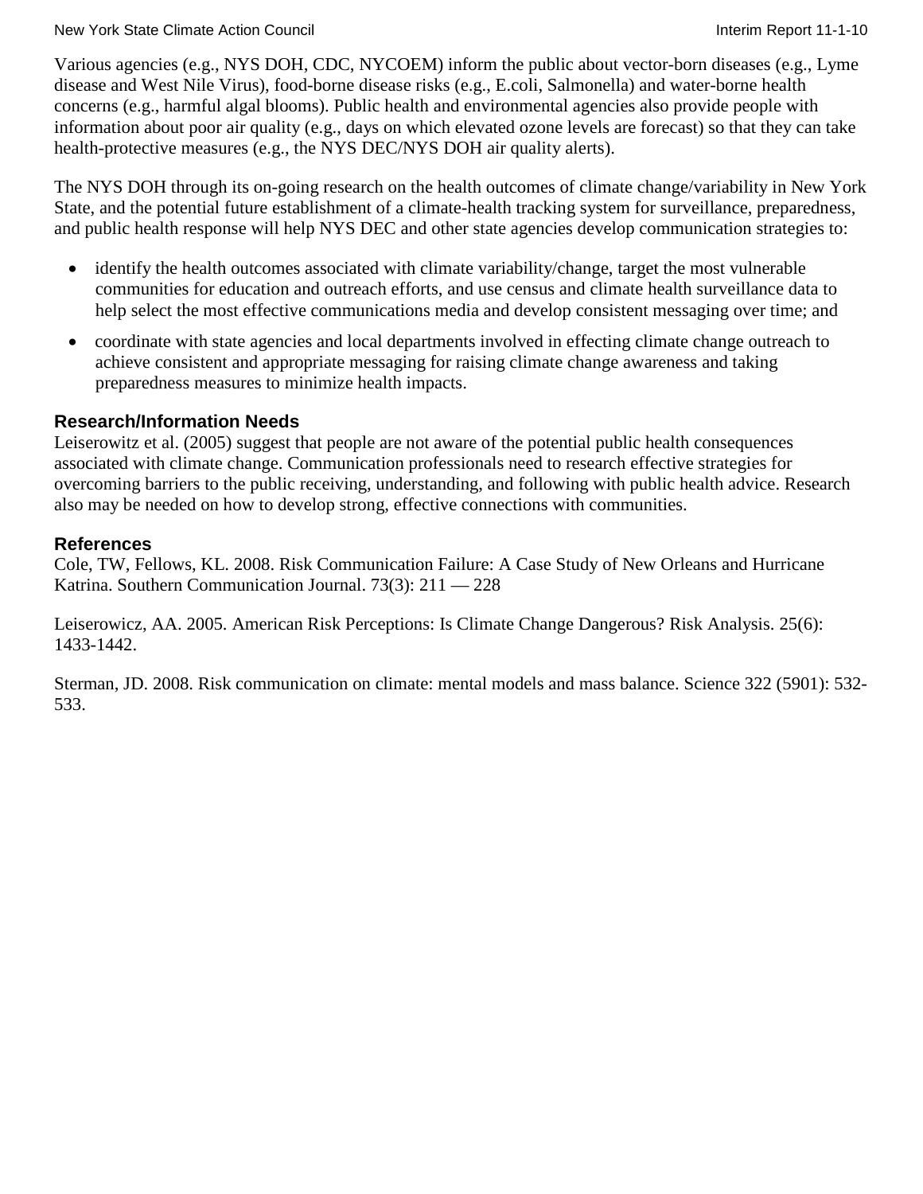Various agencies (e.g., NYS DOH, CDC, NYCOEM) inform the public about vector-born diseases (e.g., Lyme disease and West Nile Virus), food-borne disease risks (e.g., E.coli, Salmonella) and water-borne health concerns (e.g., harmful algal blooms). Public health and environmental agencies also provide people with information about poor air quality (e.g., days on which elevated ozone levels are forecast) so that they can take health-protective measures (e.g., the NYS DEC/NYS DOH air quality alerts).

The NYS DOH through its on-going research on the health outcomes of climate change/variability in New York State, and the potential future establishment of a climate-health tracking system for surveillance, preparedness, and public health response will help NYS DEC and other state agencies develop communication strategies to:

- identify the health outcomes associated with climate variability/change, target the most vulnerable communities for education and outreach efforts, and use census and climate health surveillance data to help select the most effective communications media and develop consistent messaging over time; and
- coordinate with state agencies and local departments involved in effecting climate change outreach to achieve consistent and appropriate messaging for raising climate change awareness and taking preparedness measures to minimize health impacts.

### Research/Information Needs

Leiserowitz et al. (2005) suggest that people are not aware of the potential public health consequences associated with climate change. Communication professionals need to research effective strategies for overcoming barriers to the public receiving, understanding, and following with public health advice. Research also may be needed on how to develop strong, effective connections with communities.

### References

Cole, TW, Fellows, KL. 2008. Risk Communication Failure: A Case Study of New Orleans and Hurricane Katrina. Southern Communication Journal. 73(3): 211 — 228

Leiserowicz, AA. 2005. American Risk Perceptions: Is Climate Change Dangerous? Risk Analysis. 25(6): 1433-1442.

Sterman, JD. 2008. Risk communication on climate: mental models and mass balance. Science 322 (5901): 532-533.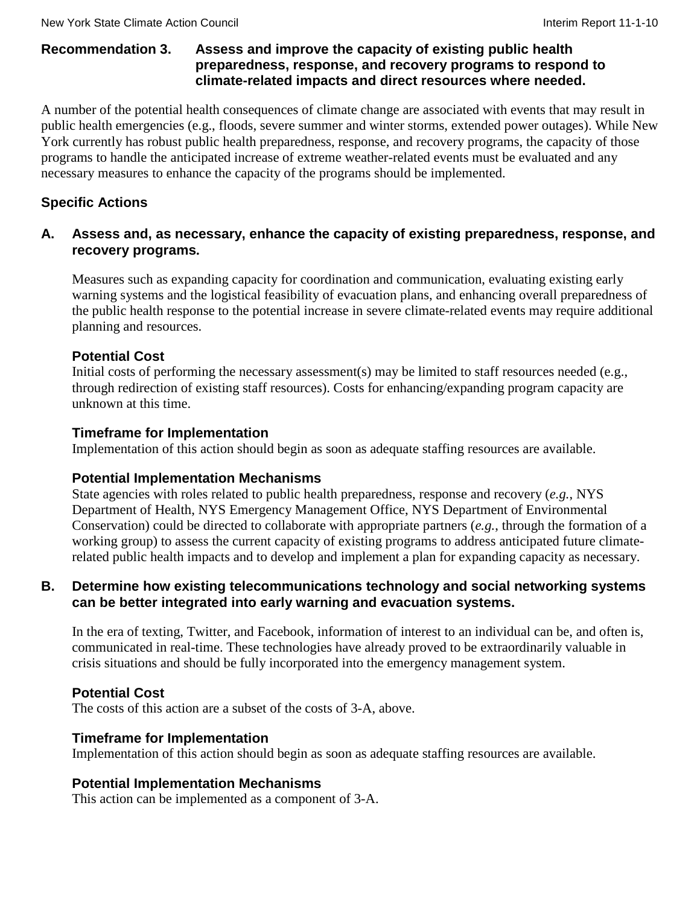## Recommendation 3. Assess and improve the capacity of existing public health preparedness, response, and recovery programs to respond to climate-related impacts and direct resources where needed.

A number of the potential health consequences of climate change are associated with events that may result in public health emergencies (e.g., floods, severe summer and winter storms, extended power outages). While New York currently has robust public health preparedness, response, and recovery programs, the capacity of those programs to handle the anticipated increase of extreme weather-related events must be evaluated and any necessary measures to enhance the capacity of the programs should be implemented.

### Specific Actions

#### A. Assess and, as necessary, enhance the capacity of existing preparedness, response, and recovery programs.

Measures such as expanding capacity for coordination and communication, evaluating existing early warning systems and the logistical feasibility of evacuation plans, and enhancing overall preparedness of the public health response to the potential increase in severe climate-related events may require additional planning and resources.

**Potential Cost**

Initial costs of performing the necessary assessment(s) may be limited to staff resources needed (e.g., through redirection of existing staff resources). Costs for enhancing/expanding program capacity are unknown at this time.

**Timeframe for Implementation**

Implementation of this action should begin as soon as adequate staffing resources are available.

**Potential Implementation Mechanisms**

State agencies with roles related to public health preparedness, response and recovery (*e.g.*, NYS Department of Health, NYS Emergency Management Office, NYS Department of Environmental Conservation) could be directed to collaborate with appropriate partners (*e.g.*, through the formation of a working group) to assess the current capacity of existing programs to address anticipated future climate-related public health impacts and to develop and implement a plan for expanding capacity as necessary.

#### B. Determine how existing telecommunications technology and social networking systems can be better integrated into early warning and evacuation systems.

In the era of texting, Twitter, and Facebook, information of interest to an individual can be, and often is, communicated in real-time. These technologies have already proved to be extraordinarily valuable in crisis situations and should be fully incorporated into the emergency management system.

**Potential Cost**

The costs of this action are a subset of the costs of 3-A, above.

**Timeframe for Implementation**

Implementation of this action should begin as soon as adequate staffing resources are available.

**Potential Implementation Mechanisms**

This action can be implemented as a component of 3-A.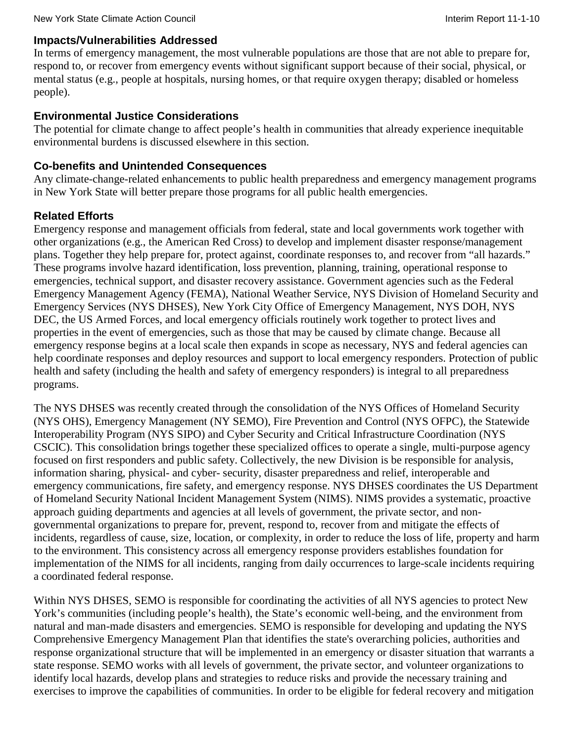### Impacts/Vulnerabilities Addressed

In terms of emergency management, the most vulnerable populations are those that are not able to prepare for, respond to, or recover from emergency events without significant support because of their social, physical, or mental status (e.g., people at hospitals, nursing homes, or that require oxygen therapy; disabled or homeless people).

### Environmental Justice Considerations

The potential for climate change to affect people's health in communities that already experience inequitable environmental burdens is discussed elsewhere in this section.

### Co-benefits and Unintended Consequences

Any climate-change-related enhancements to public health preparedness and emergency management programs in New York State will better prepare those programs for all public health emergencies.

### Related Efforts

Emergency response and management officials from federal, state and local governments work together with other organizations (e.g., the American Red Cross) to develop and implement disaster response/management plans. Together they help prepare for, protect against, coordinate responses to, and recover from "all hazards." These programs involve hazard identification, loss prevention, planning, training, operational response to emergencies, technical support, and disaster recovery assistance. Government agencies such as the Federal Emergency Management Agency (FEMA), National Weather Service, NYS Division of Homeland Security and Emergency Services (NYS DHSES), New York City Office of Emergency Management, NYS DOH, NYS DEC, the US Armed Forces, and local emergency officials routinely work together to protect lives and properties in the event of emergencies, such as those that may be caused by climate change. Because all emergency response begins at a local scale then expands in scope as necessary, NYS and federal agencies can help coordinate responses and deploy resources and support to local emergency responders. Protection of public health and safety (including the health and safety of emergency responders) is integral to all preparedness programs.

The NYS DHSES was recently created through the consolidation of the NYS Offices of Homeland Security (NYS OHS), Emergency Management (NY SEMO), Fire Prevention and Control (NYS OFPC), the Statewide Interoperability Program (NYS SIPO) and Cyber Security and Critical Infrastructure Coordination (NYS CSCIC). This consolidation brings together these specialized offices to operate a single, multi-purpose agency focused on first responders and public safety. Collectively, the new Division is be responsible for analysis, information sharing, physical- and cyber- security, disaster preparedness and relief, interoperable and emergency communications, fire safety, and emergency response. NYS DHSES coordinates the US Department of Homeland Security National Incident Management System (NIMS). NIMS provides a systematic, proactive approach guiding departments and agencies at all levels of government, the private sector, and non-governmental organizations to prepare for, prevent, respond to, recover from and mitigate the effects of incidents, regardless of cause, size, location, or complexity, in order to reduce the loss of life, property and harm to the environment. This consistency across all emergency response providers establishes foundation for implementation of the NIMS for all incidents, ranging from daily occurrences to large-scale incidents requiring a coordinated federal response.

Within NYS DHSES, SEMO is responsible for coordinating the activities of all NYS agencies to protect New York's communities (including people's health), the State's economic well-being, and the environment from natural and man-made disasters and emergencies. SEMO is responsible for developing and updating the NYS Comprehensive Emergency Management Plan that identifies the state's overarching policies, authorities and response organizational structure that will be implemented in an emergency or disaster situation that warrants a state response. SEMO works with all levels of government, the private sector, and volunteer organizations to identify local hazards, develop plans and strategies to reduce risks and provide the necessary training and exercises to improve the capabilities of communities. In order to be eligible for federal recovery and mitigation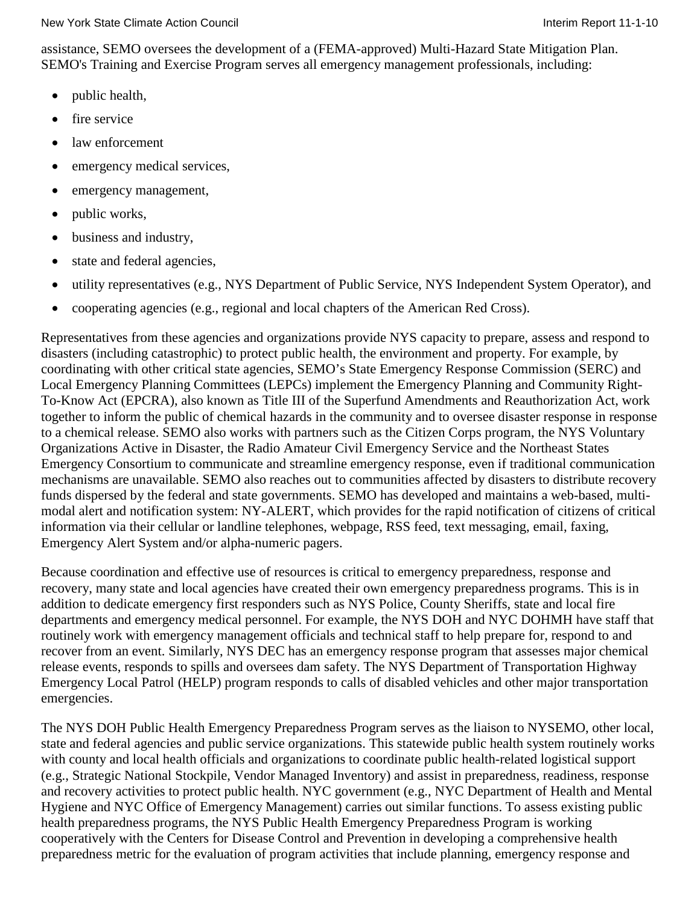assistance, SEMO oversees the development of a (FEMA-approved) Multi-Hazard State Mitigation Plan. SEMO's Training and Exercise Program serves all emergency management professionals, including:

- public health,
- fire service
- law enforcement
- emergency medical services,
- emergency management,
- public works,
- business and industry,
- state and federal agencies,
- utility representatives (e.g., NYS Department of Public Service, NYS Independent System Operator), and
- cooperating agencies (e.g., regional and local chapters of the American Red Cross).

Representatives from these agencies and organizations provide NYS capacity to prepare, assess and respond to disasters (including catastrophic) to protect public health, the environment and property. For example, by coordinating with other critical state agencies, SEMO's State Emergency Response Commission (SERC) and Local Emergency Planning Committees (LEPCs) implement the Emergency Planning and Community Right-To-Know Act (EPCRA), also known as Title III of the Superfund Amendments and Reauthorization Act, work together to inform the public of chemical hazards in the community and to oversee disaster response in response to a chemical release. SEMO also works with partners such as the Citizen Corps program, the NYS Voluntary Organizations Active in Disaster, the Radio Amateur Civil Emergency Service and the Northeast States Emergency Consortium to communicate and streamline emergency response, even if traditional communication mechanisms are unavailable. SEMO also reaches out to communities affected by disasters to distribute recovery funds dispersed by the federal and state governments. SEMO has developed and maintains a web-based, multi-modal alert and notification system: NY-ALERT, which provides for the rapid notification of citizens of critical information via their cellular or landline telephones, webpage, RSS feed, text messaging, email, faxing, Emergency Alert System and/or alpha-numeric pagers.

Because coordination and effective use of resources is critical to emergency preparedness, response and recovery, many state and local agencies have created their own emergency preparedness programs. This is in addition to dedicate emergency first responders such as NYS Police, County Sheriffs, state and local fire departments and emergency medical personnel. For example, the NYS DOH and NYC DOHMH have staff that routinely work with emergency management officials and technical staff to help prepare for, respond to and recover from an event. Similarly, NYS DEC has an emergency response program that assesses major chemical release events, responds to spills and oversees dam safety. The NYS Department of Transportation Highway Emergency Local Patrol (HELP) program responds to calls of disabled vehicles and other major transportation emergencies.

The NYS DOH Public Health Emergency Preparedness Program serves as the liaison to NYSEMO, other local, state and federal agencies and public service organizations. This statewide public health system routinely works with county and local health officials and organizations to coordinate public health-related logistical support (e.g., Strategic National Stockpile, Vendor Managed Inventory) and assist in preparedness, readiness, response and recovery activities to protect public health. NYC government (e.g., NYC Department of Health and Mental Hygiene and NYC Office of Emergency Management) carries out similar functions. To assess existing public health preparedness programs, the NYS Public Health Emergency Preparedness Program is working cooperatively with the Centers for Disease Control and Prevention in developing a comprehensive health preparedness metric for the evaluation of program activities that include planning, emergency response and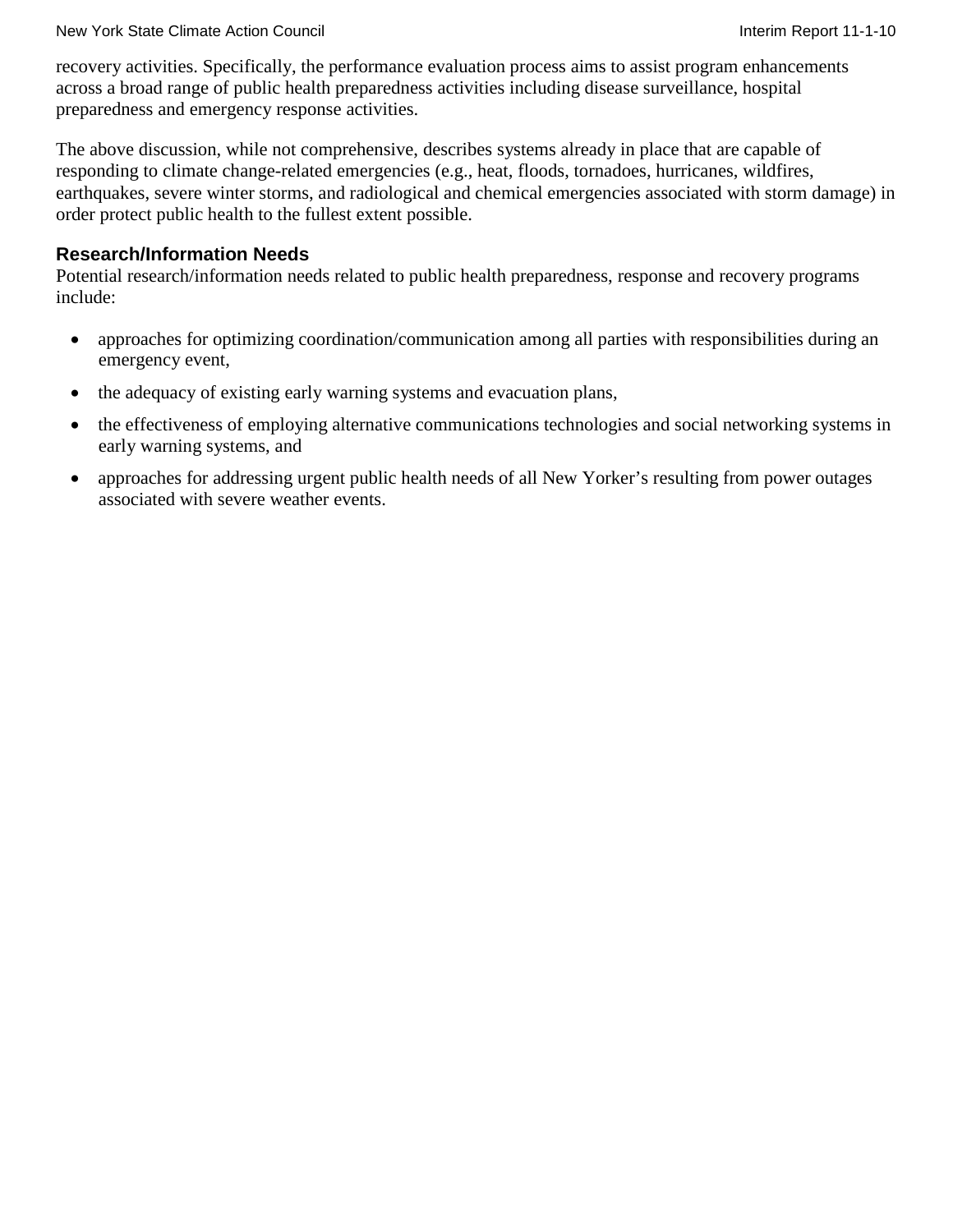recovery activities. Specifically, the performance evaluation process aims to assist program enhancements across a broad range of public health preparedness activities including disease surveillance, hospital preparedness and emergency response activities.

The above discussion, while not comprehensive, describes systems already in place that are capable of responding to climate change-related emergencies (e.g., heat, floods, tornadoes, hurricanes, wildfires, earthquakes, severe winter storms, and radiological and chemical emergencies associated with storm damage) in order protect public health to the fullest extent possible.

### Research/Information Needs

Potential research/information needs related to public health preparedness, response and recovery programs include:

- approaches for optimizing coordination/communication among all parties with responsibilities during an emergency event,
- the adequacy of existing early warning systems and evacuation plans,
- the effectiveness of employing alternative communications technologies and social networking systems in early warning systems, and
- approaches for addressing urgent public health needs of all New Yorker's resulting from power outages associated with severe weather events.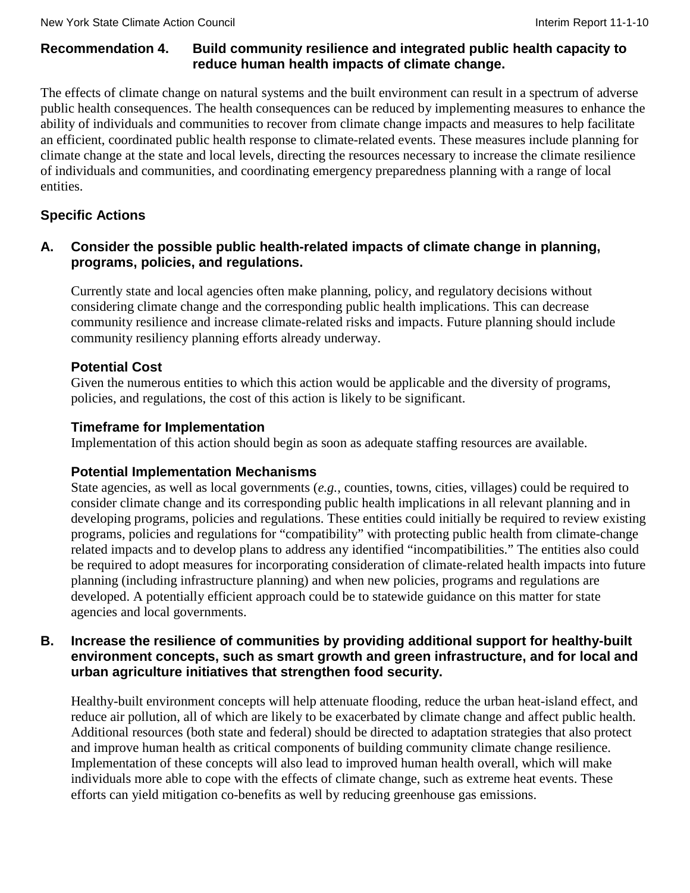## Recommendation 4. Build community resilience and integrated public health capacity to reduce human health impacts of climate change.

The effects of climate change on natural systems and the built environment can result in a spectrum of adverse public health consequences. The health consequences can be reduced by implementing measures to enhance the ability of individuals and communities to recover from climate change impacts and measures to help facilitate an efficient, coordinated public health response to climate-related events. These measures include planning for climate change at the state and local levels, directing the resources necessary to increase the climate resilience of individuals and communities, and coordinating emergency preparedness planning with a range of local entities.

### Specific Actions

#### A. Consider the possible public health-related impacts of climate change in planning, programs, policies, and regulations.

Currently state and local agencies often make planning, policy, and regulatory decisions without considering climate change and the corresponding public health implications. This can decrease community resilience and increase climate-related risks and impacts. Future planning should include community resiliency planning efforts already underway.

**Potential Cost**

Given the numerous entities to which this action would be applicable and the diversity of programs, policies, and regulations, the cost of this action is likely to be significant.

**Timeframe for Implementation**

Implementation of this action should begin as soon as adequate staffing resources are available.

**Potential Implementation Mechanisms**

State agencies, as well as local governments (*e.g.*, counties, towns, cities, villages) could be required to consider climate change and its corresponding public health implications in all relevant planning and in developing programs, policies and regulations. These entities could initially be required to review existing programs, policies and regulations for "compatibility" with protecting public health from climate-change related impacts and to develop plans to address any identified "incompatibilities." The entities also could be required to adopt measures for incorporating consideration of climate-related health impacts into future planning (including infrastructure planning) and when new policies, programs and regulations are developed. A potentially efficient approach could be to statewide guidance on this matter for state agencies and local governments.

#### B. Increase the resilience of communities by providing additional support for healthy-built environment concepts, such as smart growth and green infrastructure, and for local and urban agriculture initiatives that strengthen food security.

Healthy-built environment concepts will help attenuate flooding, reduce the urban heat-island effect, and reduce air pollution, all of which are likely to be exacerbated by climate change and affect public health. Additional resources (both state and federal) should be directed to adaptation strategies that also protect and improve human health as critical components of building community climate change resilience. Implementation of these concepts will also lead to improved human health overall, which will make individuals more able to cope with the effects of climate change, such as extreme heat events. These efforts can yield mitigation co-benefits as well by reducing greenhouse gas emissions.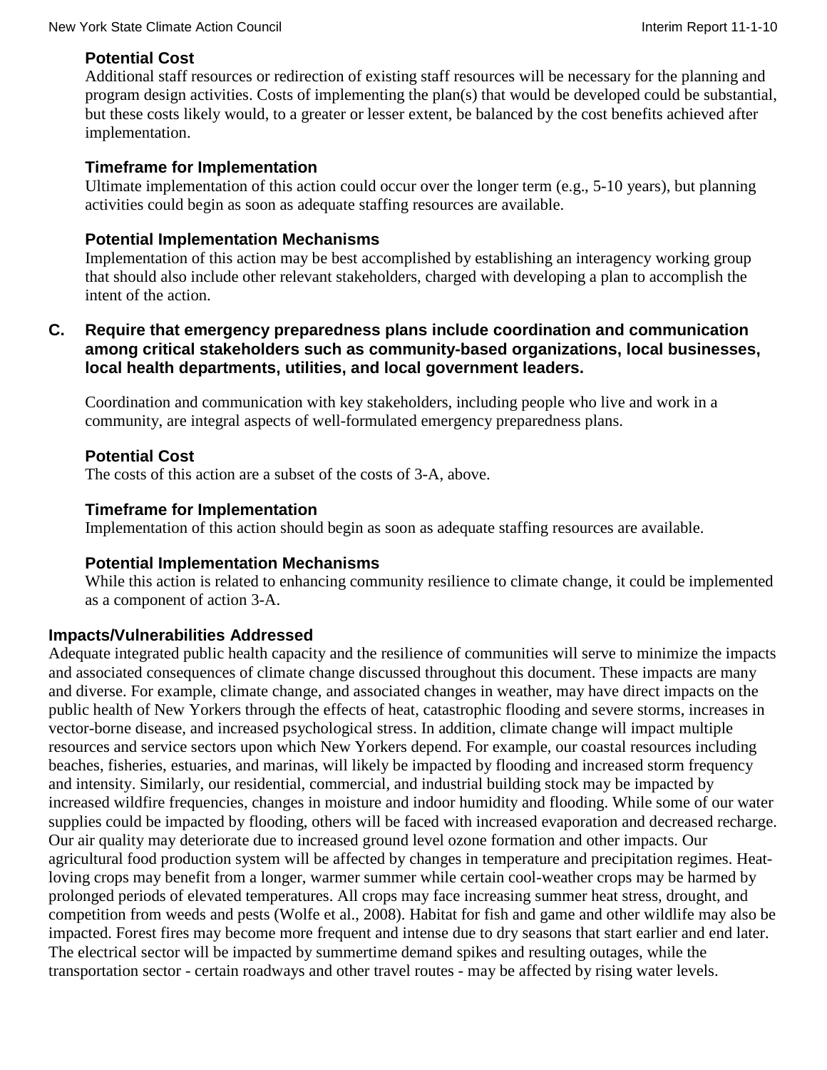### Potential Cost

Additional staff resources or redirection of existing staff resources will be necessary for the planning and program design activities. Costs of implementing the plan(s) that would be developed could be substantial, but these costs likely would, to a greater or lesser extent, be balanced by the cost benefits achieved after implementation.

### Timeframe for Implementation

Ultimate implementation of this action could occur over the longer term (e.g., 5-10 years), but planning activities could begin as soon as adequate staffing resources are available.

### Potential Implementation Mechanisms

Implementation of this action may be best accomplished by establishing an interagency working group that should also include other relevant stakeholders, charged with developing a plan to accomplish the intent of the action.

## C. Require that emergency preparedness plans include coordination and communication among critical stakeholders such as community-based organizations, local businesses, local health departments, utilities, and local government leaders.

Coordination and communication with key stakeholders, including people who live and work in a community, are integral aspects of well-formulated emergency preparedness plans.

### Potential Cost

The costs of this action are a subset of the costs of 3-A, above.

### Timeframe for Implementation

Implementation of this action should begin as soon as adequate staffing resources are available.

### Potential Implementation Mechanisms

While this action is related to enhancing community resilience to climate change, it could be implemented as a component of action 3-A.

## Impacts/Vulnerabilities Addressed

Adequate integrated public health capacity and the resilience of communities will serve to minimize the impacts and associated consequences of climate change discussed throughout this document. These impacts are many and diverse. For example, climate change, and associated changes in weather, may have direct impacts on the public health of New Yorkers through the effects of heat, catastrophic flooding and severe storms, increases in vector-borne disease, and increased psychological stress. In addition, climate change will impact multiple resources and service sectors upon which New Yorkers depend. For example, our coastal resources including beaches, fisheries, estuaries, and marinas, will likely be impacted by flooding and increased storm frequency and intensity. Similarly, our residential, commercial, and industrial building stock may be impacted by increased wildfire frequencies, changes in moisture and indoor humidity and flooding. While some of our water supplies could be impacted by flooding, others will be faced with increased evaporation and decreased recharge. Our air quality may deteriorate due to increased ground level ozone formation and other impacts. Our agricultural food production system will be affected by changes in temperature and precipitation regimes. Heat-loving crops may benefit from a longer, warmer summer while certain cool-weather crops may be harmed by prolonged periods of elevated temperatures. All crops may face increasing summer heat stress, drought, and competition from weeds and pests (Wolfe et al., 2008). Habitat for fish and game and other wildlife may also be impacted. Forest fires may become more frequent and intense due to dry seasons that start earlier and end later. The electrical sector will be impacted by summertime demand spikes and resulting outages, while the transportation sector - certain roadways and other travel routes - may be affected by rising water levels.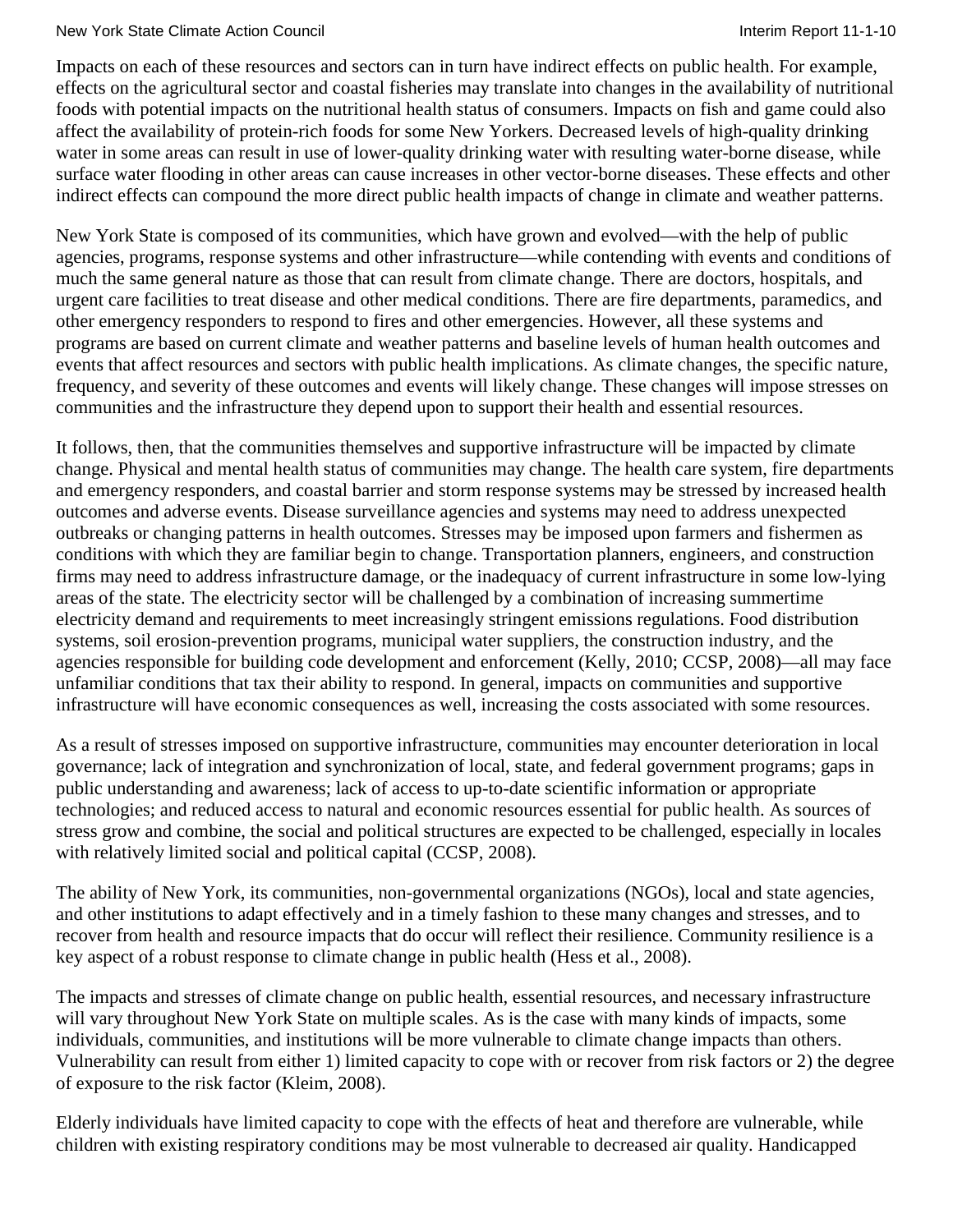Impacts on each of these resources and sectors can in turn have indirect effects on public health. For example, effects on the agricultural sector and coastal fisheries may translate into changes in the availability of nutritional foods with potential impacts on the nutritional health status of consumers. Impacts on fish and game could also affect the availability of protein-rich foods for some New Yorkers. Decreased levels of high-quality drinking water in some areas can result in use of lower-quality drinking water with resulting water-borne disease, while surface water flooding in other areas can cause increases in other vector-borne diseases. These effects and other indirect effects can compound the more direct public health impacts of change in climate and weather patterns.

New York State is composed of its communities, which have grown and evolved—with the help of public agencies, programs, response systems and other infrastructure—while contending with events and conditions of much the same general nature as those that can result from climate change. There are doctors, hospitals, and urgent care facilities to treat disease and other medical conditions. There are fire departments, paramedics, and other emergency responders to respond to fires and other emergencies. However, all these systems and programs are based on current climate and weather patterns and baseline levels of human health outcomes and events that affect resources and sectors with public health implications. As climate changes, the specific nature, frequency, and severity of these outcomes and events will likely change. These changes will impose stresses on communities and the infrastructure they depend upon to support their health and essential resources.

It follows, then, that the communities themselves and supportive infrastructure will be impacted by climate change. Physical and mental health status of communities may change. The health care system, fire departments and emergency responders, and coastal barrier and storm response systems may be stressed by increased health outcomes and adverse events. Disease surveillance agencies and systems may need to address unexpected outbreaks or changing patterns in health outcomes. Stresses may be imposed upon farmers and fishermen as conditions with which they are familiar begin to change. Transportation planners, engineers, and construction firms may need to address infrastructure damage, or the inadequacy of current infrastructure in some low-lying areas of the state. The electricity sector will be challenged by a combination of increasing summertime electricity demand and requirements to meet increasingly stringent emissions regulations. Food distribution systems, soil erosion-prevention programs, municipal water suppliers, the construction industry, and the agencies responsible for building code development and enforcement (Kelly, 2010; CCSP, 2008)—all may face unfamiliar conditions that tax their ability to respond. In general, impacts on communities and supportive infrastructure will have economic consequences as well, increasing the costs associated with some resources.

As a result of stresses imposed on supportive infrastructure, communities may encounter deterioration in local governance; lack of integration and synchronization of local, state, and federal government programs; gaps in public understanding and awareness; lack of access to up-to-date scientific information or appropriate technologies; and reduced access to natural and economic resources essential for public health. As sources of stress grow and combine, the social and political structures are expected to be challenged, especially in locales with relatively limited social and political capital (CCSP, 2008).

The ability of New York, its communities, non-governmental organizations (NGOs), local and state agencies, and other institutions to adapt effectively and in a timely fashion to these many changes and stresses, and to recover from health and resource impacts that do occur will reflect their resilience. Community resilience is a key aspect of a robust response to climate change in public health (Hess et al., 2008).

The impacts and stresses of climate change on public health, essential resources, and necessary infrastructure will vary throughout New York State on multiple scales. As is the case with many kinds of impacts, some individuals, communities, and institutions will be more vulnerable to climate change impacts than others. Vulnerability can result from either 1) limited capacity to cope with or recover from risk factors or 2) the degree of exposure to the risk factor (Kleim, 2008).

Elderly individuals have limited capacity to cope with the effects of heat and therefore are vulnerable, while children with existing respiratory conditions may be most vulnerable to decreased air quality. Handicapped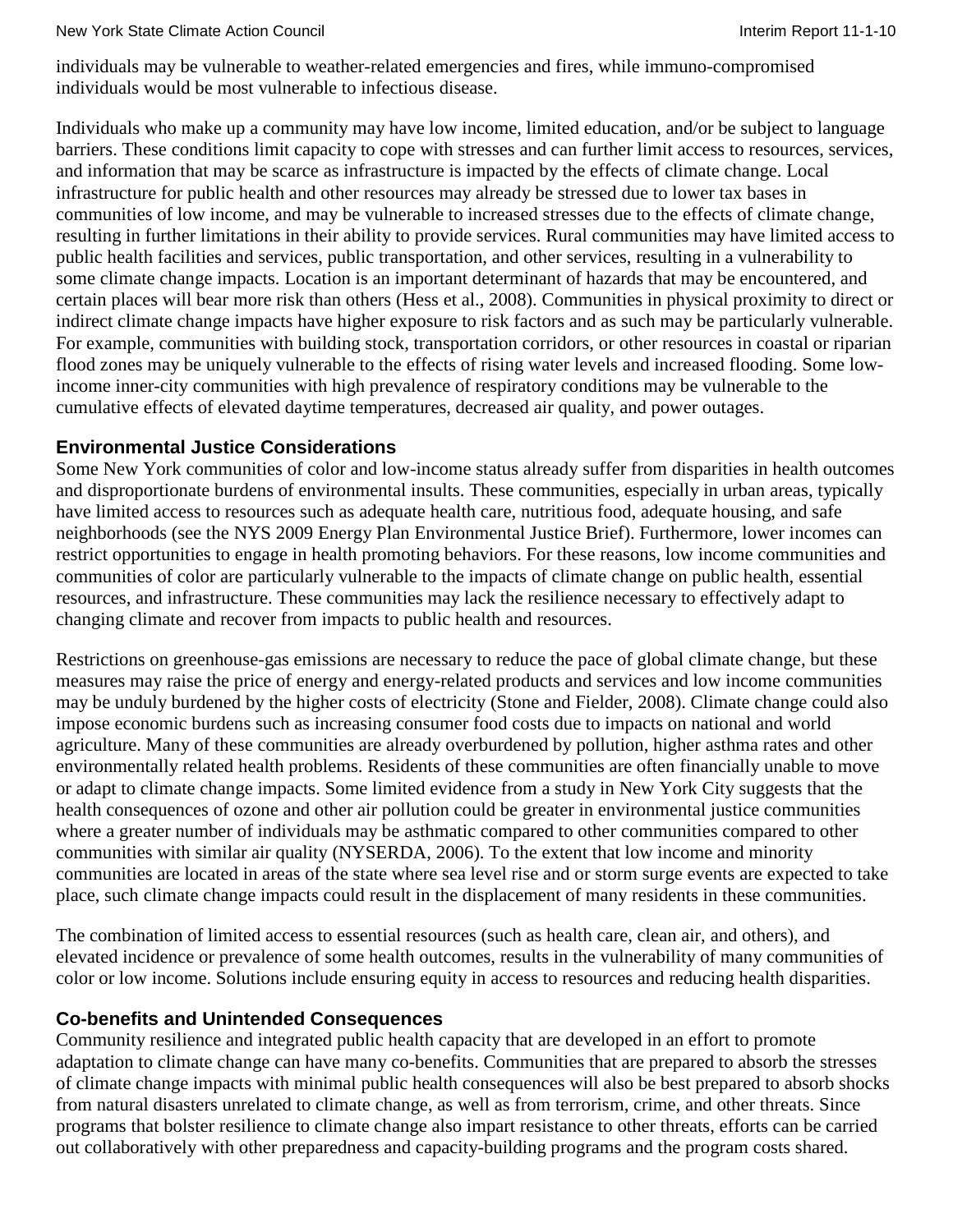individuals may be vulnerable to weather-related emergencies and fires, while immuno-compromised individuals would be most vulnerable to infectious disease.

Individuals who make up a community may have low income, limited education, and/or be subject to language barriers. These conditions limit capacity to cope with stresses and can further limit access to resources, services, and information that may be scarce as infrastructure is impacted by the effects of climate change. Local infrastructure for public health and other resources may already be stressed due to lower tax bases in communities of low income, and may be vulnerable to increased stresses due to the effects of climate change, resulting in further limitations in their ability to provide services. Rural communities may have limited access to public health facilities and services, public transportation, and other services, resulting in a vulnerability to some climate change impacts. Location is an important determinant of hazards that may be encountered, and certain places will bear more risk than others (Hess et al., 2008). Communities in physical proximity to direct or indirect climate change impacts have higher exposure to risk factors and as such may be particularly vulnerable. For example, communities with building stock, transportation corridors, or other resources in coastal or riparian flood zones may be uniquely vulnerable to the effects of rising water levels and increased flooding. Some low-income inner-city communities with high prevalence of respiratory conditions may be vulnerable to the cumulative effects of elevated daytime temperatures, decreased air quality, and power outages.

### Environmental Justice Considerations

Some New York communities of color and low-income status already suffer from disparities in health outcomes and disproportionate burdens of environmental insults. These communities, especially in urban areas, typically have limited access to resources such as adequate health care, nutritious food, adequate housing, and safe neighborhoods (see the NYS 2009 Energy Plan Environmental Justice Brief). Furthermore, lower incomes can restrict opportunities to engage in health promoting behaviors. For these reasons, low income communities and communities of color are particularly vulnerable to the impacts of climate change on public health, essential resources, and infrastructure. These communities may lack the resilience necessary to effectively adapt to changing climate and recover from impacts to public health and resources.

Restrictions on greenhouse-gas emissions are necessary to reduce the pace of global climate change, but these measures may raise the price of energy and energy-related products and services and low income communities may be unduly burdened by the higher costs of electricity (Stone and Fielder, 2008). Climate change could also impose economic burdens such as increasing consumer food costs due to impacts on national and world agriculture. Many of these communities are already overburdened by pollution, higher asthma rates and other environmentally related health problems. Residents of these communities are often financially unable to move or adapt to climate change impacts. Some limited evidence from a study in New York City suggests that the health consequences of ozone and other air pollution could be greater in environmental justice communities where a greater number of individuals may be asthmatic compared to other communities compared to other communities with similar air quality (NYSERDA, 2006). To the extent that low income and minority communities are located in areas of the state where sea level rise and or storm surge events are expected to take place, such climate change impacts could result in the displacement of many residents in these communities.

The combination of limited access to essential resources (such as health care, clean air, and others), and elevated incidence or prevalence of some health outcomes, results in the vulnerability of many communities of color or low income. Solutions include ensuring equity in access to resources and reducing health disparities.

### Co-benefits and Unintended Consequences

Community resilience and integrated public health capacity that are developed in an effort to promote adaptation to climate change can have many co-benefits. Communities that are prepared to absorb the stresses of climate change impacts with minimal public health consequences will also be best prepared to absorb shocks from natural disasters unrelated to climate change, as well as from terrorism, crime, and other threats. Since programs that bolster resilience to climate change also impart resistance to other threats, efforts can be carried out collaboratively with other preparedness and capacity-building programs and the program costs shared.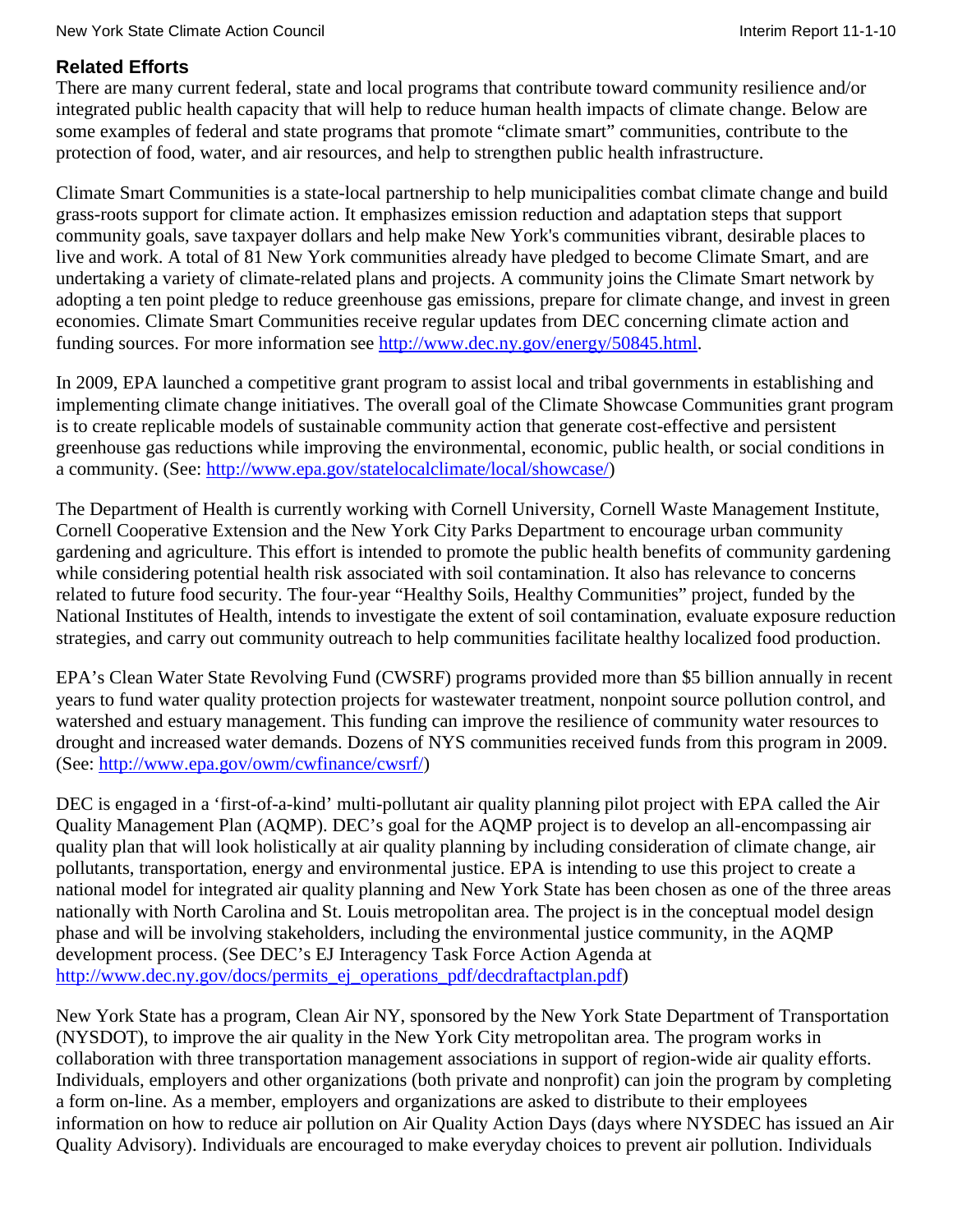## Related Efforts

There are many current federal, state and local programs that contribute toward community resilience and/or integrated public health capacity that will help to reduce human health impacts of climate change. Below are some examples of federal and state programs that promote "climate smart" communities, contribute to the protection of food, water, and air resources, and help to strengthen public health infrastructure.

Climate Smart Communities is a state-local partnership to help municipalities combat climate change and build grass-roots support for climate action. It emphasizes emission reduction and adaptation steps that support community goals, save taxpayer dollars and help make New York's communities vibrant, desirable places to live and work. A total of 81 New York communities already have pledged to become Climate Smart, and are undertaking a variety of climate-related plans and projects. A community joins the Climate Smart network by adopting a ten point pledge to reduce greenhouse gas emissions, prepare for climate change, and invest in green economies. Climate Smart Communities receive regular updates from DEC concerning climate action and funding sources. For more information see http://www.dec.ny.gov/energy/50845.html.

In 2009, EPA launched a competitive grant program to assist local and tribal governments in establishing and implementing climate change initiatives. The overall goal of the Climate Showcase Communities grant program is to create replicable models of sustainable community action that generate cost-effective and persistent greenhouse gas reductions while improving the environmental, economic, public health, or social conditions in a community. (See: http://www.epa.gov/statelocalclimate/local/showcase/)

The Department of Health is currently working with Cornell University, Cornell Waste Management Institute, Cornell Cooperative Extension and the New York City Parks Department to encourage urban community gardening and agriculture. This effort is intended to promote the public health benefits of community gardening while considering potential health risk associated with soil contamination. It also has relevance to concerns related to future food security. The four-year "Healthy Soils, Healthy Communities" project, funded by the National Institutes of Health, intends to investigate the extent of soil contamination, evaluate exposure reduction strategies, and carry out community outreach to help communities facilitate healthy localized food production.

EPA's Clean Water State Revolving Fund (CWSRF) programs provided more than $5 billion annually in recent years to fund water quality protection projects for wastewater treatment, nonpoint source pollution control, and watershed and estuary management. This funding can improve the resilience of community water resources to drought and increased water demands. Dozens of NYS communities received funds from this program in 2009. (See: http://www.epa.gov/owm/cwfinance/cwsrf/)

DEC is engaged in a 'first-of-a-kind' multi-pollutant air quality planning pilot project with EPA called the Air Quality Management Plan (AQMP). DEC's goal for the AQMP project is to develop an all-encompassing air quality plan that will look holistically at air quality planning by including consideration of climate change, air pollutants, transportation, energy and environmental justice. EPA is intending to use this project to create a national model for integrated air quality planning and New York State has been chosen as one of the three areas nationally with North Carolina and St. Louis metropolitan area. The project is in the conceptual model design phase and will be involving stakeholders, including the environmental justice community, in the AQMP development process. (See DEC's EJ Interagency Task Force Action Agenda at http://www.dec.ny.gov/docs/permits_ej_operations_pdf/decdraftactplan.pdf)

New York State has a program, Clean Air NY, sponsored by the New York State Department of Transportation (NYSDOT), to improve the air quality in the New York City metropolitan area. The program works in collaboration with three transportation management associations in support of region-wide air quality efforts. Individuals, employers and other organizations (both private and nonprofit) can join the program by completing a form on-line. As a member, employers and organizations are asked to distribute to their employees information on how to reduce air pollution on Air Quality Action Days (days where NYSDEC has issued an Air Quality Advisory). Individuals are encouraged to make everyday choices to prevent air pollution. Individuals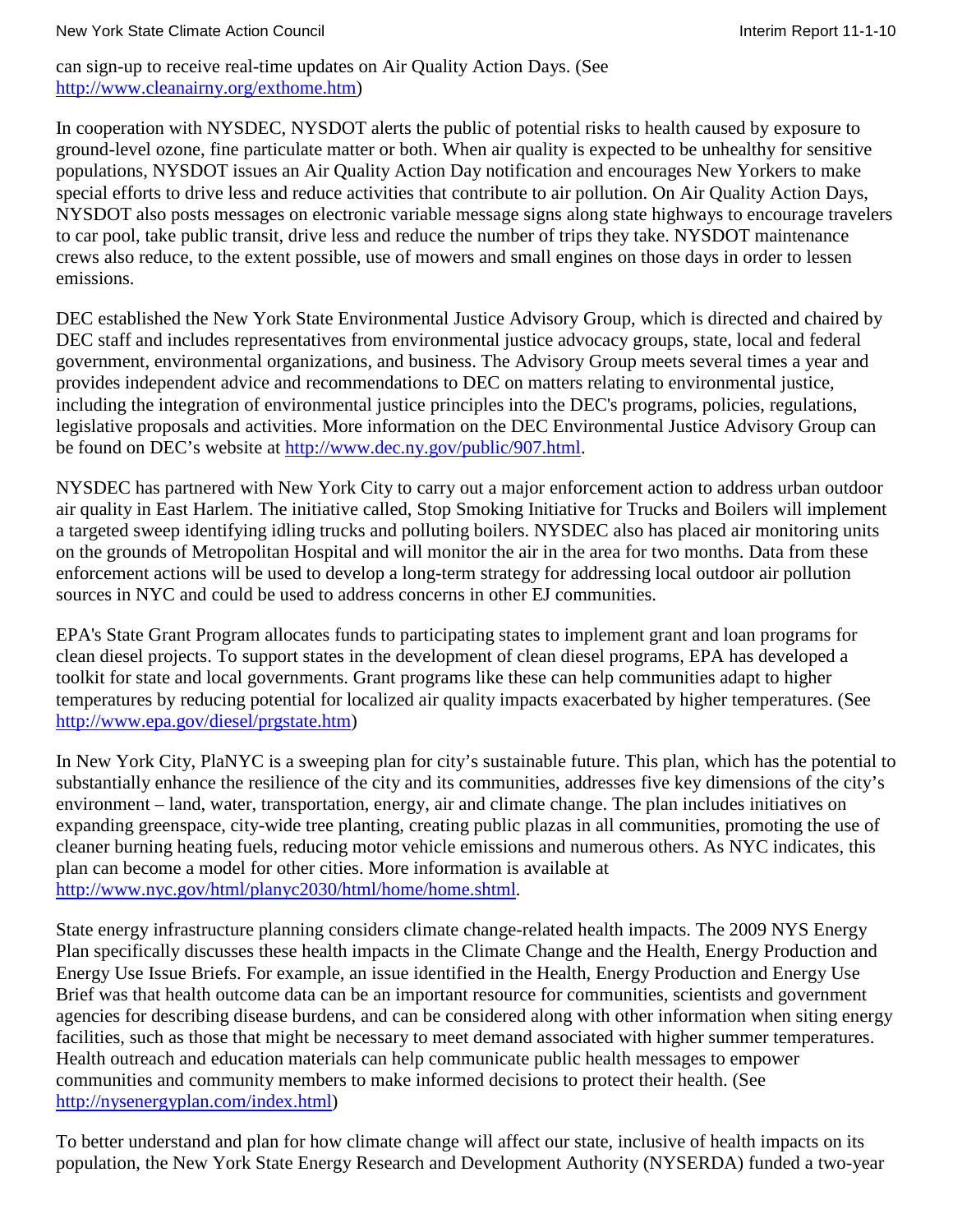can sign-up to receive real-time updates on Air Quality Action Days. (See http://www.cleanairny.org/exthome.htm)

In cooperation with NYSDEC, NYSDOT alerts the public of potential risks to health caused by exposure to ground-level ozone, fine particulate matter or both. When air quality is expected to be unhealthy for sensitive populations, NYSDOT issues an Air Quality Action Day notification and encourages New Yorkers to make special efforts to drive less and reduce activities that contribute to air pollution. On Air Quality Action Days, NYSDOT also posts messages on electronic variable message signs along state highways to encourage travelers to car pool, take public transit, drive less and reduce the number of trips they take. NYSDOT maintenance crews also reduce, to the extent possible, use of mowers and small engines on those days in order to lessen emissions.

DEC established the New York State Environmental Justice Advisory Group, which is directed and chaired by DEC staff and includes representatives from environmental justice advocacy groups, state, local and federal government, environmental organizations, and business. The Advisory Group meets several times a year and provides independent advice and recommendations to DEC on matters relating to environmental justice, including the integration of environmental justice principles into the DEC's programs, policies, regulations, legislative proposals and activities. More information on the DEC Environmental Justice Advisory Group can be found on DEC's website at http://www.dec.ny.gov/public/907.html.

NYSDEC has partnered with New York City to carry out a major enforcement action to address urban outdoor air quality in East Harlem. The initiative called, Stop Smoking Initiative for Trucks and Boilers will implement a targeted sweep identifying idling trucks and polluting boilers. NYSDEC also has placed air monitoring units on the grounds of Metropolitan Hospital and will monitor the air in the area for two months. Data from these enforcement actions will be used to develop a long-term strategy for addressing local outdoor air pollution sources in NYC and could be used to address concerns in other EJ communities.

EPA's State Grant Program allocates funds to participating states to implement grant and loan programs for clean diesel projects. To support states in the development of clean diesel programs, EPA has developed a toolkit for state and local governments. Grant programs like these can help communities adapt to higher temperatures by reducing potential for localized air quality impacts exacerbated by higher temperatures. (See http://www.epa.gov/diesel/prgstate.htm)

In New York City, PlaNYC is a sweeping plan for city's sustainable future. This plan, which has the potential to substantially enhance the resilience of the city and its communities, addresses five key dimensions of the city's environment – land, water, transportation, energy, air and climate change. The plan includes initiatives on expanding greenspace, city-wide tree planting, creating public plazas in all communities, promoting the use of cleaner burning heating fuels, reducing motor vehicle emissions and numerous others. As NYC indicates, this plan can become a model for other cities. More information is available at http://www.nyc.gov/html/planyc2030/html/home/home.shtml.

State energy infrastructure planning considers climate change-related health impacts. The 2009 NYS Energy Plan specifically discusses these health impacts in the Climate Change and the Health, Energy Production and Energy Use Issue Briefs. For example, an issue identified in the Health, Energy Production and Energy Use Brief was that health outcome data can be an important resource for communities, scientists and government agencies for describing disease burdens, and can be considered along with other information when siting energy facilities, such as those that might be necessary to meet demand associated with higher summer temperatures. Health outreach and education materials can help communicate public health messages to empower communities and community members to make informed decisions to protect their health. (See http://nysenergyplan.com/index.html)

To better understand and plan for how climate change will affect our state, inclusive of health impacts on its population, the New York State Energy Research and Development Authority (NYSERDA) funded a two-year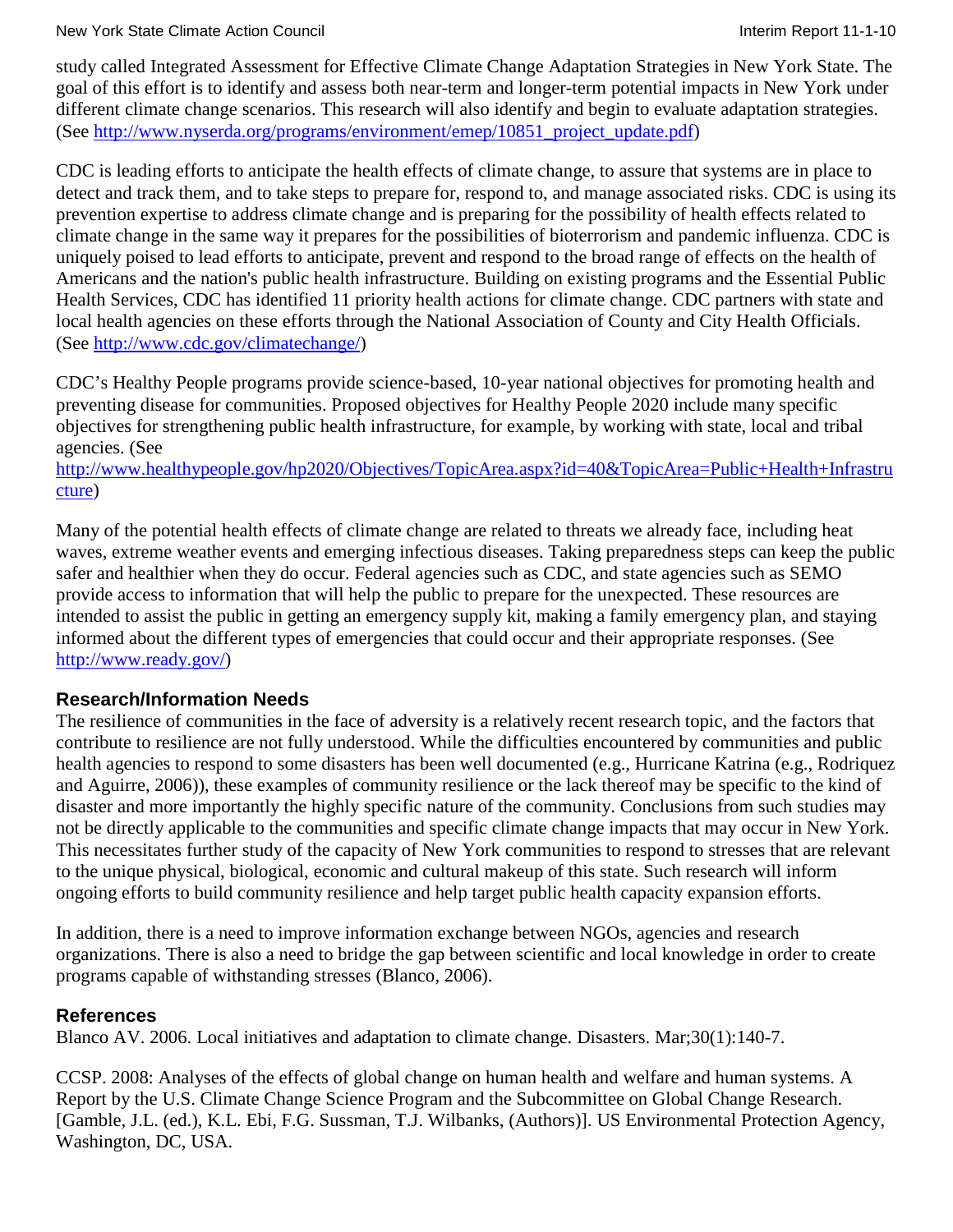study called Integrated Assessment for Effective Climate Change Adaptation Strategies in New York State. The goal of this effort is to identify and assess both near-term and longer-term potential impacts in New York under different climate change scenarios. This research will also identify and begin to evaluate adaptation strategies. (See http://www.nyserda.org/programs/environment/emep/10851_project_update.pdf)

CDC is leading efforts to anticipate the health effects of climate change, to assure that systems are in place to detect and track them, and to take steps to prepare for, respond to, and manage associated risks. CDC is using its prevention expertise to address climate change and is preparing for the possibility of health effects related to climate change in the same way it prepares for the possibilities of bioterrorism and pandemic influenza. CDC is uniquely poised to lead efforts to anticipate, prevent and respond to the broad range of effects on the health of Americans and the nation's public health infrastructure. Building on existing programs and the Essential Public Health Services, CDC has identified 11 priority health actions for climate change. CDC partners with state and local health agencies on these efforts through the National Association of County and City Health Officials. (See http://www.cdc.gov/climatechange/)

CDC's Healthy People programs provide science-based, 10-year national objectives for promoting health and preventing disease for communities. Proposed objectives for Healthy People 2020 include many specific objectives for strengthening public health infrastructure, for example, by working with state, local and tribal agencies. (See http://www.healthypeople.gov/hp2020/Objectives/TopicArea.aspx?id=40&TopicArea=Public+Health+Infrastructure)

Many of the potential health effects of climate change are related to threats we already face, including heat waves, extreme weather events and emerging infectious diseases. Taking preparedness steps can keep the public safer and healthier when they do occur. Federal agencies such as CDC, and state agencies such as SEMO provide access to information that will help the public to prepare for the unexpected. These resources are intended to assist the public in getting an emergency supply kit, making a family emergency plan, and staying informed about the different types of emergencies that could occur and their appropriate responses. (See http://www.ready.gov/)

### Research/Information Needs

The resilience of communities in the face of adversity is a relatively recent research topic, and the factors that contribute to resilience are not fully understood. While the difficulties encountered by communities and public health agencies to respond to some disasters has been well documented (e.g., Hurricane Katrina (e.g., Rodriquez and Aguirre, 2006)), these examples of community resilience or the lack thereof may be specific to the kind of disaster and more importantly the highly specific nature of the community. Conclusions from such studies may not be directly applicable to the communities and specific climate change impacts that may occur in New York. This necessitates further study of the capacity of New York communities to respond to stresses that are relevant to the unique physical, biological, economic and cultural makeup of this state. Such research will inform ongoing efforts to build community resilience and help target public health capacity expansion efforts.

In addition, there is a need to improve information exchange between NGOs, agencies and research organizations. There is also a need to bridge the gap between scientific and local knowledge in order to create programs capable of withstanding stresses (Blanco, 2006).

### References

Blanco AV. 2006. Local initiatives and adaptation to climate change. Disasters. Mar;30(1):140-7.

CCSP. 2008: Analyses of the effects of global change on human health and welfare and human systems. A Report by the U.S. Climate Change Science Program and the Subcommittee on Global Change Research. [Gamble, J.L. (ed.), K.L. Ebi, F.G. Sussman, T.J. Wilbanks, (Authors)]. US Environmental Protection Agency, Washington, DC, USA.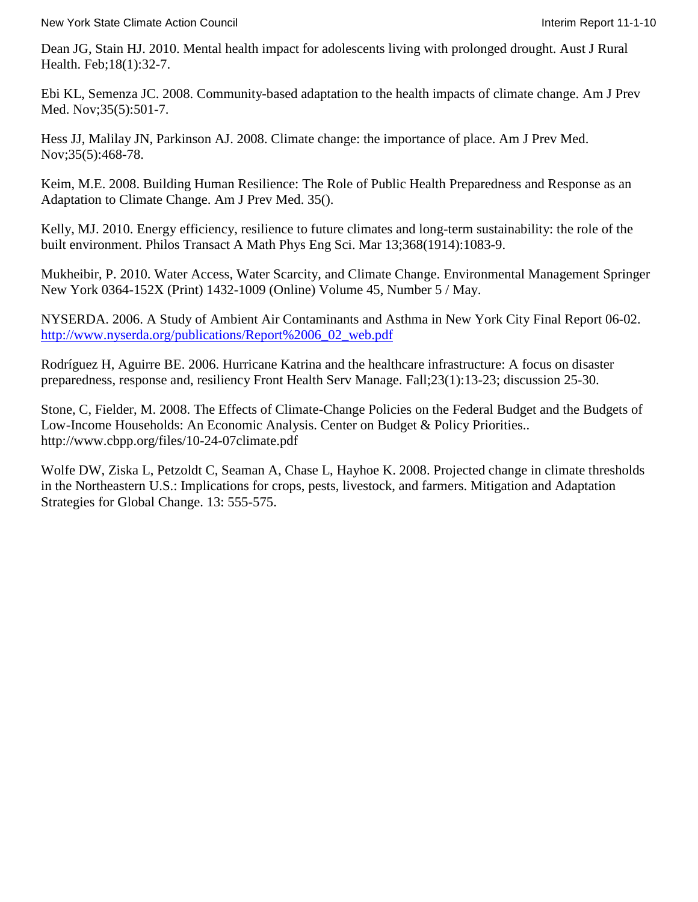Dean JG, Stain HJ. 2010. Mental health impact for adolescents living with prolonged drought. Aust J Rural Health. Feb;18(1):32-7.

Ebi KL, Semenza JC. 2008. Community-based adaptation to the health impacts of climate change. Am J Prev Med. Nov;35(5):501-7.

Hess JJ, Malilay JN, Parkinson AJ. 2008. Climate change: the importance of place. Am J Prev Med. Nov;35(5):468-78.

Keim, M.E. 2008. Building Human Resilience: The Role of Public Health Preparedness and Response as an Adaptation to Climate Change. Am J Prev Med. 35().

Kelly, MJ. 2010. Energy efficiency, resilience to future climates and long-term sustainability: the role of the built environment. Philos Transact A Math Phys Eng Sci. Mar 13;368(1914):1083-9.

Mukheibir, P. 2010. Water Access, Water Scarcity, and Climate Change. Environmental Management Springer New York 0364-152X (Print) 1432-1009 (Online) Volume 45, Number 5 / May.

NYSERDA. 2006. A Study of Ambient Air Contaminants and Asthma in New York City Final Report 06-02. [http://www.nyserda.org/publications/Report%2006_02_web.pdf](http://www.nyserda.org/publications/Report%2006_02_web.pdf)

Rodríguez H, Aguirre BE. 2006. Hurricane Katrina and the healthcare infrastructure: A focus on disaster preparedness, response and, resiliency Front Health Serv Manage. Fall;23(1):13-23; discussion 25-30.

Stone, C, Fielder, M. 2008. The Effects of Climate-Change Policies on the Federal Budget and the Budgets of Low-Income Households: An Economic Analysis. Center on Budget & Policy Priorities.. http://www.cbpp.org/files/10-24-07climate.pdf

Wolfe DW, Ziska L, Petzoldt C, Seaman A, Chase L, Hayhoe K. 2008. Projected change in climate thresholds in the Northeastern U.S.: Implications for crops, pests, livestock, and farmers. Mitigation and Adaptation Strategies for Global Change. 13: 555-575.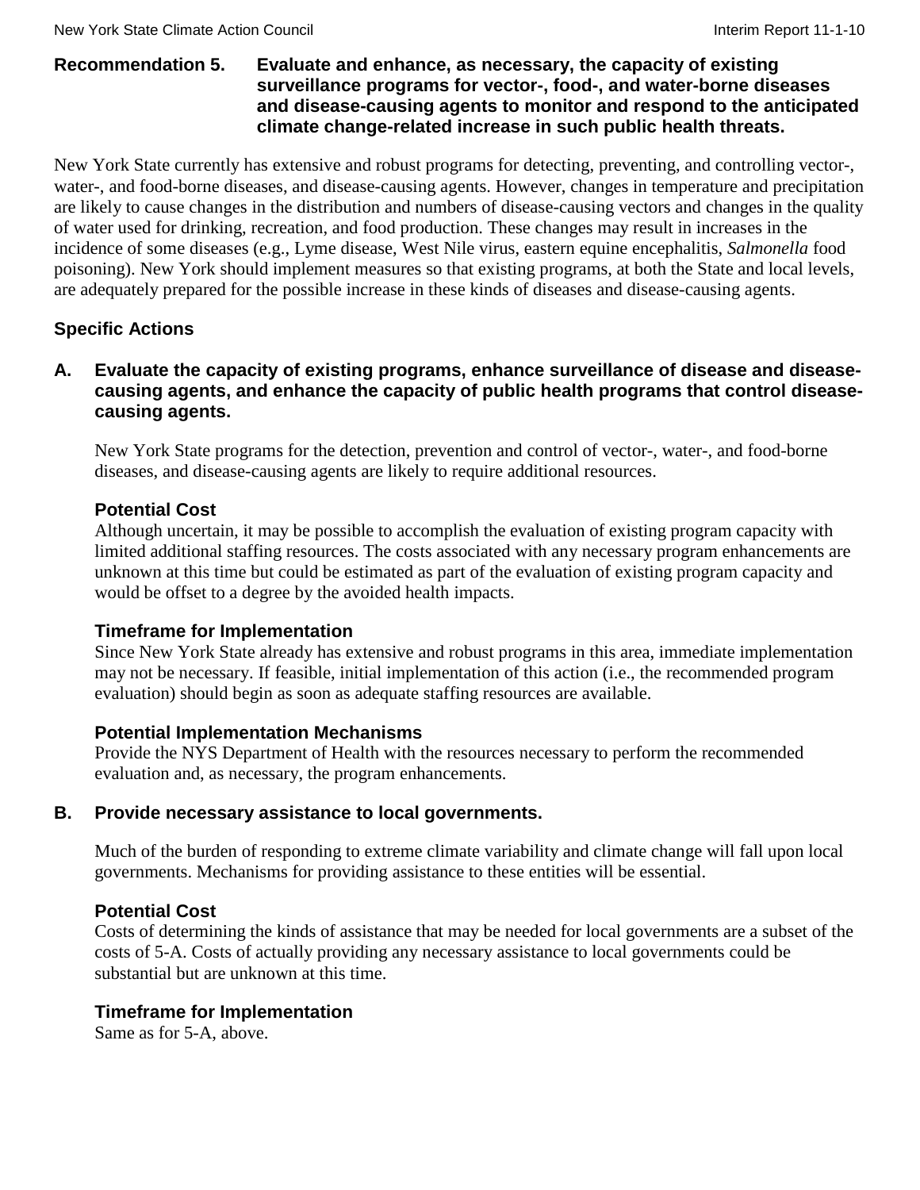## Recommendation 5. Evaluate and enhance, as necessary, the capacity of existing surveillance programs for vector-, food-, and water-borne diseases and disease-causing agents to monitor and respond to the anticipated climate change-related increase in such public health threats.

New York State currently has extensive and robust programs for detecting, preventing, and controlling vector-, water-, and food-borne diseases, and disease-causing agents. However, changes in temperature and precipitation are likely to cause changes in the distribution and numbers of disease-causing vectors and changes in the quality of water used for drinking, recreation, and food production. These changes may result in increases in the incidence of some diseases (e.g., Lyme disease, West Nile virus, eastern equine encephalitis, *Salmonella* food poisoning). New York should implement measures so that existing programs, at both the State and local levels, are adequately prepared for the possible increase in these kinds of diseases and disease-causing agents.

### Specific Actions

#### A. Evaluate the capacity of existing programs, enhance surveillance of disease and disease-causing agents, and enhance the capacity of public health programs that control disease-causing agents.

New York State programs for the detection, prevention and control of vector-, water-, and food-borne diseases, and disease-causing agents are likely to require additional resources.

**Potential Cost**

Although uncertain, it may be possible to accomplish the evaluation of existing program capacity with limited additional staffing resources. The costs associated with any necessary program enhancements are unknown at this time but could be estimated as part of the evaluation of existing program capacity and would be offset to a degree by the avoided health impacts.

**Timeframe for Implementation**

Since New York State already has extensive and robust programs in this area, immediate implementation may not be necessary. If feasible, initial implementation of this action (i.e., the recommended program evaluation) should begin as soon as adequate staffing resources are available.

**Potential Implementation Mechanisms**

Provide the NYS Department of Health with the resources necessary to perform the recommended evaluation and, as necessary, the program enhancements.

#### B. Provide necessary assistance to local governments.

Much of the burden of responding to extreme climate variability and climate change will fall upon local governments. Mechanisms for providing assistance to these entities will be essential.

**Potential Cost**

Costs of determining the kinds of assistance that may be needed for local governments are a subset of the costs of 5-A. Costs of actually providing any necessary assistance to local governments could be substantial but are unknown at this time.

**Timeframe for Implementation**

Same as for 5-A, above.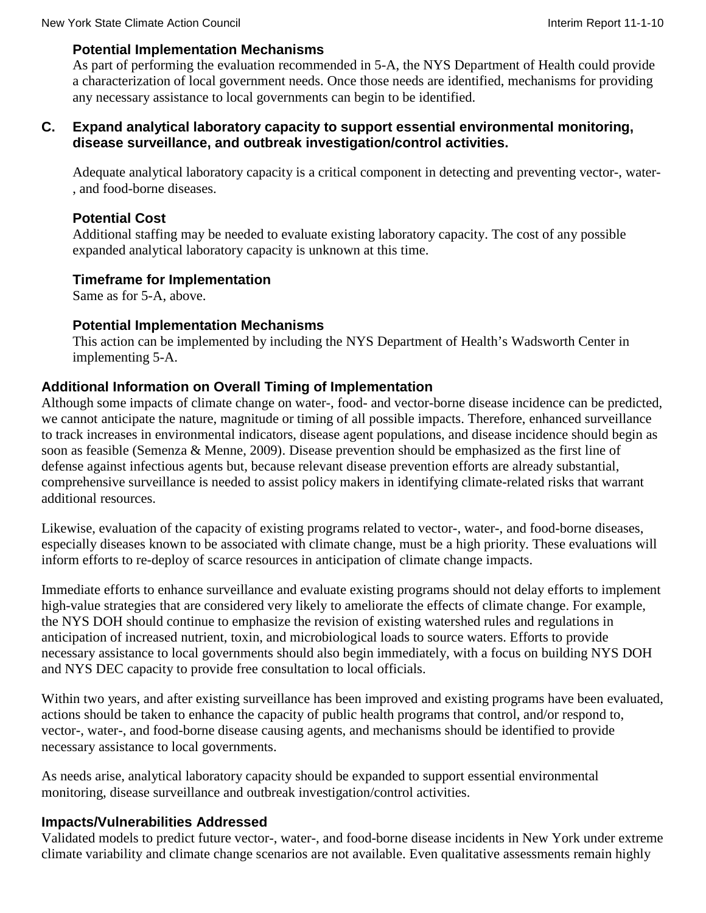### Potential Implementation Mechanisms

As part of performing the evaluation recommended in 5-A, the NYS Department of Health could provide a characterization of local government needs. Once those needs are identified, mechanisms for providing any necessary assistance to local governments can begin to be identified.

## C. Expand analytical laboratory capacity to support essential environmental monitoring, disease surveillance, and outbreak investigation/control activities.

Adequate analytical laboratory capacity is a critical component in detecting and preventing vector-, water-, and food-borne diseases.

### Potential Cost

Additional staffing may be needed to evaluate existing laboratory capacity. The cost of any possible expanded analytical laboratory capacity is unknown at this time.

### Timeframe for Implementation

Same as for 5-A, above.

### Potential Implementation Mechanisms

This action can be implemented by including the NYS Department of Health's Wadsworth Center in implementing 5-A.

### Additional Information on Overall Timing of Implementation

Although some impacts of climate change on water-, food- and vector-borne disease incidence can be predicted, we cannot anticipate the nature, magnitude or timing of all possible impacts. Therefore, enhanced surveillance to track increases in environmental indicators, disease agent populations, and disease incidence should begin as soon as feasible (Semenza & Menne, 2009). Disease prevention should be emphasized as the first line of defense against infectious agents but, because relevant disease prevention efforts are already substantial, comprehensive surveillance is needed to assist policy makers in identifying climate-related risks that warrant additional resources.

Likewise, evaluation of the capacity of existing programs related to vector-, water-, and food-borne diseases, especially diseases known to be associated with climate change, must be a high priority. These evaluations will inform efforts to re-deploy of scarce resources in anticipation of climate change impacts.

Immediate efforts to enhance surveillance and evaluate existing programs should not delay efforts to implement high-value strategies that are considered very likely to ameliorate the effects of climate change. For example, the NYS DOH should continue to emphasize the revision of existing watershed rules and regulations in anticipation of increased nutrient, toxin, and microbiological loads to source waters. Efforts to provide necessary assistance to local governments should also begin immediately, with a focus on building NYS DOH and NYS DEC capacity to provide free consultation to local officials.

Within two years, and after existing surveillance has been improved and existing programs have been evaluated, actions should be taken to enhance the capacity of public health programs that control, and/or respond to, vector-, water-, and food-borne disease causing agents, and mechanisms should be identified to provide necessary assistance to local governments.

As needs arise, analytical laboratory capacity should be expanded to support essential environmental monitoring, disease surveillance and outbreak investigation/control activities.

### Impacts/Vulnerabilities Addressed

Validated models to predict future vector-, water-, and food-borne disease incidents in New York under extreme climate variability and climate change scenarios are not available. Even qualitative assessments remain highly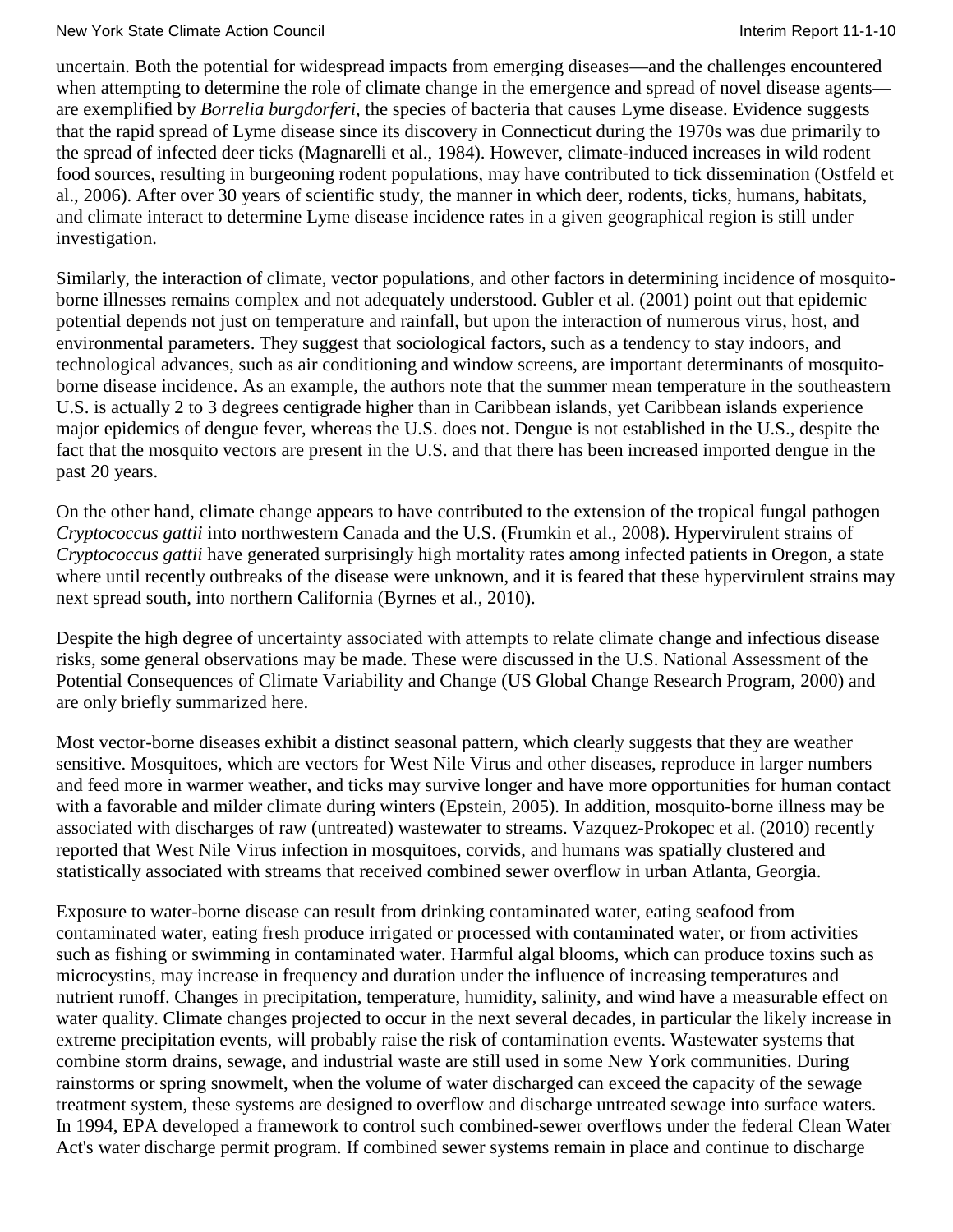uncertain. Both the potential for widespread impacts from emerging diseases—and the challenges encountered when attempting to determine the role of climate change in the emergence and spread of novel disease agents—are exemplified by *Borrelia burgdorferi*, the species of bacteria that causes Lyme disease. Evidence suggests that the rapid spread of Lyme disease since its discovery in Connecticut during the 1970s was due primarily to the spread of infected deer ticks (Magnarelli et al., 1984). However, climate-induced increases in wild rodent food sources, resulting in burgeoning rodent populations, may have contributed to tick dissemination (Ostfeld et al., 2006). After over 30 years of scientific study, the manner in which deer, rodents, ticks, humans, habitats, and climate interact to determine Lyme disease incidence rates in a given geographical region is still under investigation.

Similarly, the interaction of climate, vector populations, and other factors in determining incidence of mosquito-borne illnesses remains complex and not adequately understood. Gubler et al. (2001) point out that epidemic potential depends not just on temperature and rainfall, but upon the interaction of numerous virus, host, and environmental parameters. They suggest that sociological factors, such as a tendency to stay indoors, and technological advances, such as air conditioning and window screens, are important determinants of mosquito-borne disease incidence. As an example, the authors note that the summer mean temperature in the southeastern U.S. is actually 2 to 3 degrees centigrade higher than in Caribbean islands, yet Caribbean islands experience major epidemics of dengue fever, whereas the U.S. does not. Dengue is not established in the U.S., despite the fact that the mosquito vectors are present in the U.S. and that there has been increased imported dengue in the past 20 years.

On the other hand, climate change appears to have contributed to the extension of the tropical fungal pathogen *Cryptococcus gattii* into northwestern Canada and the U.S. (Frumkin et al., 2008). Hypervirulent strains of *Cryptococcus gattii* have generated surprisingly high mortality rates among infected patients in Oregon, a state where until recently outbreaks of the disease were unknown, and it is feared that these hypervirulent strains may next spread south, into northern California (Byrnes et al., 2010).

Despite the high degree of uncertainty associated with attempts to relate climate change and infectious disease risks, some general observations may be made. These were discussed in the U.S. National Assessment of the Potential Consequences of Climate Variability and Change (US Global Change Research Program, 2000) and are only briefly summarized here.

Most vector-borne diseases exhibit a distinct seasonal pattern, which clearly suggests that they are weather sensitive. Mosquitoes, which are vectors for West Nile Virus and other diseases, reproduce in larger numbers and feed more in warmer weather, and ticks may survive longer and have more opportunities for human contact with a favorable and milder climate during winters (Epstein, 2005). In addition, mosquito-borne illness may be associated with discharges of raw (untreated) wastewater to streams. Vazquez-Prokopec et al. (2010) recently reported that West Nile Virus infection in mosquitoes, corvids, and humans was spatially clustered and statistically associated with streams that received combined sewer overflow in urban Atlanta, Georgia.

Exposure to water-borne disease can result from drinking contaminated water, eating seafood from contaminated water, eating fresh produce irrigated or processed with contaminated water, or from activities such as fishing or swimming in contaminated water. Harmful algal blooms, which can produce toxins such as microcystins, may increase in frequency and duration under the influence of increasing temperatures and nutrient runoff. Changes in precipitation, temperature, humidity, salinity, and wind have a measurable effect on water quality. Climate changes projected to occur in the next several decades, in particular the likely increase in extreme precipitation events, will probably raise the risk of contamination events. Wastewater systems that combine storm drains, sewage, and industrial waste are still used in some New York communities. During rainstorms or spring snowmelt, when the volume of water discharged can exceed the capacity of the sewage treatment system, these systems are designed to overflow and discharge untreated sewage into surface waters. In 1994, EPA developed a framework to control such combined-sewer overflows under the federal Clean Water Act's water discharge permit program. If combined sewer systems remain in place and continue to discharge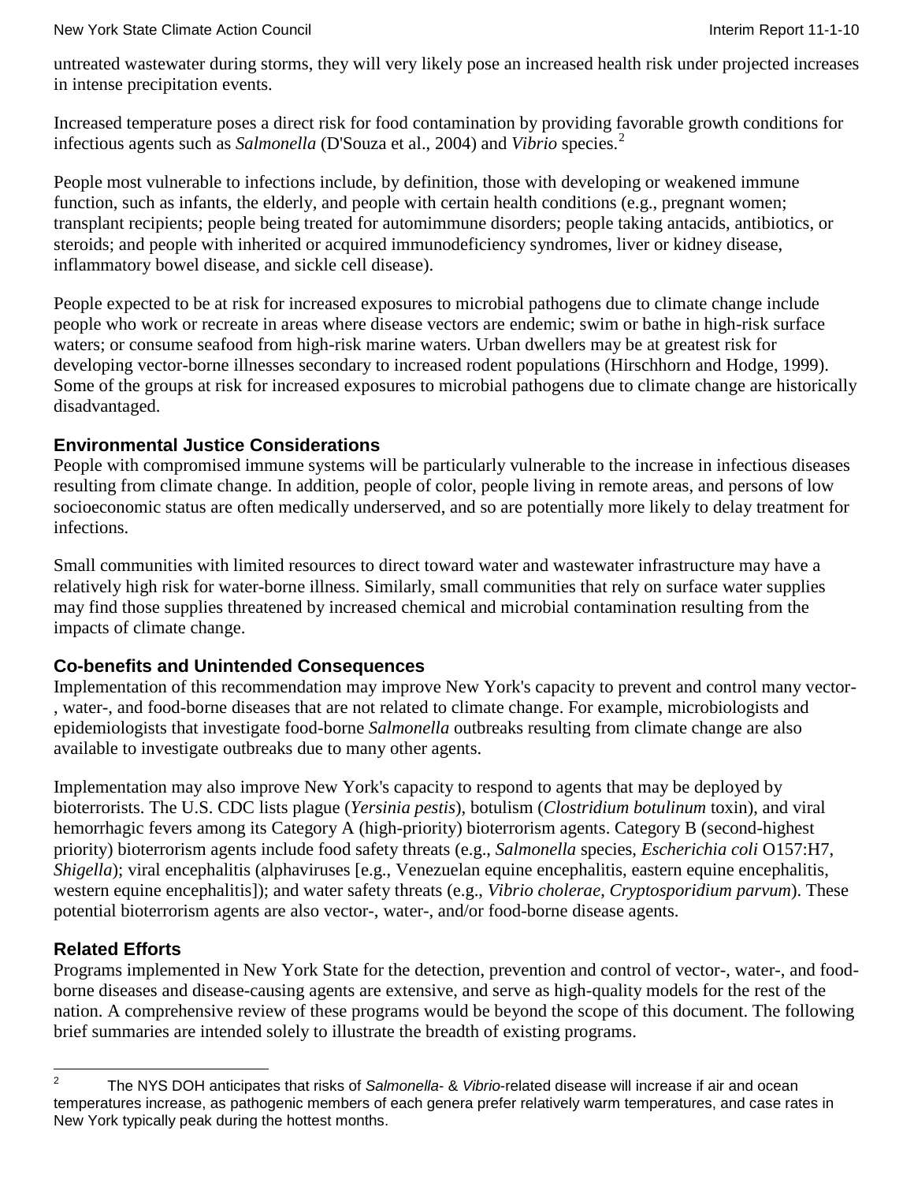untreated wastewater during storms, they will very likely pose an increased health risk under projected increases in intense precipitation events.

Increased temperature poses a direct risk for food contamination by providing favorable growth conditions for infectious agents such as *Salmonella* (D'Souza et al., 2004) and *Vibrio* species.[2]

People most vulnerable to infections include, by definition, those with developing or weakened immune function, such as infants, the elderly, and people with certain health conditions (e.g., pregnant women; transplant recipients; people being treated for automimmune disorders; people taking antacids, antibiotics, or steroids; and people with inherited or acquired immunodeficiency syndromes, liver or kidney disease, inflammatory bowel disease, and sickle cell disease).

People expected to be at risk for increased exposures to microbial pathogens due to climate change include people who work or recreate in areas where disease vectors are endemic; swim or bathe in high-risk surface waters; or consume seafood from high-risk marine waters. Urban dwellers may be at greatest risk for developing vector-borne illnesses secondary to increased rodent populations (Hirschhorn and Hodge, 1999). Some of the groups at risk for increased exposures to microbial pathogens due to climate change are historically disadvantaged.

### Environmental Justice Considerations

People with compromised immune systems will be particularly vulnerable to the increase in infectious diseases resulting from climate change. In addition, people of color, people living in remote areas, and persons of low socioeconomic status are often medically underserved, and so are potentially more likely to delay treatment for infections.

Small communities with limited resources to direct toward water and wastewater infrastructure may have a relatively high risk for water-borne illness. Similarly, small communities that rely on surface water supplies may find those supplies threatened by increased chemical and microbial contamination resulting from the impacts of climate change.

### Co-benefits and Unintended Consequences

Implementation of this recommendation may improve New York's capacity to prevent and control many vector-, water-, and food-borne diseases that are not related to climate change. For example, microbiologists and epidemiologists that investigate food-borne *Salmonella* outbreaks resulting from climate change are also available to investigate outbreaks due to many other agents.

Implementation may also improve New York's capacity to respond to agents that may be deployed by bioterrorists. The U.S. CDC lists plague (*Yersinia pestis*), botulism (*Clostridium botulinum* toxin), and viral hemorrhagic fevers among its Category A (high-priority) bioterrorism agents. Category B (second-highest priority) bioterrorism agents include food safety threats (e.g., *Salmonella* species, *Escherichia coli* O157:H7, *Shigella*); viral encephalitis (alphaviruses [e.g., Venezuelan equine encephalitis, eastern equine encephalitis, western equine encephalitis]); and water safety threats (e.g., *Vibrio cholerae*, *Cryptosporidium parvum*). These potential bioterrorism agents are also vector-, water-, and/or food-borne disease agents.

### Related Efforts

Programs implemented in New York State for the detection, prevention and control of vector-, water-, and food-borne diseases and disease-causing agents are extensive, and serve as high-quality models for the rest of the nation. A comprehensive review of these programs would be beyond the scope of this document. The following brief summaries are intended solely to illustrate the breadth of existing programs.

---

[2] The NYS DOH anticipates that risks of *Salmonella*- & *Vibrio*-related disease will increase if air and ocean temperatures increase, as pathogenic members of each genera prefer relatively warm temperatures, and case rates in New York typically peak during the hottest months.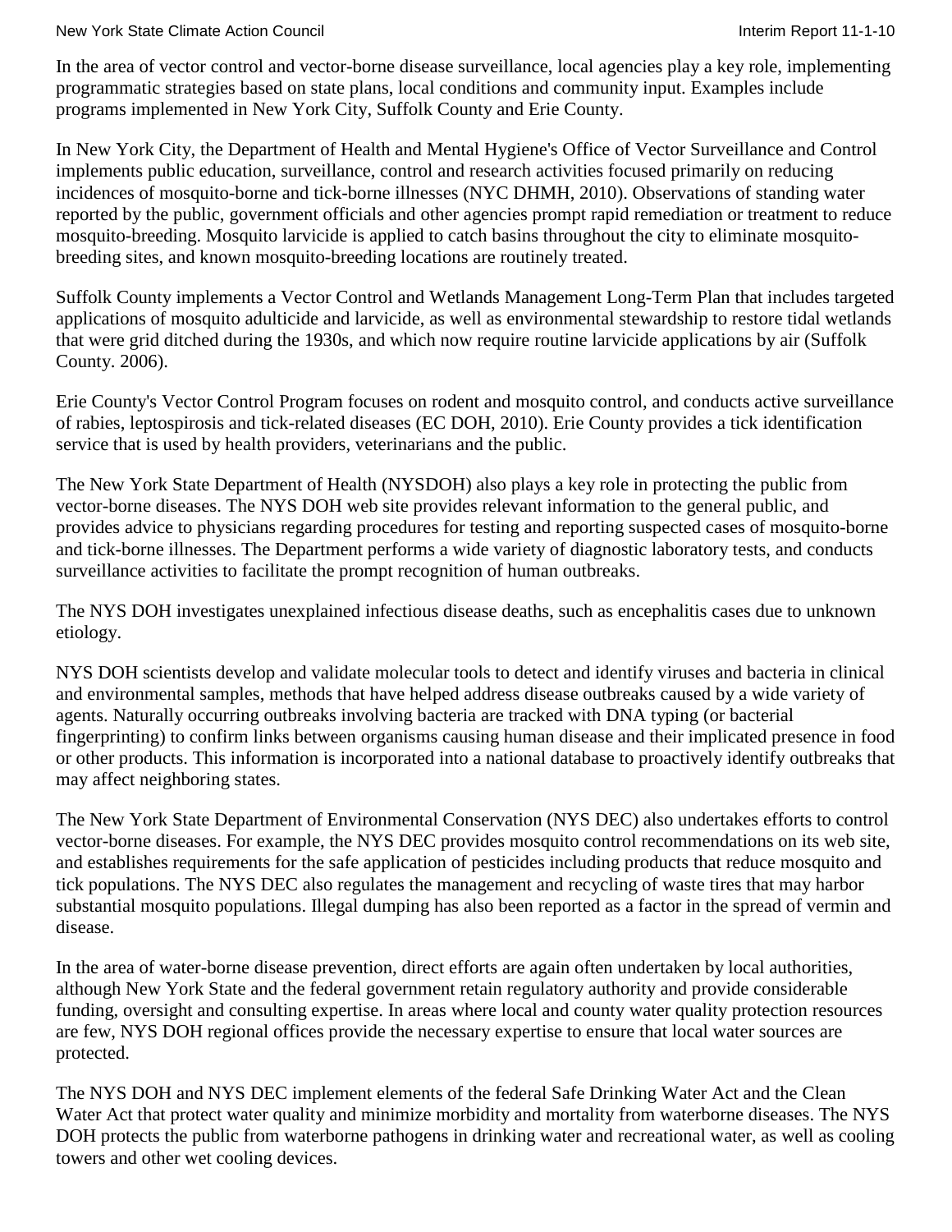In the area of vector control and vector-borne disease surveillance, local agencies play a key role, implementing programmatic strategies based on state plans, local conditions and community input. Examples include programs implemented in New York City, Suffolk County and Erie County.

In New York City, the Department of Health and Mental Hygiene's Office of Vector Surveillance and Control implements public education, surveillance, control and research activities focused primarily on reducing incidences of mosquito-borne and tick-borne illnesses (NYC DHMH, 2010). Observations of standing water reported by the public, government officials and other agencies prompt rapid remediation or treatment to reduce mosquito-breeding. Mosquito larvicide is applied to catch basins throughout the city to eliminate mosquito-breeding sites, and known mosquito-breeding locations are routinely treated.

Suffolk County implements a Vector Control and Wetlands Management Long-Term Plan that includes targeted applications of mosquito adulticide and larvicide, as well as environmental stewardship to restore tidal wetlands that were grid ditched during the 1930s, and which now require routine larvicide applications by air (Suffolk County. 2006).

Erie County's Vector Control Program focuses on rodent and mosquito control, and conducts active surveillance of rabies, leptospirosis and tick-related diseases (EC DOH, 2010). Erie County provides a tick identification service that is used by health providers, veterinarians and the public.

The New York State Department of Health (NYSDOH) also plays a key role in protecting the public from vector-borne diseases. The NYS DOH web site provides relevant information to the general public, and provides advice to physicians regarding procedures for testing and reporting suspected cases of mosquito-borne and tick-borne illnesses. The Department performs a wide variety of diagnostic laboratory tests, and conducts surveillance activities to facilitate the prompt recognition of human outbreaks.

The NYS DOH investigates unexplained infectious disease deaths, such as encephalitis cases due to unknown etiology.

NYS DOH scientists develop and validate molecular tools to detect and identify viruses and bacteria in clinical and environmental samples, methods that have helped address disease outbreaks caused by a wide variety of agents. Naturally occurring outbreaks involving bacteria are tracked with DNA typing (or bacterial fingerprinting) to confirm links between organisms causing human disease and their implicated presence in food or other products. This information is incorporated into a national database to proactively identify outbreaks that may affect neighboring states.

The New York State Department of Environmental Conservation (NYS DEC) also undertakes efforts to control vector-borne diseases. For example, the NYS DEC provides mosquito control recommendations on its web site, and establishes requirements for the safe application of pesticides including products that reduce mosquito and tick populations. The NYS DEC also regulates the management and recycling of waste tires that may harbor substantial mosquito populations. Illegal dumping has also been reported as a factor in the spread of vermin and disease.

In the area of water-borne disease prevention, direct efforts are again often undertaken by local authorities, although New York State and the federal government retain regulatory authority and provide considerable funding, oversight and consulting expertise. In areas where local and county water quality protection resources are few, NYS DOH regional offices provide the necessary expertise to ensure that local water sources are protected.

The NYS DOH and NYS DEC implement elements of the federal Safe Drinking Water Act and the Clean Water Act that protect water quality and minimize morbidity and mortality from waterborne diseases. The NYS DOH protects the public from waterborne pathogens in drinking water and recreational water, as well as cooling towers and other wet cooling devices.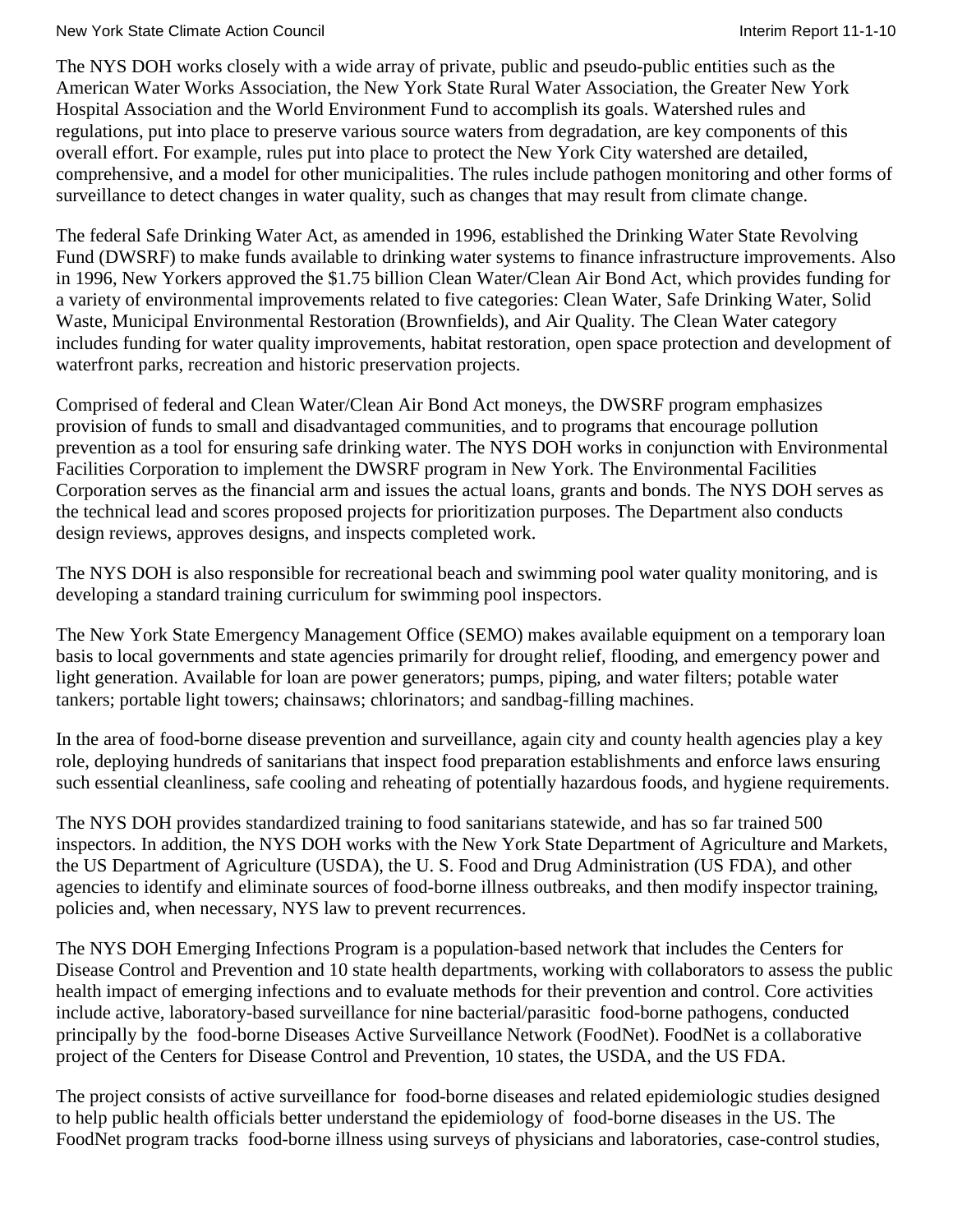The NYS DOH works closely with a wide array of private, public and pseudo-public entities such as the American Water Works Association, the New York State Rural Water Association, the Greater New York Hospital Association and the World Environment Fund to accomplish its goals. Watershed rules and regulations, put into place to preserve various source waters from degradation, are key components of this overall effort. For example, rules put into place to protect the New York City watershed are detailed, comprehensive, and a model for other municipalities. The rules include pathogen monitoring and other forms of surveillance to detect changes in water quality, such as changes that may result from climate change.

The federal Safe Drinking Water Act, as amended in 1996, established the Drinking Water State Revolving Fund (DWSRF) to make funds available to drinking water systems to finance infrastructure improvements. Also in 1996, New Yorkers approved the $1.75 billion Clean Water/Clean Air Bond Act, which provides funding for a variety of environmental improvements related to five categories: Clean Water, Safe Drinking Water, Solid Waste, Municipal Environmental Restoration (Brownfields), and Air Quality. The Clean Water category includes funding for water quality improvements, habitat restoration, open space protection and development of waterfront parks, recreation and historic preservation projects.

Comprised of federal and Clean Water/Clean Air Bond Act moneys, the DWSRF program emphasizes provision of funds to small and disadvantaged communities, and to programs that encourage pollution prevention as a tool for ensuring safe drinking water. The NYS DOH works in conjunction with Environmental Facilities Corporation to implement the DWSRF program in New York. The Environmental Facilities Corporation serves as the financial arm and issues the actual loans, grants and bonds. The NYS DOH serves as the technical lead and scores proposed projects for prioritization purposes. The Department also conducts design reviews, approves designs, and inspects completed work.

The NYS DOH is also responsible for recreational beach and swimming pool water quality monitoring, and is developing a standard training curriculum for swimming pool inspectors.

The New York State Emergency Management Office (SEMO) makes available equipment on a temporary loan basis to local governments and state agencies primarily for drought relief, flooding, and emergency power and light generation. Available for loan are power generators; pumps, piping, and water filters; potable water tankers; portable light towers; chainsaws; chlorinators; and sandbag-filling machines.

In the area of food-borne disease prevention and surveillance, again city and county health agencies play a key role, deploying hundreds of sanitarians that inspect food preparation establishments and enforce laws ensuring such essential cleanliness, safe cooling and reheating of potentially hazardous foods, and hygiene requirements.

The NYS DOH provides standardized training to food sanitarians statewide, and has so far trained 500 inspectors. In addition, the NYS DOH works with the New York State Department of Agriculture and Markets, the US Department of Agriculture (USDA), the U. S. Food and Drug Administration (US FDA), and other agencies to identify and eliminate sources of food-borne illness outbreaks, and then modify inspector training, policies and, when necessary, NYS law to prevent recurrences.

The NYS DOH Emerging Infections Program is a population-based network that includes the Centers for Disease Control and Prevention and 10 state health departments, working with collaborators to assess the public health impact of emerging infections and to evaluate methods for their prevention and control. Core activities include active, laboratory-based surveillance for nine bacterial/parasitic food-borne pathogens, conducted principally by the food-borne Diseases Active Surveillance Network (FoodNet). FoodNet is a collaborative project of the Centers for Disease Control and Prevention, 10 states, the USDA, and the US FDA.

The project consists of active surveillance for food-borne diseases and related epidemiologic studies designed to help public health officials better understand the epidemiology of food-borne diseases in the US. The FoodNet program tracks food-borne illness using surveys of physicians and laboratories, case-control studies,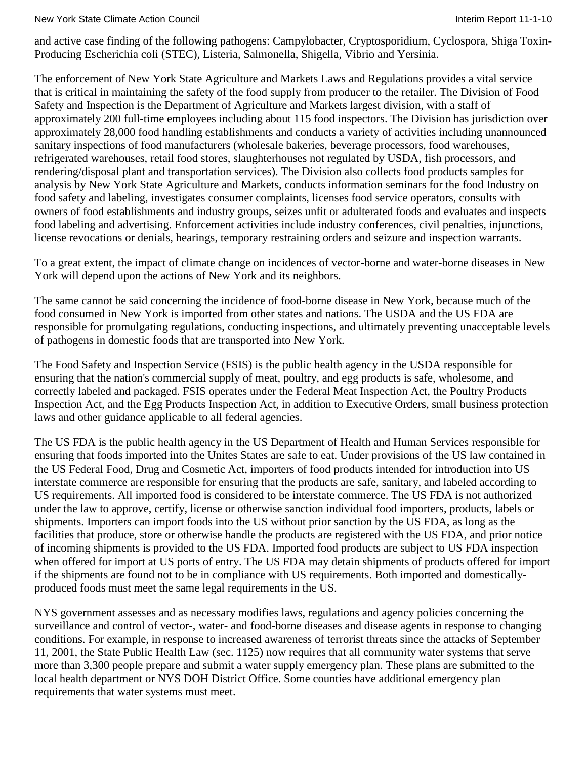and active case finding of the following pathogens: Campylobacter, Cryptosporidium, Cyclospora, Shiga Toxin-Producing Escherichia coli (STEC), Listeria, Salmonella, Shigella, Vibrio and Yersinia.

The enforcement of New York State Agriculture and Markets Laws and Regulations provides a vital service that is critical in maintaining the safety of the food supply from producer to the retailer. The Division of Food Safety and Inspection is the Department of Agriculture and Markets largest division, with a staff of approximately 200 full-time employees including about 115 food inspectors. The Division has jurisdiction over approximately 28,000 food handling establishments and conducts a variety of activities including unannounced sanitary inspections of food manufacturers (wholesale bakeries, beverage processors, food warehouses, refrigerated warehouses, retail food stores, slaughterhouses not regulated by USDA, fish processors, and rendering/disposal plant and transportation services). The Division also collects food products samples for analysis by New York State Agriculture and Markets, conducts information seminars for the food Industry on food safety and labeling, investigates consumer complaints, licenses food service operators, consults with owners of food establishments and industry groups, seizes unfit or adulterated foods and evaluates and inspects food labeling and advertising. Enforcement activities include industry conferences, civil penalties, injunctions, license revocations or denials, hearings, temporary restraining orders and seizure and inspection warrants.

To a great extent, the impact of climate change on incidences of vector-borne and water-borne diseases in New York will depend upon the actions of New York and its neighbors.

The same cannot be said concerning the incidence of food-borne disease in New York, because much of the food consumed in New York is imported from other states and nations. The USDA and the US FDA are responsible for promulgating regulations, conducting inspections, and ultimately preventing unacceptable levels of pathogens in domestic foods that are transported into New York.

The Food Safety and Inspection Service (FSIS) is the public health agency in the USDA responsible for ensuring that the nation's commercial supply of meat, poultry, and egg products is safe, wholesome, and correctly labeled and packaged. FSIS operates under the Federal Meat Inspection Act, the Poultry Products Inspection Act, and the Egg Products Inspection Act, in addition to Executive Orders, small business protection laws and other guidance applicable to all federal agencies.

The US FDA is the public health agency in the US Department of Health and Human Services responsible for ensuring that foods imported into the Unites States are safe to eat. Under provisions of the US law contained in the US Federal Food, Drug and Cosmetic Act, importers of food products intended for introduction into US interstate commerce are responsible for ensuring that the products are safe, sanitary, and labeled according to US requirements. All imported food is considered to be interstate commerce. The US FDA is not authorized under the law to approve, certify, license or otherwise sanction individual food importers, products, labels or shipments. Importers can import foods into the US without prior sanction by the US FDA, as long as the facilities that produce, store or otherwise handle the products are registered with the US FDA, and prior notice of incoming shipments is provided to the US FDA. Imported food products are subject to US FDA inspection when offered for import at US ports of entry. The US FDA may detain shipments of products offered for import if the shipments are found not to be in compliance with US requirements. Both imported and domestically-produced foods must meet the same legal requirements in the US.

NYS government assesses and as necessary modifies laws, regulations and agency policies concerning the surveillance and control of vector-, water- and food-borne diseases and disease agents in response to changing conditions. For example, in response to increased awareness of terrorist threats since the attacks of September 11, 2001, the State Public Health Law (sec. 1125) now requires that all community water systems that serve more than 3,300 people prepare and submit a water supply emergency plan. These plans are submitted to the local health department or NYS DOH District Office. Some counties have additional emergency plan requirements that water systems must meet.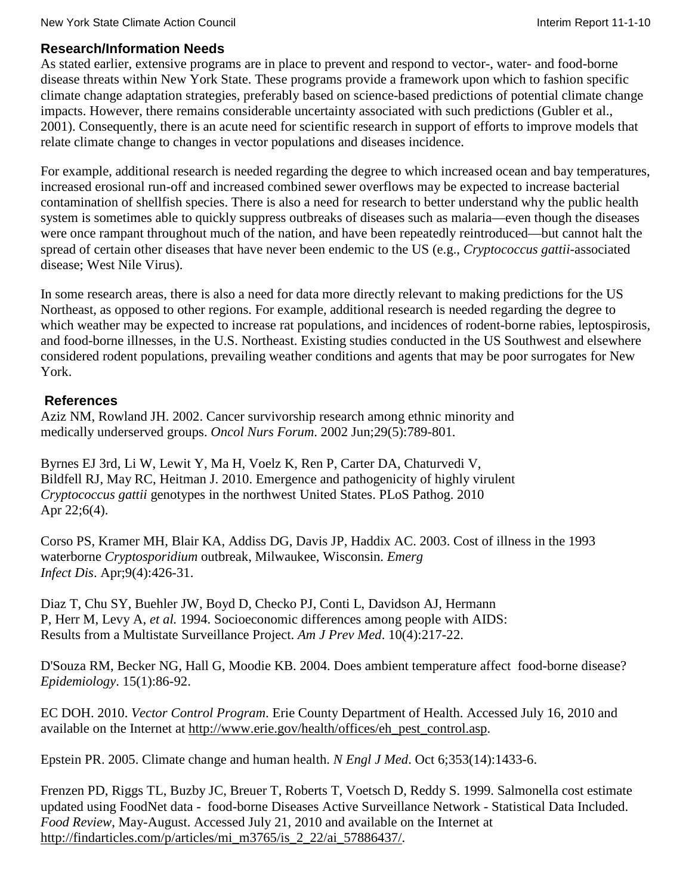## Research/Information Needs

As stated earlier, extensive programs are in place to prevent and respond to vector-, water- and food-borne disease threats within New York State. These programs provide a framework upon which to fashion specific climate change adaptation strategies, preferably based on science-based predictions of potential climate change impacts. However, there remains considerable uncertainty associated with such predictions (Gubler et al., 2001). Consequently, there is an acute need for scientific research in support of efforts to improve models that relate climate change to changes in vector populations and diseases incidence.

For example, additional research is needed regarding the degree to which increased ocean and bay temperatures, increased erosional run-off and increased combined sewer overflows may be expected to increase bacterial contamination of shellfish species. There is also a need for research to better understand why the public health system is sometimes able to quickly suppress outbreaks of diseases such as malaria—even though the diseases were once rampant throughout much of the nation, and have been repeatedly reintroduced—but cannot halt the spread of certain other diseases that have never been endemic to the US (e.g., *Cryptococcus gattii*-associated disease; West Nile Virus).

In some research areas, there is also a need for data more directly relevant to making predictions for the US Northeast, as opposed to other regions. For example, additional research is needed regarding the degree to which weather may be expected to increase rat populations, and incidences of rodent-borne rabies, leptospirosis, and food-borne illnesses, in the U.S. Northeast. Existing studies conducted in the US Southwest and elsewhere considered rodent populations, prevailing weather conditions and agents that may be poor surrogates for New York.

## References

Aziz NM, Rowland JH. 2002. Cancer survivorship research among ethnic minority and medically underserved groups. *Oncol Nurs Forum*. 2002 Jun;29(5):789-801.

Byrnes EJ 3rd, Li W, Lewit Y, Ma H, Voelz K, Ren P, Carter DA, Chaturvedi V, Bildfell RJ, May RC, Heitman J. 2010. Emergence and pathogenicity of highly virulent *Cryptococcus gattii* genotypes in the northwest United States. PLoS Pathog. 2010 Apr 22;6(4).

Corso PS, Kramer MH, Blair KA, Addiss DG, Davis JP, Haddix AC. 2003. Cost of illness in the 1993 waterborne *Cryptosporidium* outbreak, Milwaukee, Wisconsin. *Emerg Infect Dis*. Apr;9(4):426-31.

Diaz T, Chu SY, Buehler JW, Boyd D, Checko PJ, Conti L, Davidson AJ, Hermann P, Herr M, Levy A, *et al.* 1994. Socioeconomic differences among people with AIDS: Results from a Multistate Surveillance Project. *Am J Prev Med*. 10(4):217-22.

D'Souza RM, Becker NG, Hall G, Moodie KB. 2004. Does ambient temperature affect food-borne disease? *Epidemiology*. 15(1):86-92.

EC DOH. 2010. *Vector Control Program*. Erie County Department of Health. Accessed July 16, 2010 and available on the Internet at http://www.erie.gov/health/offices/eh_pest_control.asp.

Epstein PR. 2005. Climate change and human health. *N Engl J Med*. Oct 6;353(14):1433-6.

Frenzen PD, Riggs TL, Buzby JC, Breuer T, Roberts T, Voetsch D, Reddy S. 1999. Salmonella cost estimate updated using FoodNet data - food-borne Diseases Active Surveillance Network - Statistical Data Included. *Food Review*, May-August. Accessed July 21, 2010 and available on the Internet at http://findarticles.com/p/articles/mi_m3765/is_2_22/ai_57886437/.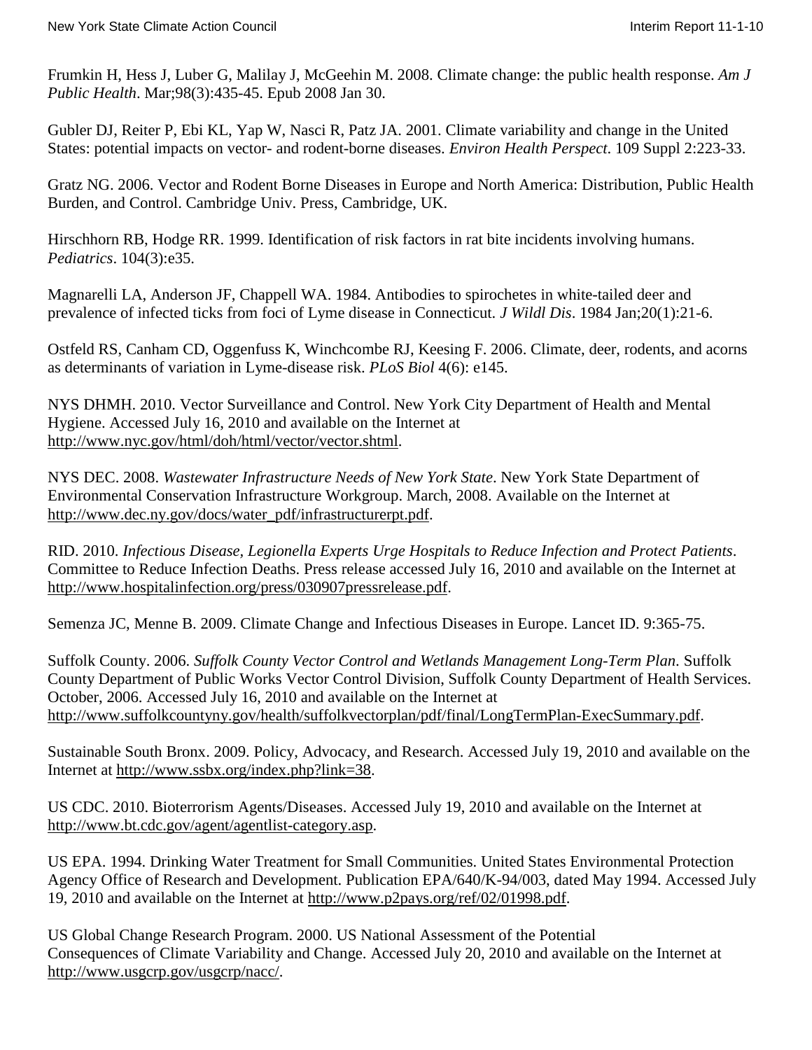Frumkin H, Hess J, Luber G, Malilay J, McGeehin M. 2008. Climate change: the public health response. *Am J Public Health*. Mar;98(3):435-45. Epub 2008 Jan 30.

Gubler DJ, Reiter P, Ebi KL, Yap W, Nasci R, Patz JA. 2001. Climate variability and change in the United States: potential impacts on vector- and rodent-borne diseases. *Environ Health Perspect*. 109 Suppl 2:223-33.

Gratz NG. 2006. Vector and Rodent Borne Diseases in Europe and North America: Distribution, Public Health Burden, and Control. Cambridge Univ. Press, Cambridge, UK.

Hirschhorn RB, Hodge RR. 1999. Identification of risk factors in rat bite incidents involving humans. *Pediatrics*. 104(3):e35.

Magnarelli LA, Anderson JF, Chappell WA. 1984. Antibodies to spirochetes in white-tailed deer and prevalence of infected ticks from foci of Lyme disease in Connecticut. *J Wildl Dis*. 1984 Jan;20(1):21-6.

Ostfeld RS, Canham CD, Oggenfuss K, Winchcombe RJ, Keesing F. 2006. Climate, deer, rodents, and acorns as determinants of variation in Lyme-disease risk. *PLoS Biol* 4(6): e145.

NYS DHMH. 2010. Vector Surveillance and Control. New York City Department of Health and Mental Hygiene. Accessed July 16, 2010 and available on the Internet at http://www.nyc.gov/html/doh/html/vector/vector.shtml.

NYS DEC. 2008. *Wastewater Infrastructure Needs of New York State*. New York State Department of Environmental Conservation Infrastructure Workgroup. March, 2008. Available on the Internet at http://www.dec.ny.gov/docs/water_pdf/infrastructurerpt.pdf.

RID. 2010. *Infectious Disease, Legionella Experts Urge Hospitals to Reduce Infection and Protect Patients*. Committee to Reduce Infection Deaths. Press release accessed July 16, 2010 and available on the Internet at http://www.hospitalinfection.org/press/030907pressrelease.pdf.

Semenza JC, Menne B. 2009. Climate Change and Infectious Diseases in Europe. Lancet ID. 9:365-75.

Suffolk County. 2006. *Suffolk County Vector Control and Wetlands Management Long-Term Plan*. Suffolk County Department of Public Works Vector Control Division, Suffolk County Department of Health Services. October, 2006. Accessed July 16, 2010 and available on the Internet at http://www.suffolkcountyny.gov/health/suffolkvectorplan/pdf/final/LongTermPlan-ExecSummary.pdf.

Sustainable South Bronx. 2009. Policy, Advocacy, and Research. Accessed July 19, 2010 and available on the Internet at http://www.ssbx.org/index.php?link=38.

US CDC. 2010. Bioterrorism Agents/Diseases. Accessed July 19, 2010 and available on the Internet at http://www.bt.cdc.gov/agent/agentlist-category.asp.

US EPA. 1994. Drinking Water Treatment for Small Communities. United States Environmental Protection Agency Office of Research and Development. Publication EPA/640/K-94/003, dated May 1994. Accessed July 19, 2010 and available on the Internet at http://www.p2pays.org/ref/02/01998.pdf.

US Global Change Research Program. 2000. US National Assessment of the Potential Consequences of Climate Variability and Change. Accessed July 20, 2010 and available on the Internet at http://www.usgcrp.gov/usgcrp/nacc/.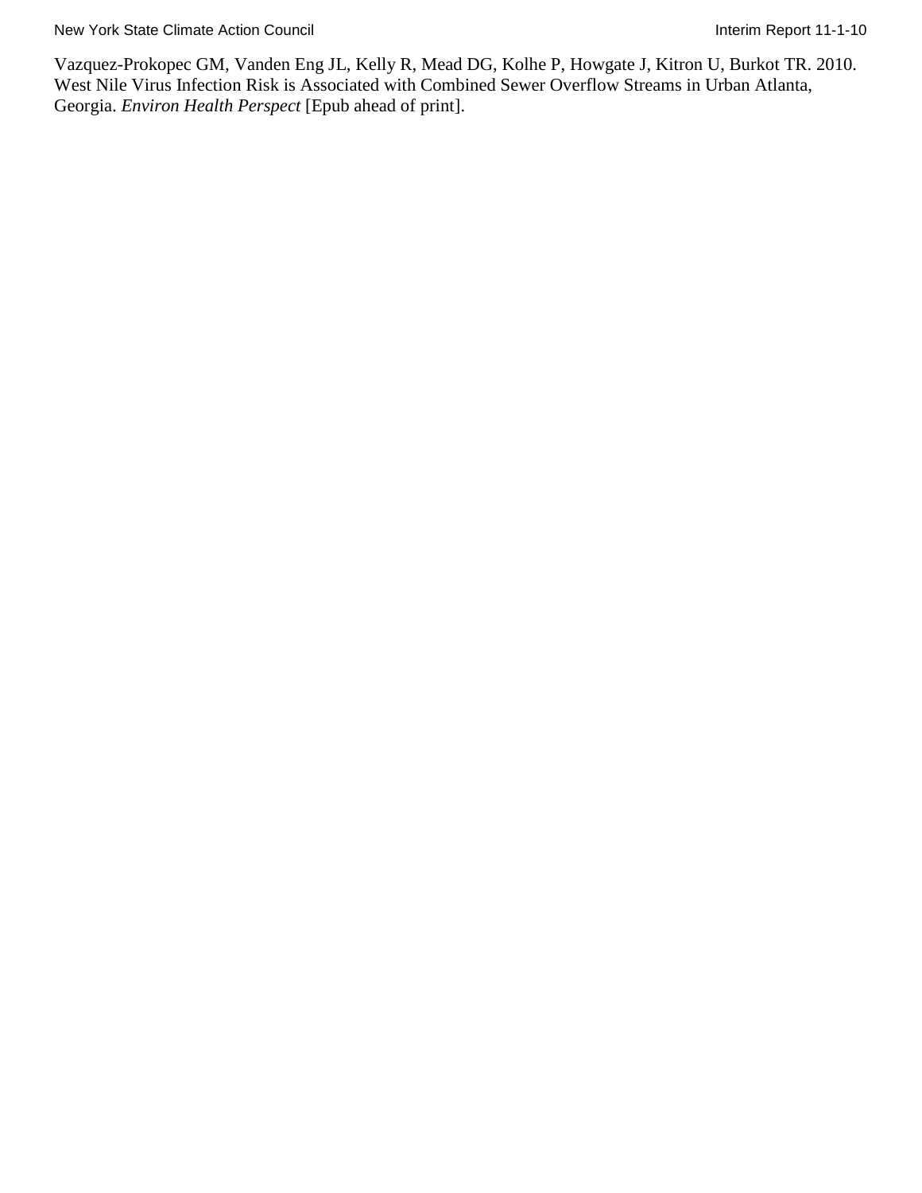Vazquez-Prokopec GM, Vanden Eng JL, Kelly R, Mead DG, Kolhe P, Howgate J, Kitron U, Burkot TR. 2010. West Nile Virus Infection Risk is Associated with Combined Sewer Overflow Streams in Urban Atlanta, Georgia. *Environ Health Perspect* [Epub ahead of print].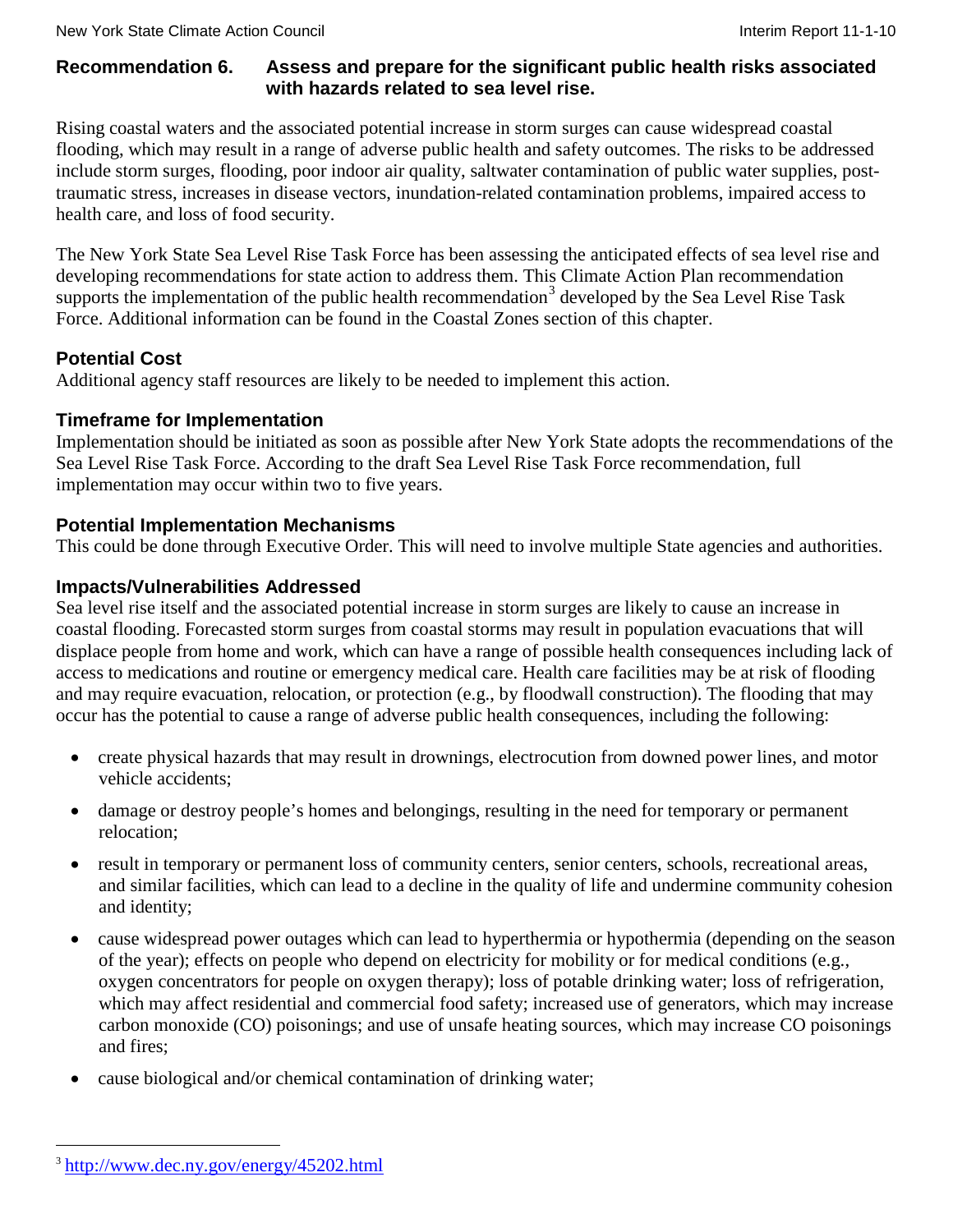### Recommendation 6. Assess and prepare for the significant public health risks associated with hazards related to sea level rise.

Rising coastal waters and the associated potential increase in storm surges can cause widespread coastal flooding, which may result in a range of adverse public health and safety outcomes. The risks to be addressed include storm surges, flooding, poor indoor air quality, saltwater contamination of public water supplies, post-traumatic stress, increases in disease vectors, inundation-related contamination problems, impaired access to health care, and loss of food security.

The New York State Sea Level Rise Task Force has been assessing the anticipated effects of sea level rise and developing recommendations for state action to address them. This Climate Action Plan recommendation supports the implementation of the public health recommendation[3] developed by the Sea Level Rise Task Force. Additional information can be found in the Coastal Zones section of this chapter.

#### Potential Cost

Additional agency staff resources are likely to be needed to implement this action.

#### Timeframe for Implementation

Implementation should be initiated as soon as possible after New York State adopts the recommendations of the Sea Level Rise Task Force. According to the draft Sea Level Rise Task Force recommendation, full implementation may occur within two to five years.

#### Potential Implementation Mechanisms

This could be done through Executive Order. This will need to involve multiple State agencies and authorities.

#### Impacts/Vulnerabilities Addressed

Sea level rise itself and the associated potential increase in storm surges are likely to cause an increase in coastal flooding. Forecasted storm surges from coastal storms may result in population evacuations that will displace people from home and work, which can have a range of possible health consequences including lack of access to medications and routine or emergency medical care. Health care facilities may be at risk of flooding and may require evacuation, relocation, or protection (e.g., by floodwall construction). The flooding that may occur has the potential to cause a range of adverse public health consequences, including the following:

- create physical hazards that may result in drownings, electrocution from downed power lines, and motor vehicle accidents;
- damage or destroy people's homes and belongings, resulting in the need for temporary or permanent relocation;
- result in temporary or permanent loss of community centers, senior centers, schools, recreational areas, and similar facilities, which can lead to a decline in the quality of life and undermine community cohesion and identity;
- cause widespread power outages which can lead to hyperthermia or hypothermia (depending on the season of the year); effects on people who depend on electricity for mobility or for medical conditions (e.g., oxygen concentrators for people on oxygen therapy); loss of potable drinking water; loss of refrigeration, which may affect residential and commercial food safety; increased use of generators, which may increase carbon monoxide (CO) poisonings; and use of unsafe heating sources, which may increase CO poisonings and fires;
- cause biological and/or chemical contamination of drinking water;

---

[3] http://www.dec.ny.gov/energy/45202.html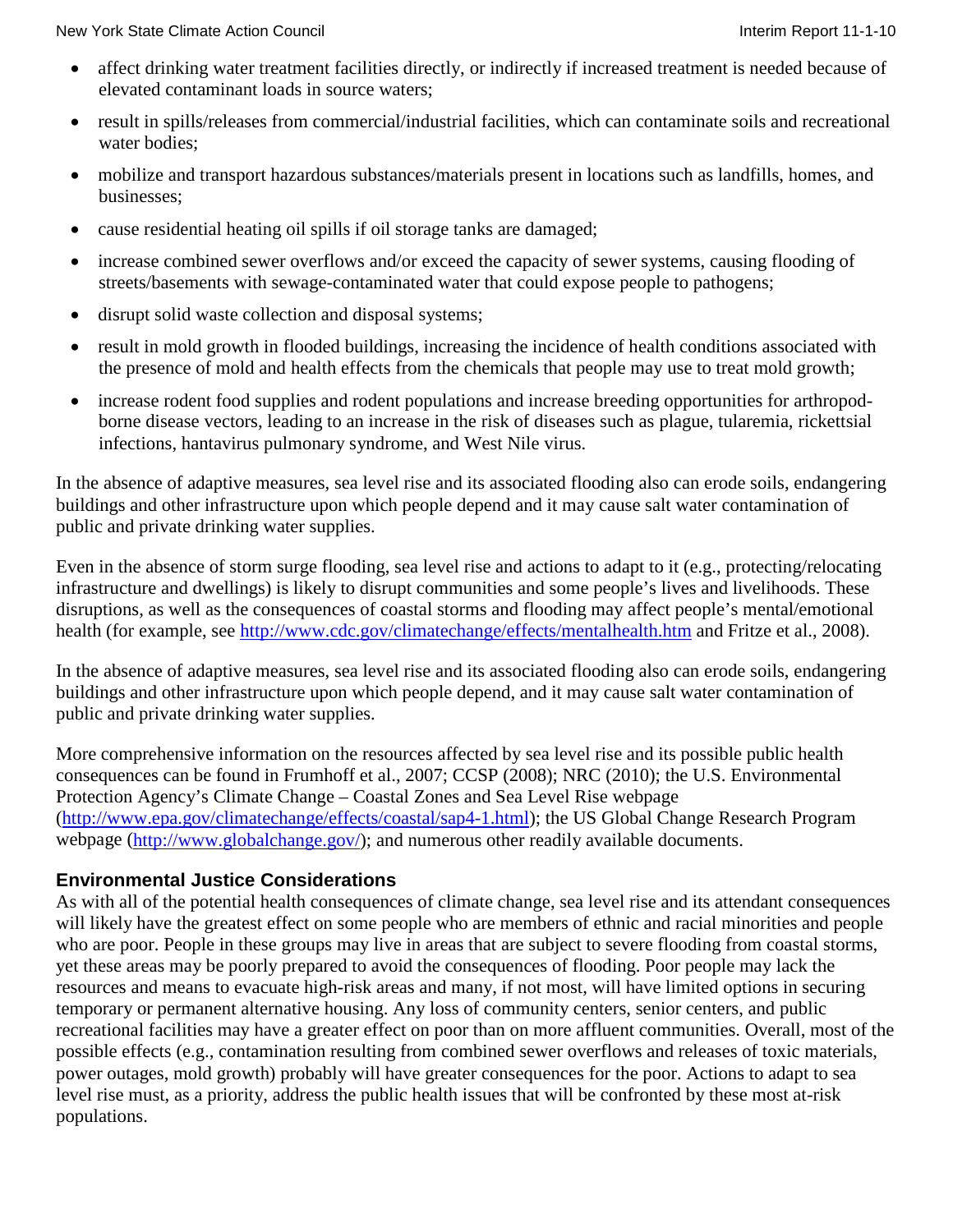- affect drinking water treatment facilities directly, or indirectly if increased treatment is needed because of elevated contaminant loads in source waters;
- result in spills/releases from commercial/industrial facilities, which can contaminate soils and recreational water bodies;
- mobilize and transport hazardous substances/materials present in locations such as landfills, homes, and businesses;
- cause residential heating oil spills if oil storage tanks are damaged;
- increase combined sewer overflows and/or exceed the capacity of sewer systems, causing flooding of streets/basements with sewage-contaminated water that could expose people to pathogens;
- disrupt solid waste collection and disposal systems;
- result in mold growth in flooded buildings, increasing the incidence of health conditions associated with the presence of mold and health effects from the chemicals that people may use to treat mold growth;
- increase rodent food supplies and rodent populations and increase breeding opportunities for arthropod-borne disease vectors, leading to an increase in the risk of diseases such as plague, tularemia, rickettsial infections, hantavirus pulmonary syndrome, and West Nile virus.

In the absence of adaptive measures, sea level rise and its associated flooding also can erode soils, endangering buildings and other infrastructure upon which people depend and it may cause salt water contamination of public and private drinking water supplies.

Even in the absence of storm surge flooding, sea level rise and actions to adapt to it (e.g., protecting/relocating infrastructure and dwellings) is likely to disrupt communities and some people's lives and livelihoods. These disruptions, as well as the consequences of coastal storms and flooding may affect people's mental/emotional health (for example, see http://www.cdc.gov/climatechange/effects/mentalhealth.htm and Fritze et al., 2008).

In the absence of adaptive measures, sea level rise and its associated flooding also can erode soils, endangering buildings and other infrastructure upon which people depend, and it may cause salt water contamination of public and private drinking water supplies.

More comprehensive information on the resources affected by sea level rise and its possible public health consequences can be found in Frumhoff et al., 2007; CCSP (2008); NRC (2010); the U.S. Environmental Protection Agency's Climate Change – Coastal Zones and Sea Level Rise webpage (http://www.epa.gov/climatechange/effects/coastal/sap4-1.html); the US Global Change Research Program webpage (http://www.globalchange.gov/); and numerous other readily available documents.

### Environmental Justice Considerations

As with all of the potential health consequences of climate change, sea level rise and its attendant consequences will likely have the greatest effect on some people who are members of ethnic and racial minorities and people who are poor. People in these groups may live in areas that are subject to severe flooding from coastal storms, yet these areas may be poorly prepared to avoid the consequences of flooding. Poor people may lack the resources and means to evacuate high-risk areas and many, if not most, will have limited options in securing temporary or permanent alternative housing. Any loss of community centers, senior centers, and public recreational facilities may have a greater effect on poor than on more affluent communities. Overall, most of the possible effects (e.g., contamination resulting from combined sewer overflows and releases of toxic materials, power outages, mold growth) probably will have greater consequences for the poor. Actions to adapt to sea level rise must, as a priority, address the public health issues that will be confronted by these most at-risk populations.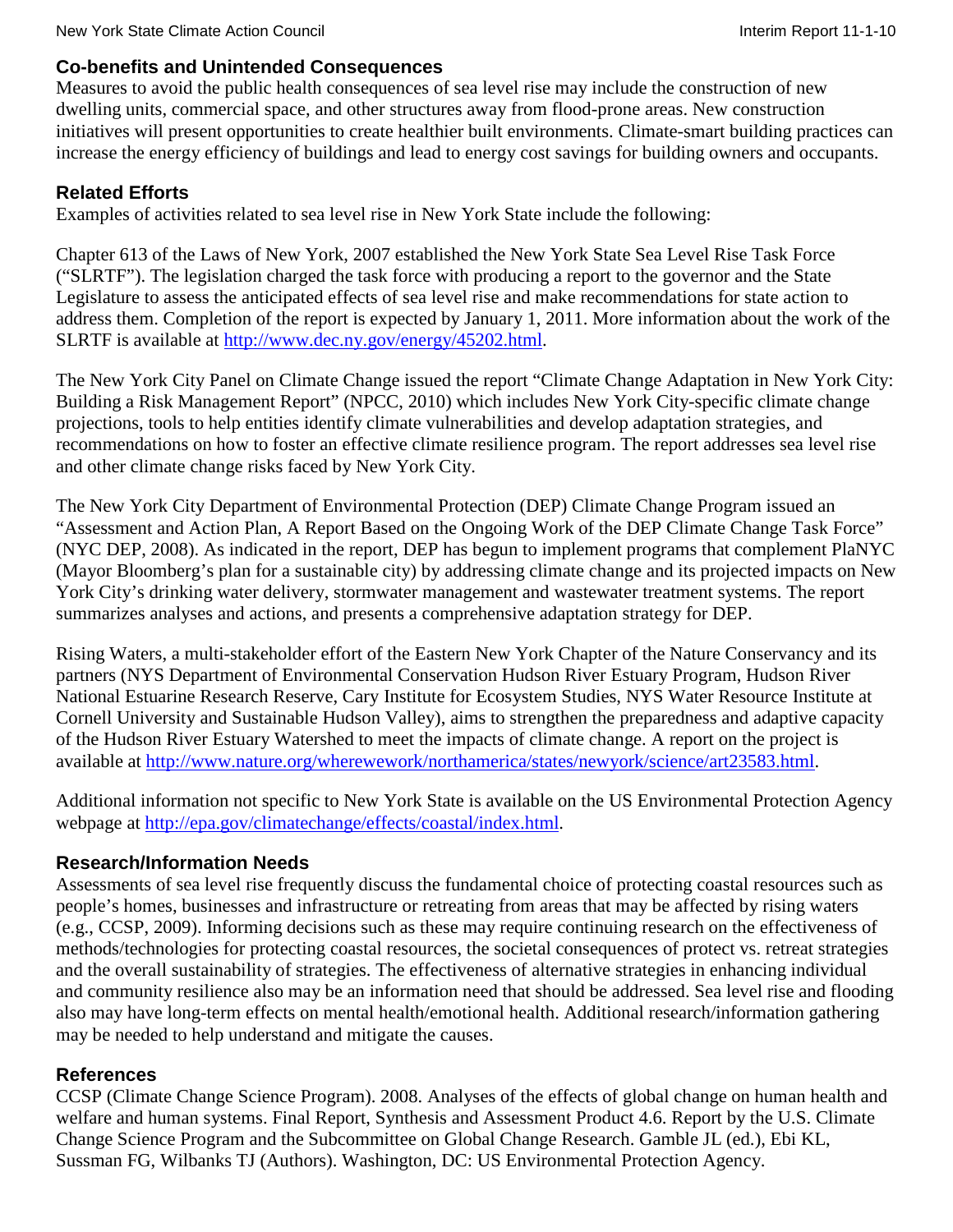## Co-benefits and Unintended Consequences

Measures to avoid the public health consequences of sea level rise may include the construction of new dwelling units, commercial space, and other structures away from flood-prone areas. New construction initiatives will present opportunities to create healthier built environments. Climate-smart building practices can increase the energy efficiency of buildings and lead to energy cost savings for building owners and occupants.

## Related Efforts

Examples of activities related to sea level rise in New York State include the following:

Chapter 613 of the Laws of New York, 2007 established the New York State Sea Level Rise Task Force ("SLRTF"). The legislation charged the task force with producing a report to the governor and the State Legislature to assess the anticipated effects of sea level rise and make recommendations for state action to address them. Completion of the report is expected by January 1, 2011. More information about the work of the SLRTF is available at http://www.dec.ny.gov/energy/45202.html.

The New York City Panel on Climate Change issued the report "Climate Change Adaptation in New York City: Building a Risk Management Report" (NPCC, 2010) which includes New York City-specific climate change projections, tools to help entities identify climate vulnerabilities and develop adaptation strategies, and recommendations on how to foster an effective climate resilience program. The report addresses sea level rise and other climate change risks faced by New York City.

The New York City Department of Environmental Protection (DEP) Climate Change Program issued an "Assessment and Action Plan, A Report Based on the Ongoing Work of the DEP Climate Change Task Force" (NYC DEP, 2008). As indicated in the report, DEP has begun to implement programs that complement PlaNYC (Mayor Bloomberg's plan for a sustainable city) by addressing climate change and its projected impacts on New York City's drinking water delivery, stormwater management and wastewater treatment systems. The report summarizes analyses and actions, and presents a comprehensive adaptation strategy for DEP.

Rising Waters, a multi-stakeholder effort of the Eastern New York Chapter of the Nature Conservancy and its partners (NYS Department of Environmental Conservation Hudson River Estuary Program, Hudson River National Estuarine Research Reserve, Cary Institute for Ecosystem Studies, NYS Water Resource Institute at Cornell University and Sustainable Hudson Valley), aims to strengthen the preparedness and adaptive capacity of the Hudson River Estuary Watershed to meet the impacts of climate change. A report on the project is available at http://www.nature.org/wherewework/northamerica/states/newyork/science/art23583.html.

Additional information not specific to New York State is available on the US Environmental Protection Agency webpage at http://epa.gov/climatechange/effects/coastal/index.html.

## Research/Information Needs

Assessments of sea level rise frequently discuss the fundamental choice of protecting coastal resources such as people's homes, businesses and infrastructure or retreating from areas that may be affected by rising waters (e.g., CCSP, 2009). Informing decisions such as these may require continuing research on the effectiveness of methods/technologies for protecting coastal resources, the societal consequences of protect vs. retreat strategies and the overall sustainability of strategies. The effectiveness of alternative strategies in enhancing individual and community resilience also may be an information need that should be addressed. Sea level rise and flooding also may have long-term effects on mental health/emotional health. Additional research/information gathering may be needed to help understand and mitigate the causes.

## References

CCSP (Climate Change Science Program). 2008. Analyses of the effects of global change on human health and welfare and human systems. Final Report, Synthesis and Assessment Product 4.6. Report by the U.S. Climate Change Science Program and the Subcommittee on Global Change Research. Gamble JL (ed.), Ebi KL, Sussman FG, Wilbanks TJ (Authors). Washington, DC: US Environmental Protection Agency.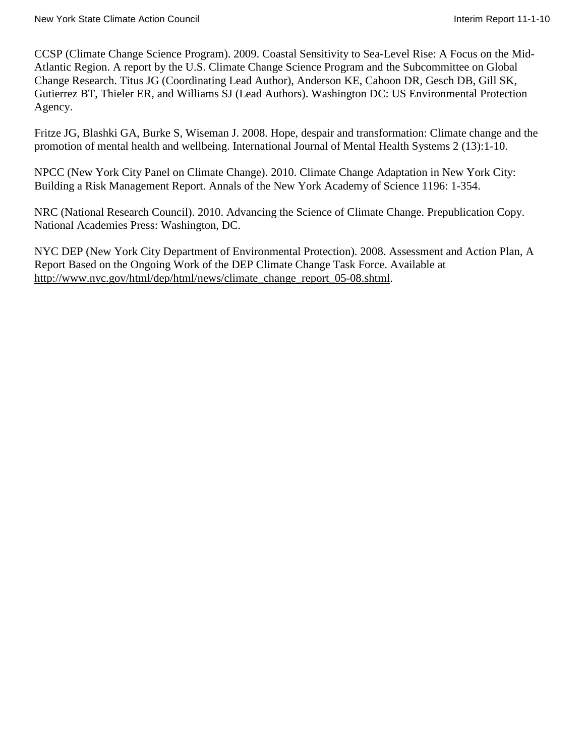CCSP (Climate Change Science Program). 2009. Coastal Sensitivity to Sea-Level Rise: A Focus on the Mid-Atlantic Region. A report by the U.S. Climate Change Science Program and the Subcommittee on Global Change Research. Titus JG (Coordinating Lead Author), Anderson KE, Cahoon DR, Gesch DB, Gill SK, Gutierrez BT, Thieler ER, and Williams SJ (Lead Authors). Washington DC: US Environmental Protection Agency.

Fritze JG, Blashki GA, Burke S, Wiseman J. 2008. Hope, despair and transformation: Climate change and the promotion of mental health and wellbeing. International Journal of Mental Health Systems 2 (13):1-10.

NPCC (New York City Panel on Climate Change). 2010. Climate Change Adaptation in New York City: Building a Risk Management Report. Annals of the New York Academy of Science 1196: 1-354.

NRC (National Research Council). 2010. Advancing the Science of Climate Change. Prepublication Copy. National Academies Press: Washington, DC.

NYC DEP (New York City Department of Environmental Protection). 2008. Assessment and Action Plan, A Report Based on the Ongoing Work of the DEP Climate Change Task Force. Available at http://www.nyc.gov/html/dep/html/news/climate_change_report_05-08.shtml.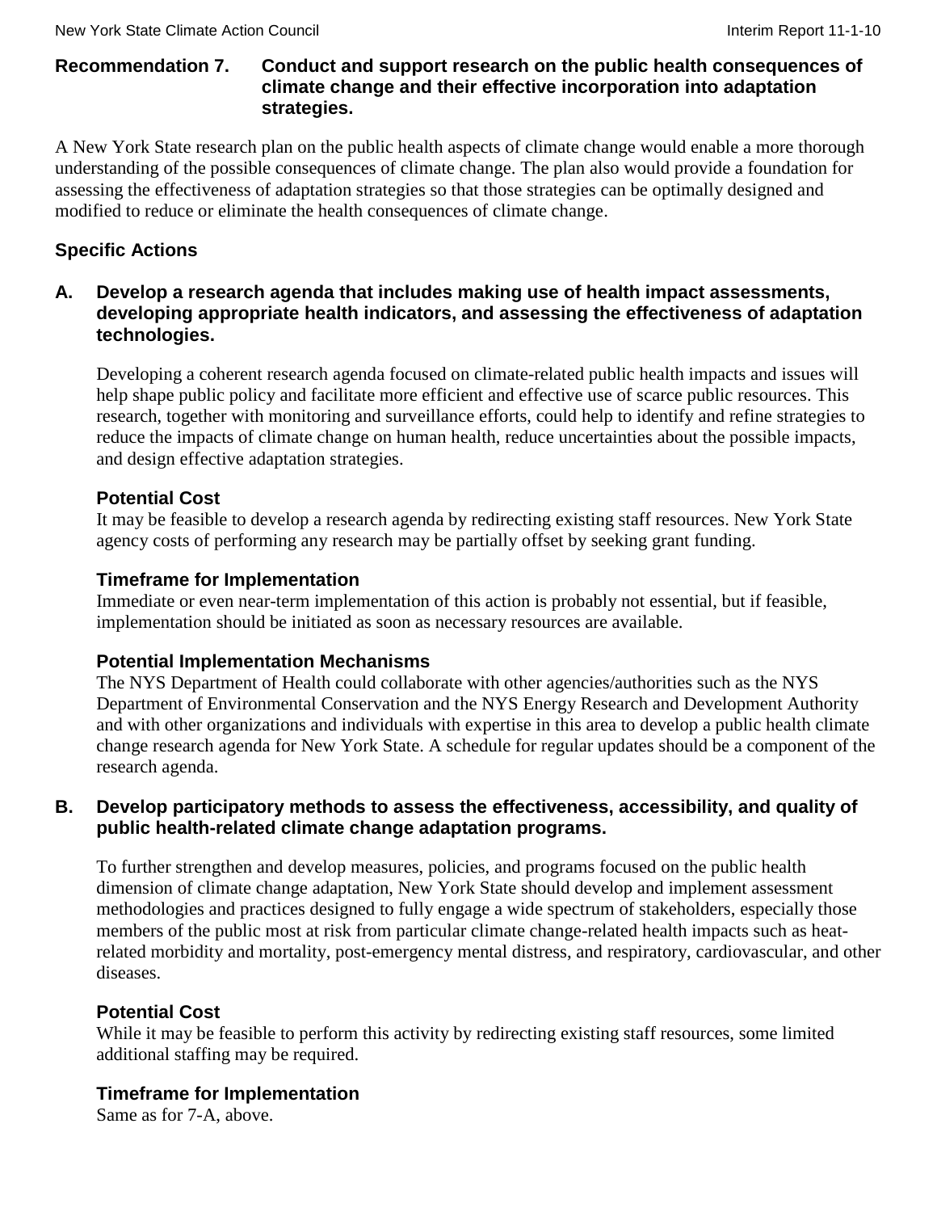## Recommendation 7. Conduct and support research on the public health consequences of climate change and their effective incorporation into adaptation strategies.

A New York State research plan on the public health aspects of climate change would enable a more thorough understanding of the possible consequences of climate change. The plan also would provide a foundation for assessing the effectiveness of adaptation strategies so that those strategies can be optimally designed and modified to reduce or eliminate the health consequences of climate change.

### Specific Actions

#### A. Develop a research agenda that includes making use of health impact assessments, developing appropriate health indicators, and assessing the effectiveness of adaptation technologies.

Developing a coherent research agenda focused on climate-related public health impacts and issues will help shape public policy and facilitate more efficient and effective use of scarce public resources. This research, together with monitoring and surveillance efforts, could help to identify and refine strategies to reduce the impacts of climate change on human health, reduce uncertainties about the possible impacts, and design effective adaptation strategies.

**Potential Cost**

It may be feasible to develop a research agenda by redirecting existing staff resources. New York State agency costs of performing any research may be partially offset by seeking grant funding.

**Timeframe for Implementation**

Immediate or even near-term implementation of this action is probably not essential, but if feasible, implementation should be initiated as soon as necessary resources are available.

**Potential Implementation Mechanisms**

The NYS Department of Health could collaborate with other agencies/authorities such as the NYS Department of Environmental Conservation and the NYS Energy Research and Development Authority and with other organizations and individuals with expertise in this area to develop a public health climate change research agenda for New York State. A schedule for regular updates should be a component of the research agenda.

#### B. Develop participatory methods to assess the effectiveness, accessibility, and quality of public health-related climate change adaptation programs.

To further strengthen and develop measures, policies, and programs focused on the public health dimension of climate change adaptation, New York State should develop and implement assessment methodologies and practices designed to fully engage a wide spectrum of stakeholders, especially those members of the public most at risk from particular climate change-related health impacts such as heat-related morbidity and mortality, post-emergency mental distress, and respiratory, cardiovascular, and other diseases.

**Potential Cost**

While it may be feasible to perform this activity by redirecting existing staff resources, some limited additional staffing may be required.

**Timeframe for Implementation**

Same as for 7-A, above.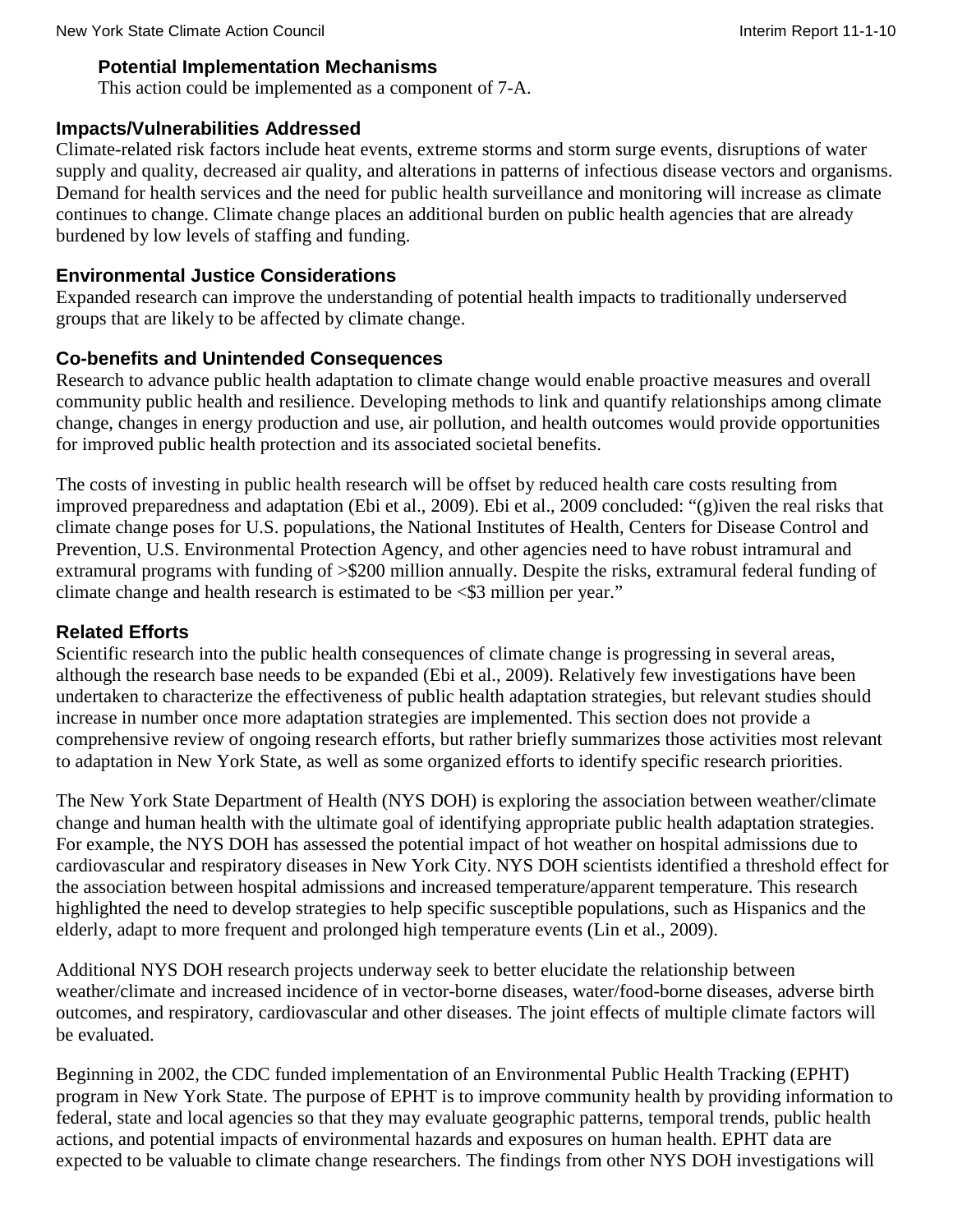### Potential Implementation Mechanisms

This action could be implemented as a component of 7-A.

## Impacts/Vulnerabilities Addressed

Climate-related risk factors include heat events, extreme storms and storm surge events, disruptions of water supply and quality, decreased air quality, and alterations in patterns of infectious disease vectors and organisms. Demand for health services and the need for public health surveillance and monitoring will increase as climate continues to change. Climate change places an additional burden on public health agencies that are already burdened by low levels of staffing and funding.

## Environmental Justice Considerations

Expanded research can improve the understanding of potential health impacts to traditionally underserved groups that are likely to be affected by climate change.

## Co-benefits and Unintended Consequences

Research to advance public health adaptation to climate change would enable proactive measures and overall community public health and resilience. Developing methods to link and quantify relationships among climate change, changes in energy production and use, air pollution, and health outcomes would provide opportunities for improved public health protection and its associated societal benefits.

The costs of investing in public health research will be offset by reduced health care costs resulting from improved preparedness and adaptation (Ebi et al., 2009). Ebi et al., 2009 concluded: "(g)iven the real risks that climate change poses for U.S. populations, the National Institutes of Health, Centers for Disease Control and Prevention, U.S. Environmental Protection Agency, and other agencies need to have robust intramural and extramural programs with funding of >$200 million annually. Despite the risks, extramural federal funding of climate change and health research is estimated to be <$3 million per year."

## Related Efforts

Scientific research into the public health consequences of climate change is progressing in several areas, although the research base needs to be expanded (Ebi et al., 2009). Relatively few investigations have been undertaken to characterize the effectiveness of public health adaptation strategies, but relevant studies should increase in number once more adaptation strategies are implemented. This section does not provide a comprehensive review of ongoing research efforts, but rather briefly summarizes those activities most relevant to adaptation in New York State, as well as some organized efforts to identify specific research priorities.

The New York State Department of Health (NYS DOH) is exploring the association between weather/climate change and human health with the ultimate goal of identifying appropriate public health adaptation strategies. For example, the NYS DOH has assessed the potential impact of hot weather on hospital admissions due to cardiovascular and respiratory diseases in New York City. NYS DOH scientists identified a threshold effect for the association between hospital admissions and increased temperature/apparent temperature. This research highlighted the need to develop strategies to help specific susceptible populations, such as Hispanics and the elderly, adapt to more frequent and prolonged high temperature events (Lin et al., 2009).

Additional NYS DOH research projects underway seek to better elucidate the relationship between weather/climate and increased incidence of in vector-borne diseases, water/food-borne diseases, adverse birth outcomes, and respiratory, cardiovascular and other diseases. The joint effects of multiple climate factors will be evaluated.

Beginning in 2002, the CDC funded implementation of an Environmental Public Health Tracking (EPHT) program in New York State. The purpose of EPHT is to improve community health by providing information to federal, state and local agencies so that they may evaluate geographic patterns, temporal trends, public health actions, and potential impacts of environmental hazards and exposures on human health. EPHT data are expected to be valuable to climate change researchers. The findings from other NYS DOH investigations will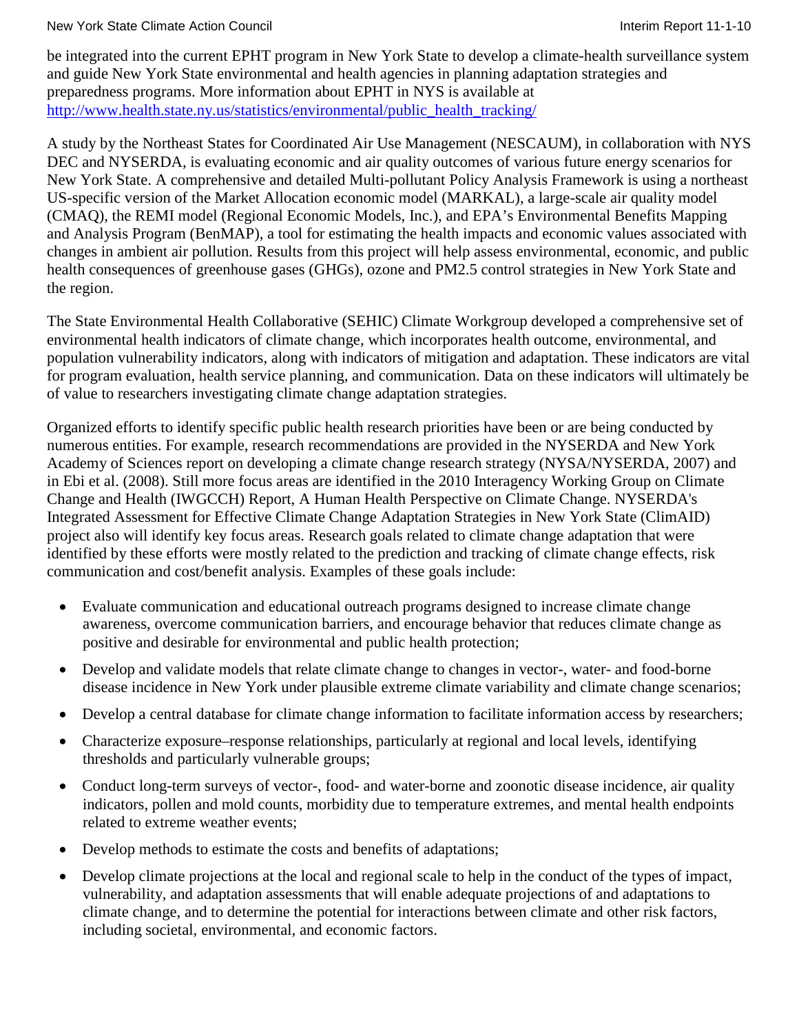be integrated into the current EPHT program in New York State to develop a climate-health surveillance system and guide New York State environmental and health agencies in planning adaptation strategies and preparedness programs. More information about EPHT in NYS is available at http://www.health.state.ny.us/statistics/environmental/public_health_tracking/

A study by the Northeast States for Coordinated Air Use Management (NESCAUM), in collaboration with NYS DEC and NYSERDA, is evaluating economic and air quality outcomes of various future energy scenarios for New York State. A comprehensive and detailed Multi-pollutant Policy Analysis Framework is using a northeast US-specific version of the Market Allocation economic model (MARKAL), a large-scale air quality model (CMAQ), the REMI model (Regional Economic Models, Inc.), and EPA's Environmental Benefits Mapping and Analysis Program (BenMAP), a tool for estimating the health impacts and economic values associated with changes in ambient air pollution. Results from this project will help assess environmental, economic, and public health consequences of greenhouse gases (GHGs), ozone and PM2.5 control strategies in New York State and the region.

The State Environmental Health Collaborative (SEHIC) Climate Workgroup developed a comprehensive set of environmental health indicators of climate change, which incorporates health outcome, environmental, and population vulnerability indicators, along with indicators of mitigation and adaptation. These indicators are vital for program evaluation, health service planning, and communication. Data on these indicators will ultimately be of value to researchers investigating climate change adaptation strategies.

Organized efforts to identify specific public health research priorities have been or are being conducted by numerous entities. For example, research recommendations are provided in the NYSERDA and New York Academy of Sciences report on developing a climate change research strategy (NYSA/NYSERDA, 2007) and in Ebi et al. (2008). Still more focus areas are identified in the 2010 Interagency Working Group on Climate Change and Health (IWGCCH) Report, A Human Health Perspective on Climate Change. NYSERDA's Integrated Assessment for Effective Climate Change Adaptation Strategies in New York State (ClimAID) project also will identify key focus areas. Research goals related to climate change adaptation that were identified by these efforts were mostly related to the prediction and tracking of climate change effects, risk communication and cost/benefit analysis. Examples of these goals include:

- Evaluate communication and educational outreach programs designed to increase climate change awareness, overcome communication barriers, and encourage behavior that reduces climate change as positive and desirable for environmental and public health protection;
- Develop and validate models that relate climate change to changes in vector-, water- and food-borne disease incidence in New York under plausible extreme climate variability and climate change scenarios;
- Develop a central database for climate change information to facilitate information access by researchers;
- Characterize exposure–response relationships, particularly at regional and local levels, identifying thresholds and particularly vulnerable groups;
- Conduct long-term surveys of vector-, food- and water-borne and zoonotic disease incidence, air quality indicators, pollen and mold counts, morbidity due to temperature extremes, and mental health endpoints related to extreme weather events;
- Develop methods to estimate the costs and benefits of adaptations;
- Develop climate projections at the local and regional scale to help in the conduct of the types of impact, vulnerability, and adaptation assessments that will enable adequate projections of and adaptations to climate change, and to determine the potential for interactions between climate and other risk factors, including societal, environmental, and economic factors.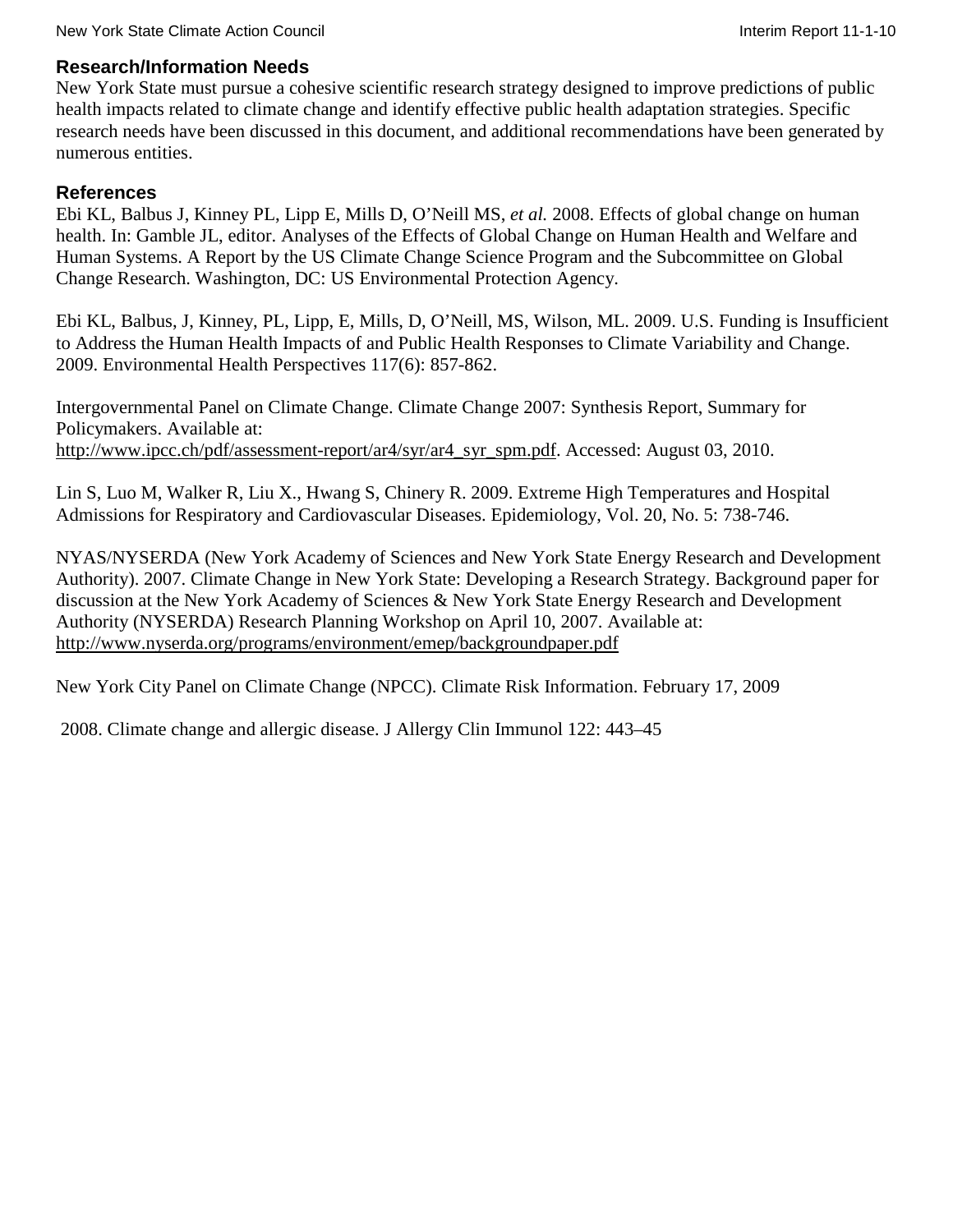### Research/Information Needs

New York State must pursue a cohesive scientific research strategy designed to improve predictions of public health impacts related to climate change and identify effective public health adaptation strategies. Specific research needs have been discussed in this document, and additional recommendations have been generated by numerous entities.

### References

Ebi KL, Balbus J, Kinney PL, Lipp E, Mills D, O'Neill MS, *et al.* 2008. Effects of global change on human health. In: Gamble JL, editor. Analyses of the Effects of Global Change on Human Health and Welfare and Human Systems. A Report by the US Climate Change Science Program and the Subcommittee on Global Change Research. Washington, DC: US Environmental Protection Agency.

Ebi KL, Balbus, J, Kinney, PL, Lipp, E, Mills, D, O'Neill, MS, Wilson, ML. 2009. U.S. Funding is Insufficient to Address the Human Health Impacts of and Public Health Responses to Climate Variability and Change. 2009. Environmental Health Perspectives 117(6): 857-862.

Intergovernmental Panel on Climate Change. Climate Change 2007: Synthesis Report, Summary for Policymakers. Available at: http://www.ipcc.ch/pdf/assessment-report/ar4/syr/ar4_syr_spm.pdf. Accessed: August 03, 2010.

Lin S, Luo M, Walker R, Liu X., Hwang S, Chinery R. 2009. Extreme High Temperatures and Hospital Admissions for Respiratory and Cardiovascular Diseases. Epidemiology, Vol. 20, No. 5: 738-746.

NYAS/NYSERDA (New York Academy of Sciences and New York State Energy Research and Development Authority). 2007. Climate Change in New York State: Developing a Research Strategy. Background paper for discussion at the New York Academy of Sciences & New York State Energy Research and Development Authority (NYSERDA) Research Planning Workshop on April 10, 2007. Available at: http://www.nyserda.org/programs/environment/emep/backgroundpaper.pdf

New York City Panel on Climate Change (NPCC). Climate Risk Information. February 17, 2009

2008. Climate change and allergic disease. J Allergy Clin Immunol 122: 443–45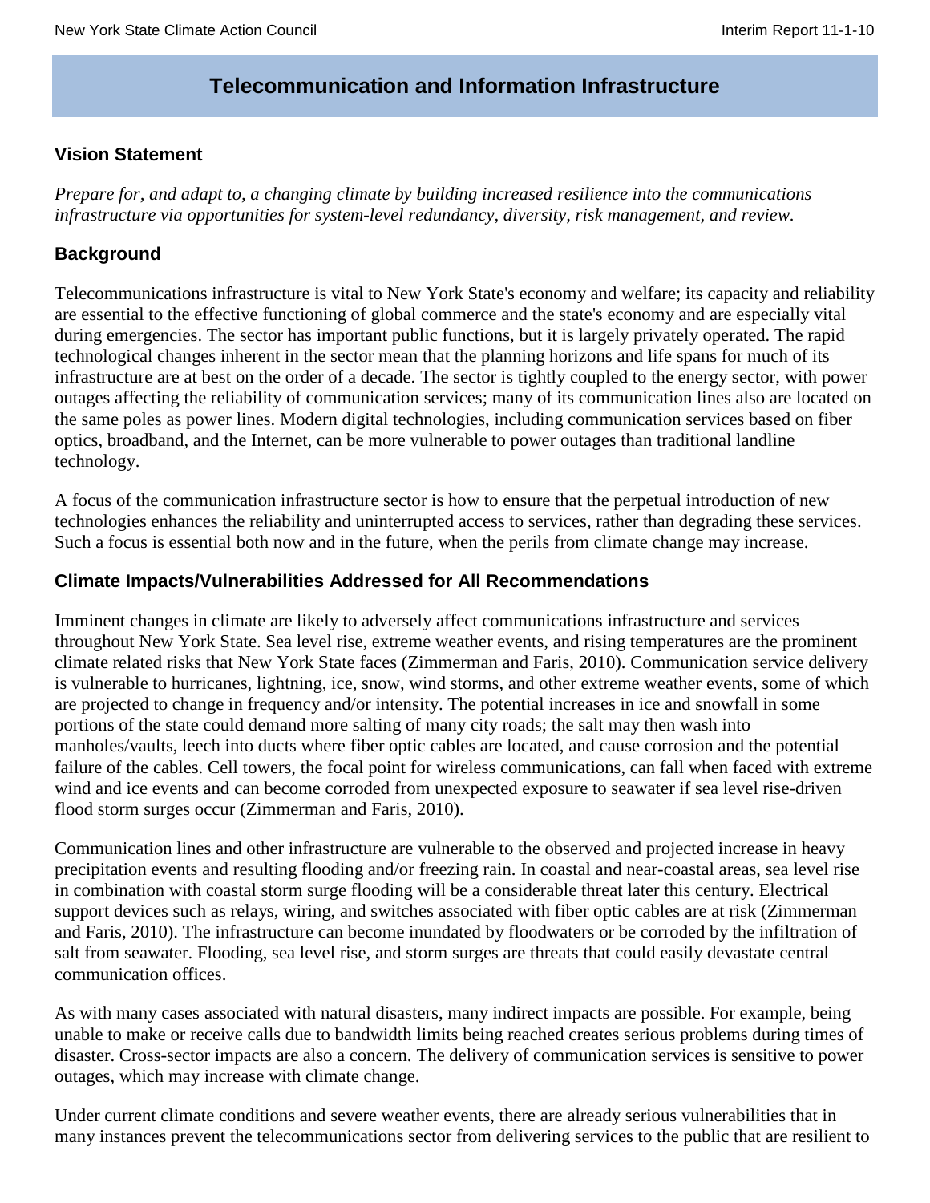# Telecommunication and Information Infrastructure

## Vision Statement

*Prepare for, and adapt to, a changing climate by building increased resilience into the communications infrastructure via opportunities for system-level redundancy, diversity, risk management, and review.*

## Background

Telecommunications infrastructure is vital to New York State's economy and welfare; its capacity and reliability are essential to the effective functioning of global commerce and the state's economy and are especially vital during emergencies. The sector has important public functions, but it is largely privately operated. The rapid technological changes inherent in the sector mean that the planning horizons and life spans for much of its infrastructure are at best on the order of a decade. The sector is tightly coupled to the energy sector, with power outages affecting the reliability of communication services; many of its communication lines also are located on the same poles as power lines. Modern digital technologies, including communication services based on fiber optics, broadband, and the Internet, can be more vulnerable to power outages than traditional landline technology.

A focus of the communication infrastructure sector is how to ensure that the perpetual introduction of new technologies enhances the reliability and uninterrupted access to services, rather than degrading these services. Such a focus is essential both now and in the future, when the perils from climate change may increase.

## Climate Impacts/Vulnerabilities Addressed for All Recommendations

Imminent changes in climate are likely to adversely affect communications infrastructure and services throughout New York State. Sea level rise, extreme weather events, and rising temperatures are the prominent climate related risks that New York State faces (Zimmerman and Faris, 2010). Communication service delivery is vulnerable to hurricanes, lightning, ice, snow, wind storms, and other extreme weather events, some of which are projected to change in frequency and/or intensity. The potential increases in ice and snowfall in some portions of the state could demand more salting of many city roads; the salt may then wash into manholes/vaults, leech into ducts where fiber optic cables are located, and cause corrosion and the potential failure of the cables. Cell towers, the focal point for wireless communications, can fall when faced with extreme wind and ice events and can become corroded from unexpected exposure to seawater if sea level rise-driven flood storm surges occur (Zimmerman and Faris, 2010).

Communication lines and other infrastructure are vulnerable to the observed and projected increase in heavy precipitation events and resulting flooding and/or freezing rain. In coastal and near-coastal areas, sea level rise in combination with coastal storm surge flooding will be a considerable threat later this century. Electrical support devices such as relays, wiring, and switches associated with fiber optic cables are at risk (Zimmerman and Faris, 2010). The infrastructure can become inundated by floodwaters or be corroded by the infiltration of salt from seawater. Flooding, sea level rise, and storm surges are threats that could easily devastate central communication offices.

As with many cases associated with natural disasters, many indirect impacts are possible. For example, being unable to make or receive calls due to bandwidth limits being reached creates serious problems during times of disaster. Cross-sector impacts are also a concern. The delivery of communication services is sensitive to power outages, which may increase with climate change.

Under current climate conditions and severe weather events, there are already serious vulnerabilities that in many instances prevent the telecommunications sector from delivering services to the public that are resilient to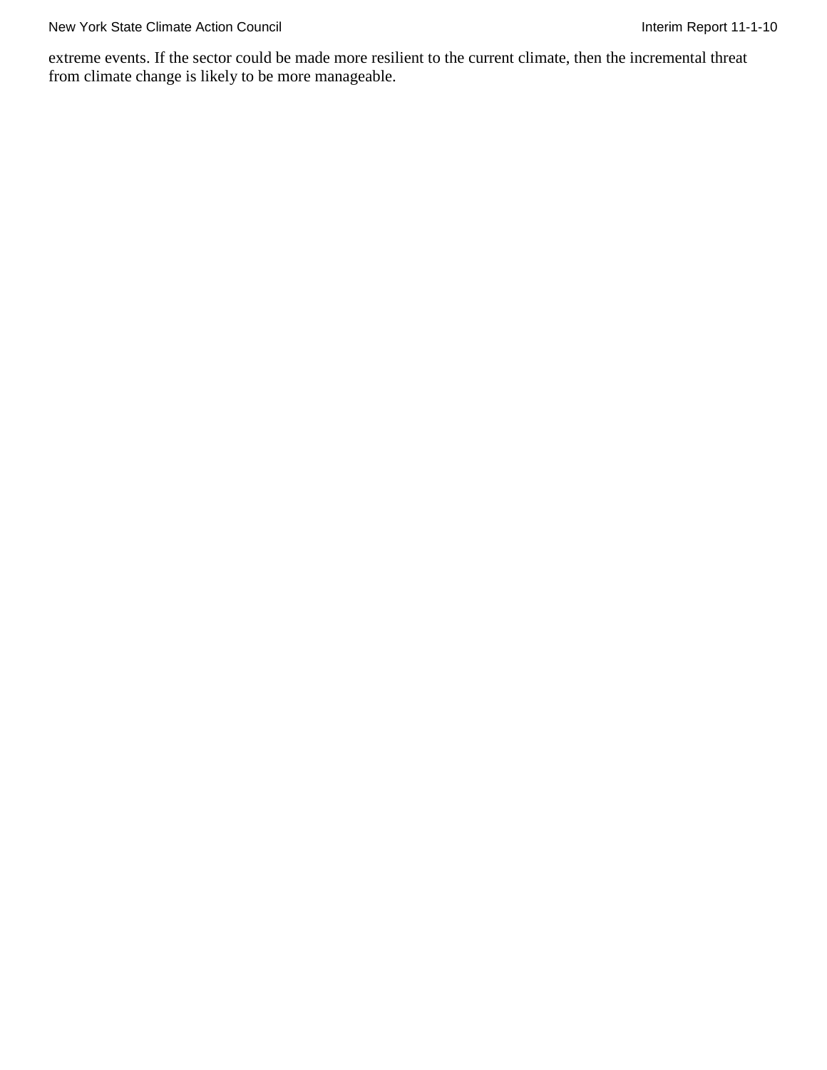extreme events. If the sector could be made more resilient to the current climate, then the incremental threat from climate change is likely to be more manageable.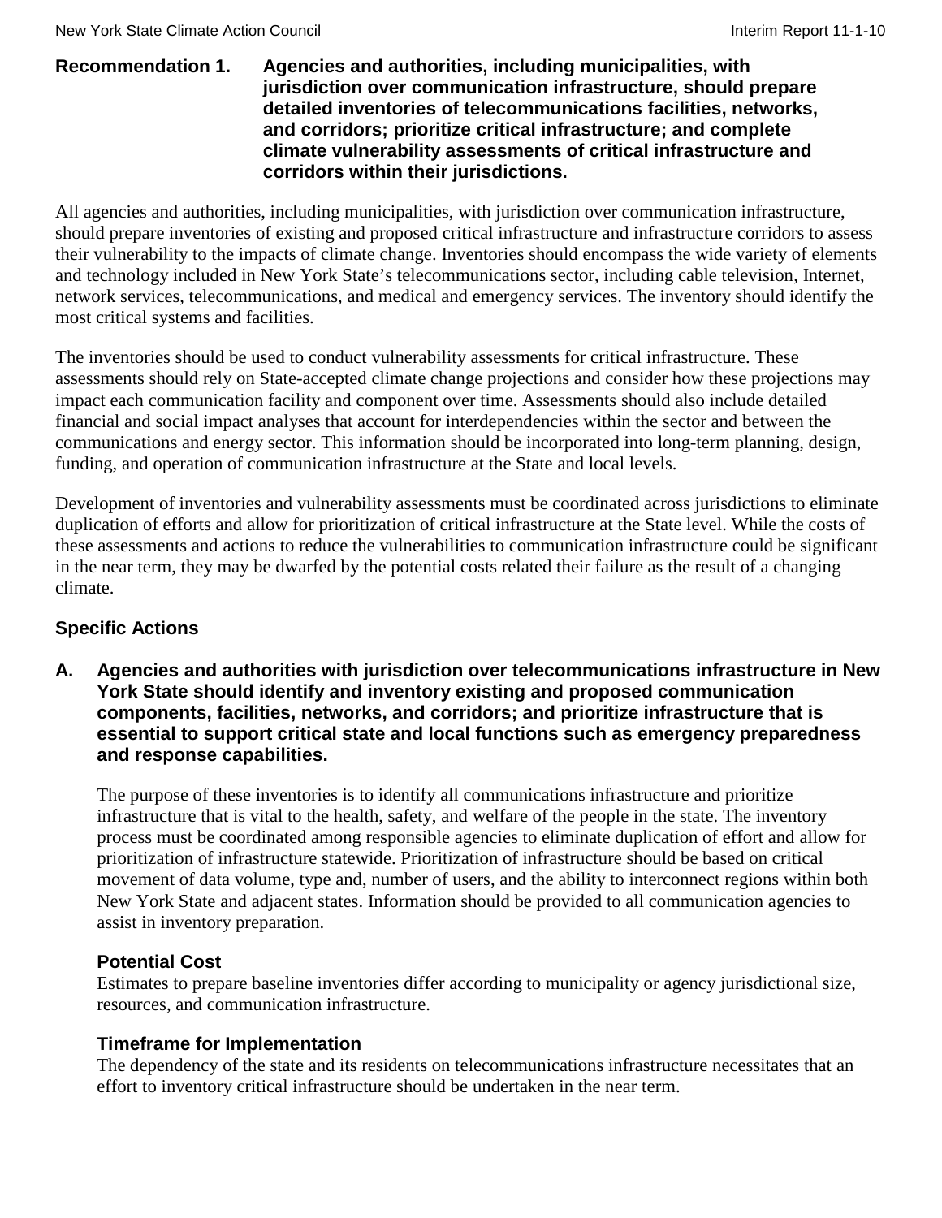**Recommendation 1. Agencies and authorities, including municipalities, with jurisdiction over communication infrastructure, should prepare detailed inventories of telecommunications facilities, networks, and corridors; prioritize critical infrastructure; and complete climate vulnerability assessments of critical infrastructure and corridors within their jurisdictions.**

All agencies and authorities, including municipalities, with jurisdiction over communication infrastructure, should prepare inventories of existing and proposed critical infrastructure and infrastructure corridors to assess their vulnerability to the impacts of climate change. Inventories should encompass the wide variety of elements and technology included in New York State's telecommunications sector, including cable television, Internet, network services, telecommunications, and medical and emergency services. The inventory should identify the most critical systems and facilities.

The inventories should be used to conduct vulnerability assessments for critical infrastructure. These assessments should rely on State-accepted climate change projections and consider how these projections may impact each communication facility and component over time. Assessments should also include detailed financial and social impact analyses that account for interdependencies within the sector and between the communications and energy sector. This information should be incorporated into long-term planning, design, funding, and operation of communication infrastructure at the State and local levels.

Development of inventories and vulnerability assessments must be coordinated across jurisdictions to eliminate duplication of efforts and allow for prioritization of critical infrastructure at the State level. While the costs of these assessments and actions to reduce the vulnerabilities to communication infrastructure could be significant in the near term, they may be dwarfed by the potential costs related their failure as the result of a changing climate.

### Specific Actions

**A. Agencies and authorities with jurisdiction over telecommunications infrastructure in New York State should identify and inventory existing and proposed communication components, facilities, networks, and corridors; and prioritize infrastructure that is essential to support critical state and local functions such as emergency preparedness and response capabilities.**

The purpose of these inventories is to identify all communications infrastructure and prioritize infrastructure that is vital to the health, safety, and welfare of the people in the state. The inventory process must be coordinated among responsible agencies to eliminate duplication of effort and allow for prioritization of infrastructure statewide. Prioritization of infrastructure should be based on critical movement of data volume, type and, number of users, and the ability to interconnect regions within both New York State and adjacent states. Information should be provided to all communication agencies to assist in inventory preparation.

#### Potential Cost

Estimates to prepare baseline inventories differ according to municipality or agency jurisdictional size, resources, and communication infrastructure.

#### Timeframe for Implementation

The dependency of the state and its residents on telecommunications infrastructure necessitates that an effort to inventory critical infrastructure should be undertaken in the near term.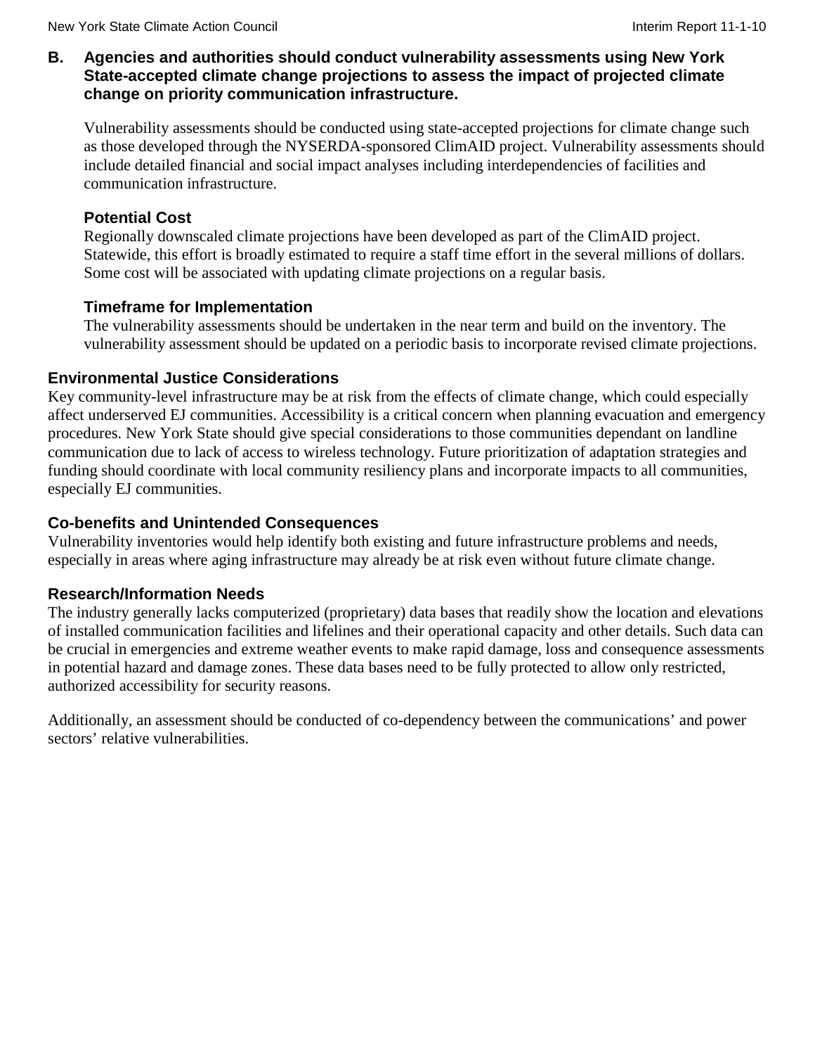**B. Agencies and authorities should conduct vulnerability assessments using New York State-accepted climate change projections to assess the impact of projected climate change on priority communication infrastructure.**

Vulnerability assessments should be conducted using state-accepted projections for climate change such as those developed through the NYSERDA-sponsored ClimAID project. Vulnerability assessments should include detailed financial and social impact analyses including interdependencies of facilities and communication infrastructure.

#### Potential Cost

Regionally downscaled climate projections have been developed as part of the ClimAID project. Statewide, this effort is broadly estimated to require a staff time effort in the several millions of dollars. Some cost will be associated with updating climate projections on a regular basis.

#### Timeframe for Implementation

The vulnerability assessments should be undertaken in the near term and build on the inventory. The vulnerability assessment should be updated on a periodic basis to incorporate revised climate projections.

### Environmental Justice Considerations

Key community-level infrastructure may be at risk from the effects of climate change, which could especially affect underserved EJ communities. Accessibility is a critical concern when planning evacuation and emergency procedures. New York State should give special considerations to those communities dependant on landline communication due to lack of access to wireless technology. Future prioritization of adaptation strategies and funding should coordinate with local community resiliency plans and incorporate impacts to all communities, especially EJ communities.

### Co-benefits and Unintended Consequences

Vulnerability inventories would help identify both existing and future infrastructure problems and needs, especially in areas where aging infrastructure may already be at risk even without future climate change.

### Research/Information Needs

The industry generally lacks computerized (proprietary) data bases that readily show the location and elevations of installed communication facilities and lifelines and their operational capacity and other details. Such data can be crucial in emergencies and extreme weather events to make rapid damage, loss and consequence assessments in potential hazard and damage zones. These data bases need to be fully protected to allow only restricted, authorized accessibility for security reasons.

Additionally, an assessment should be conducted of co-dependency between the communications' and power sectors' relative vulnerabilities.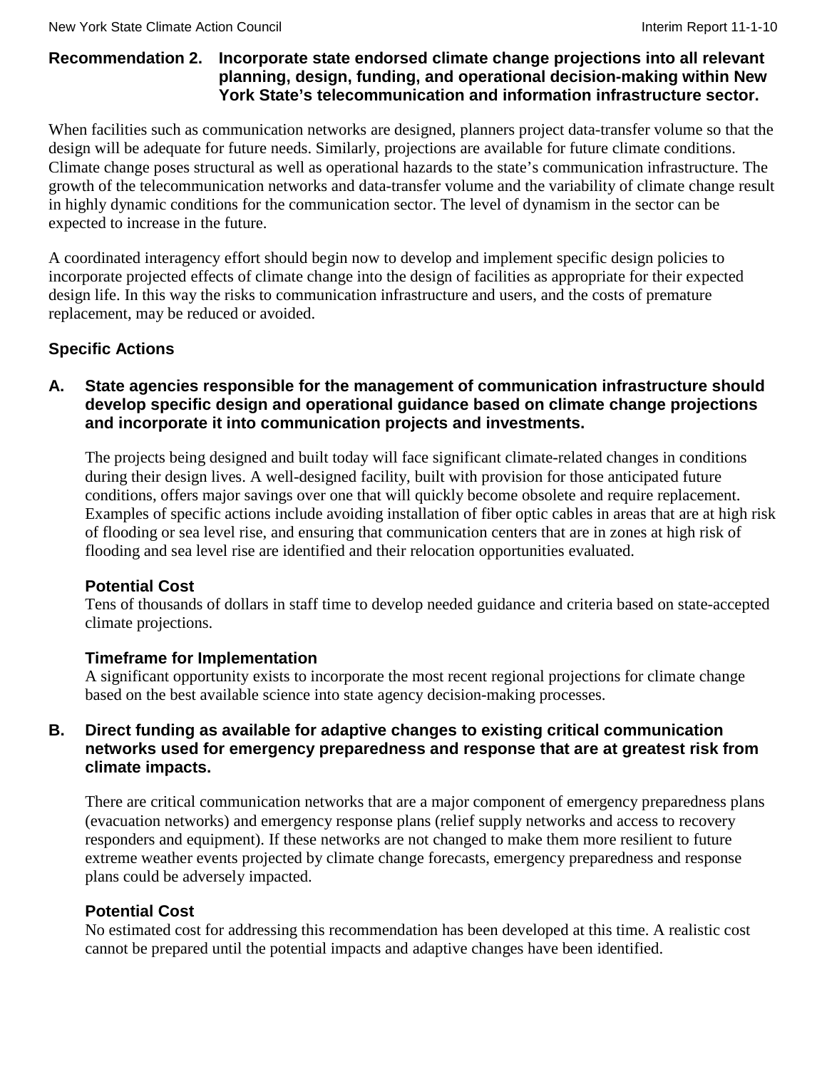## Recommendation 2. Incorporate state endorsed climate change projections into all relevant planning, design, funding, and operational decision-making within New York State's telecommunication and information infrastructure sector.

When facilities such as communication networks are designed, planners project data-transfer volume so that the design will be adequate for future needs. Similarly, projections are available for future climate conditions. Climate change poses structural as well as operational hazards to the state's communication infrastructure. The growth of the telecommunication networks and data-transfer volume and the variability of climate change result in highly dynamic conditions for the communication sector. The level of dynamism in the sector can be expected to increase in the future.

A coordinated interagency effort should begin now to develop and implement specific design policies to incorporate projected effects of climate change into the design of facilities as appropriate for their expected design life. In this way the risks to communication infrastructure and users, and the costs of premature replacement, may be reduced or avoided.

### Specific Actions

#### A. State agencies responsible for the management of communication infrastructure should develop specific design and operational guidance based on climate change projections and incorporate it into communication projects and investments.

The projects being designed and built today will face significant climate-related changes in conditions during their design lives. A well-designed facility, built with provision for those anticipated future conditions, offers major savings over one that will quickly become obsolete and require replacement. Examples of specific actions include avoiding installation of fiber optic cables in areas that are at high risk of flooding or sea level rise, and ensuring that communication centers that are in zones at high risk of flooding and sea level rise are identified and their relocation opportunities evaluated.

**Potential Cost**

Tens of thousands of dollars in staff time to develop needed guidance and criteria based on state-accepted climate projections.

**Timeframe for Implementation**

A significant opportunity exists to incorporate the most recent regional projections for climate change based on the best available science into state agency decision-making processes.

#### B. Direct funding as available for adaptive changes to existing critical communication networks used for emergency preparedness and response that are at greatest risk from climate impacts.

There are critical communication networks that are a major component of emergency preparedness plans (evacuation networks) and emergency response plans (relief supply networks and access to recovery responders and equipment). If these networks are not changed to make them more resilient to future extreme weather events projected by climate change forecasts, emergency preparedness and response plans could be adversely impacted.

**Potential Cost**

No estimated cost for addressing this recommendation has been developed at this time. A realistic cost cannot be prepared until the potential impacts and adaptive changes have been identified.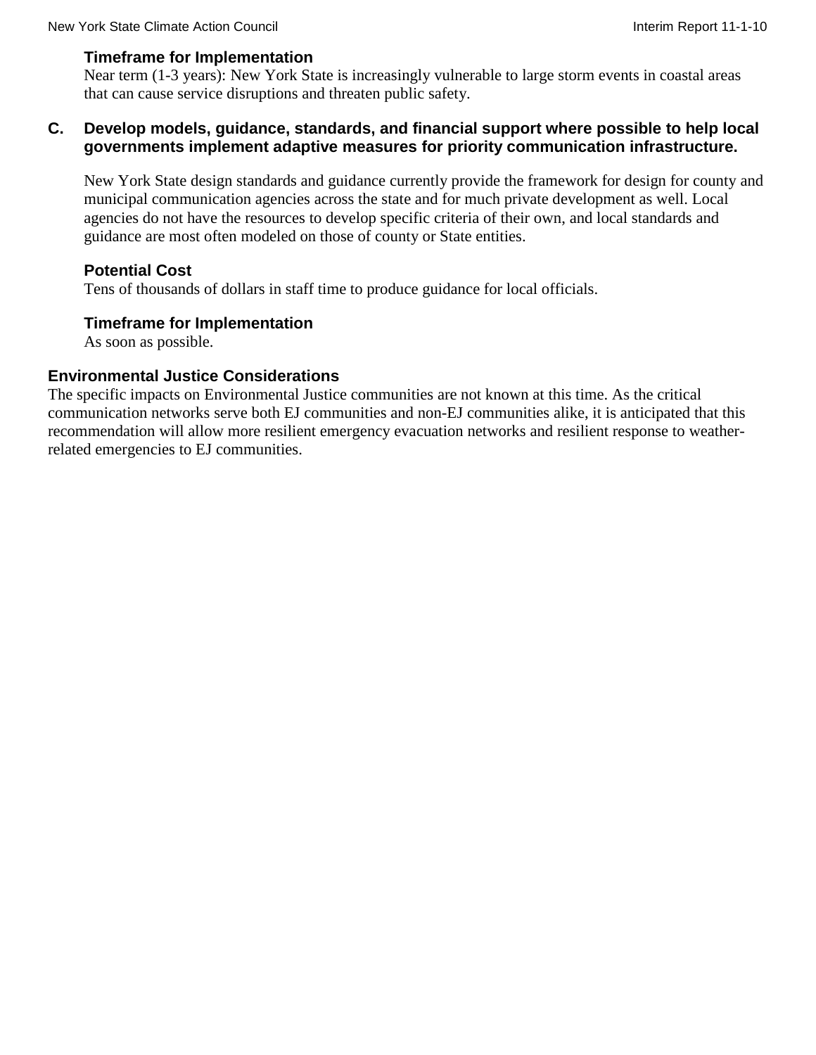#### Timeframe for Implementation

Near term (1-3 years): New York State is increasingly vulnerable to large storm events in coastal areas that can cause service disruptions and threaten public safety.

### C. Develop models, guidance, standards, and financial support where possible to help local governments implement adaptive measures for priority communication infrastructure.

New York State design standards and guidance currently provide the framework for design for county and municipal communication agencies across the state and for much private development as well. Local agencies do not have the resources to develop specific criteria of their own, and local standards and guidance are most often modeled on those of county or State entities.

#### Potential Cost

Tens of thousands of dollars in staff time to produce guidance for local officials.

#### Timeframe for Implementation

As soon as possible.

### Environmental Justice Considerations

The specific impacts on Environmental Justice communities are not known at this time. As the critical communication networks serve both EJ communities and non-EJ communities alike, it is anticipated that this recommendation will allow more resilient emergency evacuation networks and resilient response to weather-related emergencies to EJ communities.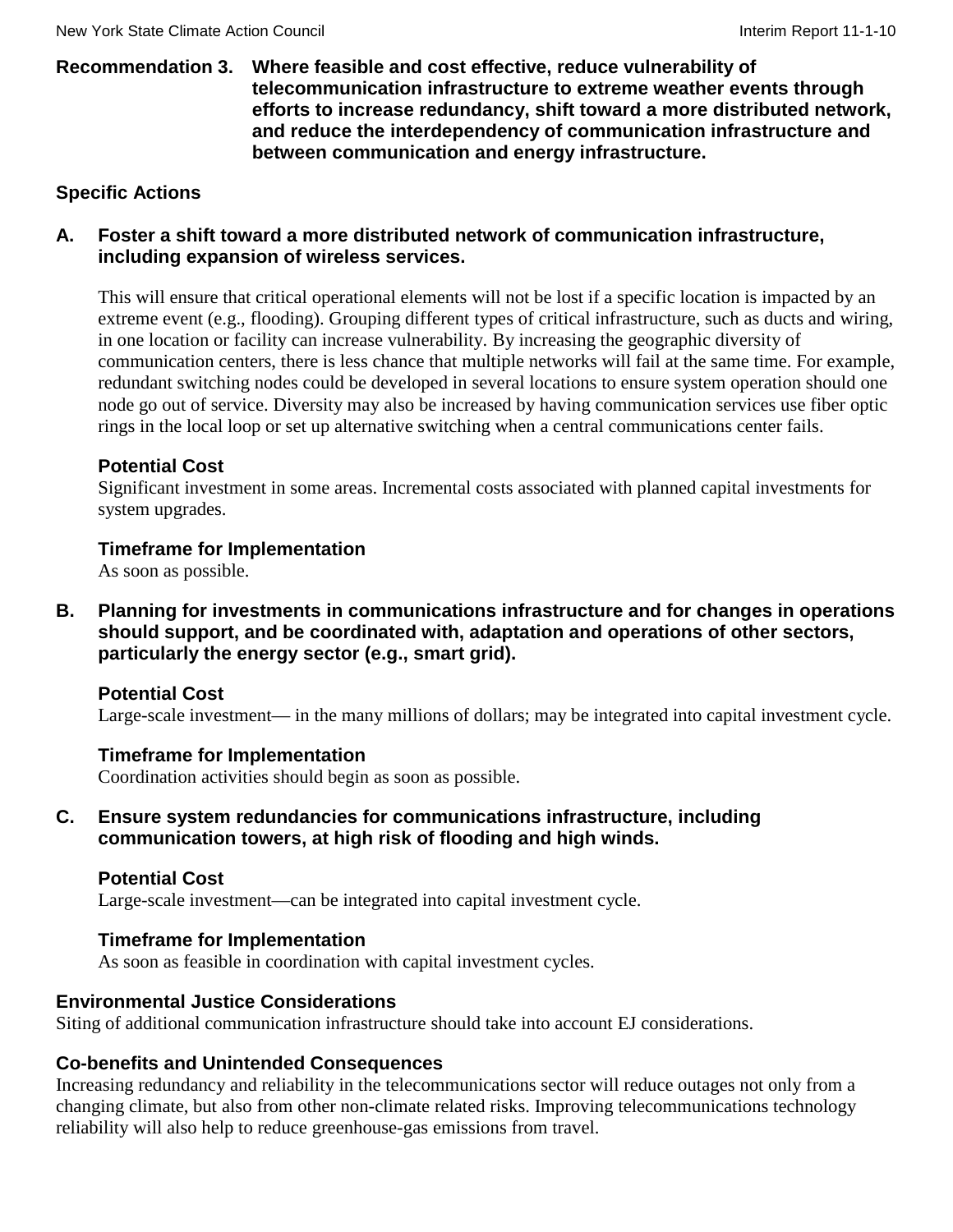**Recommendation 3. Where feasible and cost effective, reduce vulnerability of telecommunication infrastructure to extreme weather events through efforts to increase redundancy, shift toward a more distributed network, and reduce the interdependency of communication infrastructure and between communication and energy infrastructure.**

### Specific Actions

**A. Foster a shift toward a more distributed network of communication infrastructure, including expansion of wireless services.**

This will ensure that critical operational elements will not be lost if a specific location is impacted by an extreme event (e.g., flooding). Grouping different types of critical infrastructure, such as ducts and wiring, in one location or facility can increase vulnerability. By increasing the geographic diversity of communication centers, there is less chance that multiple networks will fail at the same time. For example, redundant switching nodes could be developed in several locations to ensure system operation should one node go out of service. Diversity may also be increased by having communication services use fiber optic rings in the local loop or set up alternative switching when a central communications center fails.

**Potential Cost**
Significant investment in some areas. Incremental costs associated with planned capital investments for system upgrades.

**Timeframe for Implementation**
As soon as possible.

**B. Planning for investments in communications infrastructure and for changes in operations should support, and be coordinated with, adaptation and operations of other sectors, particularly the energy sector (e.g., smart grid).**

**Potential Cost**
Large-scale investment— in the many millions of dollars; may be integrated into capital investment cycle.

**Timeframe for Implementation**
Coordination activities should begin as soon as possible.

**C. Ensure system redundancies for communications infrastructure, including communication towers, at high risk of flooding and high winds.**

**Potential Cost**
Large-scale investment—can be integrated into capital investment cycle.

**Timeframe for Implementation**
As soon as feasible in coordination with capital investment cycles.

### Environmental Justice Considerations

Siting of additional communication infrastructure should take into account EJ considerations.

### Co-benefits and Unintended Consequences

Increasing redundancy and reliability in the telecommunications sector will reduce outages not only from a changing climate, but also from other non-climate related risks. Improving telecommunications technology reliability will also help to reduce greenhouse-gas emissions from travel.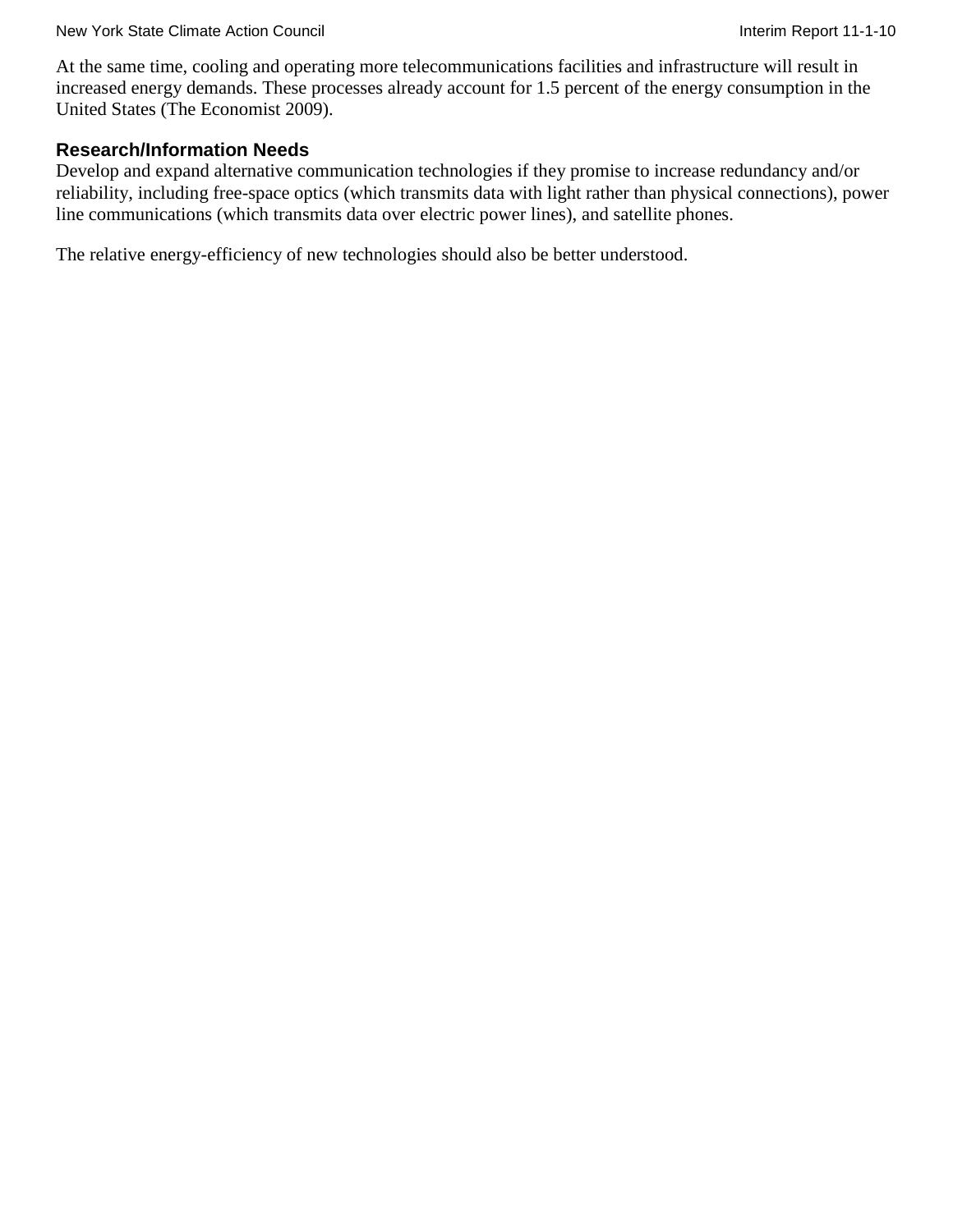At the same time, cooling and operating more telecommunications facilities and infrastructure will result in increased energy demands. These processes already account for 1.5 percent of the energy consumption in the United States (The Economist 2009).

### Research/Information Needs

Develop and expand alternative communication technologies if they promise to increase redundancy and/or reliability, including free-space optics (which transmits data with light rather than physical connections), power line communications (which transmits data over electric power lines), and satellite phones.

The relative energy-efficiency of new technologies should also be better understood.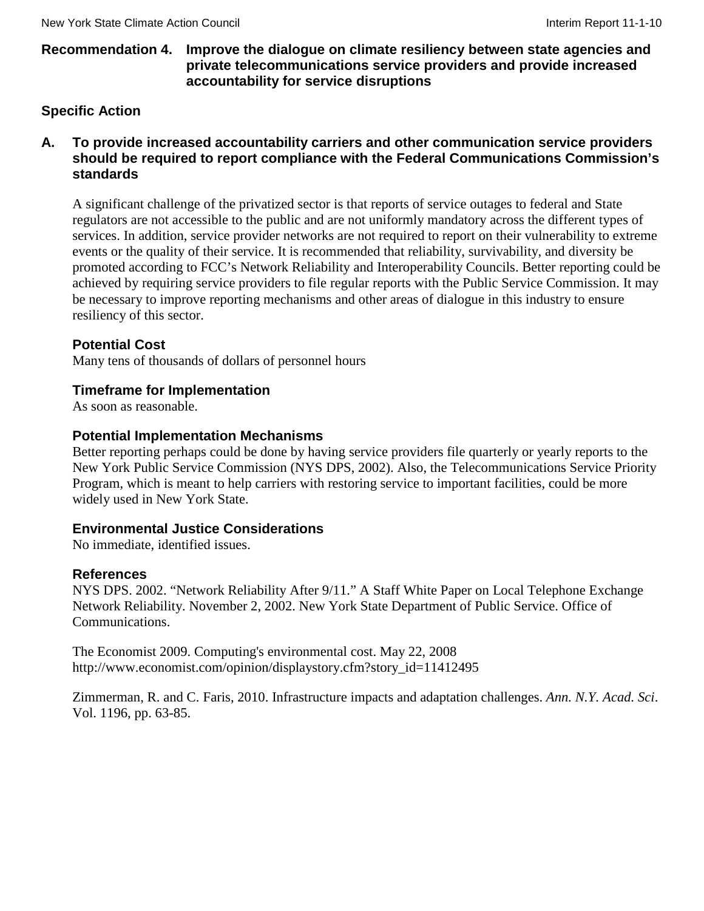## Recommendation 4. Improve the dialogue on climate resiliency between state agencies and private telecommunications service providers and provide increased accountability for service disruptions

### Specific Action

#### A. To provide increased accountability carriers and other communication service providers should be required to report compliance with the Federal Communications Commission's standards

A significant challenge of the privatized sector is that reports of service outages to federal and State regulators are not accessible to the public and are not uniformly mandatory across the different types of services. In addition, service provider networks are not required to report on their vulnerability to extreme events or the quality of their service. It is recommended that reliability, survivability, and diversity be promoted according to FCC's Network Reliability and Interoperability Councils. Better reporting could be achieved by requiring service providers to file regular reports with the Public Service Commission. It may be necessary to improve reporting mechanisms and other areas of dialogue in this industry to ensure resiliency of this sector.

**Potential Cost**

Many tens of thousands of dollars of personnel hours

**Timeframe for Implementation**

As soon as reasonable.

**Potential Implementation Mechanisms**

Better reporting perhaps could be done by having service providers file quarterly or yearly reports to the New York Public Service Commission (NYS DPS, 2002). Also, the Telecommunications Service Priority Program, which is meant to help carriers with restoring service to important facilities, could be more widely used in New York State.

**Environmental Justice Considerations**

No immediate, identified issues.

**References**

NYS DPS. 2002. "Network Reliability After 9/11." A Staff White Paper on Local Telephone Exchange Network Reliability. November 2, 2002. New York State Department of Public Service. Office of Communications.

The Economist 2009. Computing's environmental cost. May 22, 2008 http://www.economist.com/opinion/displaystory.cfm?story_id=11412495

Zimmerman, R. and C. Faris, 2010. Infrastructure impacts and adaptation challenges. *Ann. N.Y. Acad. Sci*. Vol. 1196, pp. 63-85.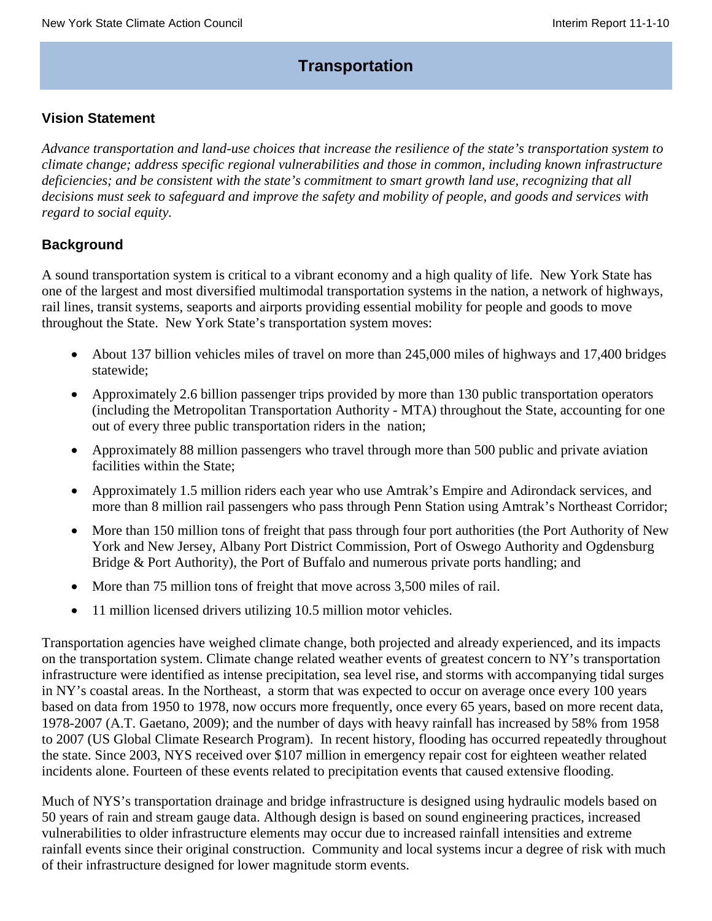# Transportation

## Vision Statement

*Advance transportation and land-use choices that increase the resilience of the state's transportation system to climate change; address specific regional vulnerabilities and those in common, including known infrastructure deficiencies; and be consistent with the state's commitment to smart growth land use, recognizing that all decisions must seek to safeguard and improve the safety and mobility of people, and goods and services with regard to social equity.*

## Background

A sound transportation system is critical to a vibrant economy and a high quality of life. New York State has one of the largest and most diversified multimodal transportation systems in the nation, a network of highways, rail lines, transit systems, seaports and airports providing essential mobility for people and goods to move throughout the State. New York State's transportation system moves:

- About 137 billion vehicles miles of travel on more than 245,000 miles of highways and 17,400 bridges statewide;
- Approximately 2.6 billion passenger trips provided by more than 130 public transportation operators (including the Metropolitan Transportation Authority - MTA) throughout the State, accounting for one out of every three public transportation riders in the nation;
- Approximately 88 million passengers who travel through more than 500 public and private aviation facilities within the State;
- Approximately 1.5 million riders each year who use Amtrak's Empire and Adirondack services, and more than 8 million rail passengers who pass through Penn Station using Amtrak's Northeast Corridor;
- More than 150 million tons of freight that pass through four port authorities (the Port Authority of New York and New Jersey, Albany Port District Commission, Port of Oswego Authority and Ogdensburg Bridge & Port Authority), the Port of Buffalo and numerous private ports handling; and
- More than 75 million tons of freight that move across 3,500 miles of rail.
- 11 million licensed drivers utilizing 10.5 million motor vehicles.

Transportation agencies have weighed climate change, both projected and already experienced, and its impacts on the transportation system. Climate change related weather events of greatest concern to NY's transportation infrastructure were identified as intense precipitation, sea level rise, and storms with accompanying tidal surges in NY's coastal areas. In the Northeast, a storm that was expected to occur on average once every 100 years based on data from 1950 to 1978, now occurs more frequently, once every 65 years, based on more recent data, 1978-2007 (A.T. Gaetano, 2009); and the number of days with heavy rainfall has increased by 58% from 1958 to 2007 (US Global Climate Research Program). In recent history, flooding has occurred repeatedly throughout the state. Since 2003, NYS received over $107 million in emergency repair cost for eighteen weather related incidents alone. Fourteen of these events related to precipitation events that caused extensive flooding.

Much of NYS's transportation drainage and bridge infrastructure is designed using hydraulic models based on 50 years of rain and stream gauge data. Although design is based on sound engineering practices, increased vulnerabilities to older infrastructure elements may occur due to increased rainfall intensities and extreme rainfall events since their original construction. Community and local systems incur a degree of risk with much of their infrastructure designed for lower magnitude storm events.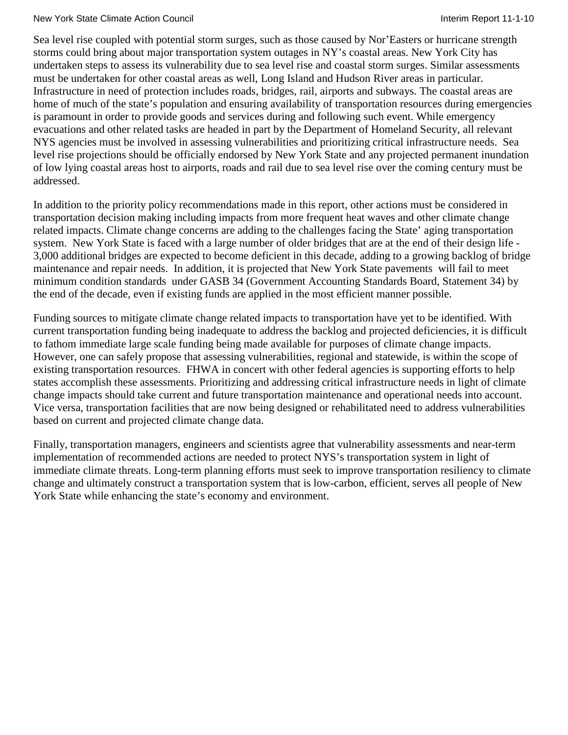Sea level rise coupled with potential storm surges, such as those caused by Nor'Easters or hurricane strength storms could bring about major transportation system outages in NY's coastal areas. New York City has undertaken steps to assess its vulnerability due to sea level rise and coastal storm surges. Similar assessments must be undertaken for other coastal areas as well, Long Island and Hudson River areas in particular. Infrastructure in need of protection includes roads, bridges, rail, airports and subways. The coastal areas are home of much of the state's population and ensuring availability of transportation resources during emergencies is paramount in order to provide goods and services during and following such event. While emergency evacuations and other related tasks are headed in part by the Department of Homeland Security, all relevant NYS agencies must be involved in assessing vulnerabilities and prioritizing critical infrastructure needs. Sea level rise projections should be officially endorsed by New York State and any projected permanent inundation of low lying coastal areas host to airports, roads and rail due to sea level rise over the coming century must be addressed.

In addition to the priority policy recommendations made in this report, other actions must be considered in transportation decision making including impacts from more frequent heat waves and other climate change related impacts. Climate change concerns are adding to the challenges facing the State' aging transportation system. New York State is faced with a large number of older bridges that are at the end of their design life - 3,000 additional bridges are expected to become deficient in this decade, adding to a growing backlog of bridge maintenance and repair needs. In addition, it is projected that New York State pavements will fail to meet minimum condition standards under GASB 34 (Government Accounting Standards Board, Statement 34) by the end of the decade, even if existing funds are applied in the most efficient manner possible.

Funding sources to mitigate climate change related impacts to transportation have yet to be identified. With current transportation funding being inadequate to address the backlog and projected deficiencies, it is difficult to fathom immediate large scale funding being made available for purposes of climate change impacts. However, one can safely propose that assessing vulnerabilities, regional and statewide, is within the scope of existing transportation resources. FHWA in concert with other federal agencies is supporting efforts to help states accomplish these assessments. Prioritizing and addressing critical infrastructure needs in light of climate change impacts should take current and future transportation maintenance and operational needs into account. Vice versa, transportation facilities that are now being designed or rehabilitated need to address vulnerabilities based on current and projected climate change data.

Finally, transportation managers, engineers and scientists agree that vulnerability assessments and near-term implementation of recommended actions are needed to protect NYS's transportation system in light of immediate climate threats. Long-term planning efforts must seek to improve transportation resiliency to climate change and ultimately construct a transportation system that is low-carbon, efficient, serves all people of New York State while enhancing the state's economy and environment.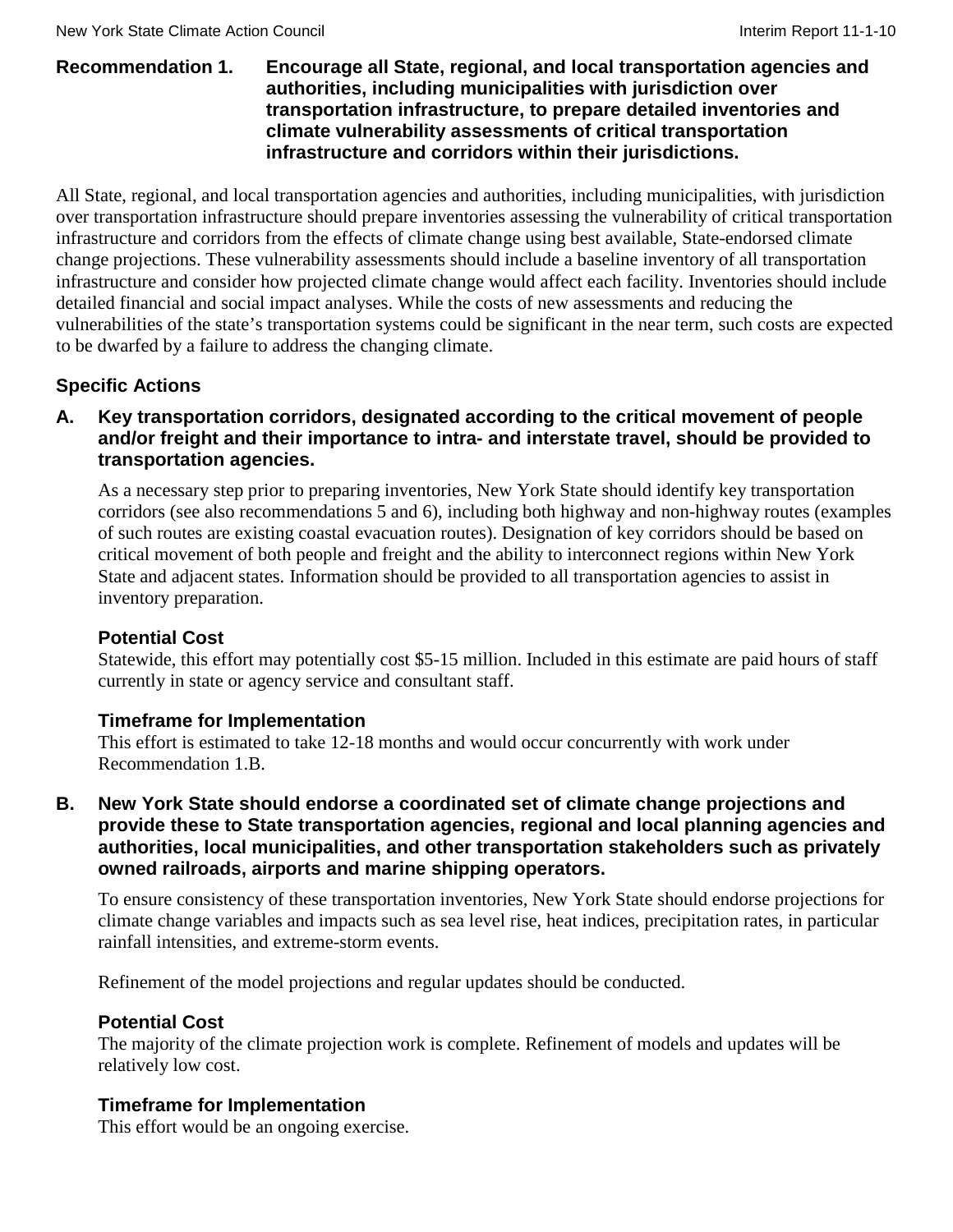**Recommendation 1. Encourage all State, regional, and local transportation agencies and authorities, including municipalities with jurisdiction over transportation infrastructure, to prepare detailed inventories and climate vulnerability assessments of critical transportation infrastructure and corridors within their jurisdictions.**

All State, regional, and local transportation agencies and authorities, including municipalities, with jurisdiction over transportation infrastructure should prepare inventories assessing the vulnerability of critical transportation infrastructure and corridors from the effects of climate change using best available, State-endorsed climate change projections. These vulnerability assessments should include a baseline inventory of all transportation infrastructure and consider how projected climate change would affect each facility. Inventories should include detailed financial and social impact analyses. While the costs of new assessments and reducing the vulnerabilities of the state's transportation systems could be significant in the near term, such costs are expected to be dwarfed by a failure to address the changing climate.

### Specific Actions

**A. Key transportation corridors, designated according to the critical movement of people and/or freight and their importance to intra- and interstate travel, should be provided to transportation agencies.**

As a necessary step prior to preparing inventories, New York State should identify key transportation corridors (see also recommendations 5 and 6), including both highway and non-highway routes (examples of such routes are existing coastal evacuation routes). Designation of key corridors should be based on critical movement of both people and freight and the ability to interconnect regions within New York State and adjacent states. Information should be provided to all transportation agencies to assist in inventory preparation.

**Potential Cost**

Statewide, this effort may potentially cost $5-15 million. Included in this estimate are paid hours of staff currently in state or agency service and consultant staff.

**Timeframe for Implementation**

This effort is estimated to take 12-18 months and would occur concurrently with work under Recommendation 1.B.

**B. New York State should endorse a coordinated set of climate change projections and provide these to State transportation agencies, regional and local planning agencies and authorities, local municipalities, and other transportation stakeholders such as privately owned railroads, airports and marine shipping operators.**

To ensure consistency of these transportation inventories, New York State should endorse projections for climate change variables and impacts such as sea level rise, heat indices, precipitation rates, in particular rainfall intensities, and extreme-storm events.

Refinement of the model projections and regular updates should be conducted.

**Potential Cost**

The majority of the climate projection work is complete. Refinement of models and updates will be relatively low cost.

**Timeframe for Implementation**

This effort would be an ongoing exercise.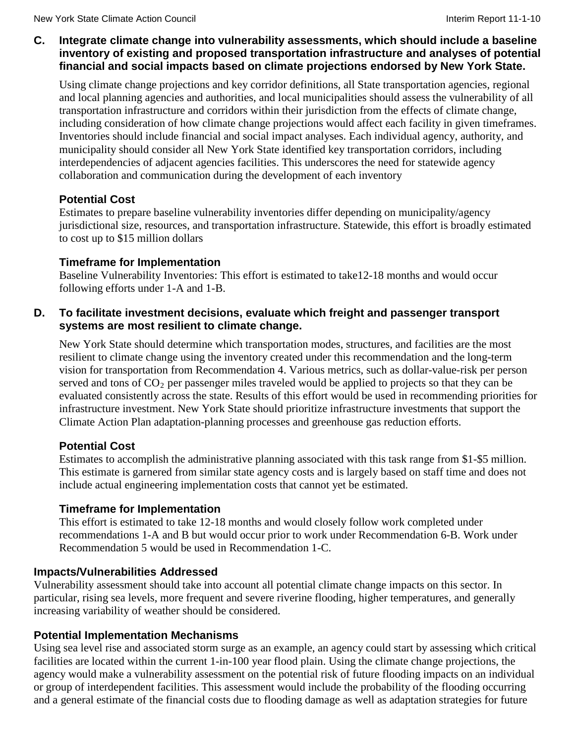### C. Integrate climate change into vulnerability assessments, which should include a baseline inventory of existing and proposed transportation infrastructure and analyses of potential financial and social impacts based on climate projections endorsed by New York State.

Using climate change projections and key corridor definitions, all State transportation agencies, regional and local planning agencies and authorities, and local municipalities should assess the vulnerability of all transportation infrastructure and corridors within their jurisdiction from the effects of climate change, including consideration of how climate change projections would affect each facility in given timeframes. Inventories should include financial and social impact analyses. Each individual agency, authority, and municipality should consider all New York State identified key transportation corridors, including interdependencies of adjacent agencies facilities. This underscores the need for statewide agency collaboration and communication during the development of each inventory

#### Potential Cost

Estimates to prepare baseline vulnerability inventories differ depending on municipality/agency jurisdictional size, resources, and transportation infrastructure. Statewide, this effort is broadly estimated to cost up to $15 million dollars

#### Timeframe for Implementation

Baseline Vulnerability Inventories: This effort is estimated to take12-18 months and would occur following efforts under 1-A and 1-B.

### D. To facilitate investment decisions, evaluate which freight and passenger transport systems are most resilient to climate change.

New York State should determine which transportation modes, structures, and facilities are the most resilient to climate change using the inventory created under this recommendation and the long-term vision for transportation from Recommendation 4. Various metrics, such as dollar-value-risk per person served and tons of $CO_2$ per passenger miles traveled would be applied to projects so that they can be evaluated consistently across the state. Results of this effort would be used in recommending priorities for infrastructure investment. New York State should prioritize infrastructure investments that support the Climate Action Plan adaptation-planning processes and greenhouse gas reduction efforts.

#### Potential Cost

Estimates to accomplish the administrative planning associated with this task range from $1-$5 million. This estimate is garnered from similar state agency costs and is largely based on staff time and does not include actual engineering implementation costs that cannot yet be estimated.

#### Timeframe for Implementation

This effort is estimated to take 12-18 months and would closely follow work completed under recommendations 1-A and B but would occur prior to work under Recommendation 6-B. Work under Recommendation 5 would be used in Recommendation 1-C.

### Impacts/Vulnerabilities Addressed

Vulnerability assessment should take into account all potential climate change impacts on this sector. In particular, rising sea levels, more frequent and severe riverine flooding, higher temperatures, and generally increasing variability of weather should be considered.

### Potential Implementation Mechanisms

Using sea level rise and associated storm surge as an example, an agency could start by assessing which critical facilities are located within the current 1-in-100 year flood plain. Using the climate change projections, the agency would make a vulnerability assessment on the potential risk of future flooding impacts on an individual or group of interdependent facilities. This assessment would include the probability of the flooding occurring and a general estimate of the financial costs due to flooding damage as well as adaptation strategies for future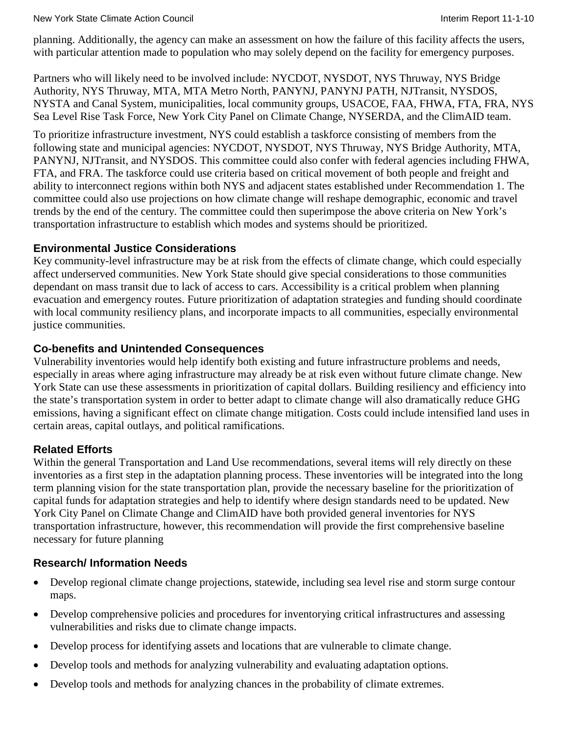planning. Additionally, the agency can make an assessment on how the failure of this facility affects the users, with particular attention made to population who may solely depend on the facility for emergency purposes.

Partners who will likely need to be involved include: NYCDOT, NYSDOT, NYS Thruway, NYS Bridge Authority, NYS Thruway, MTA, MTA Metro North, PANYNJ, PANYNJ PATH, NJTransit, NYSDOS, NYSTA and Canal System, municipalities, local community groups, USACOE, FAA, FHWA, FTA, FRA, NYS Sea Level Rise Task Force, New York City Panel on Climate Change, NYSERDA, and the ClimAID team.

To prioritize infrastructure investment, NYS could establish a taskforce consisting of members from the following state and municipal agencies: NYCDOT, NYSDOT, NYS Thruway, NYS Bridge Authority, MTA, PANYNJ, NJTransit, and NYSDOS. This committee could also confer with federal agencies including FHWA, FTA, and FRA. The taskforce could use criteria based on critical movement of both people and freight and ability to interconnect regions within both NYS and adjacent states established under Recommendation 1. The committee could also use projections on how climate change will reshape demographic, economic and travel trends by the end of the century. The committee could then superimpose the above criteria on New York's transportation infrastructure to establish which modes and systems should be prioritized.

### Environmental Justice Considerations

Key community-level infrastructure may be at risk from the effects of climate change, which could especially affect underserved communities. New York State should give special considerations to those communities dependant on mass transit due to lack of access to cars. Accessibility is a critical problem when planning evacuation and emergency routes. Future prioritization of adaptation strategies and funding should coordinate with local community resiliency plans, and incorporate impacts to all communities, especially environmental justice communities.

### Co-benefits and Unintended Consequences

Vulnerability inventories would help identify both existing and future infrastructure problems and needs, especially in areas where aging infrastructure may already be at risk even without future climate change. New York State can use these assessments in prioritization of capital dollars. Building resiliency and efficiency into the state's transportation system in order to better adapt to climate change will also dramatically reduce GHG emissions, having a significant effect on climate change mitigation. Costs could include intensified land uses in certain areas, capital outlays, and political ramifications.

### Related Efforts

Within the general Transportation and Land Use recommendations, several items will rely directly on these inventories as a first step in the adaptation planning process. These inventories will be integrated into the long term planning vision for the state transportation plan, provide the necessary baseline for the prioritization of capital funds for adaptation strategies and help to identify where design standards need to be updated. New York City Panel on Climate Change and ClimAID have both provided general inventories for NYS transportation infrastructure, however, this recommendation will provide the first comprehensive baseline necessary for future planning

### Research/ Information Needs

- Develop regional climate change projections, statewide, including sea level rise and storm surge contour maps.
- Develop comprehensive policies and procedures for inventorying critical infrastructures and assessing vulnerabilities and risks due to climate change impacts.
- Develop process for identifying assets and locations that are vulnerable to climate change.
- Develop tools and methods for analyzing vulnerability and evaluating adaptation options.
- Develop tools and methods for analyzing chances in the probability of climate extremes.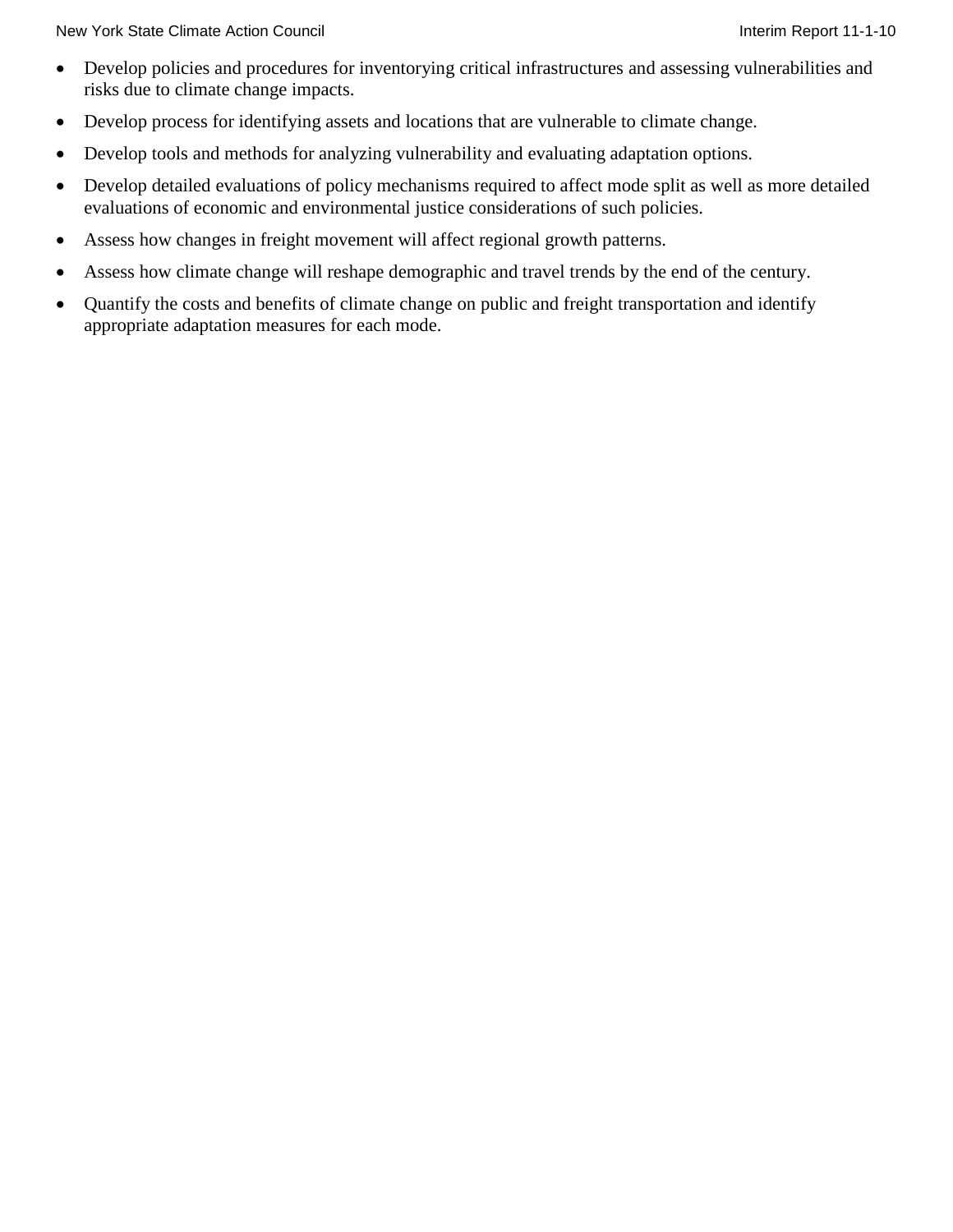- Develop policies and procedures for inventorying critical infrastructures and assessing vulnerabilities and risks due to climate change impacts.
- Develop process for identifying assets and locations that are vulnerable to climate change.
- Develop tools and methods for analyzing vulnerability and evaluating adaptation options.
- Develop detailed evaluations of policy mechanisms required to affect mode split as well as more detailed evaluations of economic and environmental justice considerations of such policies.
- Assess how changes in freight movement will affect regional growth patterns.
- Assess how climate change will reshape demographic and travel trends by the end of the century.
- Quantify the costs and benefits of climate change on public and freight transportation and identify appropriate adaptation measures for each mode.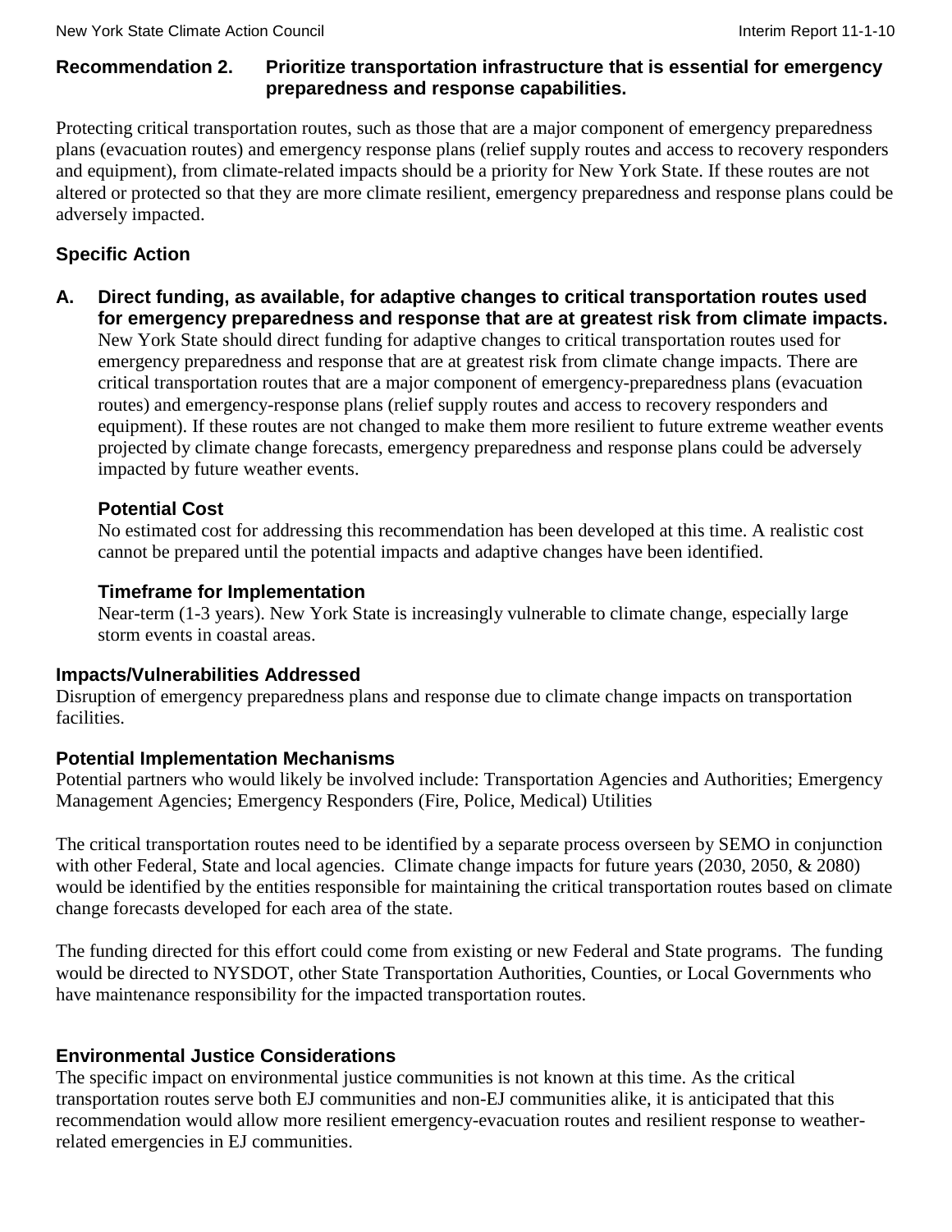### Recommendation 2. Prioritize transportation infrastructure that is essential for emergency preparedness and response capabilities.

Protecting critical transportation routes, such as those that are a major component of emergency preparedness plans (evacuation routes) and emergency response plans (relief supply routes and access to recovery responders and equipment), from climate-related impacts should be a priority for New York State. If these routes are not altered or protected so that they are more climate resilient, emergency preparedness and response plans could be adversely impacted.

### Specific Action

**A. Direct funding, as available, for adaptive changes to critical transportation routes used for emergency preparedness and response that are at greatest risk from climate impacts.**

New York State should direct funding for adaptive changes to critical transportation routes used for emergency preparedness and response that are at greatest risk from climate change impacts. There are critical transportation routes that are a major component of emergency-preparedness plans (evacuation routes) and emergency-response plans (relief supply routes and access to recovery responders and equipment). If these routes are not changed to make them more resilient to future extreme weather events projected by climate change forecasts, emergency preparedness and response plans could be adversely impacted by future weather events.

#### Potential Cost

No estimated cost for addressing this recommendation has been developed at this time. A realistic cost cannot be prepared until the potential impacts and adaptive changes have been identified.

#### Timeframe for Implementation

Near-term (1-3 years). New York State is increasingly vulnerable to climate change, especially large storm events in coastal areas.

### Impacts/Vulnerabilities Addressed

Disruption of emergency preparedness plans and response due to climate change impacts on transportation facilities.

### Potential Implementation Mechanisms

Potential partners who would likely be involved include: Transportation Agencies and Authorities; Emergency Management Agencies; Emergency Responders (Fire, Police, Medical) Utilities

The critical transportation routes need to be identified by a separate process overseen by SEMO in conjunction with other Federal, State and local agencies. Climate change impacts for future years (2030, 2050, & 2080) would be identified by the entities responsible for maintaining the critical transportation routes based on climate change forecasts developed for each area of the state.

The funding directed for this effort could come from existing or new Federal and State programs. The funding would be directed to NYSDOT, other State Transportation Authorities, Counties, or Local Governments who have maintenance responsibility for the impacted transportation routes.

### Environmental Justice Considerations

The specific impact on environmental justice communities is not known at this time. As the critical transportation routes serve both EJ communities and non-EJ communities alike, it is anticipated that this recommendation would allow more resilient emergency-evacuation routes and resilient response to weather-related emergencies in EJ communities.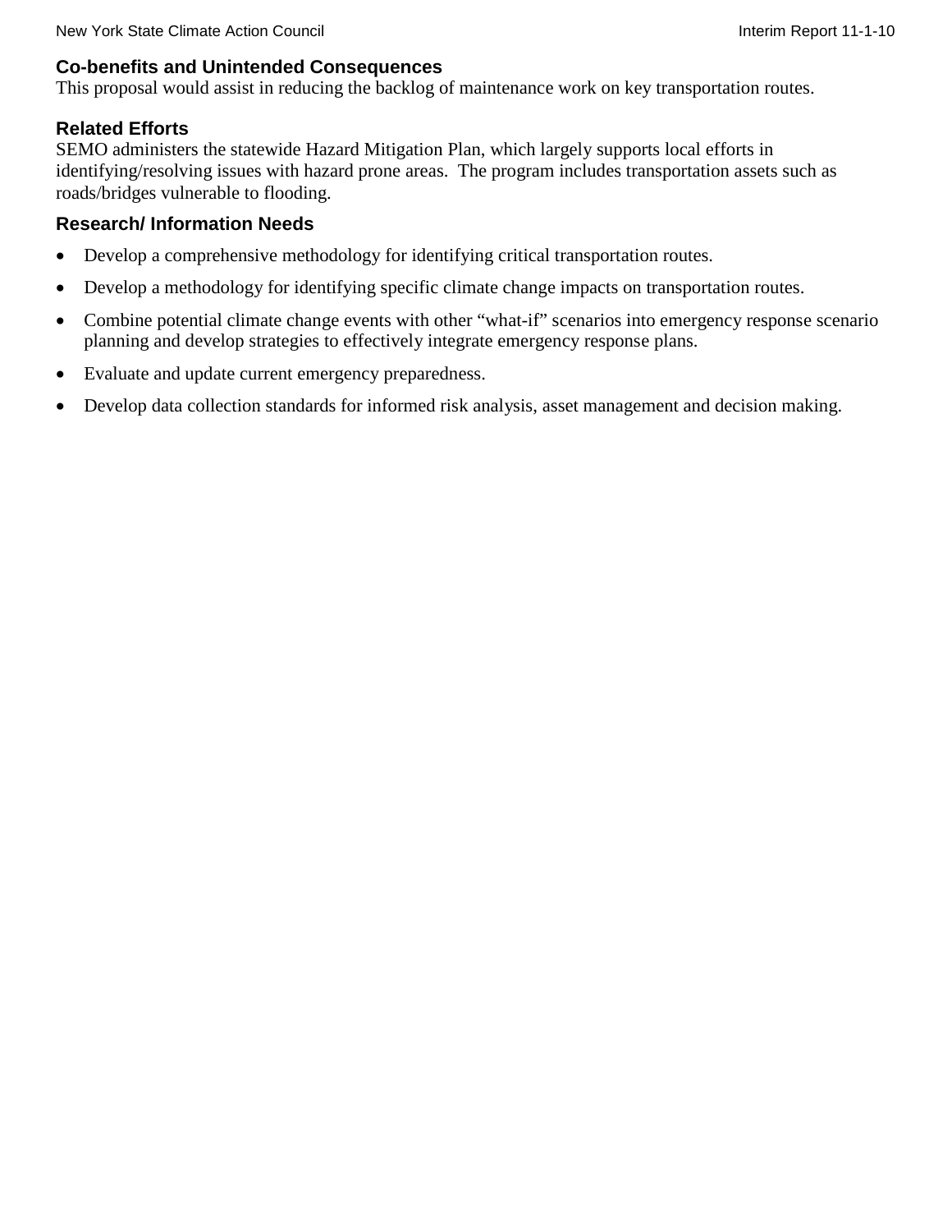### Co-benefits and Unintended Consequences

This proposal would assist in reducing the backlog of maintenance work on key transportation routes.

### Related Efforts

SEMO administers the statewide Hazard Mitigation Plan, which largely supports local efforts in identifying/resolving issues with hazard prone areas. The program includes transportation assets such as roads/bridges vulnerable to flooding.

### Research/ Information Needs

- Develop a comprehensive methodology for identifying critical transportation routes.
- Develop a methodology for identifying specific climate change impacts on transportation routes.
- Combine potential climate change events with other "what-if" scenarios into emergency response scenario planning and develop strategies to effectively integrate emergency response plans.
- Evaluate and update current emergency preparedness.
- Develop data collection standards for informed risk analysis, asset management and decision making.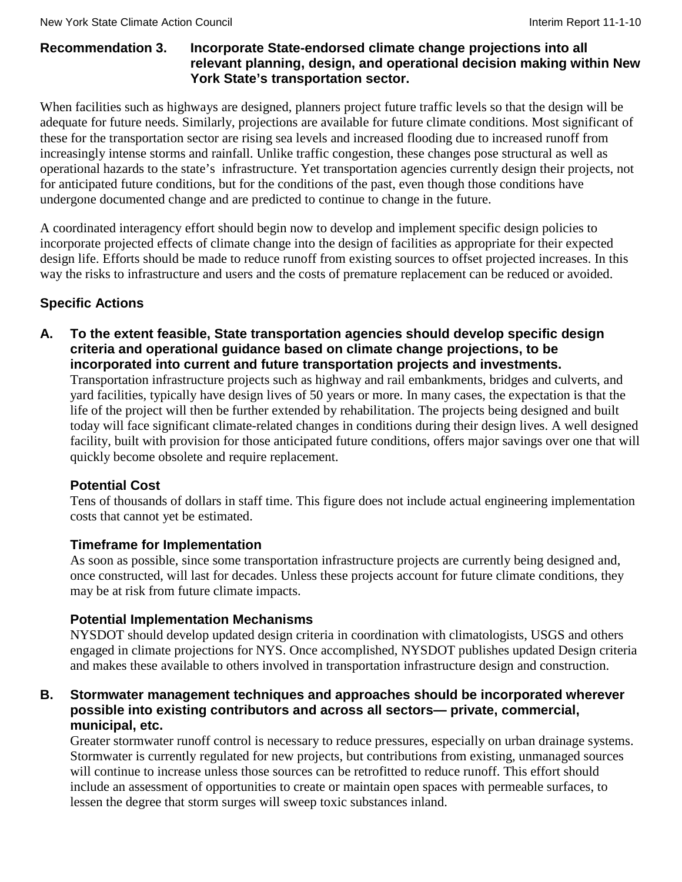## Recommendation 3. Incorporate State-endorsed climate change projections into all relevant planning, design, and operational decision making within New York State's transportation sector.

When facilities such as highways are designed, planners project future traffic levels so that the design will be adequate for future needs. Similarly, projections are available for future climate conditions. Most significant of these for the transportation sector are rising sea levels and increased flooding due to increased runoff from increasingly intense storms and rainfall. Unlike traffic congestion, these changes pose structural as well as operational hazards to the state's infrastructure. Yet transportation agencies currently design their projects, not for anticipated future conditions, but for the conditions of the past, even though those conditions have undergone documented change and are predicted to continue to change in the future.

A coordinated interagency effort should begin now to develop and implement specific design policies to incorporate projected effects of climate change into the design of facilities as appropriate for their expected design life. Efforts should be made to reduce runoff from existing sources to offset projected increases. In this way the risks to infrastructure and users and the costs of premature replacement can be reduced or avoided.

### Specific Actions

**A. To the extent feasible, State transportation agencies should develop specific design criteria and operational guidance based on climate change projections, to be incorporated into current and future transportation projects and investments.**

Transportation infrastructure projects such as highway and rail embankments, bridges and culverts, and yard facilities, typically have design lives of 50 years or more. In many cases, the expectation is that the life of the project will then be further extended by rehabilitation. The projects being designed and built today will face significant climate-related changes in conditions during their design lives. A well designed facility, built with provision for those anticipated future conditions, offers major savings over one that will quickly become obsolete and require replacement.

#### Potential Cost

Tens of thousands of dollars in staff time. This figure does not include actual engineering implementation costs that cannot yet be estimated.

#### Timeframe for Implementation

As soon as possible, since some transportation infrastructure projects are currently being designed and, once constructed, will last for decades. Unless these projects account for future climate conditions, they may be at risk from future climate impacts.

#### Potential Implementation Mechanisms

NYSDOT should develop updated design criteria in coordination with climatologists, USGS and others engaged in climate projections for NYS. Once accomplished, NYSDOT publishes updated Design criteria and makes these available to others involved in transportation infrastructure design and construction.

**B. Stormwater management techniques and approaches should be incorporated wherever possible into existing contributors and across all sectors— private, commercial, municipal, etc.**

Greater stormwater runoff control is necessary to reduce pressures, especially on urban drainage systems. Stormwater is currently regulated for new projects, but contributions from existing, unmanaged sources will continue to increase unless those sources can be retrofitted to reduce runoff. This effort should include an assessment of opportunities to create or maintain open spaces with permeable surfaces, to lessen the degree that storm surges will sweep toxic substances inland.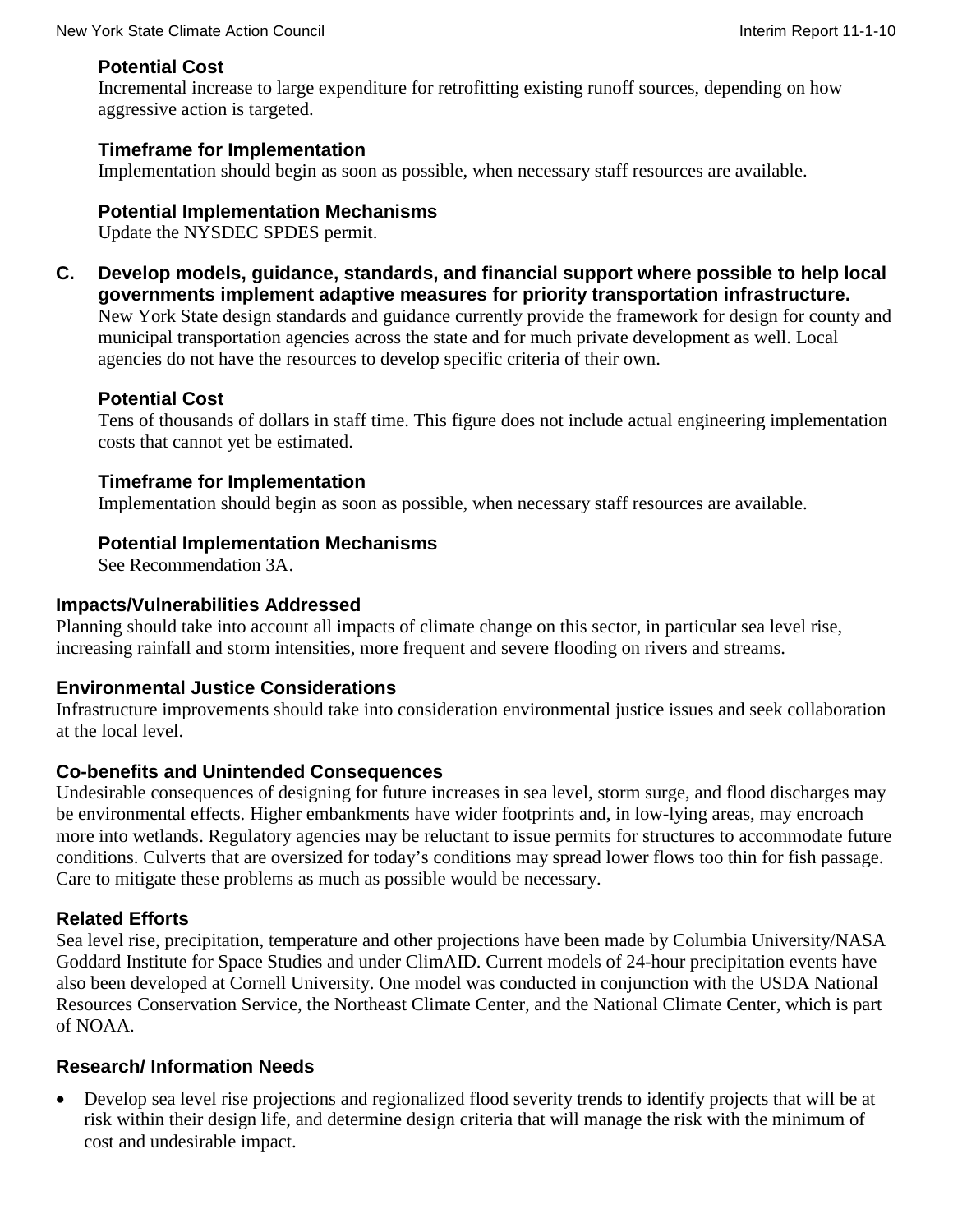#### Potential Cost

Incremental increase to large expenditure for retrofitting existing runoff sources, depending on how aggressive action is targeted.

#### Timeframe for Implementation

Implementation should begin as soon as possible, when necessary staff resources are available.

#### Potential Implementation Mechanisms

Update the NYSDEC SPDES permit.

### C. Develop models, guidance, standards, and financial support where possible to help local governments implement adaptive measures for priority transportation infrastructure.

New York State design standards and guidance currently provide the framework for design for county and municipal transportation agencies across the state and for much private development as well. Local agencies do not have the resources to develop specific criteria of their own.

#### Potential Cost

Tens of thousands of dollars in staff time. This figure does not include actual engineering implementation costs that cannot yet be estimated.

#### Timeframe for Implementation

Implementation should begin as soon as possible, when necessary staff resources are available.

#### Potential Implementation Mechanisms

See Recommendation 3A.

### Impacts/Vulnerabilities Addressed

Planning should take into account all impacts of climate change on this sector, in particular sea level rise, increasing rainfall and storm intensities, more frequent and severe flooding on rivers and streams.

### Environmental Justice Considerations

Infrastructure improvements should take into consideration environmental justice issues and seek collaboration at the local level.

### Co-benefits and Unintended Consequences

Undesirable consequences of designing for future increases in sea level, storm surge, and flood discharges may be environmental effects. Higher embankments have wider footprints and, in low-lying areas, may encroach more into wetlands. Regulatory agencies may be reluctant to issue permits for structures to accommodate future conditions. Culverts that are oversized for today's conditions may spread lower flows too thin for fish passage. Care to mitigate these problems as much as possible would be necessary.

### Related Efforts

Sea level rise, precipitation, temperature and other projections have been made by Columbia University/NASA Goddard Institute for Space Studies and under ClimAID. Current models of 24-hour precipitation events have also been developed at Cornell University. One model was conducted in conjunction with the USDA National Resources Conservation Service, the Northeast Climate Center, and the National Climate Center, which is part of NOAA.

### Research/ Information Needs

- Develop sea level rise projections and regionalized flood severity trends to identify projects that will be at risk within their design life, and determine design criteria that will manage the risk with the minimum of cost and undesirable impact.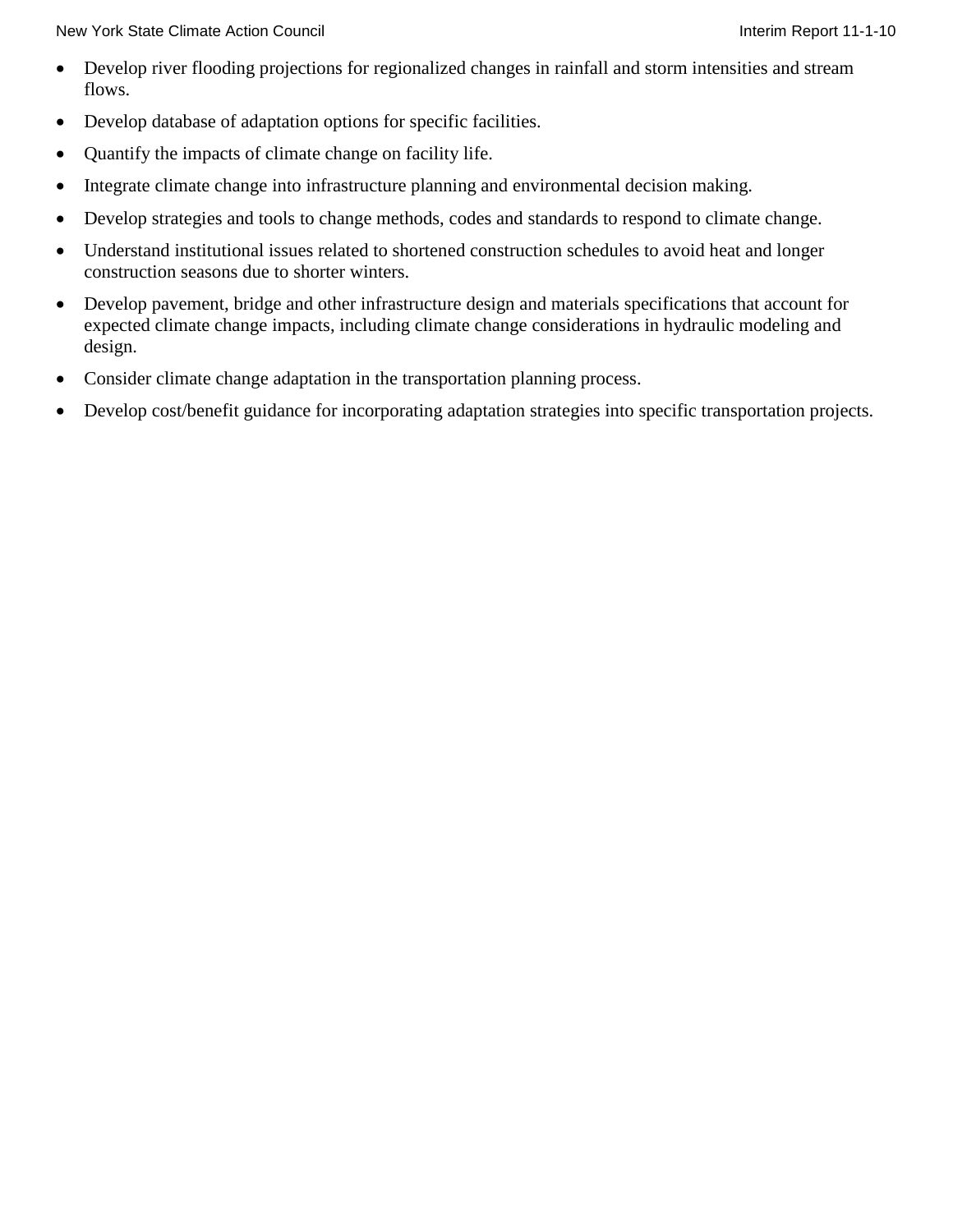- Develop river flooding projections for regionalized changes in rainfall and storm intensities and stream flows.
- Develop database of adaptation options for specific facilities.
- Quantify the impacts of climate change on facility life.
- Integrate climate change into infrastructure planning and environmental decision making.
- Develop strategies and tools to change methods, codes and standards to respond to climate change.
- Understand institutional issues related to shortened construction schedules to avoid heat and longer construction seasons due to shorter winters.
- Develop pavement, bridge and other infrastructure design and materials specifications that account for expected climate change impacts, including climate change considerations in hydraulic modeling and design.
- Consider climate change adaptation in the transportation planning process.
- Develop cost/benefit guidance for incorporating adaptation strategies into specific transportation projects.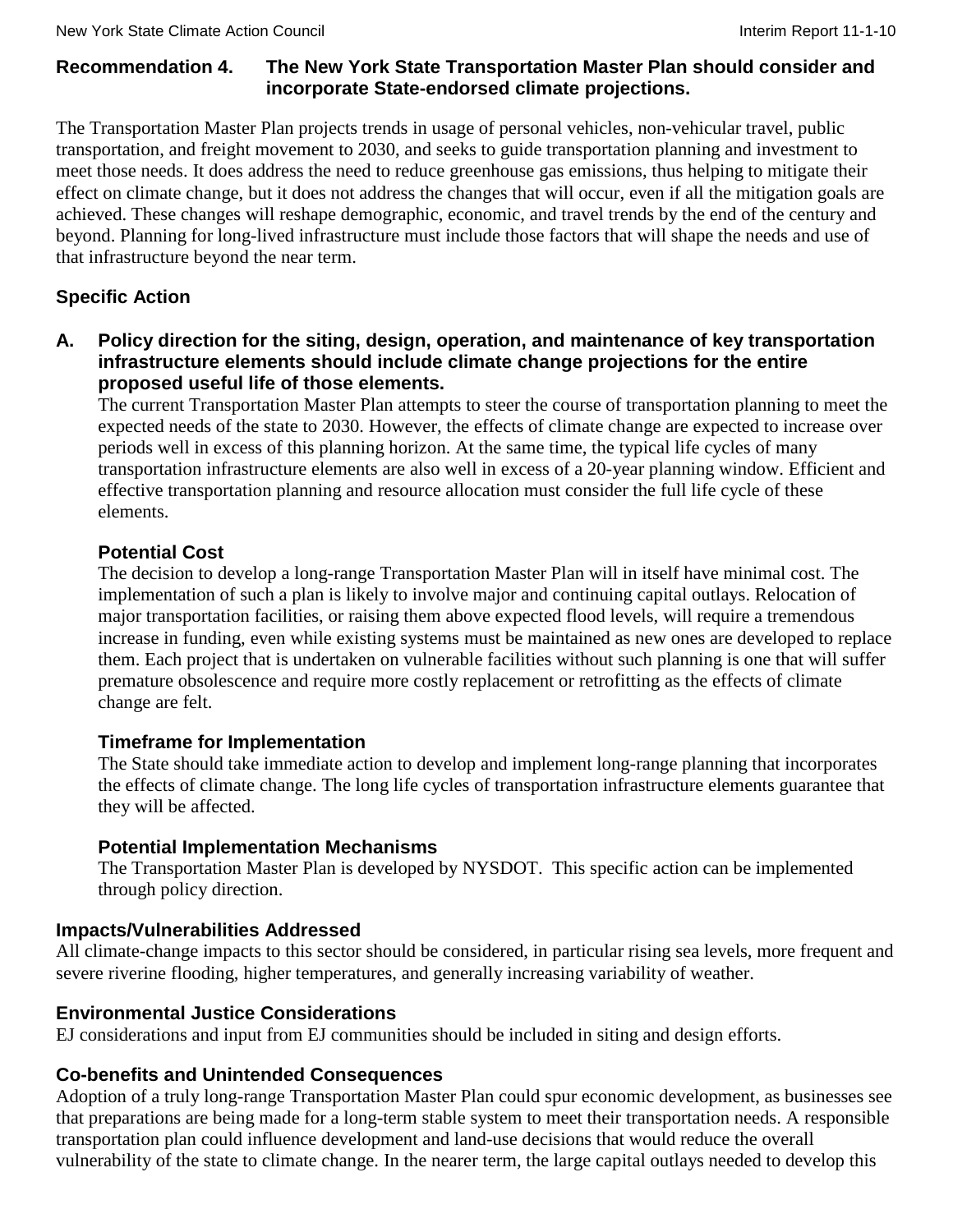## Recommendation 4. The New York State Transportation Master Plan should consider and incorporate State-endorsed climate projections.

The Transportation Master Plan projects trends in usage of personal vehicles, non-vehicular travel, public transportation, and freight movement to 2030, and seeks to guide transportation planning and investment to meet those needs. It does address the need to reduce greenhouse gas emissions, thus helping to mitigate their effect on climate change, but it does not address the changes that will occur, even if all the mitigation goals are achieved. These changes will reshape demographic, economic, and travel trends by the end of the century and beyond. Planning for long-lived infrastructure must include those factors that will shape the needs and use of that infrastructure beyond the near term.

### Specific Action

**A. Policy direction for the siting, design, operation, and maintenance of key transportation infrastructure elements should include climate change projections for the entire proposed useful life of those elements.**

The current Transportation Master Plan attempts to steer the course of transportation planning to meet the expected needs of the state to 2030. However, the effects of climate change are expected to increase over periods well in excess of this planning horizon. At the same time, the typical life cycles of many transportation infrastructure elements are also well in excess of a 20-year planning window. Efficient and effective transportation planning and resource allocation must consider the full life cycle of these elements.

#### Potential Cost

The decision to develop a long-range Transportation Master Plan will in itself have minimal cost. The implementation of such a plan is likely to involve major and continuing capital outlays. Relocation of major transportation facilities, or raising them above expected flood levels, will require a tremendous increase in funding, even while existing systems must be maintained as new ones are developed to replace them. Each project that is undertaken on vulnerable facilities without such planning is one that will suffer premature obsolescence and require more costly replacement or retrofitting as the effects of climate change are felt.

#### Timeframe for Implementation

The State should take immediate action to develop and implement long-range planning that incorporates the effects of climate change. The long life cycles of transportation infrastructure elements guarantee that they will be affected.

#### Potential Implementation Mechanisms

The Transportation Master Plan is developed by NYSDOT. This specific action can be implemented through policy direction.

### Impacts/Vulnerabilities Addressed

All climate-change impacts to this sector should be considered, in particular rising sea levels, more frequent and severe riverine flooding, higher temperatures, and generally increasing variability of weather.

### Environmental Justice Considerations

EJ considerations and input from EJ communities should be included in siting and design efforts.

### Co-benefits and Unintended Consequences

Adoption of a truly long-range Transportation Master Plan could spur economic development, as businesses see that preparations are being made for a long-term stable system to meet their transportation needs. A responsible transportation plan could influence development and land-use decisions that would reduce the overall vulnerability of the state to climate change. In the nearer term, the large capital outlays needed to develop this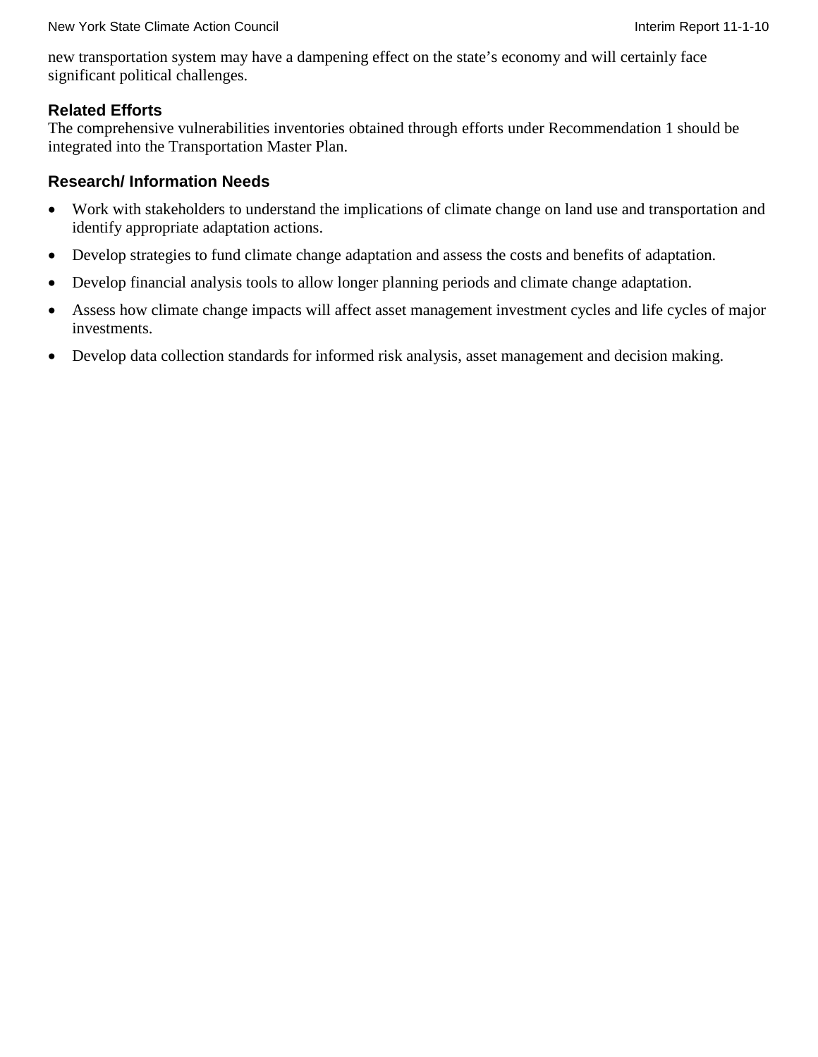new transportation system may have a dampening effect on the state's economy and will certainly face significant political challenges.

### Related Efforts

The comprehensive vulnerabilities inventories obtained through efforts under Recommendation 1 should be integrated into the Transportation Master Plan.

### Research/ Information Needs

- Work with stakeholders to understand the implications of climate change on land use and transportation and identify appropriate adaptation actions.
- Develop strategies to fund climate change adaptation and assess the costs and benefits of adaptation.
- Develop financial analysis tools to allow longer planning periods and climate change adaptation.
- Assess how climate change impacts will affect asset management investment cycles and life cycles of major investments.
- Develop data collection standards for informed risk analysis, asset management and decision making.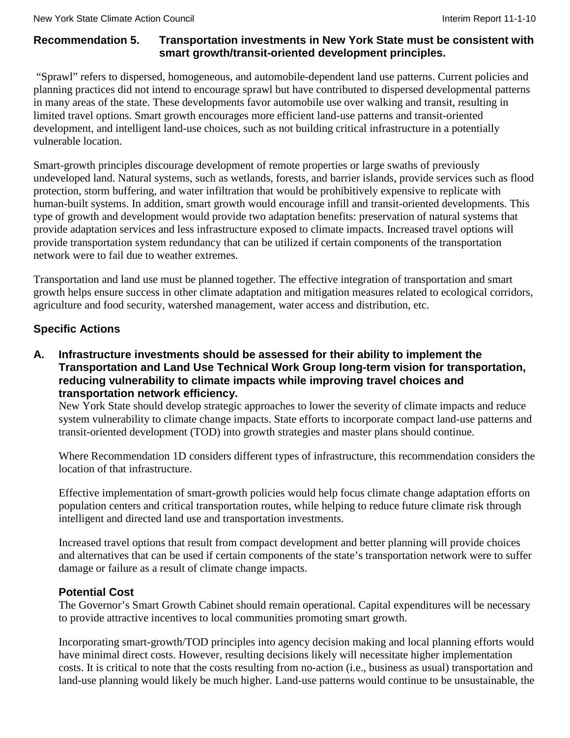## Recommendation 5. Transportation investments in New York State must be consistent with smart growth/transit-oriented development principles.

"Sprawl" refers to dispersed, homogeneous, and automobile-dependent land use patterns. Current policies and planning practices did not intend to encourage sprawl but have contributed to dispersed developmental patterns in many areas of the state. These developments favor automobile use over walking and transit, resulting in limited travel options. Smart growth encourages more efficient land-use patterns and transit-oriented development, and intelligent land-use choices, such as not building critical infrastructure in a potentially vulnerable location.

Smart-growth principles discourage development of remote properties or large swaths of previously undeveloped land. Natural systems, such as wetlands, forests, and barrier islands, provide services such as flood protection, storm buffering, and water infiltration that would be prohibitively expensive to replicate with human-built systems. In addition, smart growth would encourage infill and transit-oriented developments. This type of growth and development would provide two adaptation benefits: preservation of natural systems that provide adaptation services and less infrastructure exposed to climate impacts. Increased travel options will provide transportation system redundancy that can be utilized if certain components of the transportation network were to fail due to weather extremes.

Transportation and land use must be planned together. The effective integration of transportation and smart growth helps ensure success in other climate adaptation and mitigation measures related to ecological corridors, agriculture and food security, watershed management, water access and distribution, etc.

### Specific Actions

**A. Infrastructure investments should be assessed for their ability to implement the Transportation and Land Use Technical Work Group long-term vision for transportation, reducing vulnerability to climate impacts while improving travel choices and transportation network efficiency.**

New York State should develop strategic approaches to lower the severity of climate impacts and reduce system vulnerability to climate change impacts. State efforts to incorporate compact land-use patterns and transit-oriented development (TOD) into growth strategies and master plans should continue.

Where Recommendation 1D considers different types of infrastructure, this recommendation considers the location of that infrastructure.

Effective implementation of smart-growth policies would help focus climate change adaptation efforts on population centers and critical transportation routes, while helping to reduce future climate risk through intelligent and directed land use and transportation investments.

Increased travel options that result from compact development and better planning will provide choices and alternatives that can be used if certain components of the state's transportation network were to suffer damage or failure as a result of climate change impacts.

#### Potential Cost

The Governor's Smart Growth Cabinet should remain operational. Capital expenditures will be necessary to provide attractive incentives to local communities promoting smart growth.

Incorporating smart-growth/TOD principles into agency decision making and local planning efforts would have minimal direct costs. However, resulting decisions likely will necessitate higher implementation costs. It is critical to note that the costs resulting from no-action (i.e., business as usual) transportation and land-use planning would likely be much higher. Land-use patterns would continue to be unsustainable, the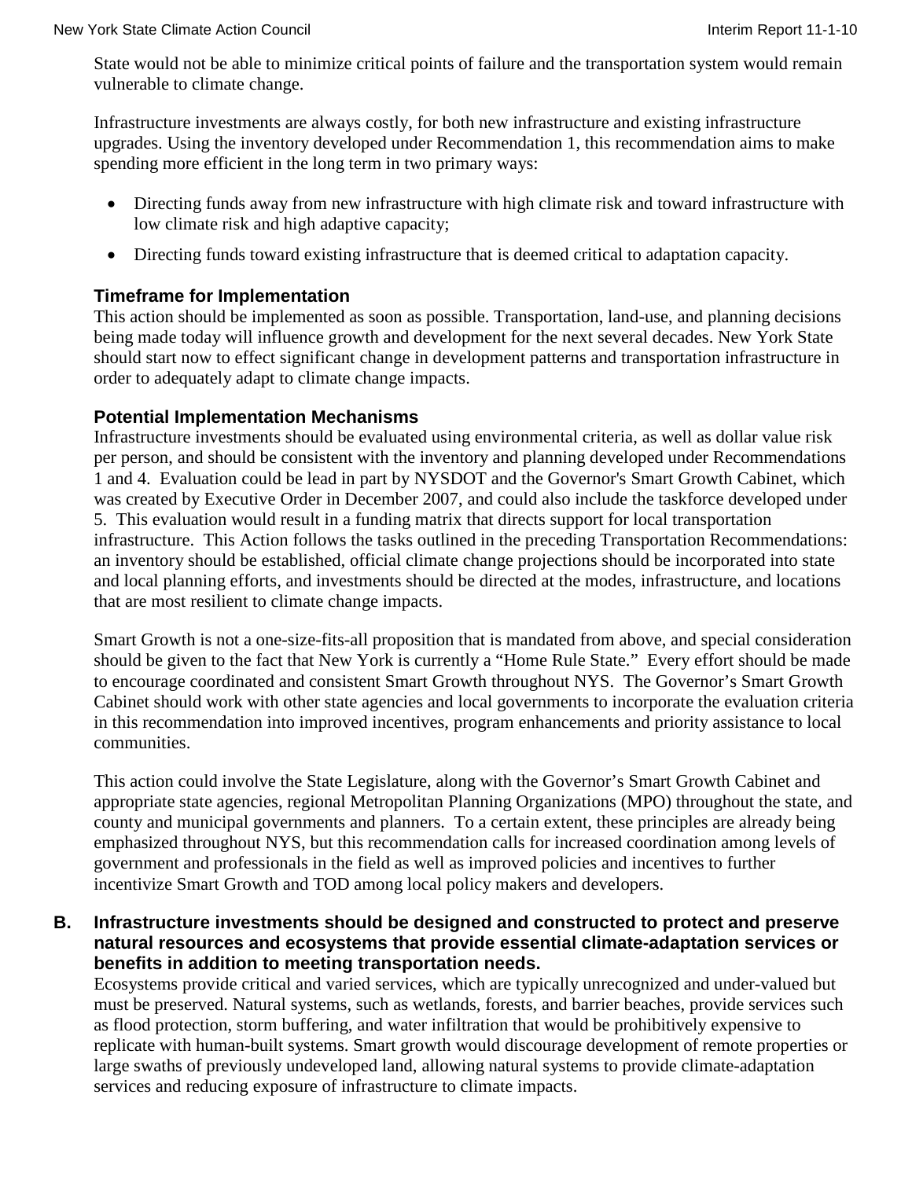State would not be able to minimize critical points of failure and the transportation system would remain vulnerable to climate change.

Infrastructure investments are always costly, for both new infrastructure and existing infrastructure upgrades. Using the inventory developed under Recommendation 1, this recommendation aims to make spending more efficient in the long term in two primary ways:

- Directing funds away from new infrastructure with high climate risk and toward infrastructure with low climate risk and high adaptive capacity;
- Directing funds toward existing infrastructure that is deemed critical to adaptation capacity.

### Timeframe for Implementation

This action should be implemented as soon as possible. Transportation, land-use, and planning decisions being made today will influence growth and development for the next several decades. New York State should start now to effect significant change in development patterns and transportation infrastructure in order to adequately adapt to climate change impacts.

### Potential Implementation Mechanisms

Infrastructure investments should be evaluated using environmental criteria, as well as dollar value risk per person, and should be consistent with the inventory and planning developed under Recommendations 1 and 4. Evaluation could be lead in part by NYSDOT and the Governor's Smart Growth Cabinet, which was created by Executive Order in December 2007, and could also include the taskforce developed under 5. This evaluation would result in a funding matrix that directs support for local transportation infrastructure. This Action follows the tasks outlined in the preceding Transportation Recommendations: an inventory should be established, official climate change projections should be incorporated into state and local planning efforts, and investments should be directed at the modes, infrastructure, and locations that are most resilient to climate change impacts.

Smart Growth is not a one-size-fits-all proposition that is mandated from above, and special consideration should be given to the fact that New York is currently a "Home Rule State." Every effort should be made to encourage coordinated and consistent Smart Growth throughout NYS. The Governor's Smart Growth Cabinet should work with other state agencies and local governments to incorporate the evaluation criteria in this recommendation into improved incentives, program enhancements and priority assistance to local communities.

This action could involve the State Legislature, along with the Governor's Smart Growth Cabinet and appropriate state agencies, regional Metropolitan Planning Organizations (MPO) throughout the state, and county and municipal governments and planners. To a certain extent, these principles are already being emphasized throughout NYS, but this recommendation calls for increased coordination among levels of government and professionals in the field as well as improved policies and incentives to further incentivize Smart Growth and TOD among local policy makers and developers.

**B. Infrastructure investments should be designed and constructed to protect and preserve natural resources and ecosystems that provide essential climate-adaptation services or benefits in addition to meeting transportation needs.**

Ecosystems provide critical and varied services, which are typically unrecognized and under-valued but must be preserved. Natural systems, such as wetlands, forests, and barrier beaches, provide services such as flood protection, storm buffering, and water infiltration that would be prohibitively expensive to replicate with human-built systems. Smart growth would discourage development of remote properties or large swaths of previously undeveloped land, allowing natural systems to provide climate-adaptation services and reducing exposure of infrastructure to climate impacts.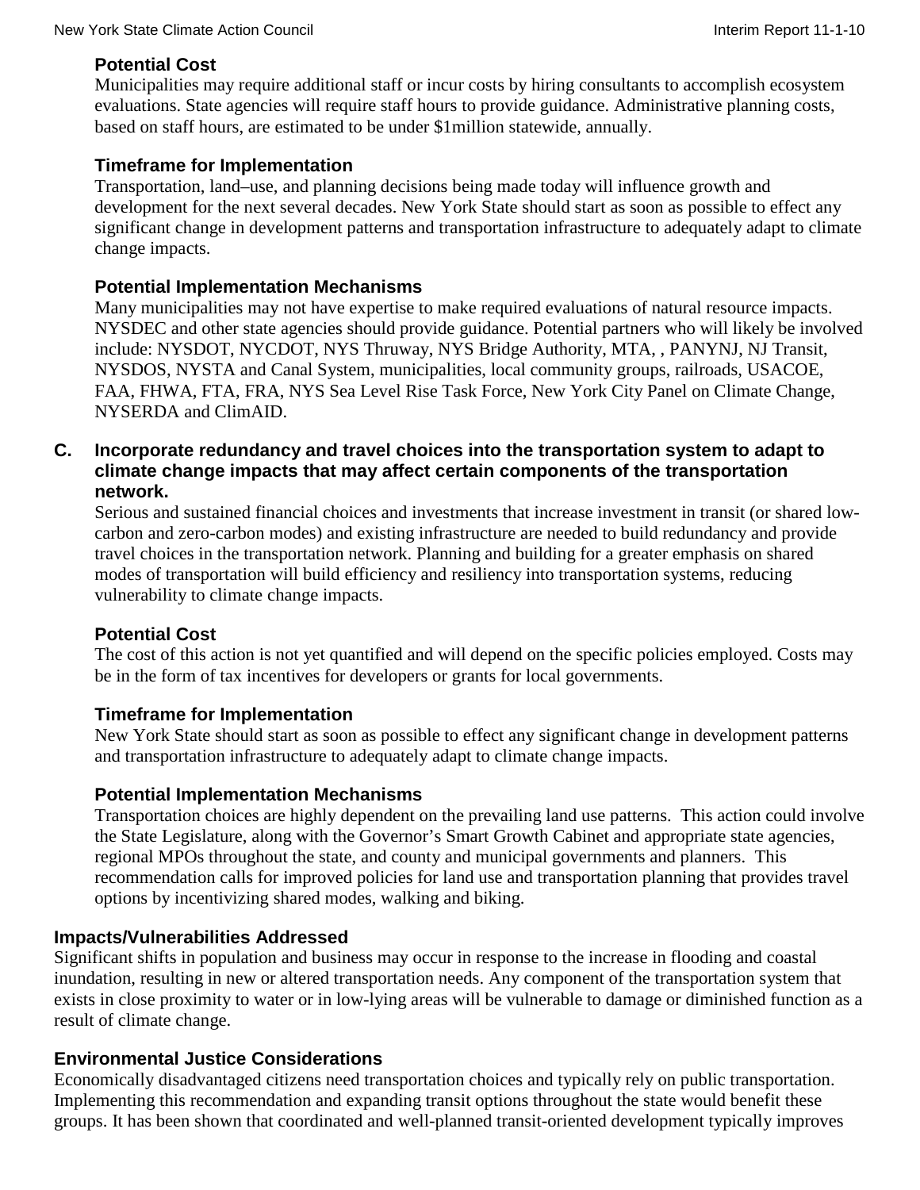#### Potential Cost

Municipalities may require additional staff or incur costs by hiring consultants to accomplish ecosystem evaluations. State agencies will require staff hours to provide guidance. Administrative planning costs, based on staff hours, are estimated to be under $1million statewide, annually.

#### Timeframe for Implementation

Transportation, land–use, and planning decisions being made today will influence growth and development for the next several decades. New York State should start as soon as possible to effect any significant change in development patterns and transportation infrastructure to adequately adapt to climate change impacts.

#### Potential Implementation Mechanisms

Many municipalities may not have expertise to make required evaluations of natural resource impacts. NYSDEC and other state agencies should provide guidance. Potential partners who will likely be involved include: NYSDOT, NYCDOT, NYS Thruway, NYS Bridge Authority, MTA, , PANYNJ, NJ Transit, NYSDOS, NYSTA and Canal System, municipalities, local community groups, railroads, USACOE, FAA, FHWA, FTA, FRA, NYS Sea Level Rise Task Force, New York City Panel on Climate Change, NYSERDA and ClimAID.

### C. Incorporate redundancy and travel choices into the transportation system to adapt to climate change impacts that may affect certain components of the transportation network.

Serious and sustained financial choices and investments that increase investment in transit (or shared low-carbon and zero-carbon modes) and existing infrastructure are needed to build redundancy and provide travel choices in the transportation network. Planning and building for a greater emphasis on shared modes of transportation will build efficiency and resiliency into transportation systems, reducing vulnerability to climate change impacts.

#### Potential Cost

The cost of this action is not yet quantified and will depend on the specific policies employed. Costs may be in the form of tax incentives for developers or grants for local governments.

#### Timeframe for Implementation

New York State should start as soon as possible to effect any significant change in development patterns and transportation infrastructure to adequately adapt to climate change impacts.

#### Potential Implementation Mechanisms

Transportation choices are highly dependent on the prevailing land use patterns. This action could involve the State Legislature, along with the Governor's Smart Growth Cabinet and appropriate state agencies, regional MPOs throughout the state, and county and municipal governments and planners. This recommendation calls for improved policies for land use and transportation planning that provides travel options by incentivizing shared modes, walking and biking.

### Impacts/Vulnerabilities Addressed

Significant shifts in population and business may occur in response to the increase in flooding and coastal inundation, resulting in new or altered transportation needs. Any component of the transportation system that exists in close proximity to water or in low-lying areas will be vulnerable to damage or diminished function as a result of climate change.

### Environmental Justice Considerations

Economically disadvantaged citizens need transportation choices and typically rely on public transportation. Implementing this recommendation and expanding transit options throughout the state would benefit these groups. It has been shown that coordinated and well-planned transit-oriented development typically improves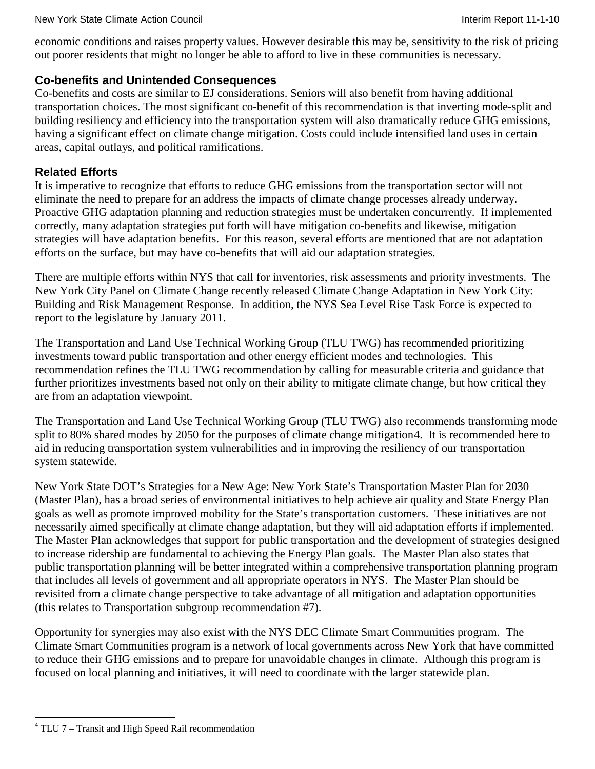economic conditions and raises property values. However desirable this may be, sensitivity to the risk of pricing out poorer residents that might no longer be able to afford to live in these communities is necessary.

### Co-benefits and Unintended Consequences

Co-benefits and costs are similar to EJ considerations. Seniors will also benefit from having additional transportation choices. The most significant co-benefit of this recommendation is that inverting mode-split and building resiliency and efficiency into the transportation system will also dramatically reduce GHG emissions, having a significant effect on climate change mitigation. Costs could include intensified land uses in certain areas, capital outlays, and political ramifications.

### Related Efforts

It is imperative to recognize that efforts to reduce GHG emissions from the transportation sector will not eliminate the need to prepare for an address the impacts of climate change processes already underway. Proactive GHG adaptation planning and reduction strategies must be undertaken concurrently. If implemented correctly, many adaptation strategies put forth will have mitigation co-benefits and likewise, mitigation strategies will have adaptation benefits. For this reason, several efforts are mentioned that are not adaptation efforts on the surface, but may have co-benefits that will aid our adaptation strategies.

There are multiple efforts within NYS that call for inventories, risk assessments and priority investments. The New York City Panel on Climate Change recently released Climate Change Adaptation in New York City: Building and Risk Management Response. In addition, the NYS Sea Level Rise Task Force is expected to report to the legislature by January 2011.

The Transportation and Land Use Technical Working Group (TLU TWG) has recommended prioritizing investments toward public transportation and other energy efficient modes and technologies. This recommendation refines the TLU TWG recommendation by calling for measurable criteria and guidance that further prioritizes investments based not only on their ability to mitigate climate change, but how critical they are from an adaptation viewpoint.

The Transportation and Land Use Technical Working Group (TLU TWG) also recommends transforming mode split to 80% shared modes by 2050 for the purposes of climate change mitigation[4]. It is recommended here to aid in reducing transportation system vulnerabilities and in improving the resiliency of our transportation system statewide.

New York State DOT's Strategies for a New Age: New York State's Transportation Master Plan for 2030 (Master Plan), has a broad series of environmental initiatives to help achieve air quality and State Energy Plan goals as well as promote improved mobility for the State's transportation customers. These initiatives are not necessarily aimed specifically at climate change adaptation, but they will aid adaptation efforts if implemented. The Master Plan acknowledges that support for public transportation and the development of strategies designed to increase ridership are fundamental to achieving the Energy Plan goals. The Master Plan also states that public transportation planning will be better integrated within a comprehensive transportation planning program that includes all levels of government and all appropriate operators in NYS. The Master Plan should be revisited from a climate change perspective to take advantage of all mitigation and adaptation opportunities (this relates to Transportation subgroup recommendation #7).

Opportunity for synergies may also exist with the NYS DEC Climate Smart Communities program. The Climate Smart Communities program is a network of local governments across New York that have committed to reduce their GHG emissions and to prepare for unavoidable changes in climate. Although this program is focused on local planning and initiatives, it will need to coordinate with the larger statewide plan.

---

[4] TLU 7 – Transit and High Speed Rail recommendation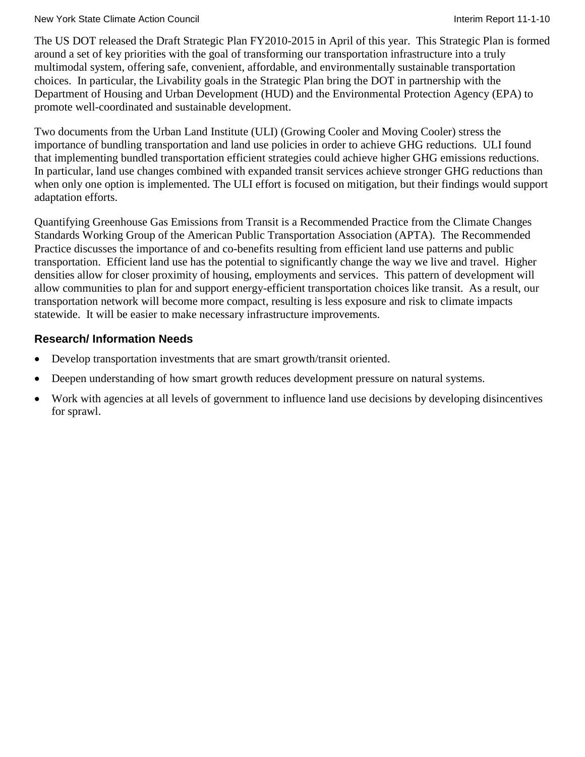The US DOT released the Draft Strategic Plan FY2010-2015 in April of this year. This Strategic Plan is formed around a set of key priorities with the goal of transforming our transportation infrastructure into a truly multimodal system, offering safe, convenient, affordable, and environmentally sustainable transportation choices. In particular, the Livability goals in the Strategic Plan bring the DOT in partnership with the Department of Housing and Urban Development (HUD) and the Environmental Protection Agency (EPA) to promote well-coordinated and sustainable development.

Two documents from the Urban Land Institute (ULI) (Growing Cooler and Moving Cooler) stress the importance of bundling transportation and land use policies in order to achieve GHG reductions. ULI found that implementing bundled transportation efficient strategies could achieve higher GHG emissions reductions. In particular, land use changes combined with expanded transit services achieve stronger GHG reductions than when only one option is implemented. The ULI effort is focused on mitigation, but their findings would support adaptation efforts.

Quantifying Greenhouse Gas Emissions from Transit is a Recommended Practice from the Climate Changes Standards Working Group of the American Public Transportation Association (APTA). The Recommended Practice discusses the importance of and co-benefits resulting from efficient land use patterns and public transportation. Efficient land use has the potential to significantly change the way we live and travel. Higher densities allow for closer proximity of housing, employments and services. This pattern of development will allow communities to plan for and support energy-efficient transportation choices like transit. As a result, our transportation network will become more compact, resulting is less exposure and risk to climate impacts statewide. It will be easier to make necessary infrastructure improvements.

### Research/ Information Needs

- Develop transportation investments that are smart growth/transit oriented.
- Deepen understanding of how smart growth reduces development pressure on natural systems.
- Work with agencies at all levels of government to influence land use decisions by developing disincentives for sprawl.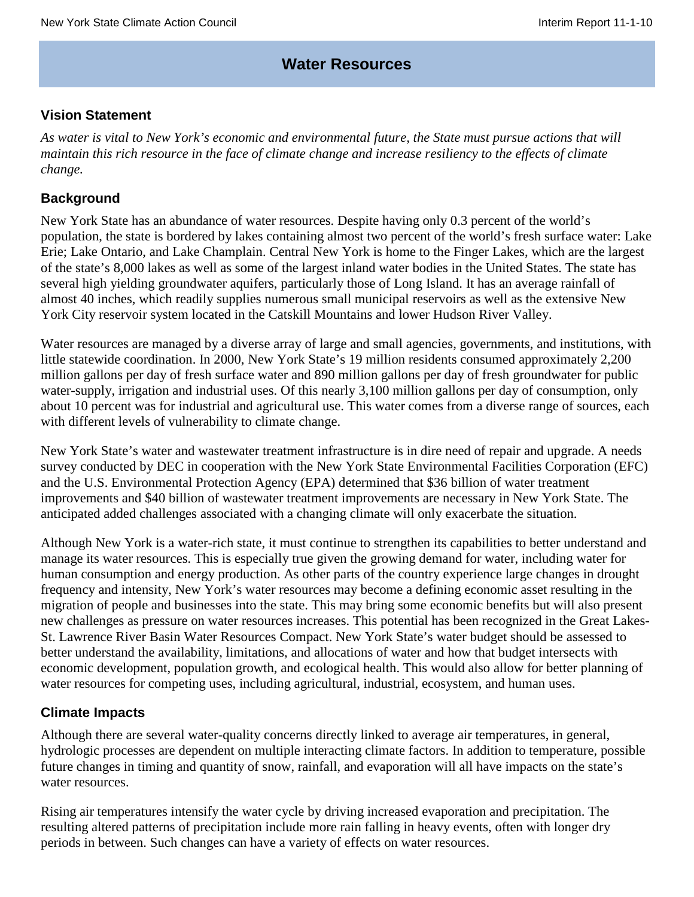# Water Resources

## Vision Statement

*As water is vital to New York's economic and environmental future, the State must pursue actions that will maintain this rich resource in the face of climate change and increase resiliency to the effects of climate change.*

## Background

New York State has an abundance of water resources. Despite having only 0.3 percent of the world's population, the state is bordered by lakes containing almost two percent of the world's fresh surface water: Lake Erie; Lake Ontario, and Lake Champlain. Central New York is home to the Finger Lakes, which are the largest of the state's 8,000 lakes as well as some of the largest inland water bodies in the United States. The state has several high yielding groundwater aquifers, particularly those of Long Island. It has an average rainfall of almost 40 inches, which readily supplies numerous small municipal reservoirs as well as the extensive New York City reservoir system located in the Catskill Mountains and lower Hudson River Valley.

Water resources are managed by a diverse array of large and small agencies, governments, and institutions, with little statewide coordination. In 2000, New York State's 19 million residents consumed approximately 2,200 million gallons per day of fresh surface water and 890 million gallons per day of fresh groundwater for public water-supply, irrigation and industrial uses. Of this nearly 3,100 million gallons per day of consumption, only about 10 percent was for industrial and agricultural use. This water comes from a diverse range of sources, each with different levels of vulnerability to climate change.

New York State's water and wastewater treatment infrastructure is in dire need of repair and upgrade. A needs survey conducted by DEC in cooperation with the New York State Environmental Facilities Corporation (EFC) and the U.S. Environmental Protection Agency (EPA) determined that \$36 billion of water treatment improvements and \$40 billion of wastewater treatment improvements are necessary in New York State. The anticipated added challenges associated with a changing climate will only exacerbate the situation.

Although New York is a water-rich state, it must continue to strengthen its capabilities to better understand and manage its water resources. This is especially true given the growing demand for water, including water for human consumption and energy production. As other parts of the country experience large changes in drought frequency and intensity, New York's water resources may become a defining economic asset resulting in the migration of people and businesses into the state. This may bring some economic benefits but will also present new challenges as pressure on water resources increases. This potential has been recognized in the Great Lakes-St. Lawrence River Basin Water Resources Compact. New York State's water budget should be assessed to better understand the availability, limitations, and allocations of water and how that budget intersects with economic development, population growth, and ecological health. This would also allow for better planning of water resources for competing uses, including agricultural, industrial, ecosystem, and human uses.

## Climate Impacts

Although there are several water-quality concerns directly linked to average air temperatures, in general, hydrologic processes are dependent on multiple interacting climate factors. In addition to temperature, possible future changes in timing and quantity of snow, rainfall, and evaporation will all have impacts on the state's water resources.

Rising air temperatures intensify the water cycle by driving increased evaporation and precipitation. The resulting altered patterns of precipitation include more rain falling in heavy events, often with longer dry periods in between. Such changes can have a variety of effects on water resources.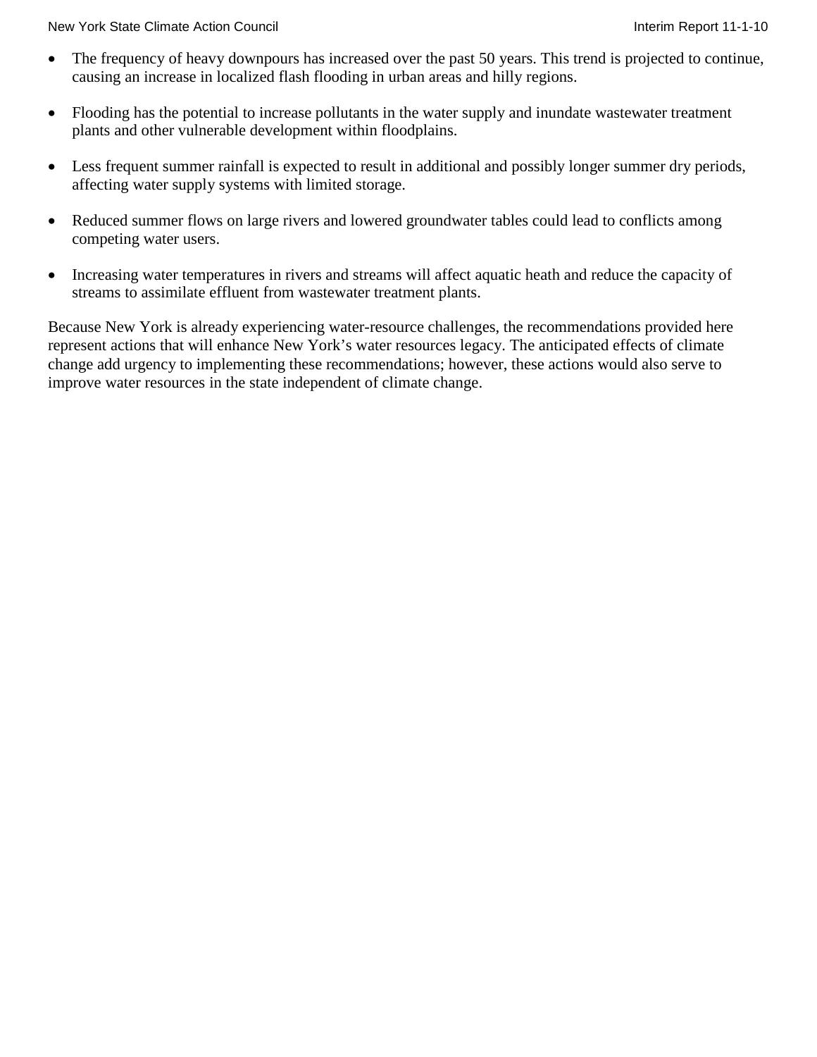- The frequency of heavy downpours has increased over the past 50 years. This trend is projected to continue, causing an increase in localized flash flooding in urban areas and hilly regions.

- Flooding has the potential to increase pollutants in the water supply and inundate wastewater treatment plants and other vulnerable development within floodplains.

- Less frequent summer rainfall is expected to result in additional and possibly longer summer dry periods, affecting water supply systems with limited storage.

- Reduced summer flows on large rivers and lowered groundwater tables could lead to conflicts among competing water users.

- Increasing water temperatures in rivers and streams will affect aquatic heath and reduce the capacity of streams to assimilate effluent from wastewater treatment plants.

Because New York is already experiencing water-resource challenges, the recommendations provided here represent actions that will enhance New York's water resources legacy. The anticipated effects of climate change add urgency to implementing these recommendations; however, these actions would also serve to improve water resources in the state independent of climate change.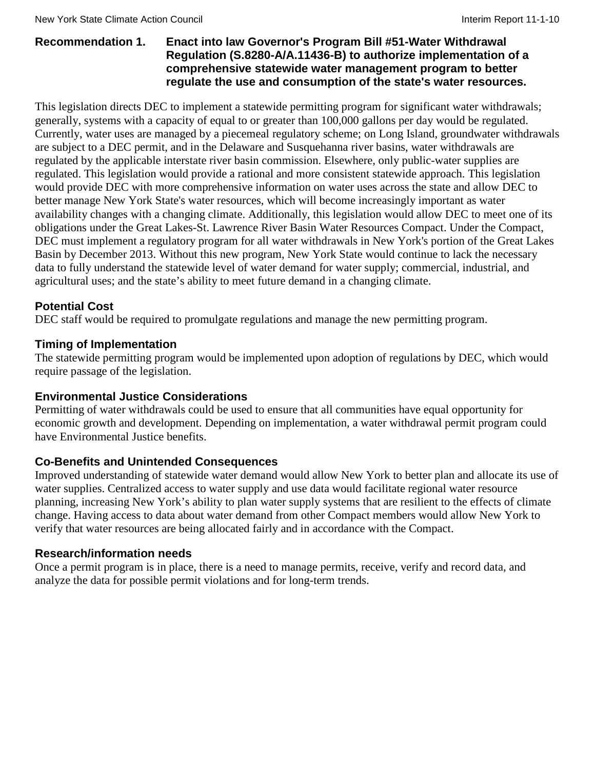### Recommendation 1. Enact into law Governor's Program Bill #51-Water Withdrawal Regulation (S.8280-A/A.11436-B) to authorize implementation of a comprehensive statewide water management program to better regulate the use and consumption of the state's water resources.

This legislation directs DEC to implement a statewide permitting program for significant water withdrawals; generally, systems with a capacity of equal to or greater than 100,000 gallons per day would be regulated. Currently, water uses are managed by a piecemeal regulatory scheme; on Long Island, groundwater withdrawals are subject to a DEC permit, and in the Delaware and Susquehanna river basins, water withdrawals are regulated by the applicable interstate river basin commission. Elsewhere, only public-water supplies are regulated. This legislation would provide a rational and more consistent statewide approach. This legislation would provide DEC with more comprehensive information on water uses across the state and allow DEC to better manage New York State's water resources, which will become increasingly important as water availability changes with a changing climate. Additionally, this legislation would allow DEC to meet one of its obligations under the Great Lakes-St. Lawrence River Basin Water Resources Compact. Under the Compact, DEC must implement a regulatory program for all water withdrawals in New York's portion of the Great Lakes Basin by December 2013. Without this new program, New York State would continue to lack the necessary data to fully understand the statewide level of water demand for water supply; commercial, industrial, and agricultural uses; and the state's ability to meet future demand in a changing climate.

#### Potential Cost

DEC staff would be required to promulgate regulations and manage the new permitting program.

#### Timing of Implementation

The statewide permitting program would be implemented upon adoption of regulations by DEC, which would require passage of the legislation.

#### Environmental Justice Considerations

Permitting of water withdrawals could be used to ensure that all communities have equal opportunity for economic growth and development. Depending on implementation, a water withdrawal permit program could have Environmental Justice benefits.

#### Co-Benefits and Unintended Consequences

Improved understanding of statewide water demand would allow New York to better plan and allocate its use of water supplies. Centralized access to water supply and use data would facilitate regional water resource planning, increasing New York's ability to plan water supply systems that are resilient to the effects of climate change. Having access to data about water demand from other Compact members would allow New York to verify that water resources are being allocated fairly and in accordance with the Compact.

#### Research/information needs

Once a permit program is in place, there is a need to manage permits, receive, verify and record data, and analyze the data for possible permit violations and for long-term trends.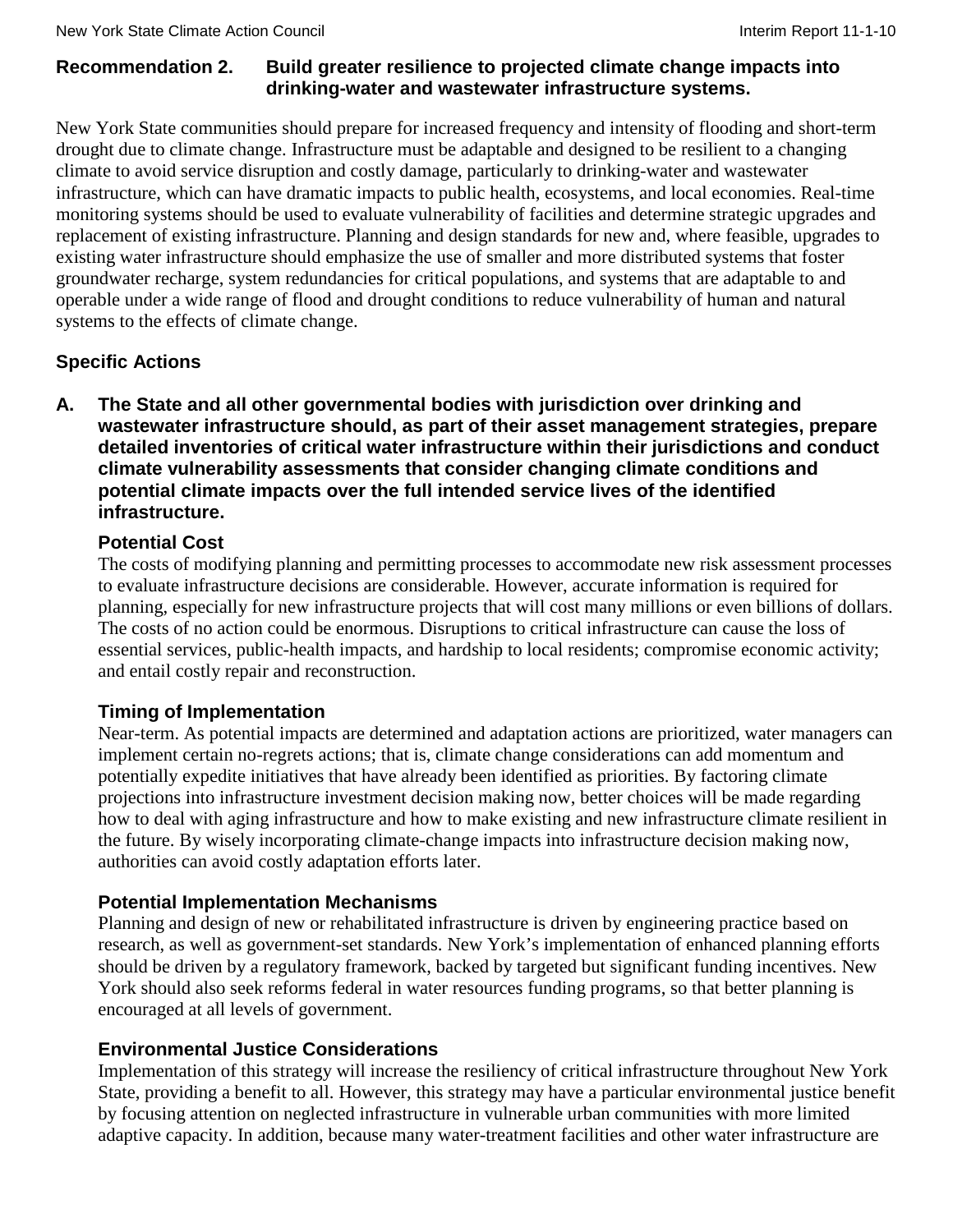## Recommendation 2. Build greater resilience to projected climate change impacts into drinking-water and wastewater infrastructure systems.

New York State communities should prepare for increased frequency and intensity of flooding and short-term drought due to climate change. Infrastructure must be adaptable and designed to be resilient to a changing climate to avoid service disruption and costly damage, particularly to drinking-water and wastewater infrastructure, which can have dramatic impacts to public health, ecosystems, and local economies. Real-time monitoring systems should be used to evaluate vulnerability of facilities and determine strategic upgrades and replacement of existing infrastructure. Planning and design standards for new and, where feasible, upgrades to existing water infrastructure should emphasize the use of smaller and more distributed systems that foster groundwater recharge, system redundancies for critical populations, and systems that are adaptable to and operable under a wide range of flood and drought conditions to reduce vulnerability of human and natural systems to the effects of climate change.

### Specific Actions

**A. The State and all other governmental bodies with jurisdiction over drinking and wastewater infrastructure should, as part of their asset management strategies, prepare detailed inventories of critical water infrastructure within their jurisdictions and conduct climate vulnerability assessments that consider changing climate conditions and potential climate impacts over the full intended service lives of the identified infrastructure.**

#### Potential Cost

The costs of modifying planning and permitting processes to accommodate new risk assessment processes to evaluate infrastructure decisions are considerable. However, accurate information is required for planning, especially for new infrastructure projects that will cost many millions or even billions of dollars. The costs of no action could be enormous. Disruptions to critical infrastructure can cause the loss of essential services, public-health impacts, and hardship to local residents; compromise economic activity; and entail costly repair and reconstruction.

#### Timing of Implementation

Near-term. As potential impacts are determined and adaptation actions are prioritized, water managers can implement certain no-regrets actions; that is, climate change considerations can add momentum and potentially expedite initiatives that have already been identified as priorities. By factoring climate projections into infrastructure investment decision making now, better choices will be made regarding how to deal with aging infrastructure and how to make existing and new infrastructure climate resilient in the future. By wisely incorporating climate-change impacts into infrastructure decision making now, authorities can avoid costly adaptation efforts later.

#### Potential Implementation Mechanisms

Planning and design of new or rehabilitated infrastructure is driven by engineering practice based on research, as well as government-set standards. New York's implementation of enhanced planning efforts should be driven by a regulatory framework, backed by targeted but significant funding incentives. New York should also seek reforms federal in water resources funding programs, so that better planning is encouraged at all levels of government.

#### Environmental Justice Considerations

Implementation of this strategy will increase the resiliency of critical infrastructure throughout New York State, providing a benefit to all. However, this strategy may have a particular environmental justice benefit by focusing attention on neglected infrastructure in vulnerable urban communities with more limited adaptive capacity. In addition, because many water-treatment facilities and other water infrastructure are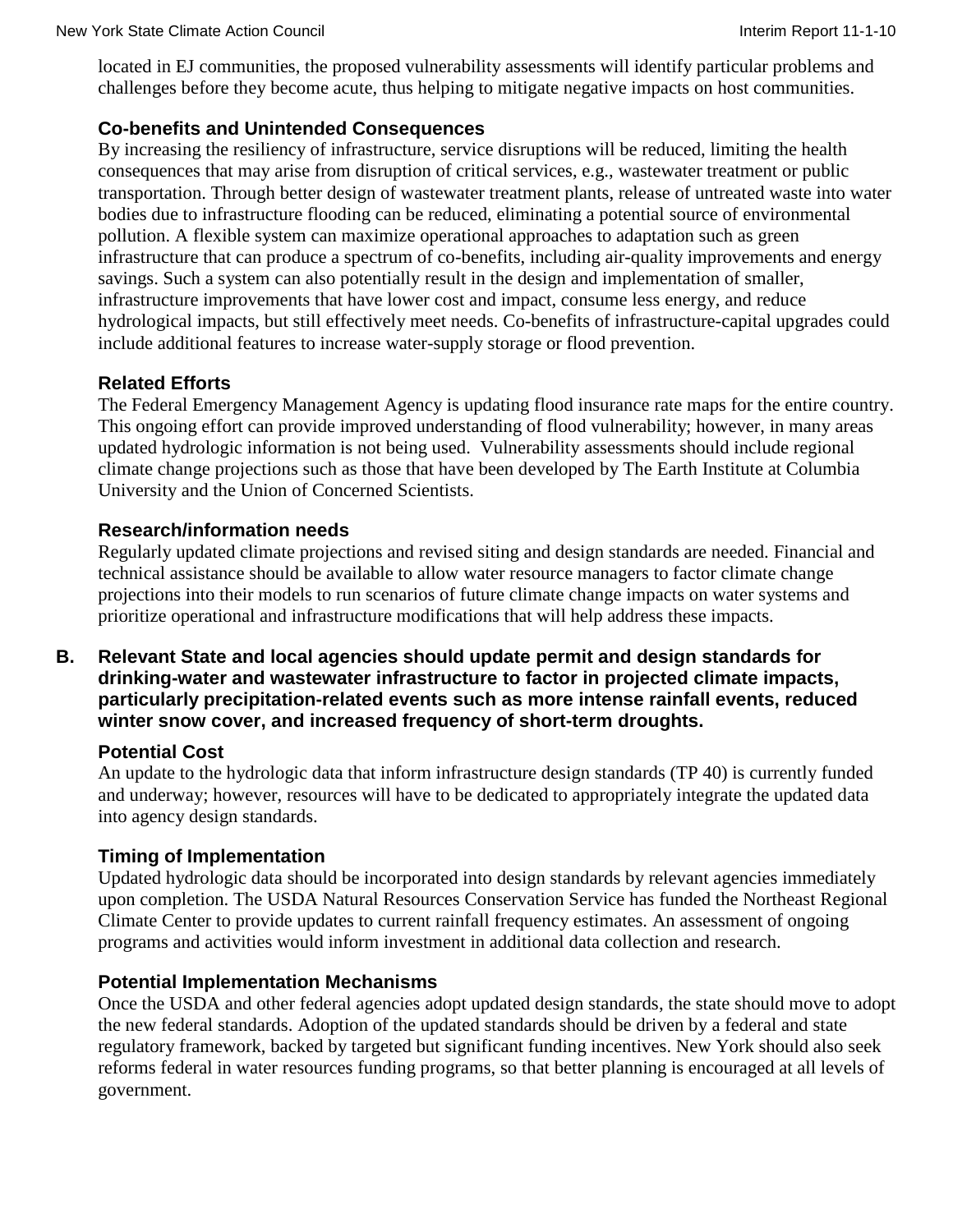located in EJ communities, the proposed vulnerability assessments will identify particular problems and challenges before they become acute, thus helping to mitigate negative impacts on host communities.

### Co-benefits and Unintended Consequences

By increasing the resiliency of infrastructure, service disruptions will be reduced, limiting the health consequences that may arise from disruption of critical services, e.g., wastewater treatment or public transportation. Through better design of wastewater treatment plants, release of untreated waste into water bodies due to infrastructure flooding can be reduced, eliminating a potential source of environmental pollution. A flexible system can maximize operational approaches to adaptation such as green infrastructure that can produce a spectrum of co-benefits, including air-quality improvements and energy savings. Such a system can also potentially result in the design and implementation of smaller, infrastructure improvements that have lower cost and impact, consume less energy, and reduce hydrological impacts, but still effectively meet needs. Co-benefits of infrastructure-capital upgrades could include additional features to increase water-supply storage or flood prevention.

### Related Efforts

The Federal Emergency Management Agency is updating flood insurance rate maps for the entire country. This ongoing effort can provide improved understanding of flood vulnerability; however, in many areas updated hydrologic information is not being used. Vulnerability assessments should include regional climate change projections such as those that have been developed by The Earth Institute at Columbia University and the Union of Concerned Scientists.

### Research/information needs

Regularly updated climate projections and revised siting and design standards are needed. Financial and technical assistance should be available to allow water resource managers to factor climate change projections into their models to run scenarios of future climate change impacts on water systems and prioritize operational and infrastructure modifications that will help address these impacts.

## B. Relevant State and local agencies should update permit and design standards for drinking-water and wastewater infrastructure to factor in projected climate impacts, particularly precipitation-related events such as more intense rainfall events, reduced winter snow cover, and increased frequency of short-term droughts.

### Potential Cost

An update to the hydrologic data that inform infrastructure design standards (TP 40) is currently funded and underway; however, resources will have to be dedicated to appropriately integrate the updated data into agency design standards.

### Timing of Implementation

Updated hydrologic data should be incorporated into design standards by relevant agencies immediately upon completion. The USDA Natural Resources Conservation Service has funded the Northeast Regional Climate Center to provide updates to current rainfall frequency estimates. An assessment of ongoing programs and activities would inform investment in additional data collection and research.

### Potential Implementation Mechanisms

Once the USDA and other federal agencies adopt updated design standards, the state should move to adopt the new federal standards. Adoption of the updated standards should be driven by a federal and state regulatory framework, backed by targeted but significant funding incentives. New York should also seek reforms federal in water resources funding programs, so that better planning is encouraged at all levels of government.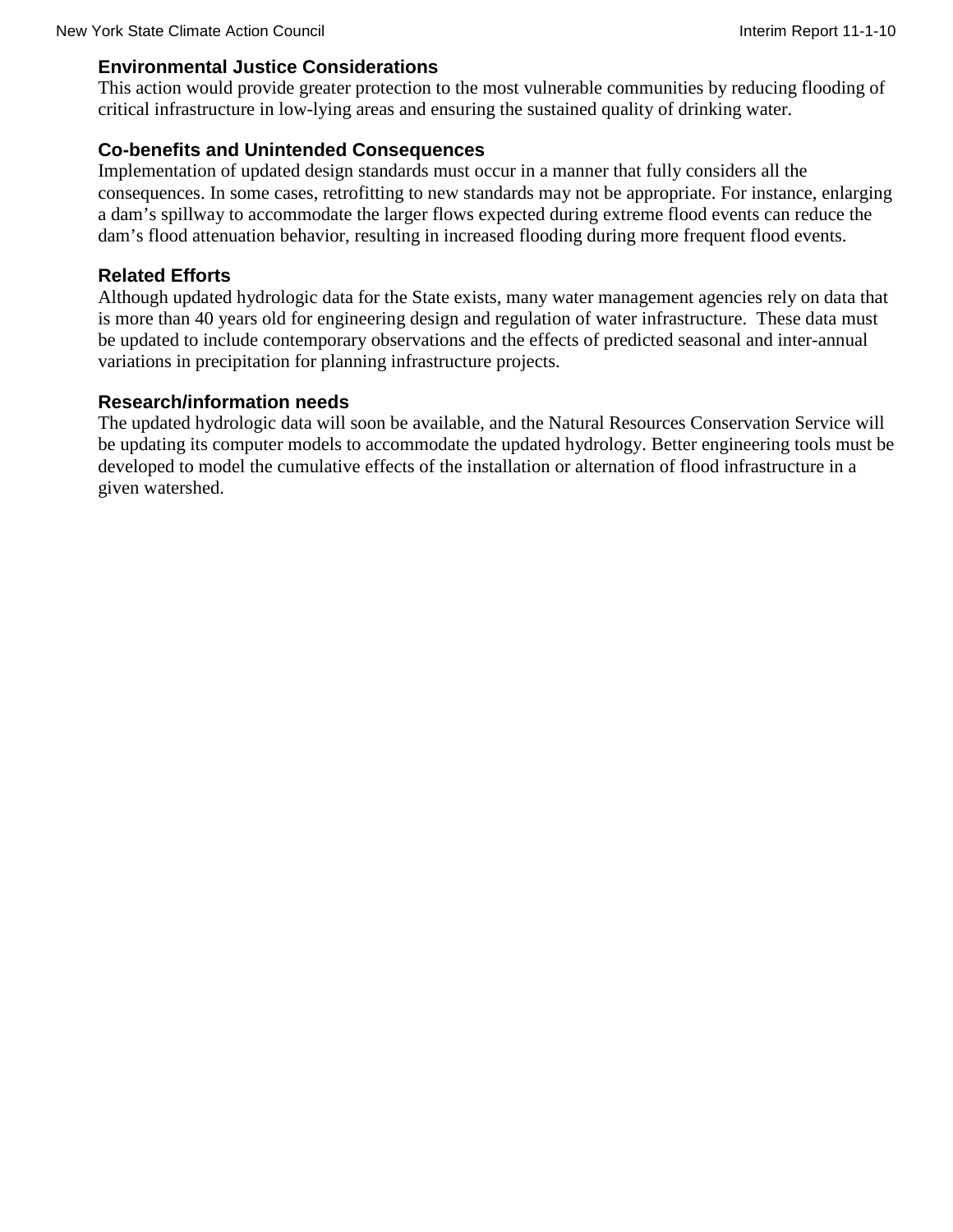### Environmental Justice Considerations

This action would provide greater protection to the most vulnerable communities by reducing flooding of critical infrastructure in low-lying areas and ensuring the sustained quality of drinking water.

### Co-benefits and Unintended Consequences

Implementation of updated design standards must occur in a manner that fully considers all the consequences. In some cases, retrofitting to new standards may not be appropriate. For instance, enlarging a dam's spillway to accommodate the larger flows expected during extreme flood events can reduce the dam's flood attenuation behavior, resulting in increased flooding during more frequent flood events.

### Related Efforts

Although updated hydrologic data for the State exists, many water management agencies rely on data that is more than 40 years old for engineering design and regulation of water infrastructure. These data must be updated to include contemporary observations and the effects of predicted seasonal and inter-annual variations in precipitation for planning infrastructure projects.

### Research/information needs

The updated hydrologic data will soon be available, and the Natural Resources Conservation Service will be updating its computer models to accommodate the updated hydrology. Better engineering tools must be developed to model the cumulative effects of the installation or alternation of flood infrastructure in a given watershed.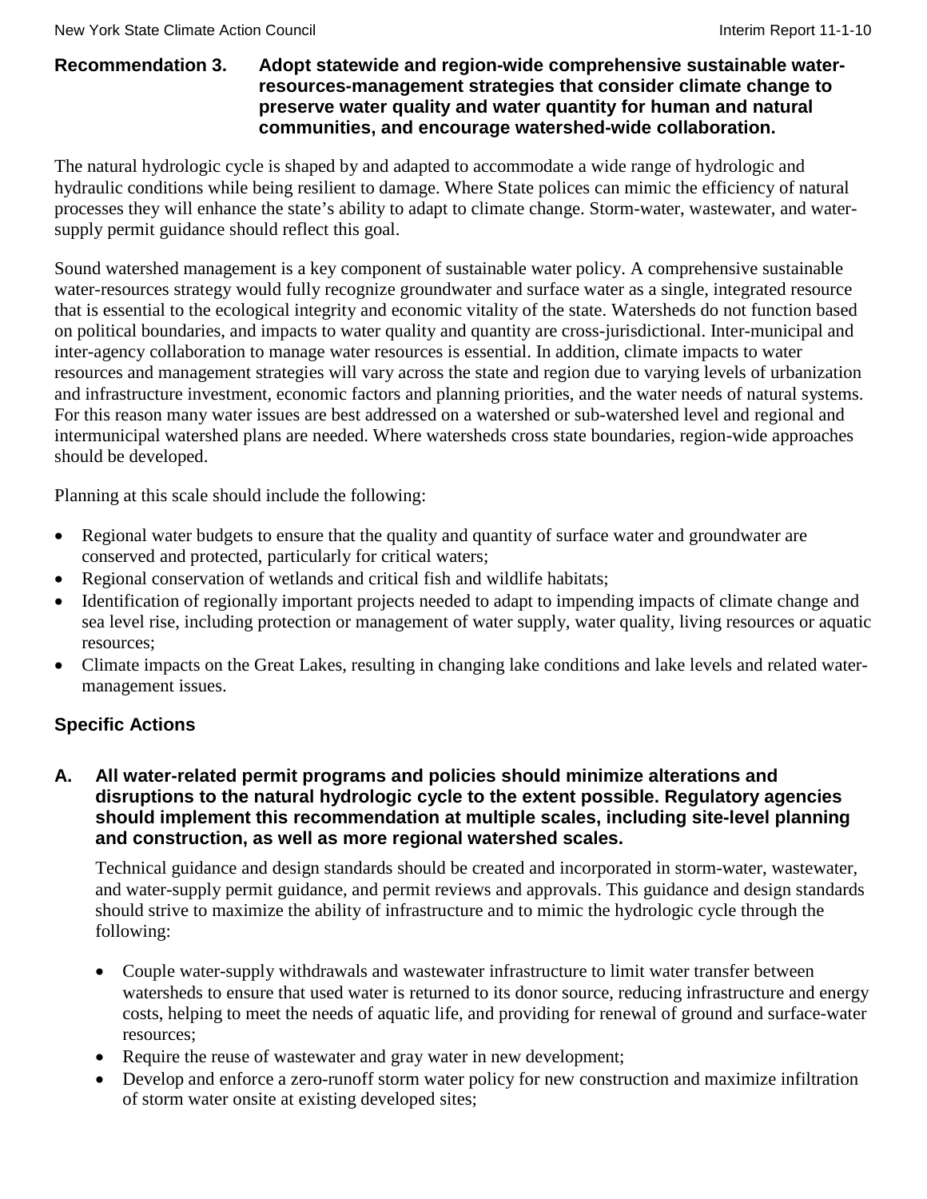**Recommendation 3. Adopt statewide and region-wide comprehensive sustainable water-resources-management strategies that consider climate change to preserve water quality and water quantity for human and natural communities, and encourage watershed-wide collaboration.**

The natural hydrologic cycle is shaped by and adapted to accommodate a wide range of hydrologic and hydraulic conditions while being resilient to damage. Where State polices can mimic the efficiency of natural processes they will enhance the state's ability to adapt to climate change. Storm-water, wastewater, and water-supply permit guidance should reflect this goal.

Sound watershed management is a key component of sustainable water policy. A comprehensive sustainable water-resources strategy would fully recognize groundwater and surface water as a single, integrated resource that is essential to the ecological integrity and economic vitality of the state. Watersheds do not function based on political boundaries, and impacts to water quality and quantity are cross-jurisdictional. Inter-municipal and inter-agency collaboration to manage water resources is essential. In addition, climate impacts to water resources and management strategies will vary across the state and region due to varying levels of urbanization and infrastructure investment, economic factors and planning priorities, and the water needs of natural systems. For this reason many water issues are best addressed on a watershed or sub-watershed level and regional and intermunicipal watershed plans are needed. Where watersheds cross state boundaries, region-wide approaches should be developed.

Planning at this scale should include the following:

- Regional water budgets to ensure that the quality and quantity of surface water and groundwater are conserved and protected, particularly for critical waters;
- Regional conservation of wetlands and critical fish and wildlife habitats;
- Identification of regionally important projects needed to adapt to impending impacts of climate change and sea level rise, including protection or management of water supply, water quality, living resources or aquatic resources;
- Climate impacts on the Great Lakes, resulting in changing lake conditions and lake levels and related water-management issues.

### Specific Actions

**A. All water-related permit programs and policies should minimize alterations and disruptions to the natural hydrologic cycle to the extent possible. Regulatory agencies should implement this recommendation at multiple scales, including site-level planning and construction, as well as more regional watershed scales.**

Technical guidance and design standards should be created and incorporated in storm-water, wastewater, and water-supply permit guidance, and permit reviews and approvals. This guidance and design standards should strive to maximize the ability of infrastructure and to mimic the hydrologic cycle through the following:

- Couple water-supply withdrawals and wastewater infrastructure to limit water transfer between watersheds to ensure that used water is returned to its donor source, reducing infrastructure and energy costs, helping to meet the needs of aquatic life, and providing for renewal of ground and surface-water resources;
- Require the reuse of wastewater and gray water in new development;
- Develop and enforce a zero-runoff storm water policy for new construction and maximize infiltration of storm water onsite at existing developed sites;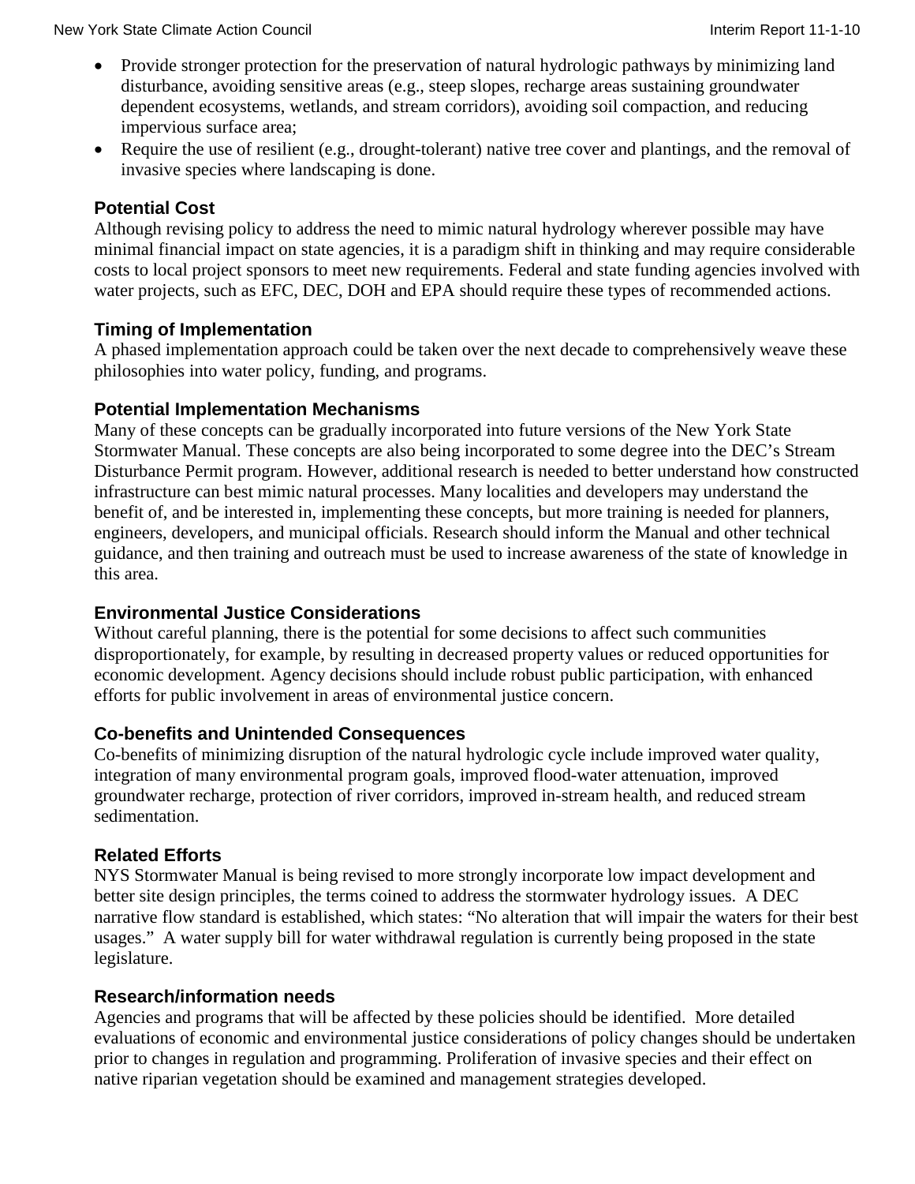- Provide stronger protection for the preservation of natural hydrologic pathways by minimizing land disturbance, avoiding sensitive areas (e.g., steep slopes, recharge areas sustaining groundwater dependent ecosystems, wetlands, and stream corridors), avoiding soil compaction, and reducing impervious surface area;
- Require the use of resilient (e.g., drought-tolerant) native tree cover and plantings, and the removal of invasive species where landscaping is done.

### Potential Cost

Although revising policy to address the need to mimic natural hydrology wherever possible may have minimal financial impact on state agencies, it is a paradigm shift in thinking and may require considerable costs to local project sponsors to meet new requirements. Federal and state funding agencies involved with water projects, such as EFC, DEC, DOH and EPA should require these types of recommended actions.

### Timing of Implementation

A phased implementation approach could be taken over the next decade to comprehensively weave these philosophies into water policy, funding, and programs.

### Potential Implementation Mechanisms

Many of these concepts can be gradually incorporated into future versions of the New York State Stormwater Manual. These concepts are also being incorporated to some degree into the DEC's Stream Disturbance Permit program. However, additional research is needed to better understand how constructed infrastructure can best mimic natural processes. Many localities and developers may understand the benefit of, and be interested in, implementing these concepts, but more training is needed for planners, engineers, developers, and municipal officials. Research should inform the Manual and other technical guidance, and then training and outreach must be used to increase awareness of the state of knowledge in this area.

### Environmental Justice Considerations

Without careful planning, there is the potential for some decisions to affect such communities disproportionately, for example, by resulting in decreased property values or reduced opportunities for economic development. Agency decisions should include robust public participation, with enhanced efforts for public involvement in areas of environmental justice concern.

### Co-benefits and Unintended Consequences

Co-benefits of minimizing disruption of the natural hydrologic cycle include improved water quality, integration of many environmental program goals, improved flood-water attenuation, improved groundwater recharge, protection of river corridors, improved in-stream health, and reduced stream sedimentation.

### Related Efforts

NYS Stormwater Manual is being revised to more strongly incorporate low impact development and better site design principles, the terms coined to address the stormwater hydrology issues. A DEC narrative flow standard is established, which states: "No alteration that will impair the waters for their best usages." A water supply bill for water withdrawal regulation is currently being proposed in the state legislature.

### Research/information needs

Agencies and programs that will be affected by these policies should be identified. More detailed evaluations of economic and environmental justice considerations of policy changes should be undertaken prior to changes in regulation and programming. Proliferation of invasive species and their effect on native riparian vegetation should be examined and management strategies developed.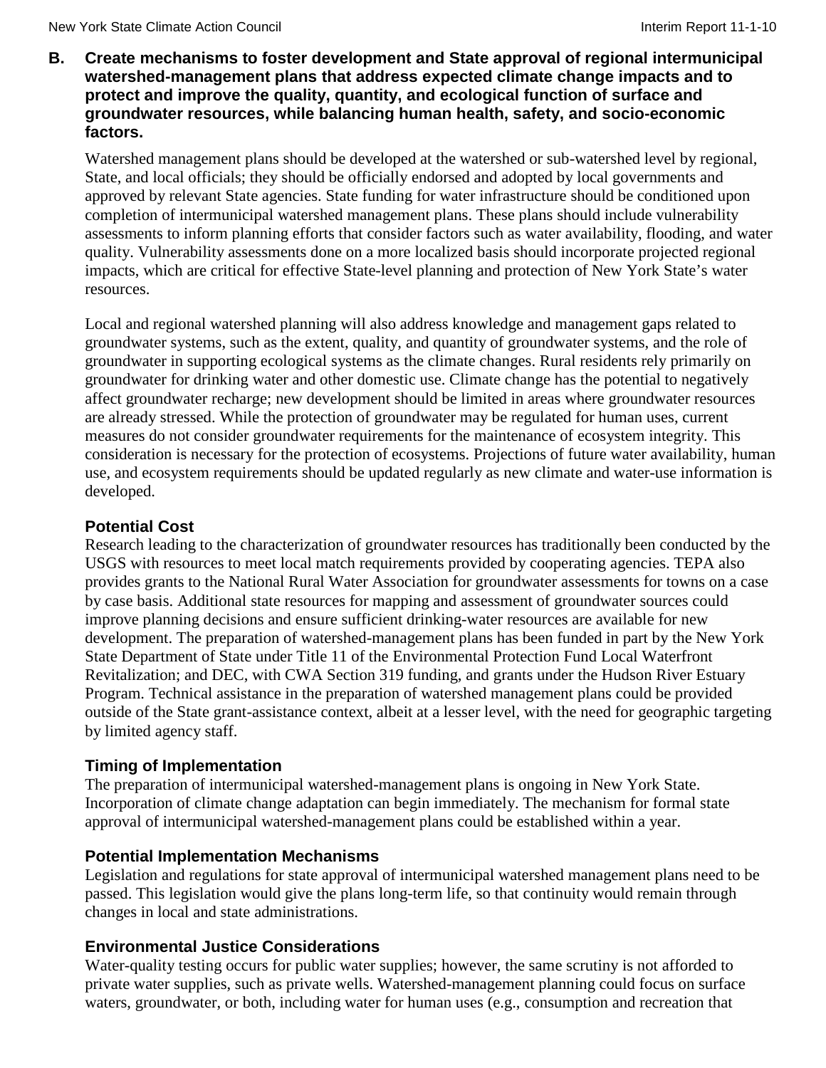**B. Create mechanisms to foster development and State approval of regional intermunicipal watershed-management plans that address expected climate change impacts and to protect and improve the quality, quantity, and ecological function of surface and groundwater resources, while balancing human health, safety, and socio-economic factors.**

Watershed management plans should be developed at the watershed or sub-watershed level by regional, State, and local officials; they should be officially endorsed and adopted by local governments and approved by relevant State agencies. State funding for water infrastructure should be conditioned upon completion of intermunicipal watershed management plans. These plans should include vulnerability assessments to inform planning efforts that consider factors such as water availability, flooding, and water quality. Vulnerability assessments done on a more localized basis should incorporate projected regional impacts, which are critical for effective State-level planning and protection of New York State's water resources.

Local and regional watershed planning will also address knowledge and management gaps related to groundwater systems, such as the extent, quality, and quantity of groundwater systems, and the role of groundwater in supporting ecological systems as the climate changes. Rural residents rely primarily on groundwater for drinking water and other domestic use. Climate change has the potential to negatively affect groundwater recharge; new development should be limited in areas where groundwater resources are already stressed. While the protection of groundwater may be regulated for human uses, current measures do not consider groundwater requirements for the maintenance of ecosystem integrity. This consideration is necessary for the protection of ecosystems. Projections of future water availability, human use, and ecosystem requirements should be updated regularly as new climate and water-use information is developed.

### Potential Cost

Research leading to the characterization of groundwater resources has traditionally been conducted by the USGS with resources to meet local match requirements provided by cooperating agencies. TEPA also provides grants to the National Rural Water Association for groundwater assessments for towns on a case by case basis. Additional state resources for mapping and assessment of groundwater sources could improve planning decisions and ensure sufficient drinking-water resources are available for new development. The preparation of watershed-management plans has been funded in part by the New York State Department of State under Title 11 of the Environmental Protection Fund Local Waterfront Revitalization; and DEC, with CWA Section 319 funding, and grants under the Hudson River Estuary Program. Technical assistance in the preparation of watershed management plans could be provided outside of the State grant-assistance context, albeit at a lesser level, with the need for geographic targeting by limited agency staff.

### Timing of Implementation

The preparation of intermunicipal watershed-management plans is ongoing in New York State. Incorporation of climate change adaptation can begin immediately. The mechanism for formal state approval of intermunicipal watershed-management plans could be established within a year.

### Potential Implementation Mechanisms

Legislation and regulations for state approval of intermunicipal watershed management plans need to be passed. This legislation would give the plans long-term life, so that continuity would remain through changes in local and state administrations.

### Environmental Justice Considerations

Water-quality testing occurs for public water supplies; however, the same scrutiny is not afforded to private water supplies, such as private wells. Watershed-management planning could focus on surface waters, groundwater, or both, including water for human uses (e.g., consumption and recreation that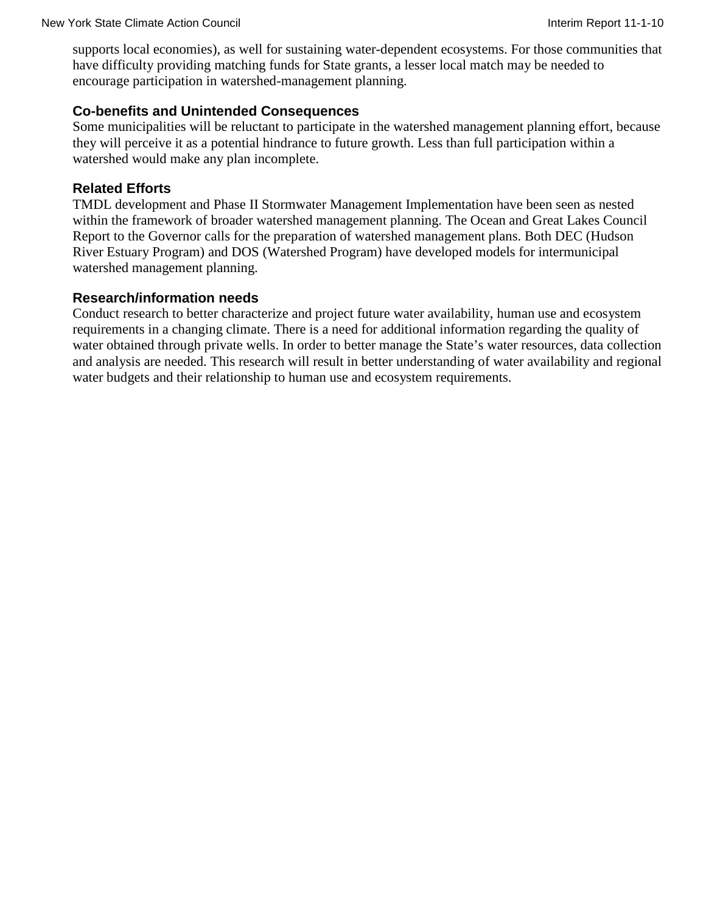supports local economies), as well for sustaining water-dependent ecosystems. For those communities that have difficulty providing matching funds for State grants, a lesser local match may be needed to encourage participation in watershed-management planning.

### Co-benefits and Unintended Consequences

Some municipalities will be reluctant to participate in the watershed management planning effort, because they will perceive it as a potential hindrance to future growth. Less than full participation within a watershed would make any plan incomplete.

### Related Efforts

TMDL development and Phase II Stormwater Management Implementation have been seen as nested within the framework of broader watershed management planning. The Ocean and Great Lakes Council Report to the Governor calls for the preparation of watershed management plans. Both DEC (Hudson River Estuary Program) and DOS (Watershed Program) have developed models for intermunicipal watershed management planning.

### Research/information needs

Conduct research to better characterize and project future water availability, human use and ecosystem requirements in a changing climate. There is a need for additional information regarding the quality of water obtained through private wells. In order to better manage the State's water resources, data collection and analysis are needed. This research will result in better understanding of water availability and regional water budgets and their relationship to human use and ecosystem requirements.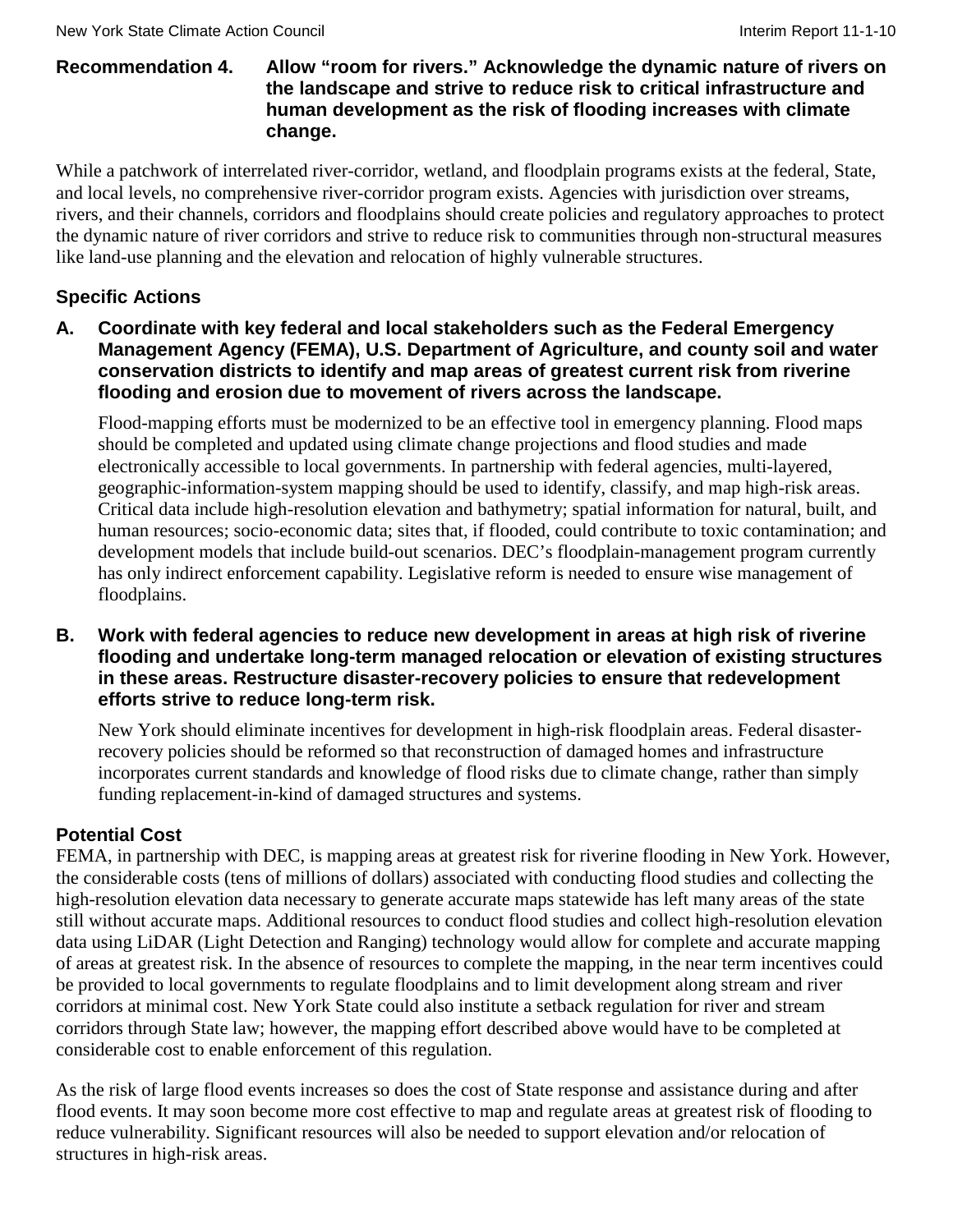### Recommendation 4. Allow "room for rivers." Acknowledge the dynamic nature of rivers on the landscape and strive to reduce risk to critical infrastructure and human development as the risk of flooding increases with climate change.

While a patchwork of interrelated river-corridor, wetland, and floodplain programs exists at the federal, State, and local levels, no comprehensive river-corridor program exists. Agencies with jurisdiction over streams, rivers, and their channels, corridors and floodplains should create policies and regulatory approaches to protect the dynamic nature of river corridors and strive to reduce risk to communities through non-structural measures like land-use planning and the elevation and relocation of highly vulnerable structures.

#### Specific Actions

**A. Coordinate with key federal and local stakeholders such as the Federal Emergency Management Agency (FEMA), U.S. Department of Agriculture, and county soil and water conservation districts to identify and map areas of greatest current risk from riverine flooding and erosion due to movement of rivers across the landscape.**

Flood-mapping efforts must be modernized to be an effective tool in emergency planning. Flood maps should be completed and updated using climate change projections and flood studies and made electronically accessible to local governments. In partnership with federal agencies, multi-layered, geographic-information-system mapping should be used to identify, classify, and map high-risk areas. Critical data include high-resolution elevation and bathymetry; spatial information for natural, built, and human resources; socio-economic data; sites that, if flooded, could contribute to toxic contamination; and development models that include build-out scenarios. DEC's floodplain-management program currently has only indirect enforcement capability. Legislative reform is needed to ensure wise management of floodplains.

**B. Work with federal agencies to reduce new development in areas at high risk of riverine flooding and undertake long-term managed relocation or elevation of existing structures in these areas. Restructure disaster-recovery policies to ensure that redevelopment efforts strive to reduce long-term risk.**

New York should eliminate incentives for development in high-risk floodplain areas. Federal disaster-recovery policies should be reformed so that reconstruction of damaged homes and infrastructure incorporates current standards and knowledge of flood risks due to climate change, rather than simply funding replacement-in-kind of damaged structures and systems.

#### Potential Cost

FEMA, in partnership with DEC, is mapping areas at greatest risk for riverine flooding in New York. However, the considerable costs (tens of millions of dollars) associated with conducting flood studies and collecting the high-resolution elevation data necessary to generate accurate maps statewide has left many areas of the state still without accurate maps. Additional resources to conduct flood studies and collect high-resolution elevation data using LiDAR (Light Detection and Ranging) technology would allow for complete and accurate mapping of areas at greatest risk. In the absence of resources to complete the mapping, in the near term incentives could be provided to local governments to regulate floodplains and to limit development along stream and river corridors at minimal cost. New York State could also institute a setback regulation for river and stream corridors through State law; however, the mapping effort described above would have to be completed at considerable cost to enable enforcement of this regulation.

As the risk of large flood events increases so does the cost of State response and assistance during and after flood events. It may soon become more cost effective to map and regulate areas at greatest risk of flooding to reduce vulnerability. Significant resources will also be needed to support elevation and/or relocation of structures in high-risk areas.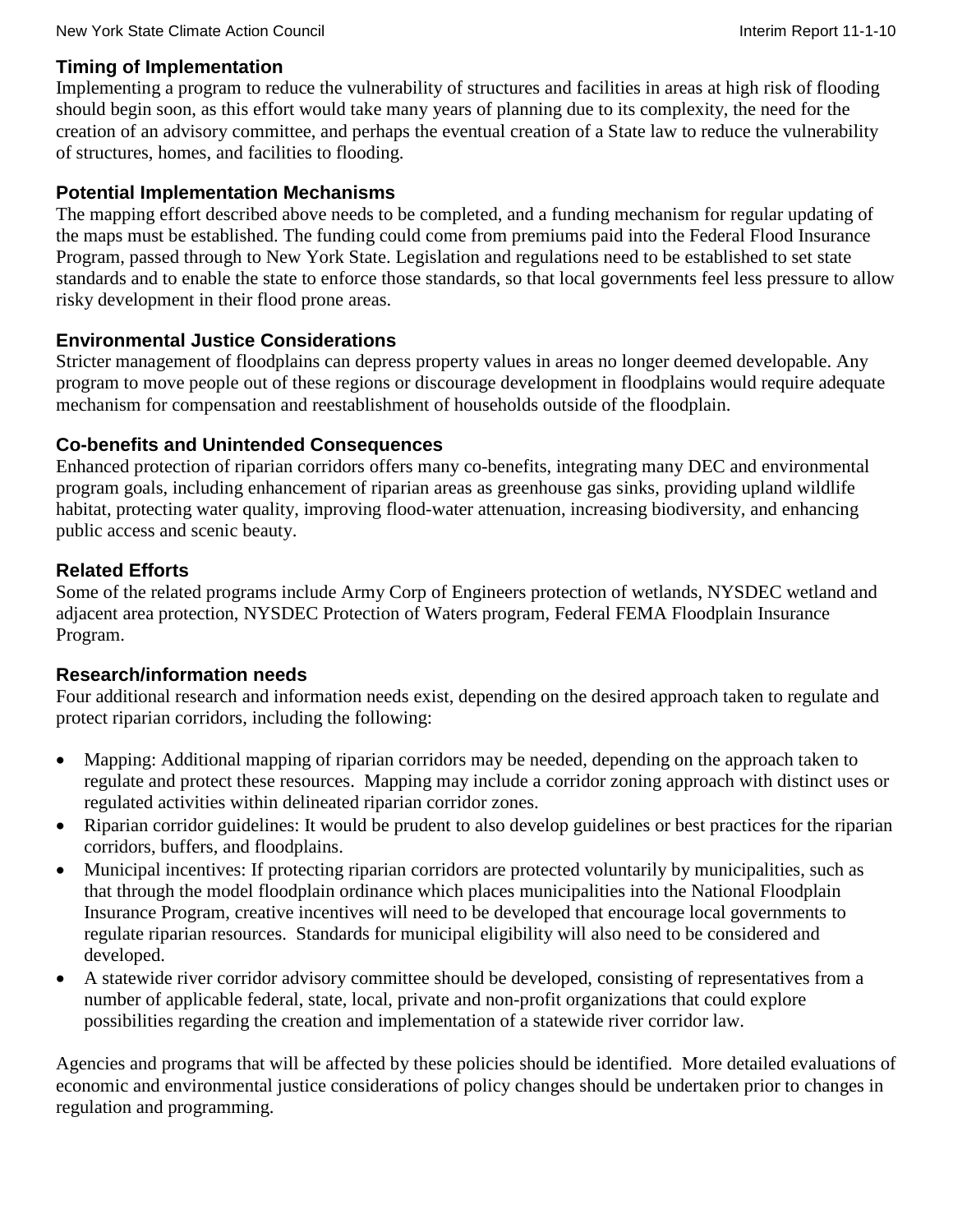### Timing of Implementation

Implementing a program to reduce the vulnerability of structures and facilities in areas at high risk of flooding should begin soon, as this effort would take many years of planning due to its complexity, the need for the creation of an advisory committee, and perhaps the eventual creation of a State law to reduce the vulnerability of structures, homes, and facilities to flooding.

### Potential Implementation Mechanisms

The mapping effort described above needs to be completed, and a funding mechanism for regular updating of the maps must be established. The funding could come from premiums paid into the Federal Flood Insurance Program, passed through to New York State. Legislation and regulations need to be established to set state standards and to enable the state to enforce those standards, so that local governments feel less pressure to allow risky development in their flood prone areas.

### Environmental Justice Considerations

Stricter management of floodplains can depress property values in areas no longer deemed developable. Any program to move people out of these regions or discourage development in floodplains would require adequate mechanism for compensation and reestablishment of households outside of the floodplain.

### Co-benefits and Unintended Consequences

Enhanced protection of riparian corridors offers many co-benefits, integrating many DEC and environmental program goals, including enhancement of riparian areas as greenhouse gas sinks, providing upland wildlife habitat, protecting water quality, improving flood-water attenuation, increasing biodiversity, and enhancing public access and scenic beauty.

### Related Efforts

Some of the related programs include Army Corp of Engineers protection of wetlands, NYSDEC wetland and adjacent area protection, NYSDEC Protection of Waters program, Federal FEMA Floodplain Insurance Program.

### Research/information needs

Four additional research and information needs exist, depending on the desired approach taken to regulate and protect riparian corridors, including the following:

- Mapping: Additional mapping of riparian corridors may be needed, depending on the approach taken to regulate and protect these resources. Mapping may include a corridor zoning approach with distinct uses or regulated activities within delineated riparian corridor zones.
- Riparian corridor guidelines: It would be prudent to also develop guidelines or best practices for the riparian corridors, buffers, and floodplains.
- Municipal incentives: If protecting riparian corridors are protected voluntarily by municipalities, such as that through the model floodplain ordinance which places municipalities into the National Floodplain Insurance Program, creative incentives will need to be developed that encourage local governments to regulate riparian resources. Standards for municipal eligibility will also need to be considered and developed.
- A statewide river corridor advisory committee should be developed, consisting of representatives from a number of applicable federal, state, local, private and non-profit organizations that could explore possibilities regarding the creation and implementation of a statewide river corridor law.

Agencies and programs that will be affected by these policies should be identified. More detailed evaluations of economic and environmental justice considerations of policy changes should be undertaken prior to changes in regulation and programming.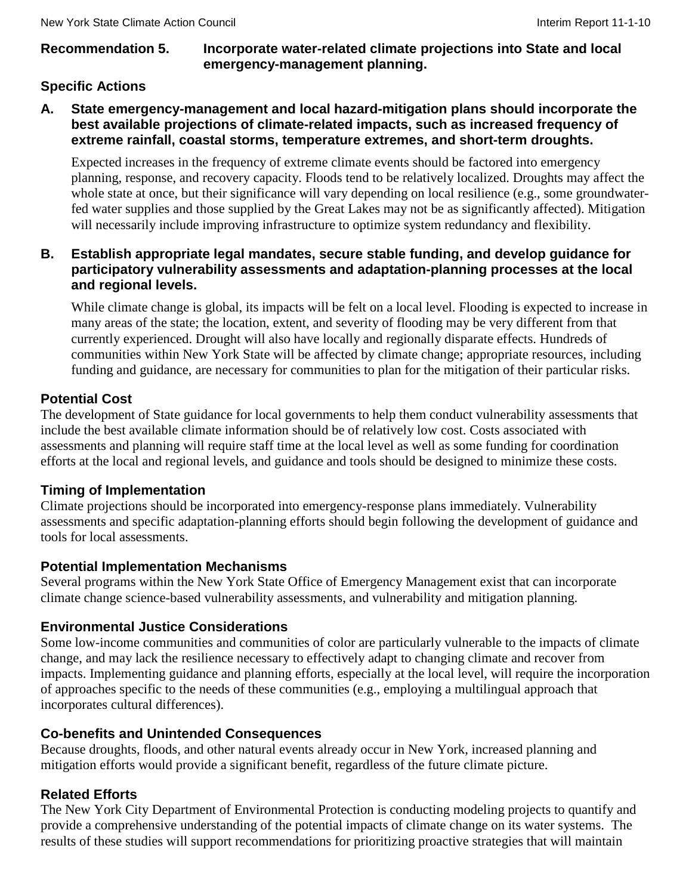## Recommendation 5. Incorporate water-related climate projections into State and local emergency-management planning.

### Specific Actions

**A. State emergency-management and local hazard-mitigation plans should incorporate the best available projections of climate-related impacts, such as increased frequency of extreme rainfall, coastal storms, temperature extremes, and short-term droughts.**

Expected increases in the frequency of extreme climate events should be factored into emergency planning, response, and recovery capacity. Floods tend to be relatively localized. Droughts may affect the whole state at once, but their significance will vary depending on local resilience (e.g., some groundwater-fed water supplies and those supplied by the Great Lakes may not be as significantly affected). Mitigation will necessarily include improving infrastructure to optimize system redundancy and flexibility.

**B. Establish appropriate legal mandates, secure stable funding, and develop guidance for participatory vulnerability assessments and adaptation-planning processes at the local and regional levels.**

While climate change is global, its impacts will be felt on a local level. Flooding is expected to increase in many areas of the state; the location, extent, and severity of flooding may be very different from that currently experienced. Drought will also have locally and regionally disparate effects. Hundreds of communities within New York State will be affected by climate change; appropriate resources, including funding and guidance, are necessary for communities to plan for the mitigation of their particular risks.

### Potential Cost

The development of State guidance for local governments to help them conduct vulnerability assessments that include the best available climate information should be of relatively low cost. Costs associated with assessments and planning will require staff time at the local level as well as some funding for coordination efforts at the local and regional levels, and guidance and tools should be designed to minimize these costs.

### Timing of Implementation

Climate projections should be incorporated into emergency-response plans immediately. Vulnerability assessments and specific adaptation-planning efforts should begin following the development of guidance and tools for local assessments.

### Potential Implementation Mechanisms

Several programs within the New York State Office of Emergency Management exist that can incorporate climate change science-based vulnerability assessments, and vulnerability and mitigation planning.

### Environmental Justice Considerations

Some low-income communities and communities of color are particularly vulnerable to the impacts of climate change, and may lack the resilience necessary to effectively adapt to changing climate and recover from impacts. Implementing guidance and planning efforts, especially at the local level, will require the incorporation of approaches specific to the needs of these communities (e.g., employing a multilingual approach that incorporates cultural differences).

### Co-benefits and Unintended Consequences

Because droughts, floods, and other natural events already occur in New York, increased planning and mitigation efforts would provide a significant benefit, regardless of the future climate picture.

### Related Efforts

The New York City Department of Environmental Protection is conducting modeling projects to quantify and provide a comprehensive understanding of the potential impacts of climate change on its water systems. The results of these studies will support recommendations for prioritizing proactive strategies that will maintain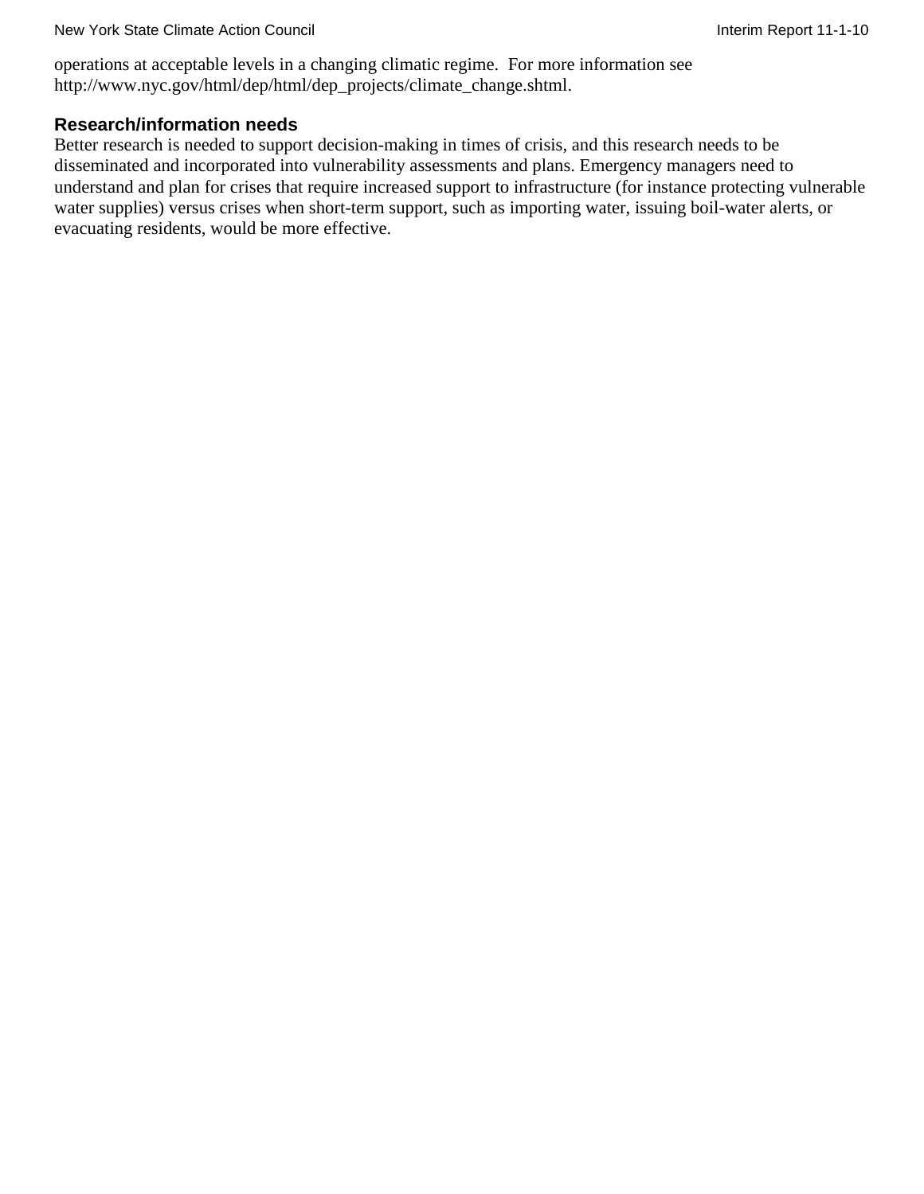operations at acceptable levels in a changing climatic regime.  For more information see http://www.nyc.gov/html/dep/html/dep_projects/climate_change.shtml.

### Research/information needs

Better research is needed to support decision-making in times of crisis, and this research needs to be disseminated and incorporated into vulnerability assessments and plans. Emergency managers need to understand and plan for crises that require increased support to infrastructure (for instance protecting vulnerable water supplies) versus crises when short-term support, such as importing water, issuing boil-water alerts, or evacuating residents, would be more effective.